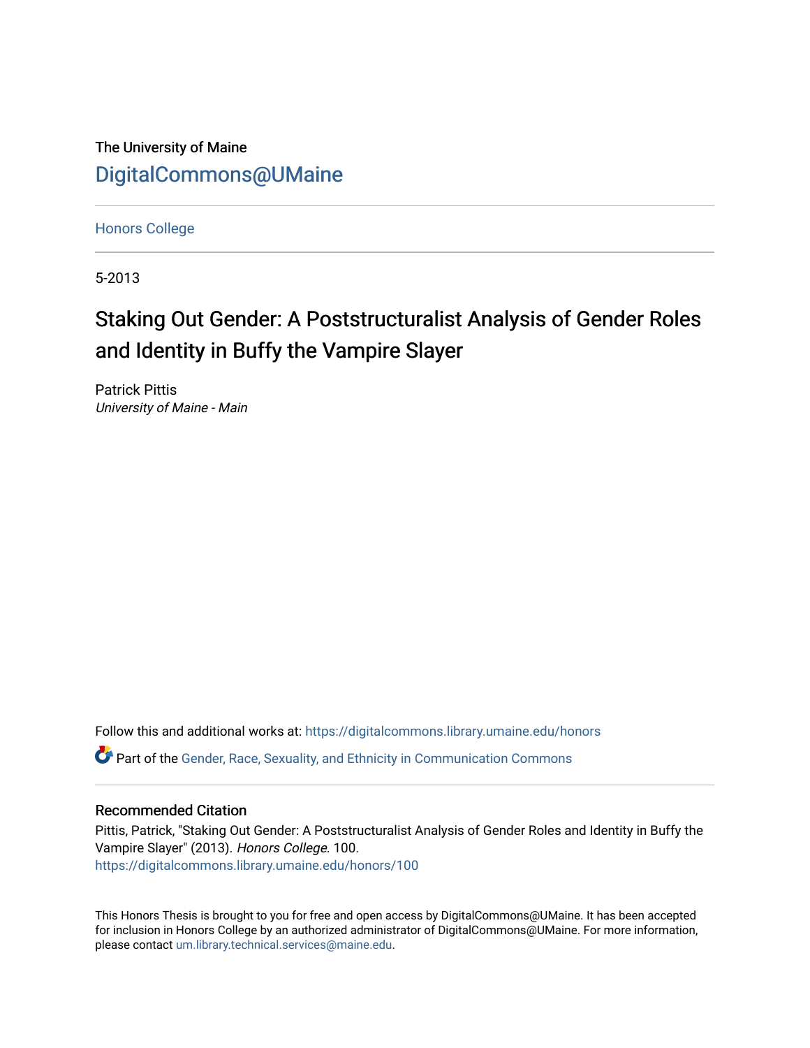The University of Maine

DigitalCommons@UMaine

Honors College

5-2013

# Staking Out Gender: A Poststructuralist Analysis of Gender Roles and Identity in Buffy the Vampire Slayer

Patrick Pittis
*University of Maine - Main*

Follow this and additional works at: https://digitalcommons.library.umaine.edu/honors

Part of the Gender, Race, Sexuality, and Ethnicity in Communication Commons

## Recommended Citation

Pittis, Patrick, "Staking Out Gender: A Poststructuralist Analysis of Gender Roles and Identity in Buffy the Vampire Slayer" (2013). *Honors College*. 100.
https://digitalcommons.library.umaine.edu/honors/100

This Honors Thesis is brought to you for free and open access by DigitalCommons@UMaine. It has been accepted for inclusion in Honors College by an authorized administrator of DigitalCommons@UMaine. For more information, please contact um.library.technical.services@maine.edu.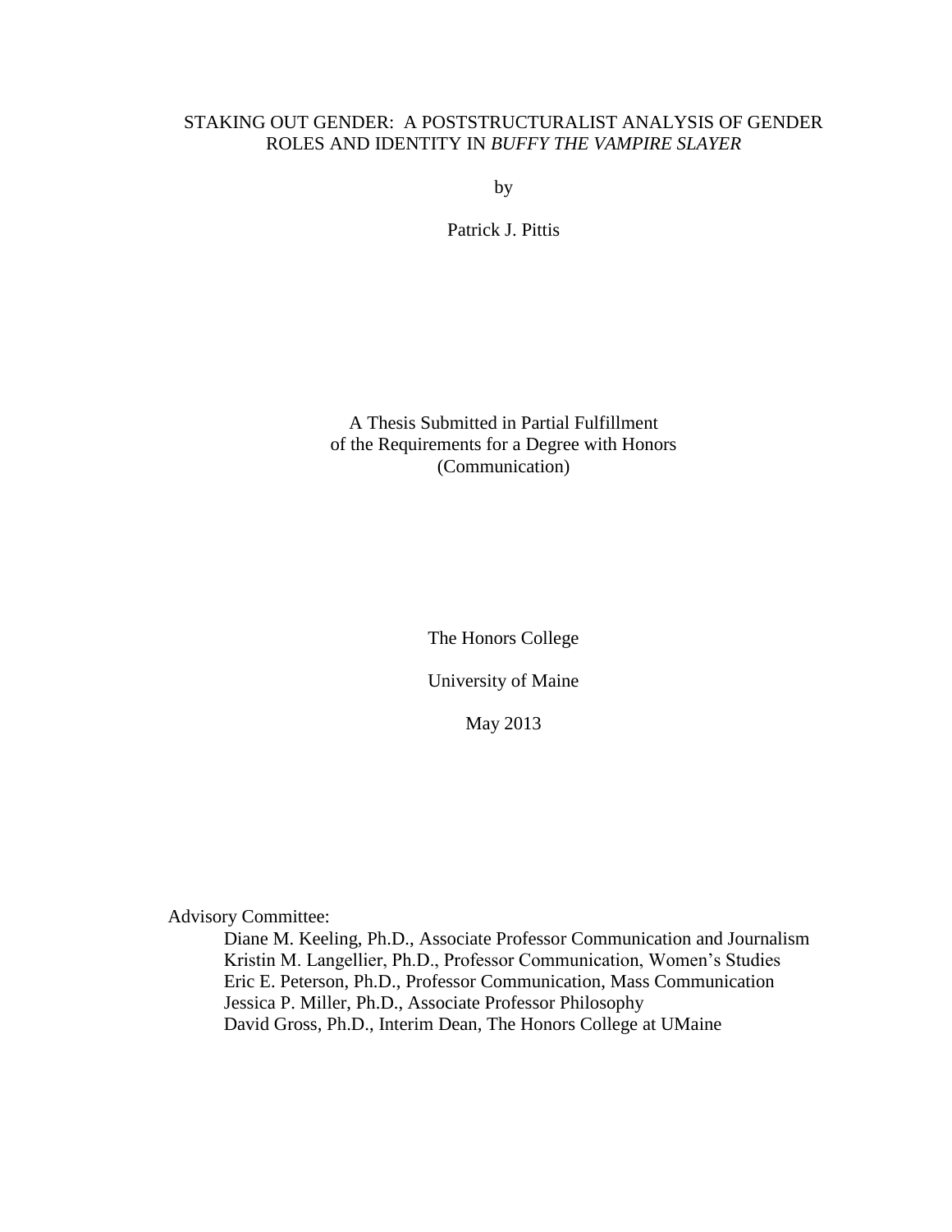# STAKING OUT GENDER: A POSTSTRUCTURALIST ANALYSIS OF GENDER ROLES AND IDENTITY IN *BUFFY THE VAMPIRE SLAYER*

by

Patrick J. Pittis

A Thesis Submitted in Partial Fulfillment
of the Requirements for a Degree with Honors
(Communication)

The Honors College

University of Maine

May 2013

Advisory Committee:

Diane M. Keeling, Ph.D., Associate Professor Communication and Journalism
Kristin M. Langellier, Ph.D., Professor Communication, Women's Studies
Eric E. Peterson, Ph.D., Professor Communication, Mass Communication
Jessica P. Miller, Ph.D., Associate Professor Philosophy
David Gross, Ph.D., Interim Dean, The Honors College at UMaine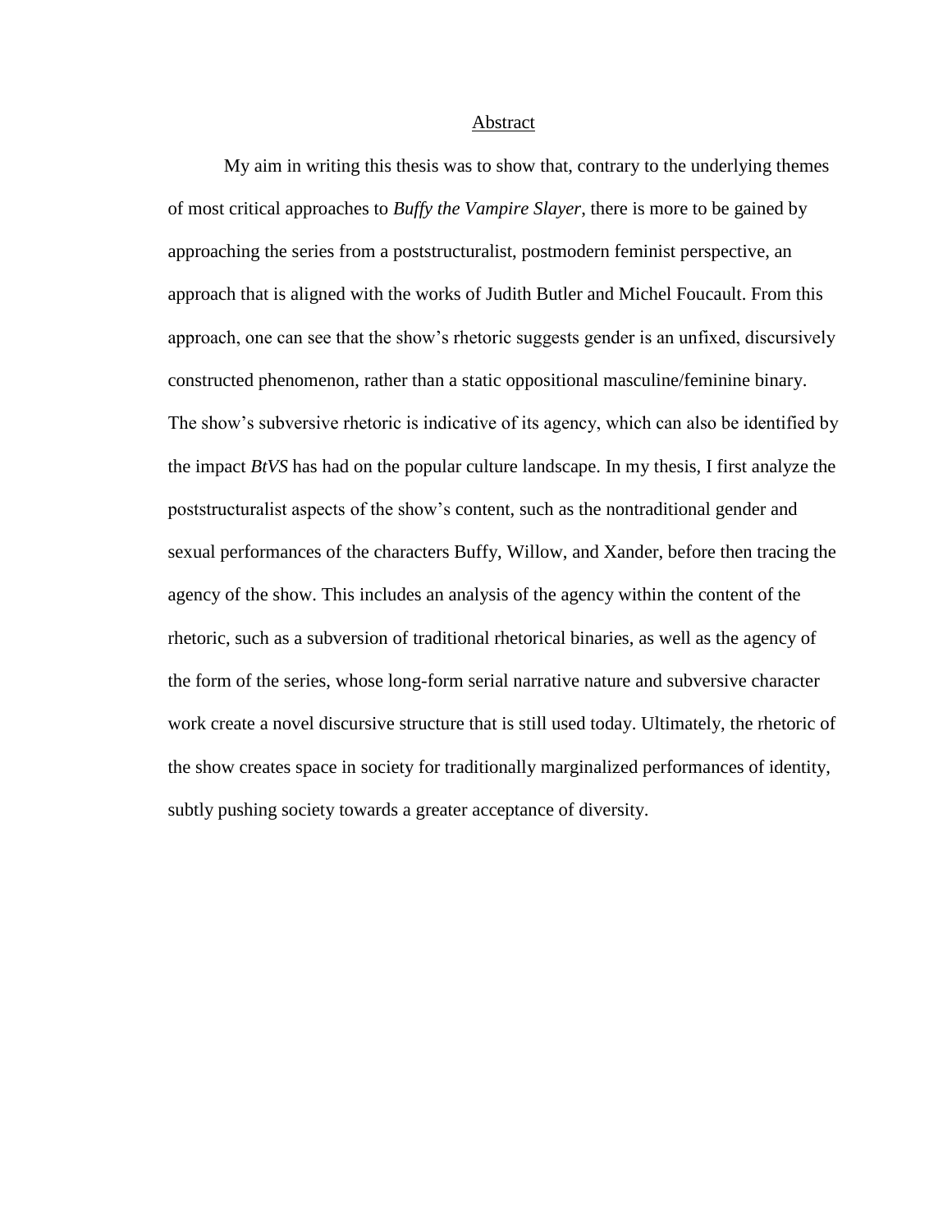## Abstract

My aim in writing this thesis was to show that, contrary to the underlying themes of most critical approaches to *Buffy the Vampire Slayer*, there is more to be gained by approaching the series from a poststructuralist, postmodern feminist perspective, an approach that is aligned with the works of Judith Butler and Michel Foucault. From this approach, one can see that the show's rhetoric suggests gender is an unfixed, discursively constructed phenomenon, rather than a static oppositional masculine/feminine binary. The show's subversive rhetoric is indicative of its agency, which can also be identified by the impact *BtVS* has had on the popular culture landscape. In my thesis, I first analyze the poststructuralist aspects of the show's content, such as the nontraditional gender and sexual performances of the characters Buffy, Willow, and Xander, before then tracing the agency of the show. This includes an analysis of the agency within the content of the rhetoric, such as a subversion of traditional rhetorical binaries, as well as the agency of the form of the series, whose long-form serial narrative nature and subversive character work create a novel discursive structure that is still used today. Ultimately, the rhetoric of the show creates space in society for traditionally marginalized performances of identity, subtly pushing society towards a greater acceptance of diversity.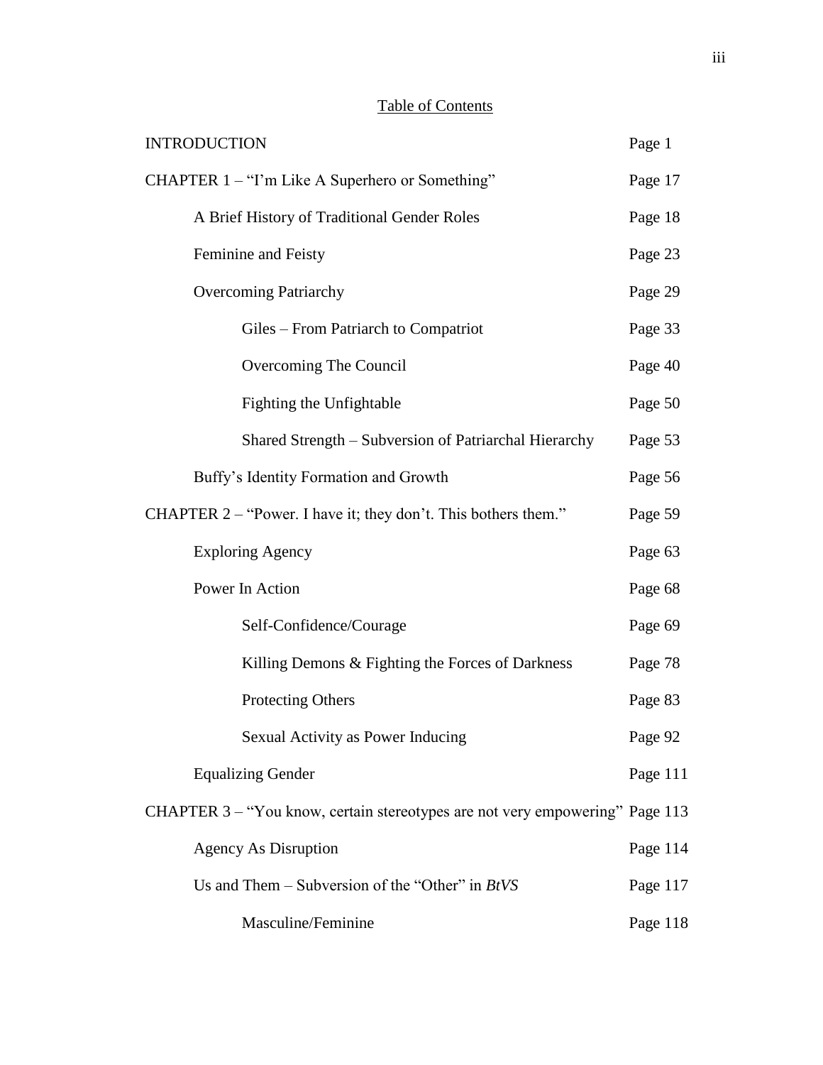# Table of Contents

| | |
|---|---|
| INTRODUCTION | Page 1 |
| CHAPTER 1 – "I'm Like A Superhero or Something" | Page 17 |
| &nbsp;&nbsp;&nbsp;&nbsp;A Brief History of Traditional Gender Roles | Page 18 |
| &nbsp;&nbsp;&nbsp;&nbsp;Feminine and Feisty | Page 23 |
| &nbsp;&nbsp;&nbsp;&nbsp;Overcoming Patriarchy | Page 29 |
| &nbsp;&nbsp;&nbsp;&nbsp;&nbsp;&nbsp;&nbsp;&nbsp;Giles – From Patriarch to Compatriot | Page 33 |
| &nbsp;&nbsp;&nbsp;&nbsp;&nbsp;&nbsp;&nbsp;&nbsp;Overcoming The Council | Page 40 |
| &nbsp;&nbsp;&nbsp;&nbsp;&nbsp;&nbsp;&nbsp;&nbsp;Fighting the Unfightable | Page 50 |
| &nbsp;&nbsp;&nbsp;&nbsp;&nbsp;&nbsp;&nbsp;&nbsp;Shared Strength – Subversion of Patriarchal Hierarchy | Page 53 |
| &nbsp;&nbsp;&nbsp;&nbsp;Buffy's Identity Formation and Growth | Page 56 |
| CHAPTER 2 – "Power. I have it; they don't. This bothers them." | Page 59 |
| &nbsp;&nbsp;&nbsp;&nbsp;Exploring Agency | Page 63 |
| &nbsp;&nbsp;&nbsp;&nbsp;Power In Action | Page 68 |
| &nbsp;&nbsp;&nbsp;&nbsp;&nbsp;&nbsp;&nbsp;&nbsp;Self-Confidence/Courage | Page 69 |
| &nbsp;&nbsp;&nbsp;&nbsp;&nbsp;&nbsp;&nbsp;&nbsp;Killing Demons & Fighting the Forces of Darkness | Page 78 |
| &nbsp;&nbsp;&nbsp;&nbsp;&nbsp;&nbsp;&nbsp;&nbsp;Protecting Others | Page 83 |
| &nbsp;&nbsp;&nbsp;&nbsp;&nbsp;&nbsp;&nbsp;&nbsp;Sexual Activity as Power Inducing | Page 92 |
| &nbsp;&nbsp;&nbsp;&nbsp;Equalizing Gender | Page 111 |
| CHAPTER 3 – "You know, certain stereotypes are not very empowering" | Page 113 |
| &nbsp;&nbsp;&nbsp;&nbsp;Agency As Disruption | Page 114 |
| &nbsp;&nbsp;&nbsp;&nbsp;Us and Them – Subversion of the "Other" in *BtVS* | Page 117 |
| &nbsp;&nbsp;&nbsp;&nbsp;&nbsp;&nbsp;&nbsp;&nbsp;Masculine/Feminine | Page 118 |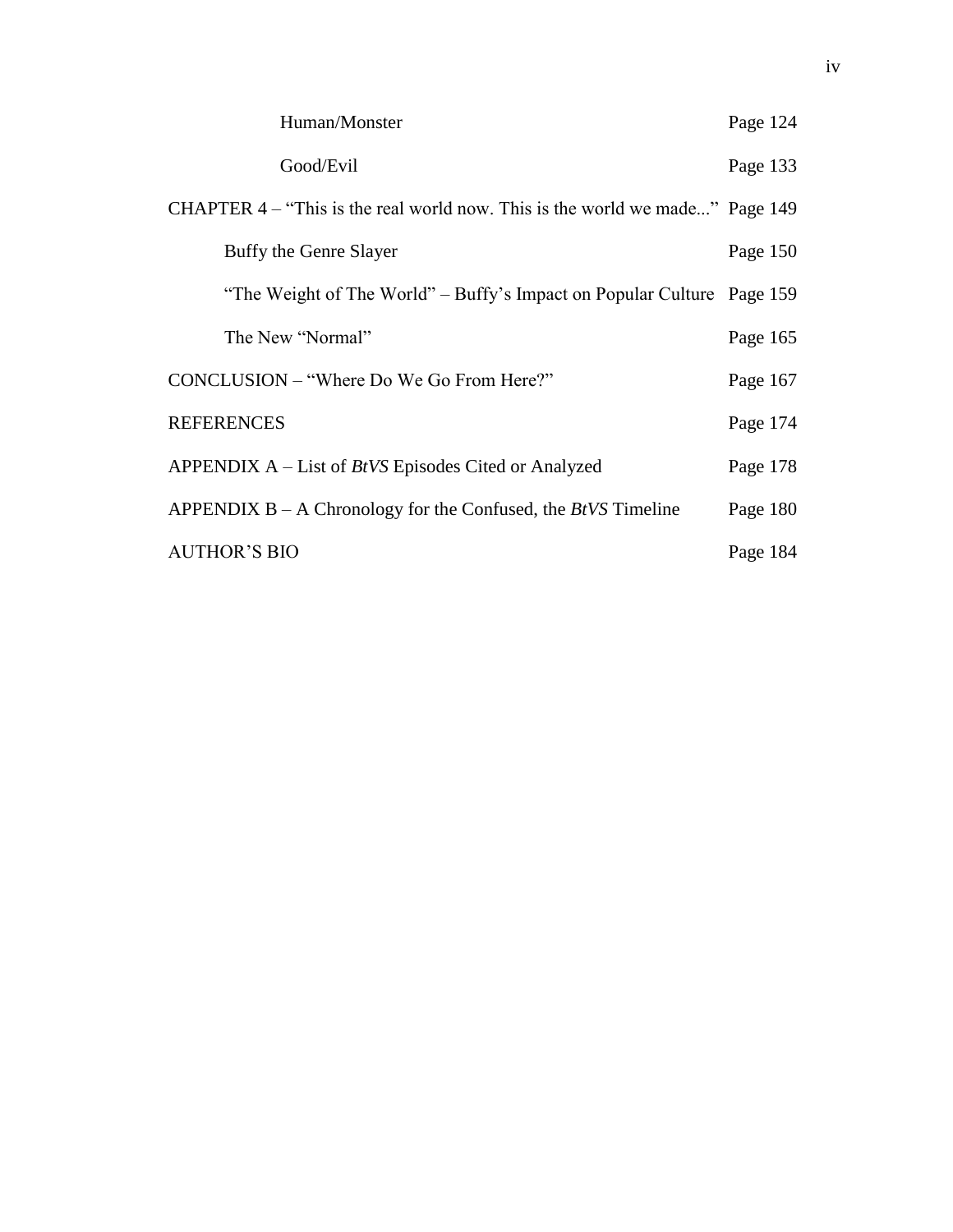| | |
|---|---|
| Human/Monster | Page 124 |
| Good/Evil | Page 133 |
| CHAPTER 4 – "This is the real world now. This is the world we made..." | Page 149 |
| Buffy the Genre Slayer | Page 150 |
| "The Weight of The World" – Buffy's Impact on Popular Culture | Page 159 |
| The New "Normal" | Page 165 |
| CONCLUSION – "Where Do We Go From Here?" | Page 167 |
| REFERENCES | Page 174 |
| APPENDIX A – List of *BtVS* Episodes Cited or Analyzed | Page 178 |
| APPENDIX B – A Chronology for the Confused, the *BtVS* Timeline | Page 180 |
| AUTHOR'S BIO | Page 184 |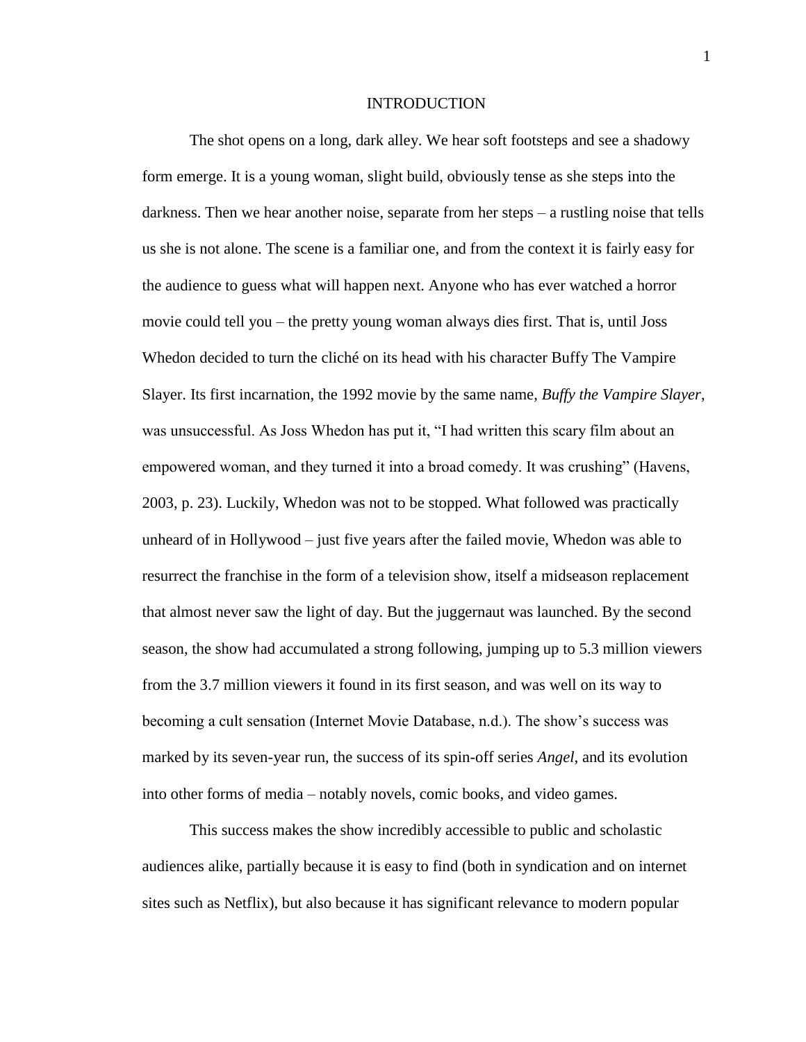# INTRODUCTION

The shot opens on a long, dark alley. We hear soft footsteps and see a shadowy form emerge. It is a young woman, slight build, obviously tense as she steps into the darkness. Then we hear another noise, separate from her steps – a rustling noise that tells us she is not alone. The scene is a familiar one, and from the context it is fairly easy for the audience to guess what will happen next. Anyone who has ever watched a horror movie could tell you – the pretty young woman always dies first. That is, until Joss Whedon decided to turn the cliché on its head with his character Buffy The Vampire Slayer. Its first incarnation, the 1992 movie by the same name, *Buffy the Vampire Slayer*, was unsuccessful. As Joss Whedon has put it, "I had written this scary film about an empowered woman, and they turned it into a broad comedy. It was crushing" (Havens, 2003, p. 23). Luckily, Whedon was not to be stopped. What followed was practically unheard of in Hollywood – just five years after the failed movie, Whedon was able to resurrect the franchise in the form of a television show, itself a midseason replacement that almost never saw the light of day. But the juggernaut was launched. By the second season, the show had accumulated a strong following, jumping up to 5.3 million viewers from the 3.7 million viewers it found in its first season, and was well on its way to becoming a cult sensation (Internet Movie Database, n.d.). The show's success was marked by its seven-year run, the success of its spin-off series *Angel*, and its evolution into other forms of media – notably novels, comic books, and video games.

This success makes the show incredibly accessible to public and scholastic audiences alike, partially because it is easy to find (both in syndication and on internet sites such as Netflix), but also because it has significant relevance to modern popular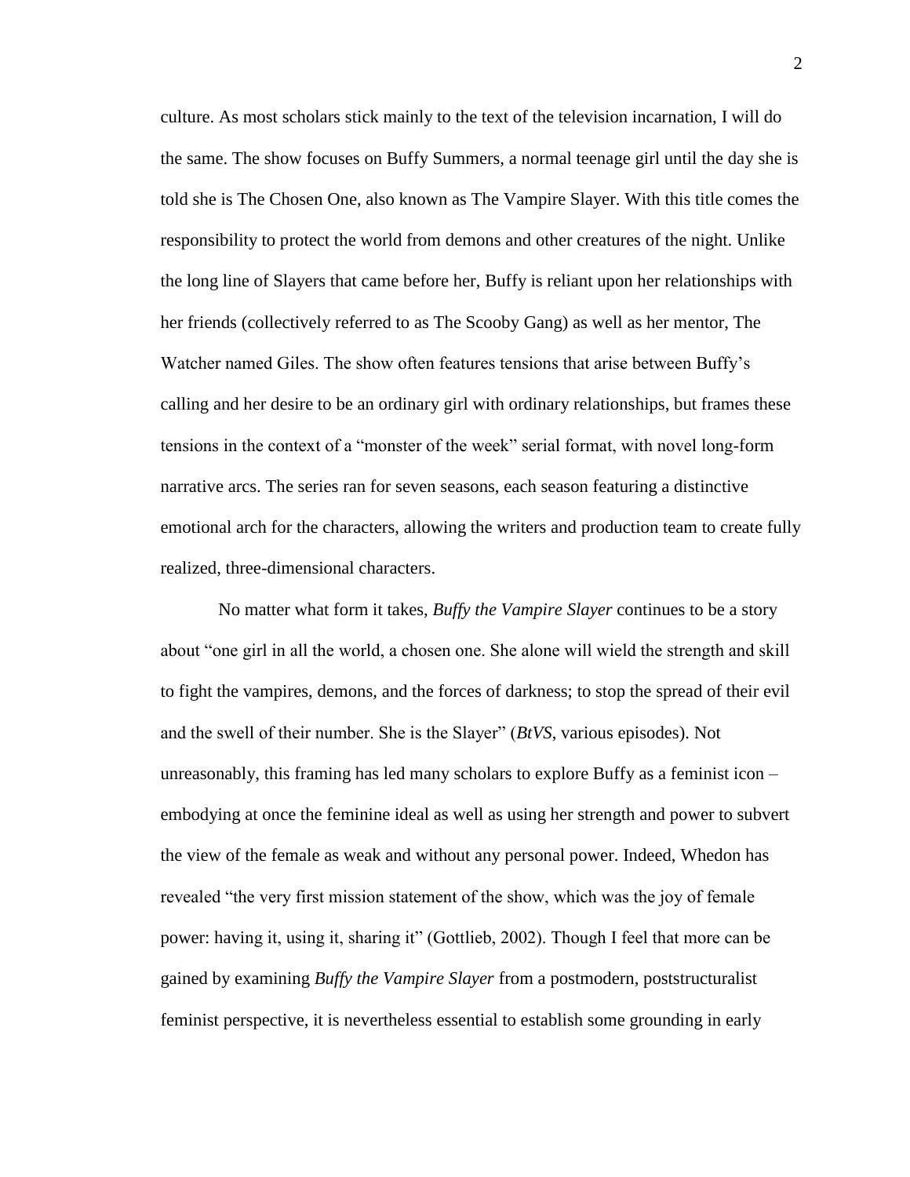culture. As most scholars stick mainly to the text of the television incarnation, I will do the same. The show focuses on Buffy Summers, a normal teenage girl until the day she is told she is The Chosen One, also known as The Vampire Slayer. With this title comes the responsibility to protect the world from demons and other creatures of the night. Unlike the long line of Slayers that came before her, Buffy is reliant upon her relationships with her friends (collectively referred to as The Scooby Gang) as well as her mentor, The Watcher named Giles. The show often features tensions that arise between Buffy's calling and her desire to be an ordinary girl with ordinary relationships, but frames these tensions in the context of a "monster of the week" serial format, with novel long-form narrative arcs. The series ran for seven seasons, each season featuring a distinctive emotional arch for the characters, allowing the writers and production team to create fully realized, three-dimensional characters.

No matter what form it takes, *Buffy the Vampire Slayer* continues to be a story about "one girl in all the world, a chosen one. She alone will wield the strength and skill to fight the vampires, demons, and the forces of darkness; to stop the spread of their evil and the swell of their number. She is the Slayer" (*BtVS*, various episodes). Not unreasonably, this framing has led many scholars to explore Buffy as a feminist icon – embodying at once the feminine ideal as well as using her strength and power to subvert the view of the female as weak and without any personal power. Indeed, Whedon has revealed "the very first mission statement of the show, which was the joy of female power: having it, using it, sharing it" (Gottlieb, 2002). Though I feel that more can be gained by examining *Buffy the Vampire Slayer* from a postmodern, poststructuralist feminist perspective, it is nevertheless essential to establish some grounding in early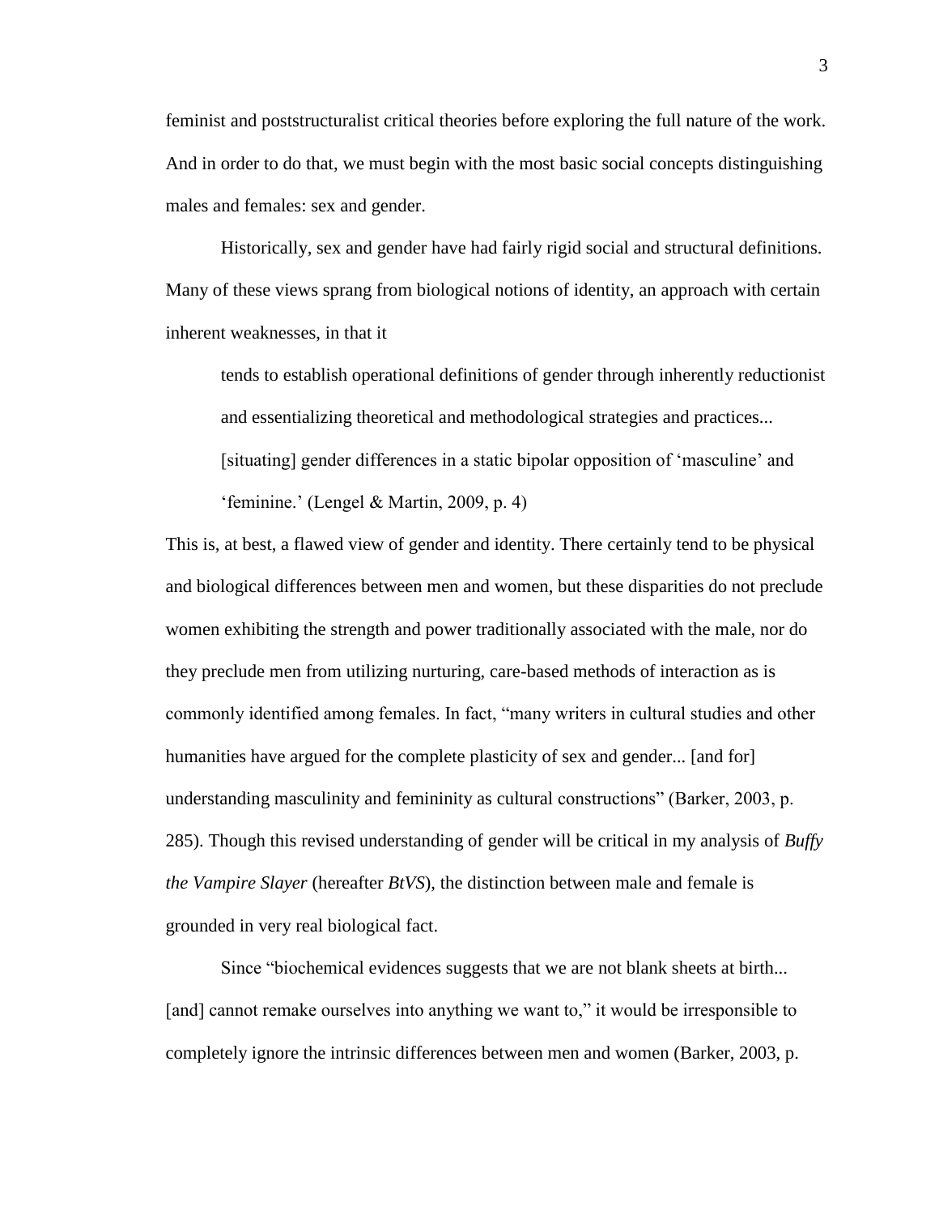feminist and poststructuralist critical theories before exploring the full nature of the work. And in order to do that, we must begin with the most basic social concepts distinguishing males and females: sex and gender.

Historically, sex and gender have had fairly rigid social and structural definitions. Many of these views sprang from biological notions of identity, an approach with certain inherent weaknesses, in that it

> tends to establish operational definitions of gender through inherently reductionist and essentializing theoretical and methodological strategies and practices... [situating] gender differences in a static bipolar opposition of 'masculine' and 'feminine.' (Lengel & Martin, 2009, p. 4)

This is, at best, a flawed view of gender and identity. There certainly tend to be physical and biological differences between men and women, but these disparities do not preclude women exhibiting the strength and power traditionally associated with the male, nor do they preclude men from utilizing nurturing, care-based methods of interaction as is commonly identified among females. In fact, "many writers in cultural studies and other humanities have argued for the complete plasticity of sex and gender... [and for] understanding masculinity and femininity as cultural constructions" (Barker, 2003, p. 285). Though this revised understanding of gender will be critical in my analysis of *Buffy the Vampire Slayer* (hereafter *BtVS*), the distinction between male and female is grounded in very real biological fact.

Since "biochemical evidences suggests that we are not blank sheets at birth... [and] cannot remake ourselves into anything we want to," it would be irresponsible to completely ignore the intrinsic differences between men and women (Barker, 2003, p.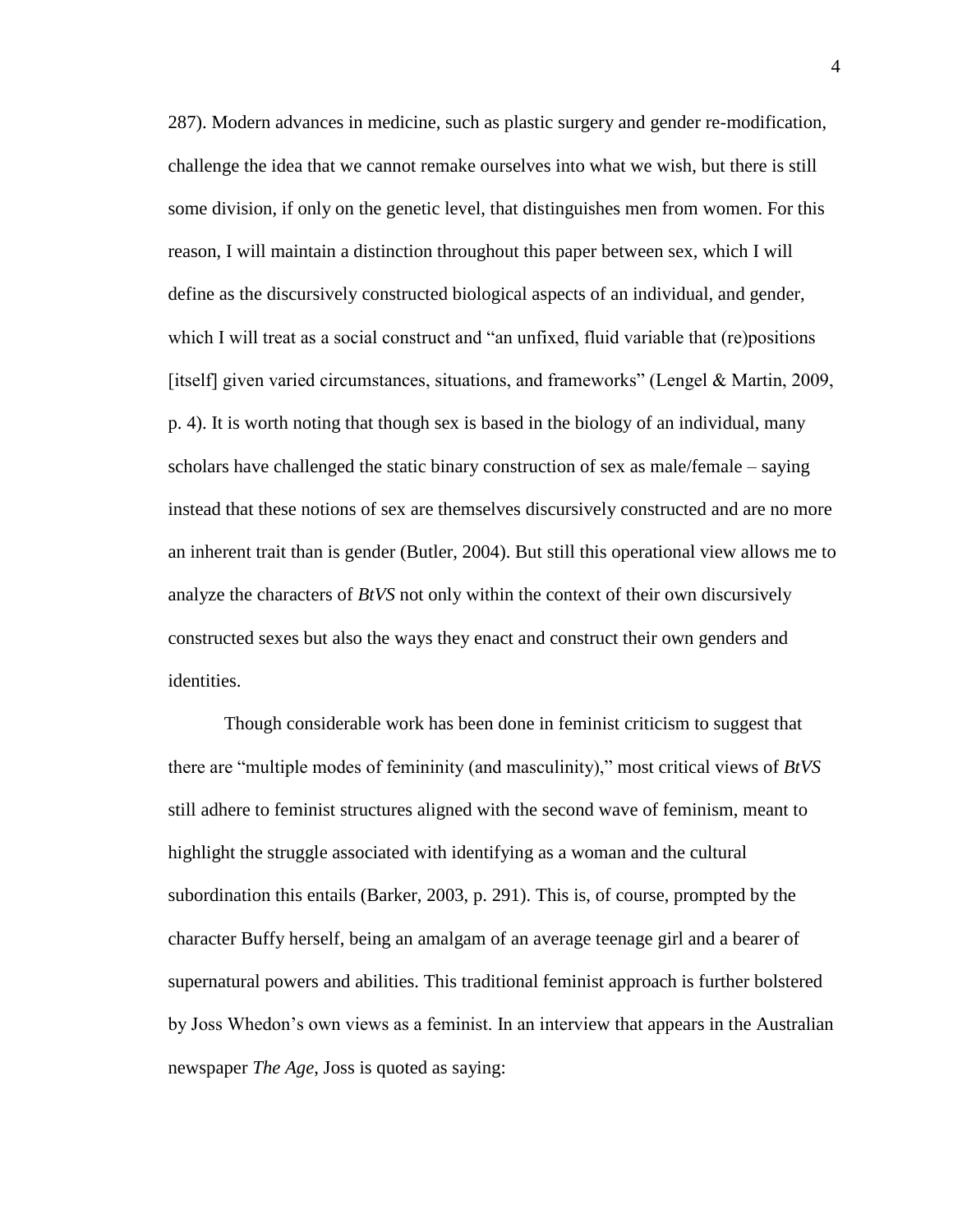287). Modern advances in medicine, such as plastic surgery and gender re-modification, challenge the idea that we cannot remake ourselves into what we wish, but there is still some division, if only on the genetic level, that distinguishes men from women. For this reason, I will maintain a distinction throughout this paper between sex, which I will define as the discursively constructed biological aspects of an individual, and gender, which I will treat as a social construct and "an unfixed, fluid variable that (re)positions [itself] given varied circumstances, situations, and frameworks" (Lengel & Martin, 2009, p. 4). It is worth noting that though sex is based in the biology of an individual, many scholars have challenged the static binary construction of sex as male/female – saying instead that these notions of sex are themselves discursively constructed and are no more an inherent trait than is gender (Butler, 2004). But still this operational view allows me to analyze the characters of *BtVS* not only within the context of their own discursively constructed sexes but also the ways they enact and construct their own genders and identities.

Though considerable work has been done in feminist criticism to suggest that there are "multiple modes of femininity (and masculinity)," most critical views of *BtVS* still adhere to feminist structures aligned with the second wave of feminism, meant to highlight the struggle associated with identifying as a woman and the cultural subordination this entails (Barker, 2003, p. 291). This is, of course, prompted by the character Buffy herself, being an amalgam of an average teenage girl and a bearer of supernatural powers and abilities. This traditional feminist approach is further bolstered by Joss Whedon's own views as a feminist. In an interview that appears in the Australian newspaper *The Age*, Joss is quoted as saying: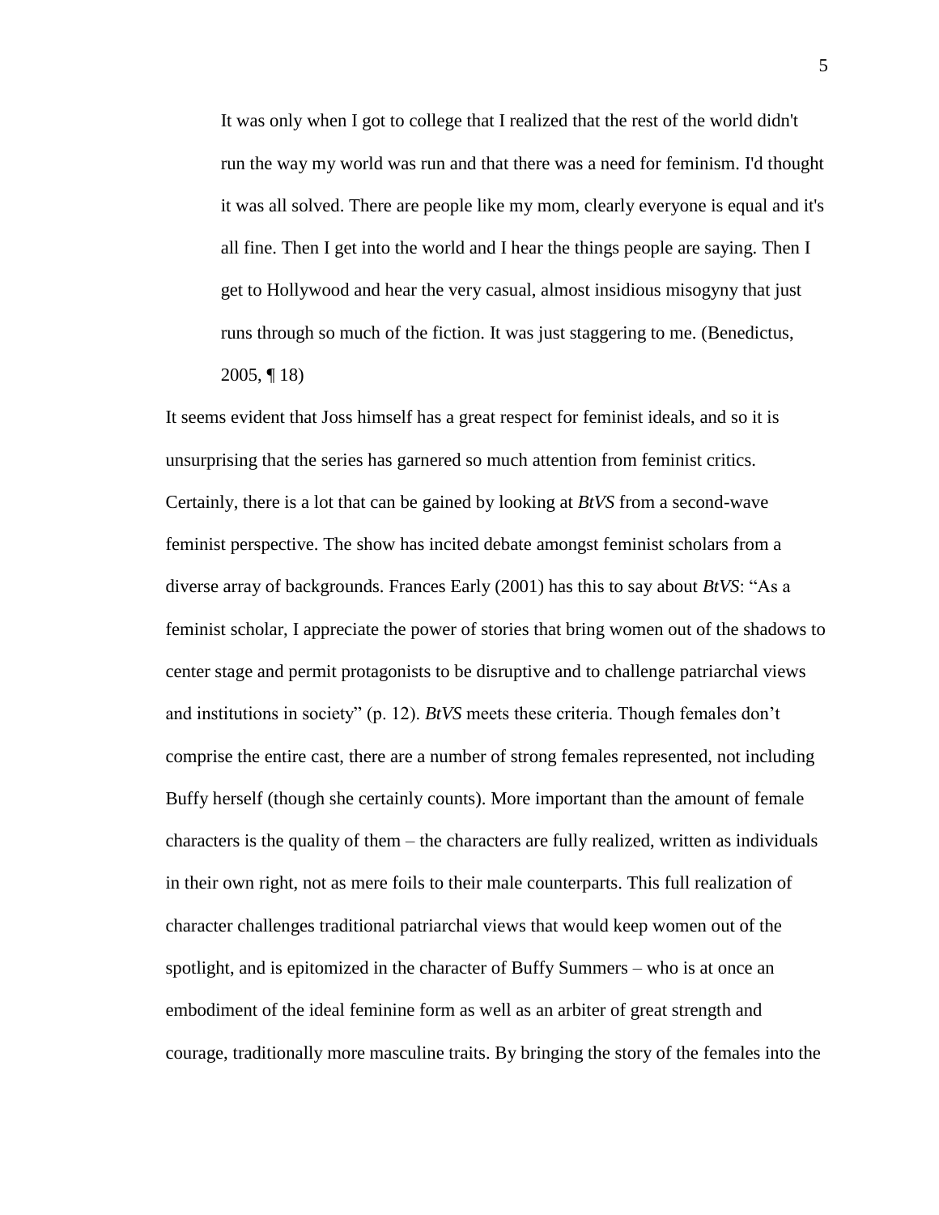> It was only when I got to college that I realized that the rest of the world didn't run the way my world was run and that there was a need for feminism. I'd thought it was all solved. There are people like my mom, clearly everyone is equal and it's all fine. Then I get into the world and I hear the things people are saying. Then I get to Hollywood and hear the very casual, almost insidious misogyny that just runs through so much of the fiction. It was just staggering to me. (Benedictus, 2005, ¶ 18)

It seems evident that Joss himself has a great respect for feminist ideals, and so it is unsurprising that the series has garnered so much attention from feminist critics. Certainly, there is a lot that can be gained by looking at *BtVS* from a second-wave feminist perspective. The show has incited debate amongst feminist scholars from a diverse array of backgrounds. Frances Early (2001) has this to say about *BtVS*: "As a feminist scholar, I appreciate the power of stories that bring women out of the shadows to center stage and permit protagonists to be disruptive and to challenge patriarchal views and institutions in society" (p. 12). *BtVS* meets these criteria. Though females don't comprise the entire cast, there are a number of strong females represented, not including Buffy herself (though she certainly counts). More important than the amount of female characters is the quality of them – the characters are fully realized, written as individuals in their own right, not as mere foils to their male counterparts. This full realization of character challenges traditional patriarchal views that would keep women out of the spotlight, and is epitomized in the character of Buffy Summers – who is at once an embodiment of the ideal feminine form as well as an arbiter of great strength and courage, traditionally more masculine traits. By bringing the story of the females into the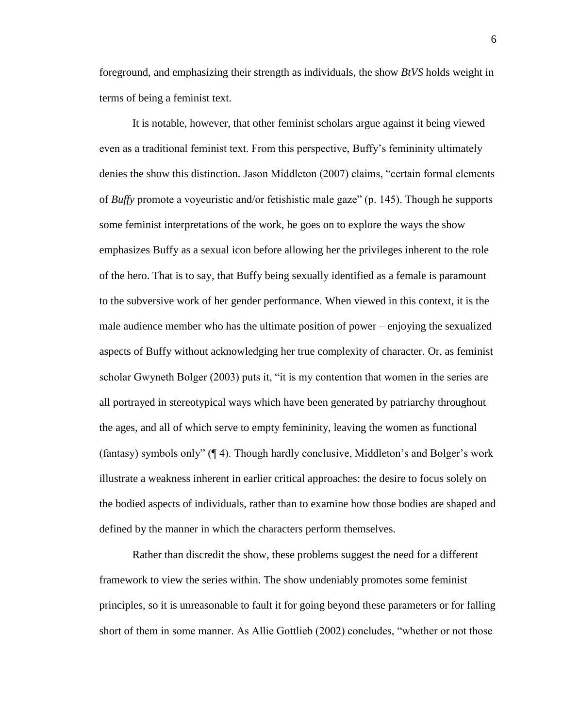foreground, and emphasizing their strength as individuals, the show *BtVS* holds weight in terms of being a feminist text.

It is notable, however, that other feminist scholars argue against it being viewed even as a traditional feminist text. From this perspective, Buffy's femininity ultimately denies the show this distinction. Jason Middleton (2007) claims, "certain formal elements of *Buffy* promote a voyeuristic and/or fetishistic male gaze" (p. 145). Though he supports some feminist interpretations of the work, he goes on to explore the ways the show emphasizes Buffy as a sexual icon before allowing her the privileges inherent to the role of the hero. That is to say, that Buffy being sexually identified as a female is paramount to the subversive work of her gender performance. When viewed in this context, it is the male audience member who has the ultimate position of power – enjoying the sexualized aspects of Buffy without acknowledging her true complexity of character. Or, as feminist scholar Gwyneth Bolger (2003) puts it, "it is my contention that women in the series are all portrayed in stereotypical ways which have been generated by patriarchy throughout the ages, and all of which serve to empty femininity, leaving the women as functional (fantasy) symbols only" (¶ 4). Though hardly conclusive, Middleton's and Bolger's work illustrate a weakness inherent in earlier critical approaches: the desire to focus solely on the bodied aspects of individuals, rather than to examine how those bodies are shaped and defined by the manner in which the characters perform themselves.

Rather than discredit the show, these problems suggest the need for a different framework to view the series within. The show undeniably promotes some feminist principles, so it is unreasonable to fault it for going beyond these parameters or for falling short of them in some manner. As Allie Gottlieb (2002) concludes, "whether or not those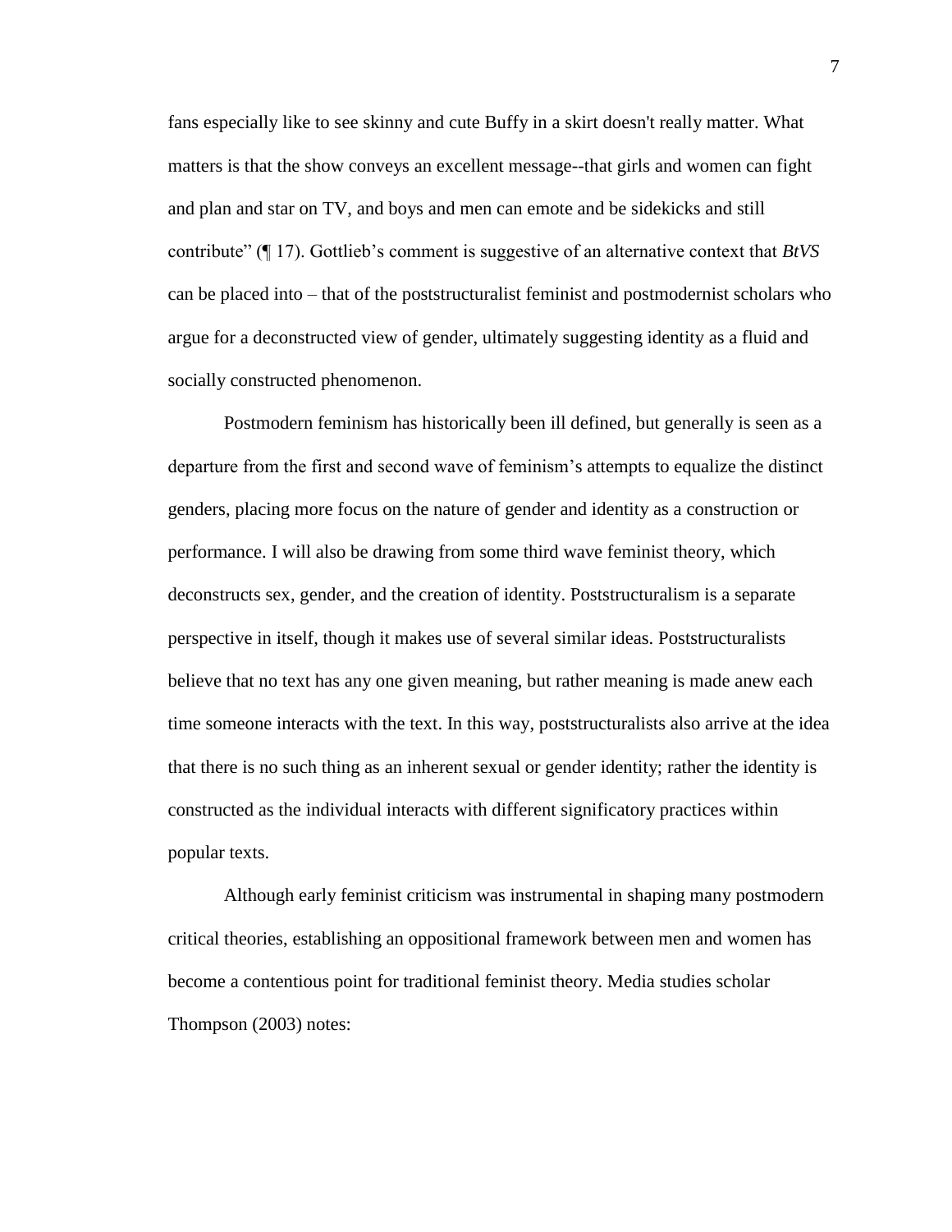fans especially like to see skinny and cute Buffy in a skirt doesn't really matter. What matters is that the show conveys an excellent message--that girls and women can fight and plan and star on TV, and boys and men can emote and be sidekicks and still contribute" (¶ 17). Gottlieb's comment is suggestive of an alternative context that *BtVS* can be placed into – that of the poststructuralist feminist and postmodernist scholars who argue for a deconstructed view of gender, ultimately suggesting identity as a fluid and socially constructed phenomenon.

Postmodern feminism has historically been ill defined, but generally is seen as a departure from the first and second wave of feminism's attempts to equalize the distinct genders, placing more focus on the nature of gender and identity as a construction or performance. I will also be drawing from some third wave feminist theory, which deconstructs sex, gender, and the creation of identity. Poststructuralism is a separate perspective in itself, though it makes use of several similar ideas. Poststructuralists believe that no text has any one given meaning, but rather meaning is made anew each time someone interacts with the text. In this way, poststructuralists also arrive at the idea that there is no such thing as an inherent sexual or gender identity; rather the identity is constructed as the individual interacts with different significatory practices within popular texts.

Although early feminist criticism was instrumental in shaping many postmodern critical theories, establishing an oppositional framework between men and women has become a contentious point for traditional feminist theory. Media studies scholar Thompson (2003) notes: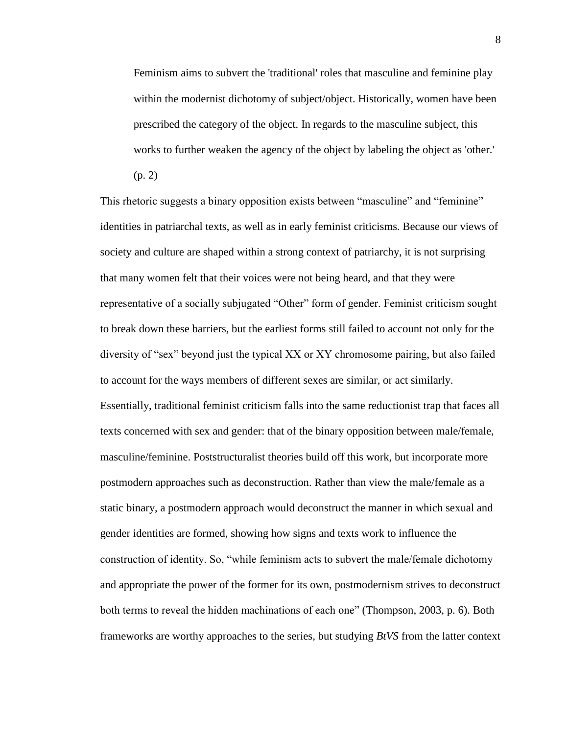> Feminism aims to subvert the 'traditional' roles that masculine and feminine play within the modernist dichotomy of subject/object. Historically, women have been prescribed the category of the object. In regards to the masculine subject, this works to further weaken the agency of the object by labeling the object as 'other.' (p. 2)

This rhetoric suggests a binary opposition exists between "masculine" and "feminine" identities in patriarchal texts, as well as in early feminist criticisms. Because our views of society and culture are shaped within a strong context of patriarchy, it is not surprising that many women felt that their voices were not being heard, and that they were representative of a socially subjugated "Other" form of gender. Feminist criticism sought to break down these barriers, but the earliest forms still failed to account not only for the diversity of "sex" beyond just the typical XX or XY chromosome pairing, but also failed to account for the ways members of different sexes are similar, or act similarly. Essentially, traditional feminist criticism falls into the same reductionist trap that faces all texts concerned with sex and gender: that of the binary opposition between male/female, masculine/feminine. Poststructuralist theories build off this work, but incorporate more postmodern approaches such as deconstruction. Rather than view the male/female as a static binary, a postmodern approach would deconstruct the manner in which sexual and gender identities are formed, showing how signs and texts work to influence the construction of identity. So, "while feminism acts to subvert the male/female dichotomy and appropriate the power of the former for its own, postmodernism strives to deconstruct both terms to reveal the hidden machinations of each one" (Thompson, 2003, p. 6). Both frameworks are worthy approaches to the series, but studying *BtVS* from the latter context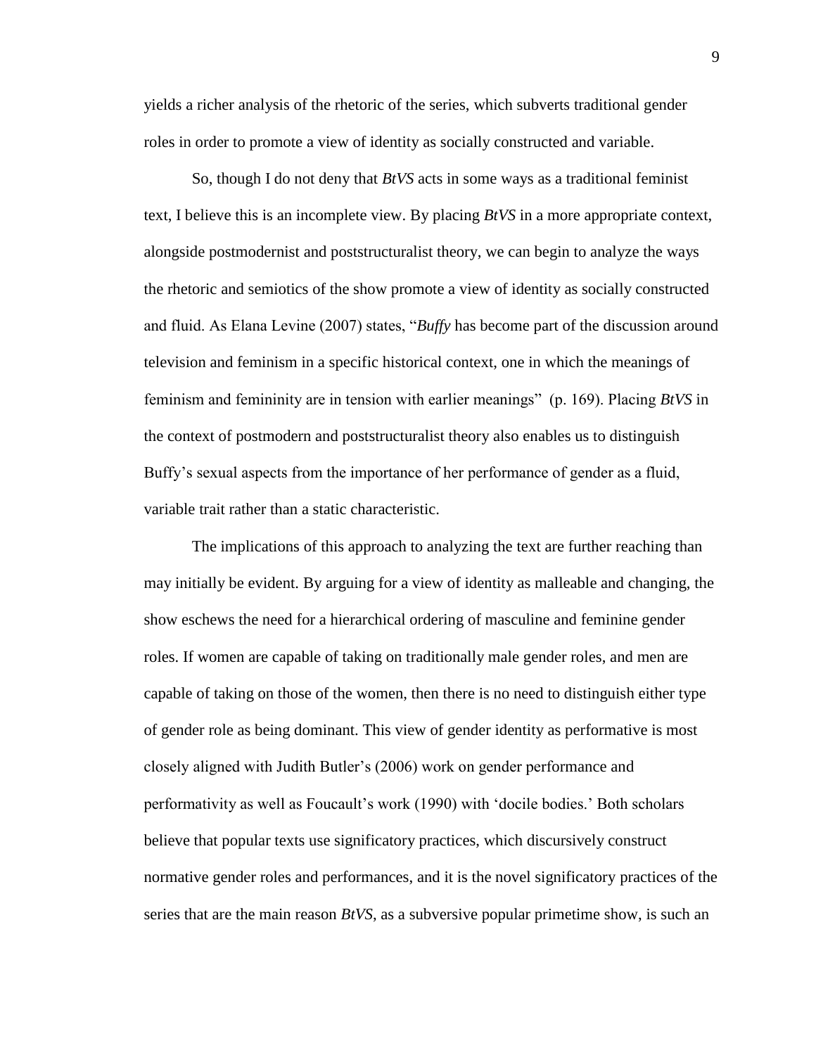yields a richer analysis of the rhetoric of the series, which subverts traditional gender roles in order to promote a view of identity as socially constructed and variable.

So, though I do not deny that *BtVS* acts in some ways as a traditional feminist text, I believe this is an incomplete view. By placing *BtVS* in a more appropriate context, alongside postmodernist and poststructuralist theory, we can begin to analyze the ways the rhetoric and semiotics of the show promote a view of identity as socially constructed and fluid. As Elana Levine (2007) states, "*Buffy* has become part of the discussion around television and feminism in a specific historical context, one in which the meanings of feminism and femininity are in tension with earlier meanings" (p. 169). Placing *BtVS* in the context of postmodern and poststructuralist theory also enables us to distinguish Buffy's sexual aspects from the importance of her performance of gender as a fluid, variable trait rather than a static characteristic.

The implications of this approach to analyzing the text are further reaching than may initially be evident. By arguing for a view of identity as malleable and changing, the show eschews the need for a hierarchical ordering of masculine and feminine gender roles. If women are capable of taking on traditionally male gender roles, and men are capable of taking on those of the women, then there is no need to distinguish either type of gender role as being dominant. This view of gender identity as performative is most closely aligned with Judith Butler's (2006) work on gender performance and performativity as well as Foucault's work (1990) with 'docile bodies.' Both scholars believe that popular texts use significatory practices, which discursively construct normative gender roles and performances, and it is the novel significatory practices of the series that are the main reason *BtVS,* as a subversive popular primetime show, is such an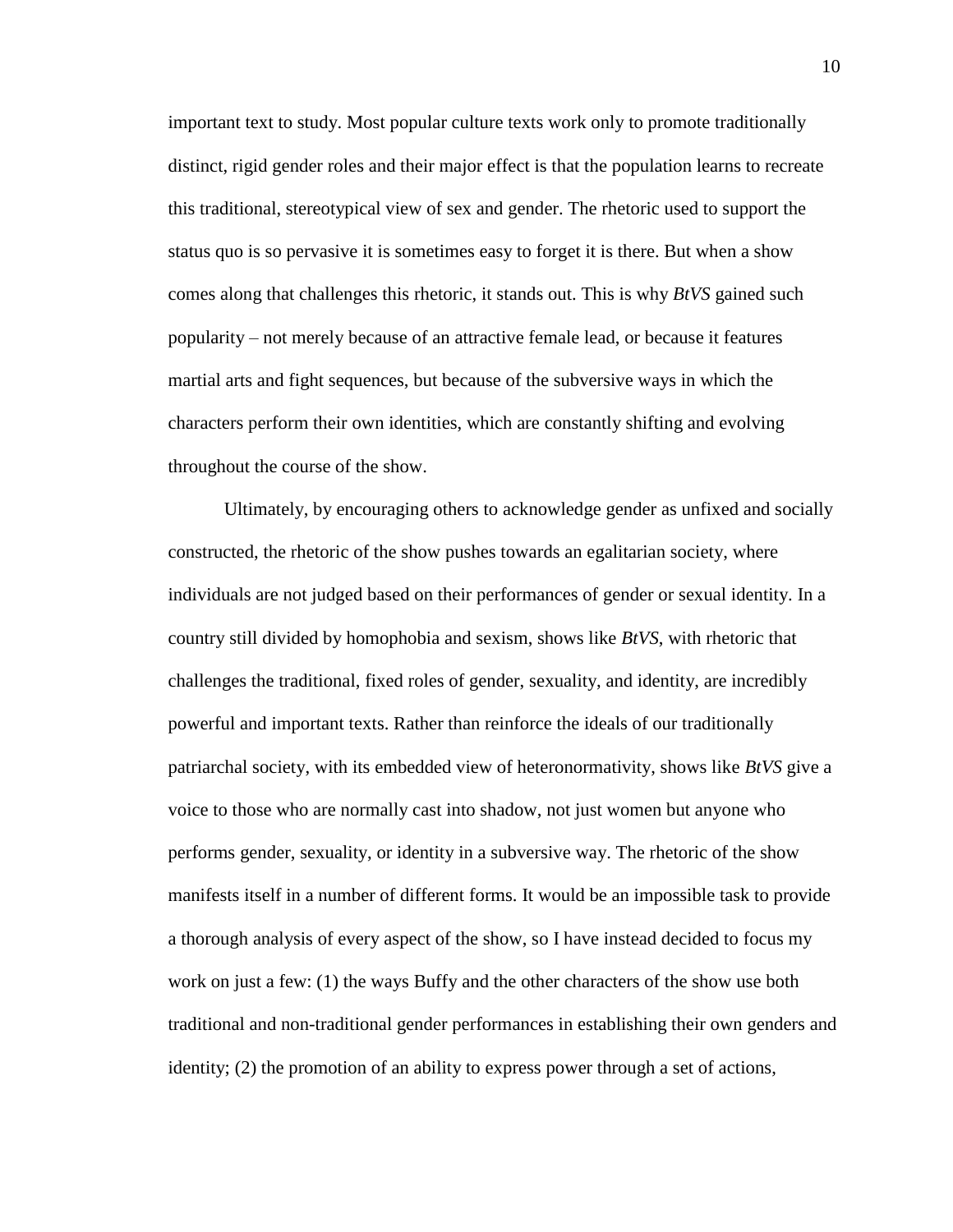important text to study. Most popular culture texts work only to promote traditionally distinct, rigid gender roles and their major effect is that the population learns to recreate this traditional, stereotypical view of sex and gender. The rhetoric used to support the status quo is so pervasive it is sometimes easy to forget it is there. But when a show comes along that challenges this rhetoric, it stands out. This is why *BtVS* gained such popularity – not merely because of an attractive female lead, or because it features martial arts and fight sequences, but because of the subversive ways in which the characters perform their own identities, which are constantly shifting and evolving throughout the course of the show.

Ultimately, by encouraging others to acknowledge gender as unfixed and socially constructed, the rhetoric of the show pushes towards an egalitarian society, where individuals are not judged based on their performances of gender or sexual identity. In a country still divided by homophobia and sexism, shows like *BtVS*, with rhetoric that challenges the traditional, fixed roles of gender, sexuality, and identity, are incredibly powerful and important texts. Rather than reinforce the ideals of our traditionally patriarchal society, with its embedded view of heteronormativity, shows like *BtVS* give a voice to those who are normally cast into shadow, not just women but anyone who performs gender, sexuality, or identity in a subversive way. The rhetoric of the show manifests itself in a number of different forms. It would be an impossible task to provide a thorough analysis of every aspect of the show, so I have instead decided to focus my work on just a few: (1) the ways Buffy and the other characters of the show use both traditional and non-traditional gender performances in establishing their own genders and identity; (2) the promotion of an ability to express power through a set of actions,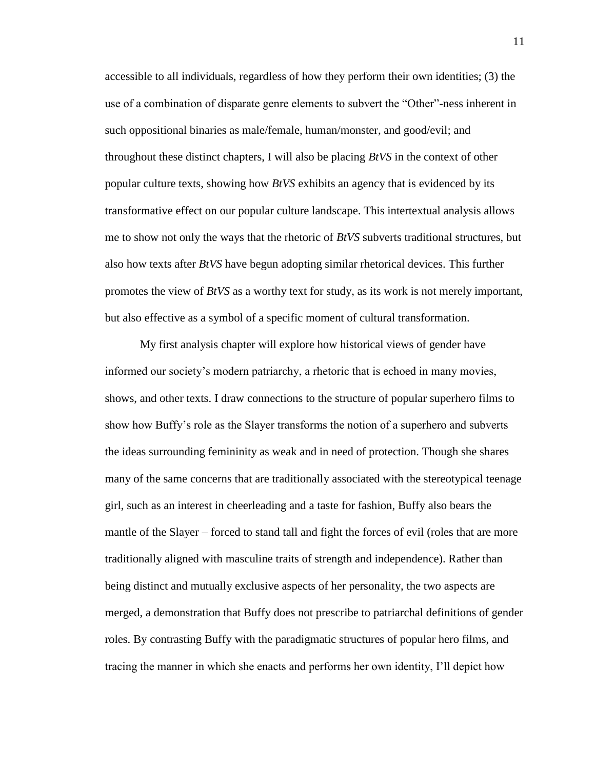accessible to all individuals, regardless of how they perform their own identities; (3) the use of a combination of disparate genre elements to subvert the "Other"-ness inherent in such oppositional binaries as male/female, human/monster, and good/evil; and throughout these distinct chapters, I will also be placing *BtVS* in the context of other popular culture texts, showing how *BtVS* exhibits an agency that is evidenced by its transformative effect on our popular culture landscape. This intertextual analysis allows me to show not only the ways that the rhetoric of *BtVS* subverts traditional structures, but also how texts after *BtVS* have begun adopting similar rhetorical devices. This further promotes the view of *BtVS* as a worthy text for study, as its work is not merely important, but also effective as a symbol of a specific moment of cultural transformation.

My first analysis chapter will explore how historical views of gender have informed our society's modern patriarchy, a rhetoric that is echoed in many movies, shows, and other texts. I draw connections to the structure of popular superhero films to show how Buffy's role as the Slayer transforms the notion of a superhero and subverts the ideas surrounding femininity as weak and in need of protection. Though she shares many of the same concerns that are traditionally associated with the stereotypical teenage girl, such as an interest in cheerleading and a taste for fashion, Buffy also bears the mantle of the Slayer – forced to stand tall and fight the forces of evil (roles that are more traditionally aligned with masculine traits of strength and independence). Rather than being distinct and mutually exclusive aspects of her personality, the two aspects are merged, a demonstration that Buffy does not prescribe to patriarchal definitions of gender roles. By contrasting Buffy with the paradigmatic structures of popular hero films, and tracing the manner in which she enacts and performs her own identity, I'll depict how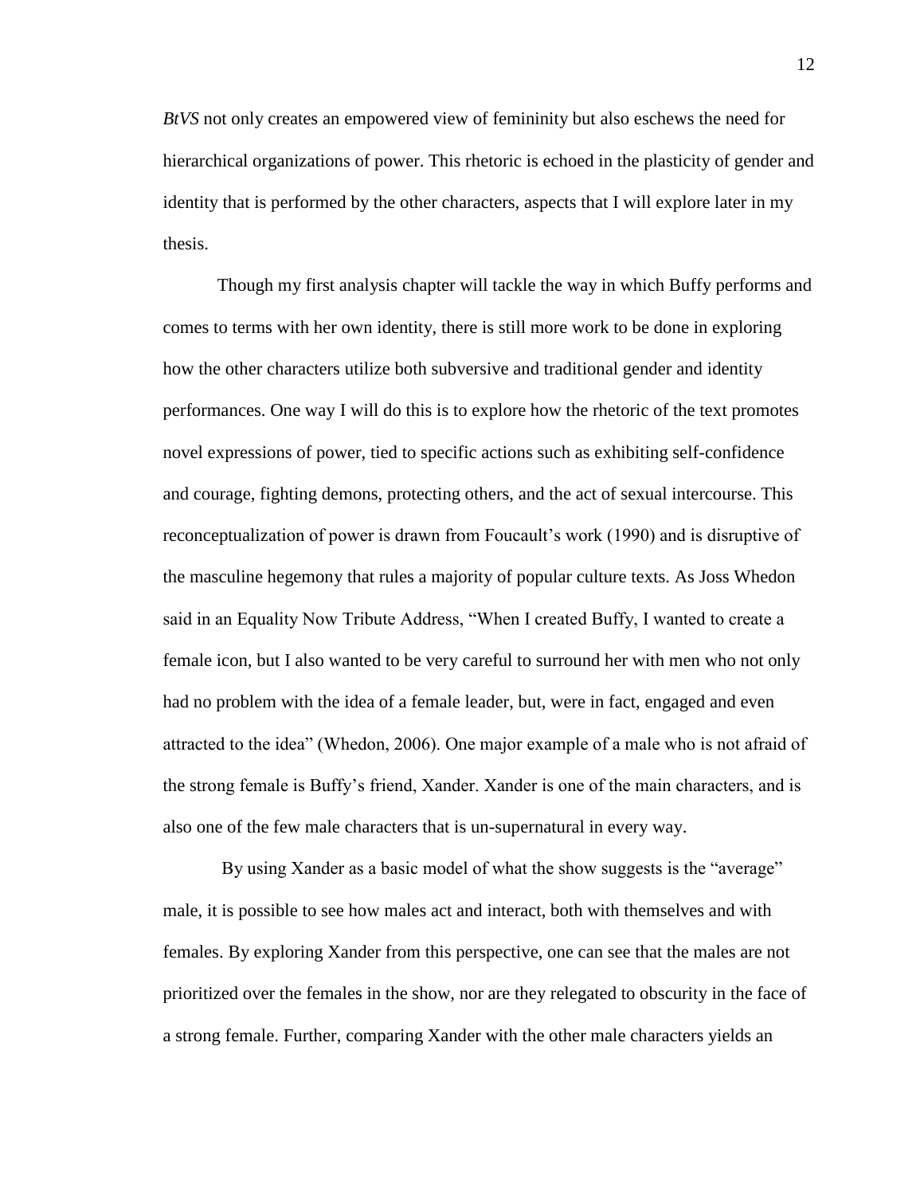*BtVS* not only creates an empowered view of femininity but also eschews the need for hierarchical organizations of power. This rhetoric is echoed in the plasticity of gender and identity that is performed by the other characters, aspects that I will explore later in my thesis.

Though my first analysis chapter will tackle the way in which Buffy performs and comes to terms with her own identity, there is still more work to be done in exploring how the other characters utilize both subversive and traditional gender and identity performances. One way I will do this is to explore how the rhetoric of the text promotes novel expressions of power, tied to specific actions such as exhibiting self-confidence and courage, fighting demons, protecting others, and the act of sexual intercourse. This reconceptualization of power is drawn from Foucault's work (1990) and is disruptive of the masculine hegemony that rules a majority of popular culture texts. As Joss Whedon said in an Equality Now Tribute Address, "When I created Buffy, I wanted to create a female icon, but I also wanted to be very careful to surround her with men who not only had no problem with the idea of a female leader, but, were in fact, engaged and even attracted to the idea" (Whedon, 2006). One major example of a male who is not afraid of the strong female is Buffy's friend, Xander. Xander is one of the main characters, and is also one of the few male characters that is un-supernatural in every way.

By using Xander as a basic model of what the show suggests is the "average" male, it is possible to see how males act and interact, both with themselves and with females. By exploring Xander from this perspective, one can see that the males are not prioritized over the females in the show, nor are they relegated to obscurity in the face of a strong female. Further, comparing Xander with the other male characters yields an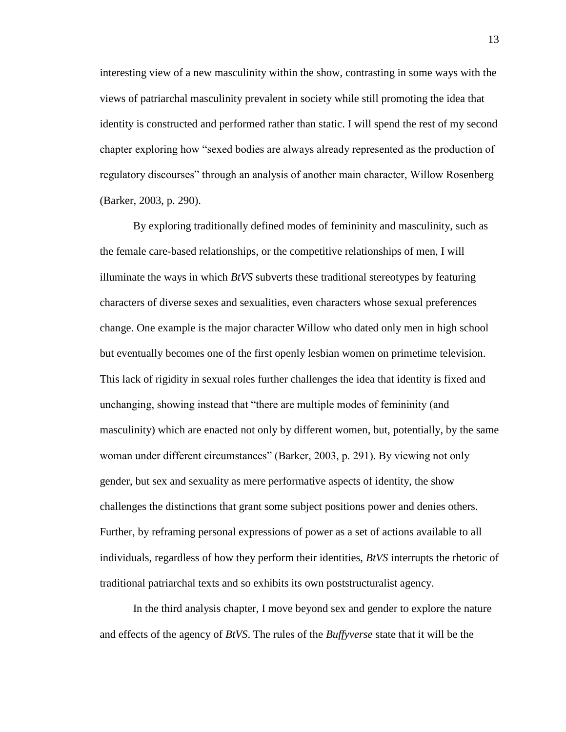interesting view of a new masculinity within the show, contrasting in some ways with the views of patriarchal masculinity prevalent in society while still promoting the idea that identity is constructed and performed rather than static. I will spend the rest of my second chapter exploring how "sexed bodies are always already represented as the production of regulatory discourses" through an analysis of another main character, Willow Rosenberg (Barker, 2003, p. 290).

By exploring traditionally defined modes of femininity and masculinity, such as the female care-based relationships, or the competitive relationships of men, I will illuminate the ways in which *BtVS* subverts these traditional stereotypes by featuring characters of diverse sexes and sexualities, even characters whose sexual preferences change. One example is the major character Willow who dated only men in high school but eventually becomes one of the first openly lesbian women on primetime television. This lack of rigidity in sexual roles further challenges the idea that identity is fixed and unchanging, showing instead that "there are multiple modes of femininity (and masculinity) which are enacted not only by different women, but, potentially, by the same woman under different circumstances" (Barker, 2003, p. 291). By viewing not only gender, but sex and sexuality as mere performative aspects of identity, the show challenges the distinctions that grant some subject positions power and denies others. Further, by reframing personal expressions of power as a set of actions available to all individuals, regardless of how they perform their identities, *BtVS* interrupts the rhetoric of traditional patriarchal texts and so exhibits its own poststructuralist agency.

In the third analysis chapter, I move beyond sex and gender to explore the nature and effects of the agency of *BtVS*. The rules of the *Buffyverse* state that it will be the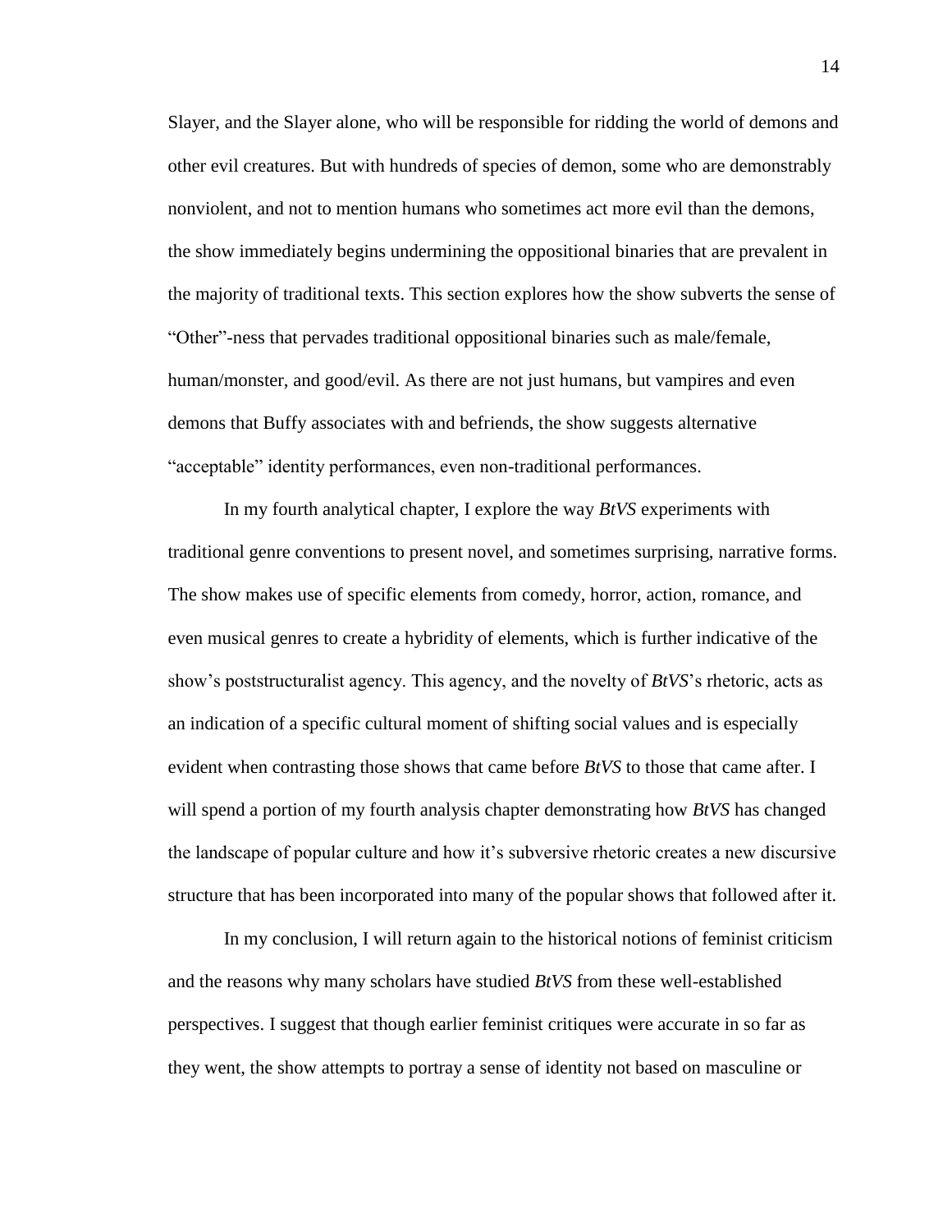Slayer, and the Slayer alone, who will be responsible for ridding the world of demons and other evil creatures. But with hundreds of species of demon, some who are demonstrably nonviolent, and not to mention humans who sometimes act more evil than the demons, the show immediately begins undermining the oppositional binaries that are prevalent in the majority of traditional texts. This section explores how the show subverts the sense of "Other"-ness that pervades traditional oppositional binaries such as male/female, human/monster, and good/evil. As there are not just humans, but vampires and even demons that Buffy associates with and befriends, the show suggests alternative "acceptable" identity performances, even non-traditional performances.

In my fourth analytical chapter, I explore the way *BtVS* experiments with traditional genre conventions to present novel, and sometimes surprising, narrative forms. The show makes use of specific elements from comedy, horror, action, romance, and even musical genres to create a hybridity of elements, which is further indicative of the show's poststructuralist agency. This agency, and the novelty of *BtVS*'s rhetoric, acts as an indication of a specific cultural moment of shifting social values and is especially evident when contrasting those shows that came before *BtVS* to those that came after. I will spend a portion of my fourth analysis chapter demonstrating how *BtVS* has changed the landscape of popular culture and how it's subversive rhetoric creates a new discursive structure that has been incorporated into many of the popular shows that followed after it.

In my conclusion, I will return again to the historical notions of feminist criticism and the reasons why many scholars have studied *BtVS* from these well-established perspectives. I suggest that though earlier feminist critiques were accurate in so far as they went, the show attempts to portray a sense of identity not based on masculine or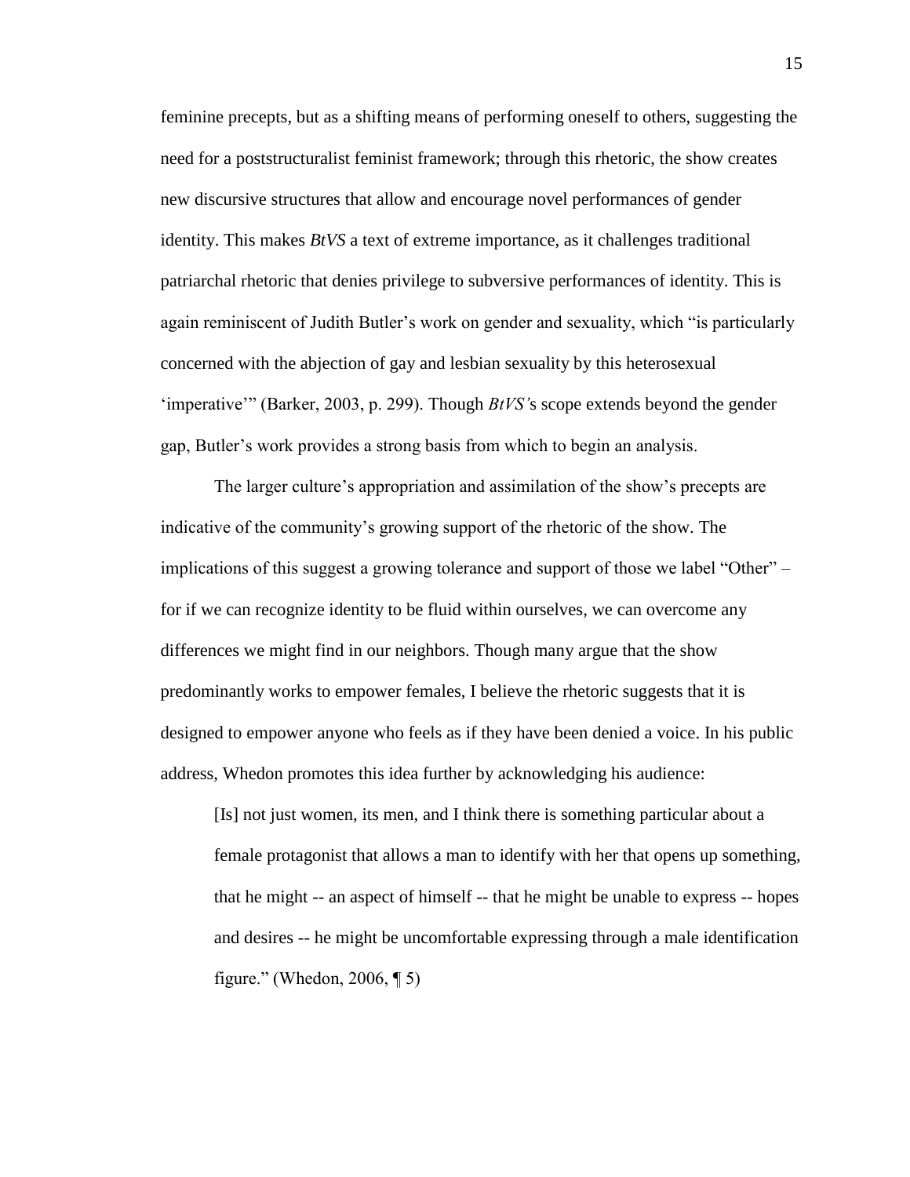feminine precepts, but as a shifting means of performing oneself to others, suggesting the need for a poststructuralist feminist framework; through this rhetoric, the show creates new discursive structures that allow and encourage novel performances of gender identity. This makes *BtVS* a text of extreme importance, as it challenges traditional patriarchal rhetoric that denies privilege to subversive performances of identity. This is again reminiscent of Judith Butler's work on gender and sexuality, which "is particularly concerned with the abjection of gay and lesbian sexuality by this heterosexual 'imperative'" (Barker, 2003, p. 299). Though *BtVS'*s scope extends beyond the gender gap, Butler's work provides a strong basis from which to begin an analysis.

The larger culture's appropriation and assimilation of the show's precepts are indicative of the community's growing support of the rhetoric of the show. The implications of this suggest a growing tolerance and support of those we label "Other" – for if we can recognize identity to be fluid within ourselves, we can overcome any differences we might find in our neighbors. Though many argue that the show predominantly works to empower females, I believe the rhetoric suggests that it is designed to empower anyone who feels as if they have been denied a voice. In his public address, Whedon promotes this idea further by acknowledging his audience:

> [Is] not just women, its men, and I think there is something particular about a female protagonist that allows a man to identify with her that opens up something, that he might -- an aspect of himself -- that he might be unable to express -- hopes and desires -- he might be uncomfortable expressing through a male identification figure." (Whedon, 2006, ¶ 5)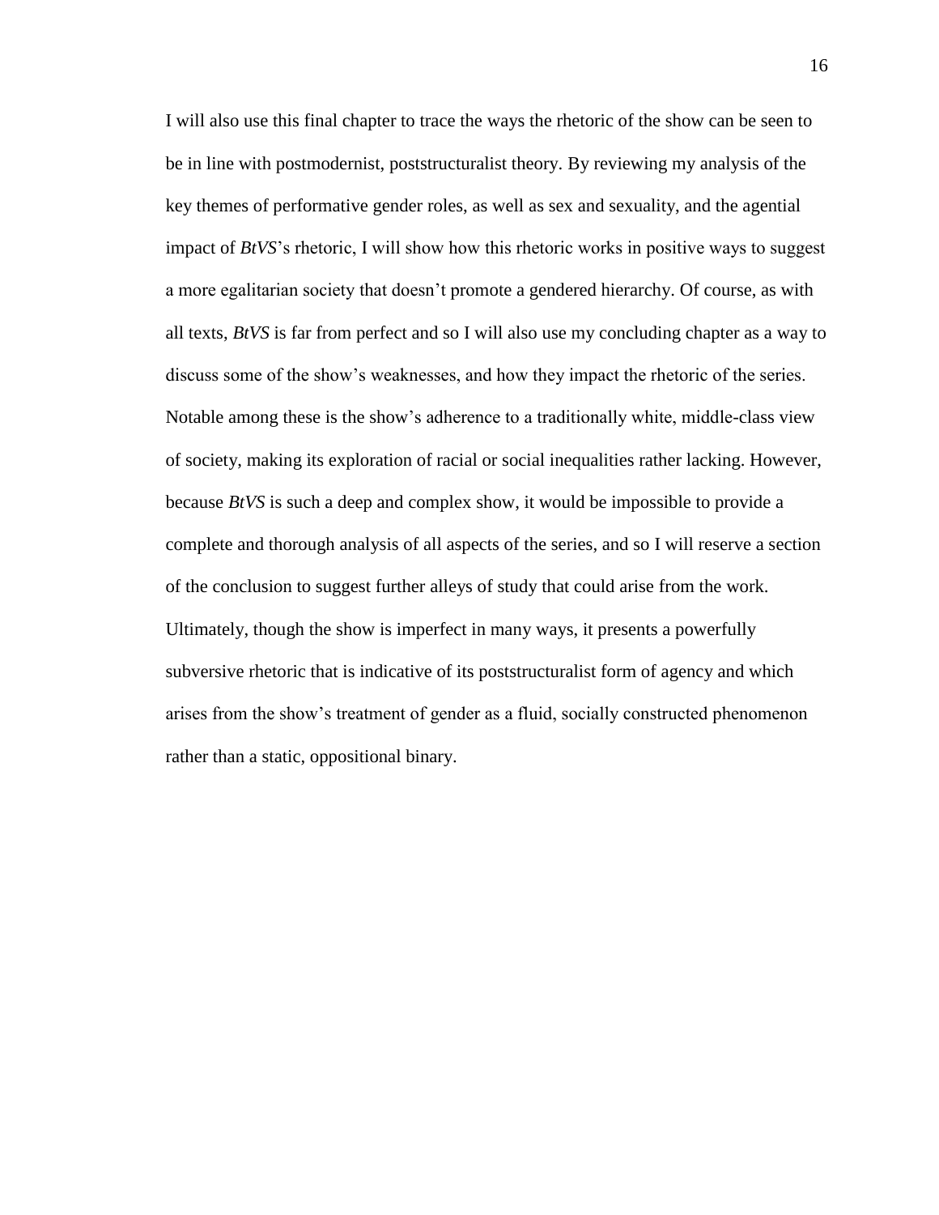I will also use this final chapter to trace the ways the rhetoric of the show can be seen to be in line with postmodernist, poststructuralist theory. By reviewing my analysis of the key themes of performative gender roles, as well as sex and sexuality, and the agential impact of *BtVS*'s rhetoric, I will show how this rhetoric works in positive ways to suggest a more egalitarian society that doesn't promote a gendered hierarchy. Of course, as with all texts, *BtVS* is far from perfect and so I will also use my concluding chapter as a way to discuss some of the show's weaknesses, and how they impact the rhetoric of the series. Notable among these is the show's adherence to a traditionally white, middle-class view of society, making its exploration of racial or social inequalities rather lacking. However, because *BtVS* is such a deep and complex show, it would be impossible to provide a complete and thorough analysis of all aspects of the series, and so I will reserve a section of the conclusion to suggest further alleys of study that could arise from the work. Ultimately, though the show is imperfect in many ways, it presents a powerfully subversive rhetoric that is indicative of its poststructuralist form of agency and which arises from the show's treatment of gender as a fluid, socially constructed phenomenon rather than a static, oppositional binary.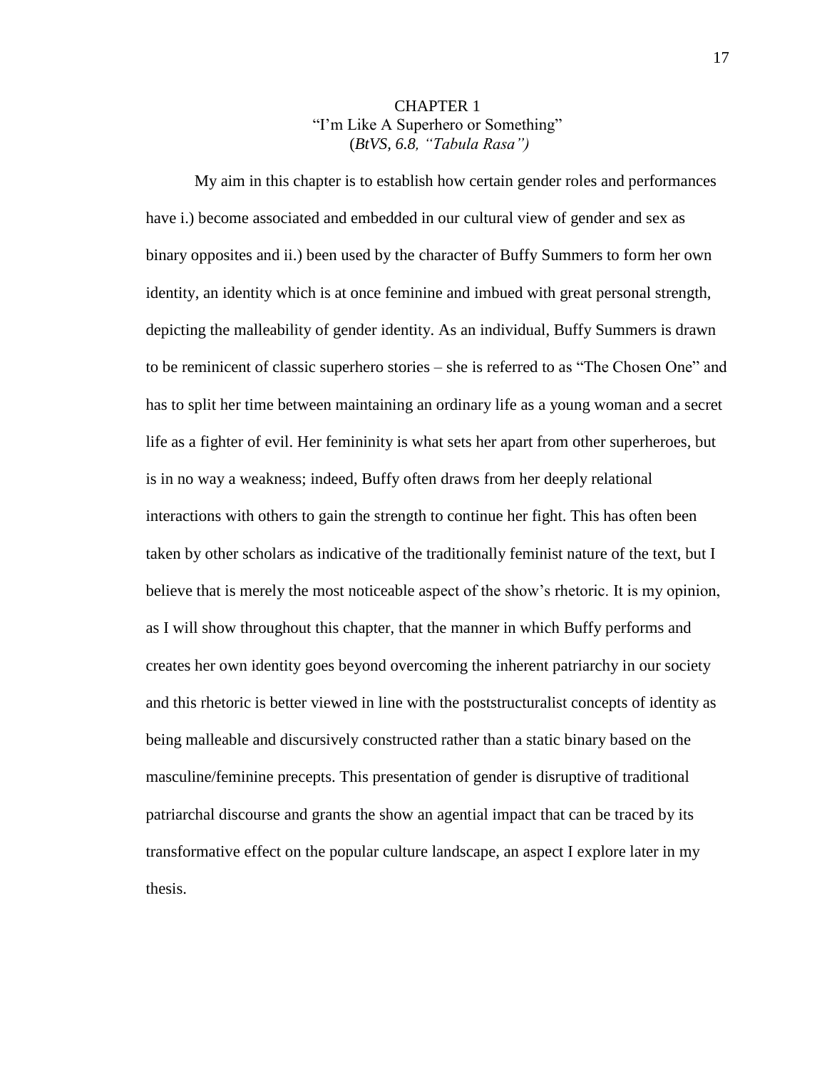# CHAPTER 1
## "I'm Like A Superhero or Something"
### (*BtVS*, *6.8, "Tabula Rasa")*

My aim in this chapter is to establish how certain gender roles and performances have i.) become associated and embedded in our cultural view of gender and sex as binary opposites and ii.) been used by the character of Buffy Summers to form her own identity, an identity which is at once feminine and imbued with great personal strength, depicting the malleability of gender identity. As an individual, Buffy Summers is drawn to be reminicent of classic superhero stories – she is referred to as "The Chosen One" and has to split her time between maintaining an ordinary life as a young woman and a secret life as a fighter of evil. Her femininity is what sets her apart from other superheroes, but is in no way a weakness; indeed, Buffy often draws from her deeply relational interactions with others to gain the strength to continue her fight. This has often been taken by other scholars as indicative of the traditionally feminist nature of the text, but I believe that is merely the most noticeable aspect of the show's rhetoric. It is my opinion, as I will show throughout this chapter, that the manner in which Buffy performs and creates her own identity goes beyond overcoming the inherent patriarchy in our society and this rhetoric is better viewed in line with the poststructuralist concepts of identity as being malleable and discursively constructed rather than a static binary based on the masculine/feminine precepts. This presentation of gender is disruptive of traditional patriarchal discourse and grants the show an agential impact that can be traced by its transformative effect on the popular culture landscape, an aspect I explore later in my thesis.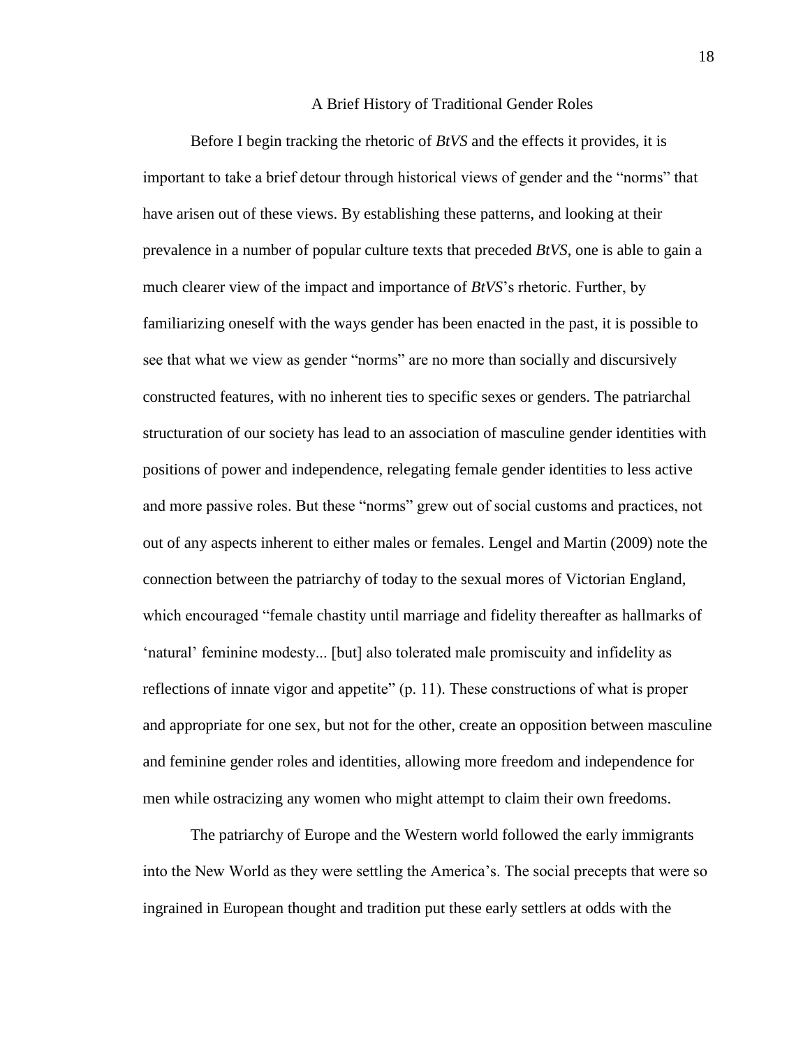## A Brief History of Traditional Gender Roles

Before I begin tracking the rhetoric of *BtVS* and the effects it provides, it is important to take a brief detour through historical views of gender and the "norms" that have arisen out of these views. By establishing these patterns, and looking at their prevalence in a number of popular culture texts that preceded *BtVS*, one is able to gain a much clearer view of the impact and importance of *BtVS*'s rhetoric. Further, by familiarizing oneself with the ways gender has been enacted in the past, it is possible to see that what we view as gender "norms" are no more than socially and discursively constructed features, with no inherent ties to specific sexes or genders. The patriarchal structuration of our society has lead to an association of masculine gender identities with positions of power and independence, relegating female gender identities to less active and more passive roles. But these "norms" grew out of social customs and practices, not out of any aspects inherent to either males or females. Lengel and Martin (2009) note the connection between the patriarchy of today to the sexual mores of Victorian England, which encouraged "female chastity until marriage and fidelity thereafter as hallmarks of 'natural' feminine modesty... [but] also tolerated male promiscuity and infidelity as reflections of innate vigor and appetite" (p. 11). These constructions of what is proper and appropriate for one sex, but not for the other, create an opposition between masculine and feminine gender roles and identities, allowing more freedom and independence for men while ostracizing any women who might attempt to claim their own freedoms.

The patriarchy of Europe and the Western world followed the early immigrants into the New World as they were settling the America's. The social precepts that were so ingrained in European thought and tradition put these early settlers at odds with the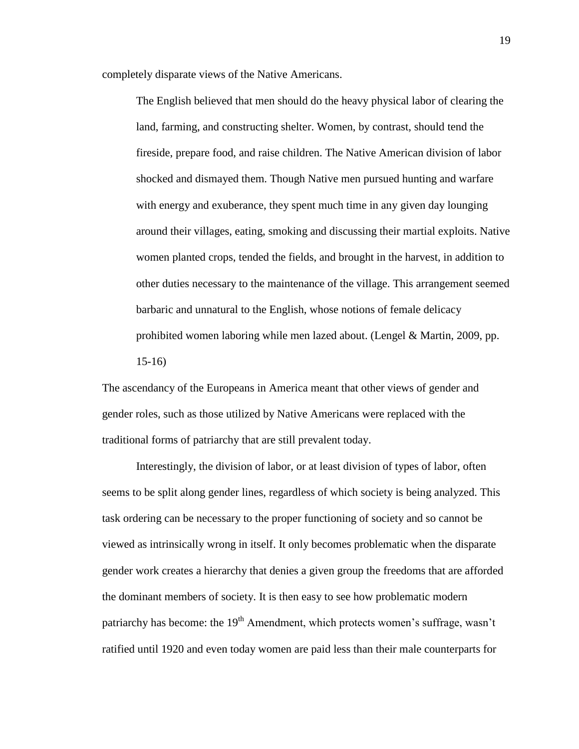completely disparate views of the Native Americans.

> The English believed that men should do the heavy physical labor of clearing the land, farming, and constructing shelter. Women, by contrast, should tend the fireside, prepare food, and raise children. The Native American division of labor shocked and dismayed them. Though Native men pursued hunting and warfare with energy and exuberance, they spent much time in any given day lounging around their villages, eating, smoking and discussing their martial exploits. Native women planted crops, tended the fields, and brought in the harvest, in addition to other duties necessary to the maintenance of the village. This arrangement seemed barbaric and unnatural to the English, whose notions of female delicacy prohibited women laboring while men lazed about. (Lengel & Martin, 2009, pp. 15-16)

The ascendancy of the Europeans in America meant that other views of gender and gender roles, such as those utilized by Native Americans were replaced with the traditional forms of patriarchy that are still prevalent today.

Interestingly, the division of labor, or at least division of types of labor, often seems to be split along gender lines, regardless of which society is being analyzed. This task ordering can be necessary to the proper functioning of society and so cannot be viewed as intrinsically wrong in itself. It only becomes problematic when the disparate gender work creates a hierarchy that denies a given group the freedoms that are afforded the dominant members of society. It is then easy to see how problematic modern patriarchy has become: the 19th Amendment, which protects women's suffrage, wasn't ratified until 1920 and even today women are paid less than their male counterparts for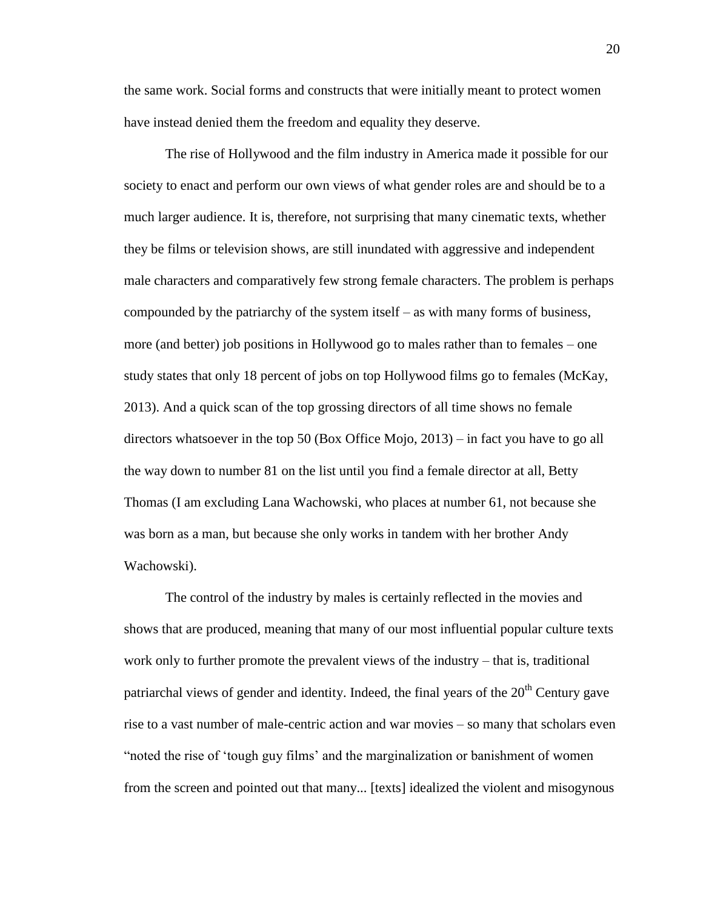the same work. Social forms and constructs that were initially meant to protect women have instead denied them the freedom and equality they deserve.

The rise of Hollywood and the film industry in America made it possible for our society to enact and perform our own views of what gender roles are and should be to a much larger audience. It is, therefore, not surprising that many cinematic texts, whether they be films or television shows, are still inundated with aggressive and independent male characters and comparatively few strong female characters. The problem is perhaps compounded by the patriarchy of the system itself – as with many forms of business, more (and better) job positions in Hollywood go to males rather than to females – one study states that only 18 percent of jobs on top Hollywood films go to females (McKay, 2013). And a quick scan of the top grossing directors of all time shows no female directors whatsoever in the top 50 (Box Office Mojo, 2013) – in fact you have to go all the way down to number 81 on the list until you find a female director at all, Betty Thomas (I am excluding Lana Wachowski, who places at number 61, not because she was born as a man, but because she only works in tandem with her brother Andy Wachowski).

The control of the industry by males is certainly reflected in the movies and shows that are produced, meaning that many of our most influential popular culture texts work only to further promote the prevalent views of the industry – that is, traditional patriarchal views of gender and identity. Indeed, the final years of the 20th Century gave rise to a vast number of male-centric action and war movies – so many that scholars even "noted the rise of 'tough guy films' and the marginalization or banishment of women from the screen and pointed out that many... [texts] idealized the violent and misogynous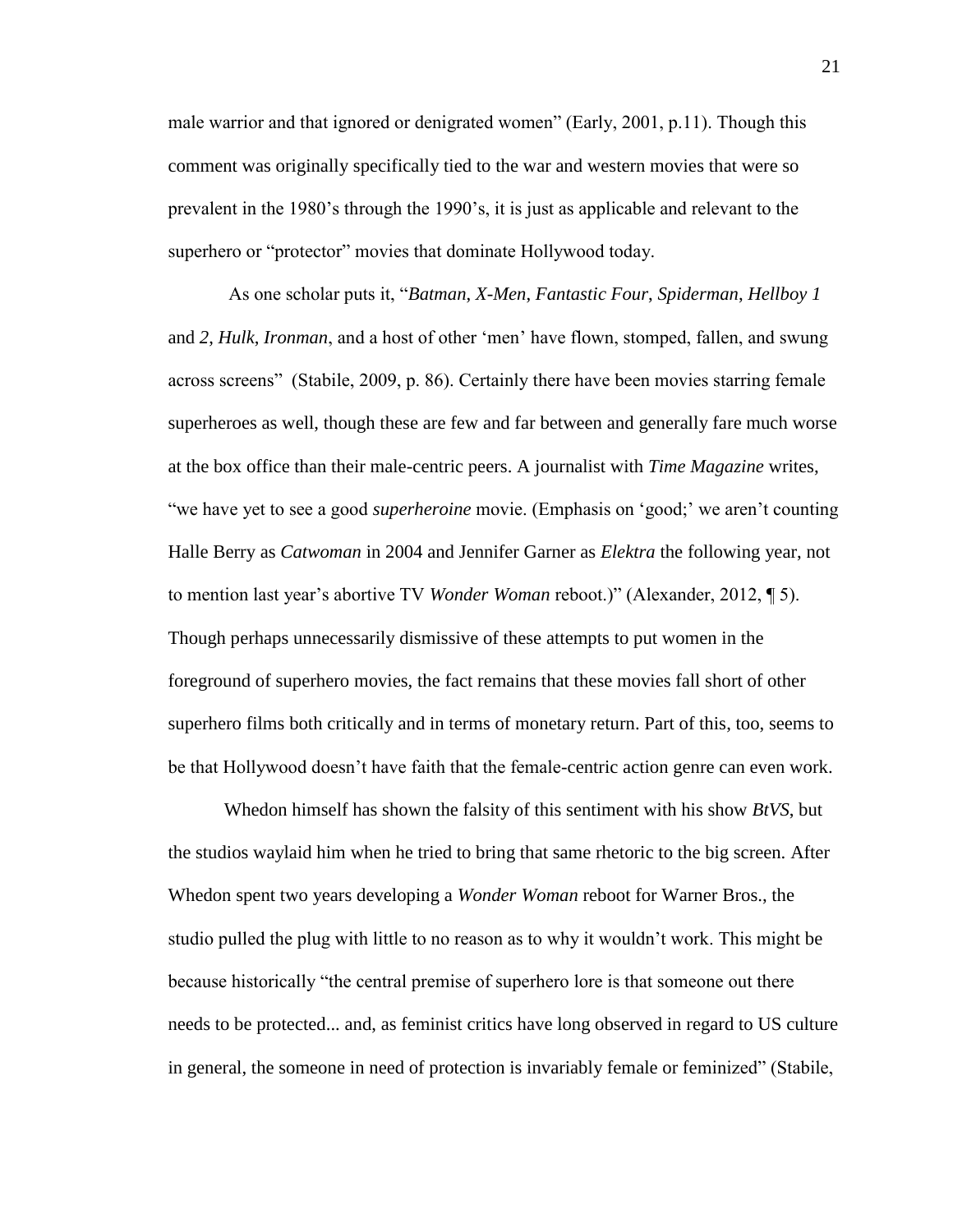male warrior and that ignored or denigrated women" (Early, 2001, p.11). Though this comment was originally specifically tied to the war and western movies that were so prevalent in the 1980's through the 1990's, it is just as applicable and relevant to the superhero or "protector" movies that dominate Hollywood today.

As one scholar puts it, "*Batman*, *X-Men*, *Fantastic Four*, *Spiderman*, *Hellboy 1* and *2*, *Hulk*, *Ironman*, and a host of other 'men' have flown, stomped, fallen, and swung across screens" (Stabile, 2009, p. 86). Certainly there have been movies starring female superheroes as well, though these are few and far between and generally fare much worse at the box office than their male-centric peers. A journalist with *Time Magazine* writes, "we have yet to see a good *superheroine* movie. (Emphasis on 'good;' we aren't counting Halle Berry as *Catwoman* in 2004 and Jennifer Garner as *Elektra* the following year, not to mention last year's abortive TV *Wonder Woman* reboot.)" (Alexander, 2012, ¶ 5). Though perhaps unnecessarily dismissive of these attempts to put women in the foreground of superhero movies, the fact remains that these movies fall short of other superhero films both critically and in terms of monetary return. Part of this, too, seems to be that Hollywood doesn't have faith that the female-centric action genre can even work.

Whedon himself has shown the falsity of this sentiment with his show *BtVS*, but the studios waylaid him when he tried to bring that same rhetoric to the big screen. After Whedon spent two years developing a *Wonder Woman* reboot for Warner Bros., the studio pulled the plug with little to no reason as to why it wouldn't work. This might be because historically "the central premise of superhero lore is that someone out there needs to be protected... and, as feminist critics have long observed in regard to US culture in general, the someone in need of protection is invariably female or feminized" (Stabile,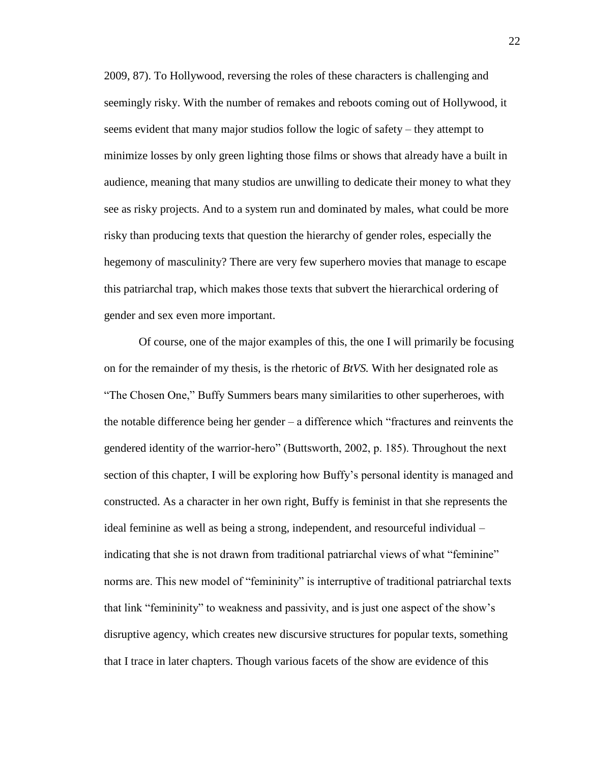2009, 87). To Hollywood, reversing the roles of these characters is challenging and seemingly risky. With the number of remakes and reboots coming out of Hollywood, it seems evident that many major studios follow the logic of safety – they attempt to minimize losses by only green lighting those films or shows that already have a built in audience, meaning that many studios are unwilling to dedicate their money to what they see as risky projects. And to a system run and dominated by males, what could be more risky than producing texts that question the hierarchy of gender roles, especially the hegemony of masculinity? There are very few superhero movies that manage to escape this patriarchal trap, which makes those texts that subvert the hierarchical ordering of gender and sex even more important.

Of course, one of the major examples of this, the one I will primarily be focusing on for the remainder of my thesis, is the rhetoric of *BtVS.* With her designated role as "The Chosen One," Buffy Summers bears many similarities to other superheroes, with the notable difference being her gender – a difference which "fractures and reinvents the gendered identity of the warrior-hero" (Buttsworth, 2002, p. 185). Throughout the next section of this chapter, I will be exploring how Buffy's personal identity is managed and constructed. As a character in her own right, Buffy is feminist in that she represents the ideal feminine as well as being a strong, independent, and resourceful individual – indicating that she is not drawn from traditional patriarchal views of what "feminine" norms are. This new model of "femininity" is interruptive of traditional patriarchal texts that link "femininity" to weakness and passivity, and is just one aspect of the show's disruptive agency, which creates new discursive structures for popular texts, something that I trace in later chapters. Though various facets of the show are evidence of this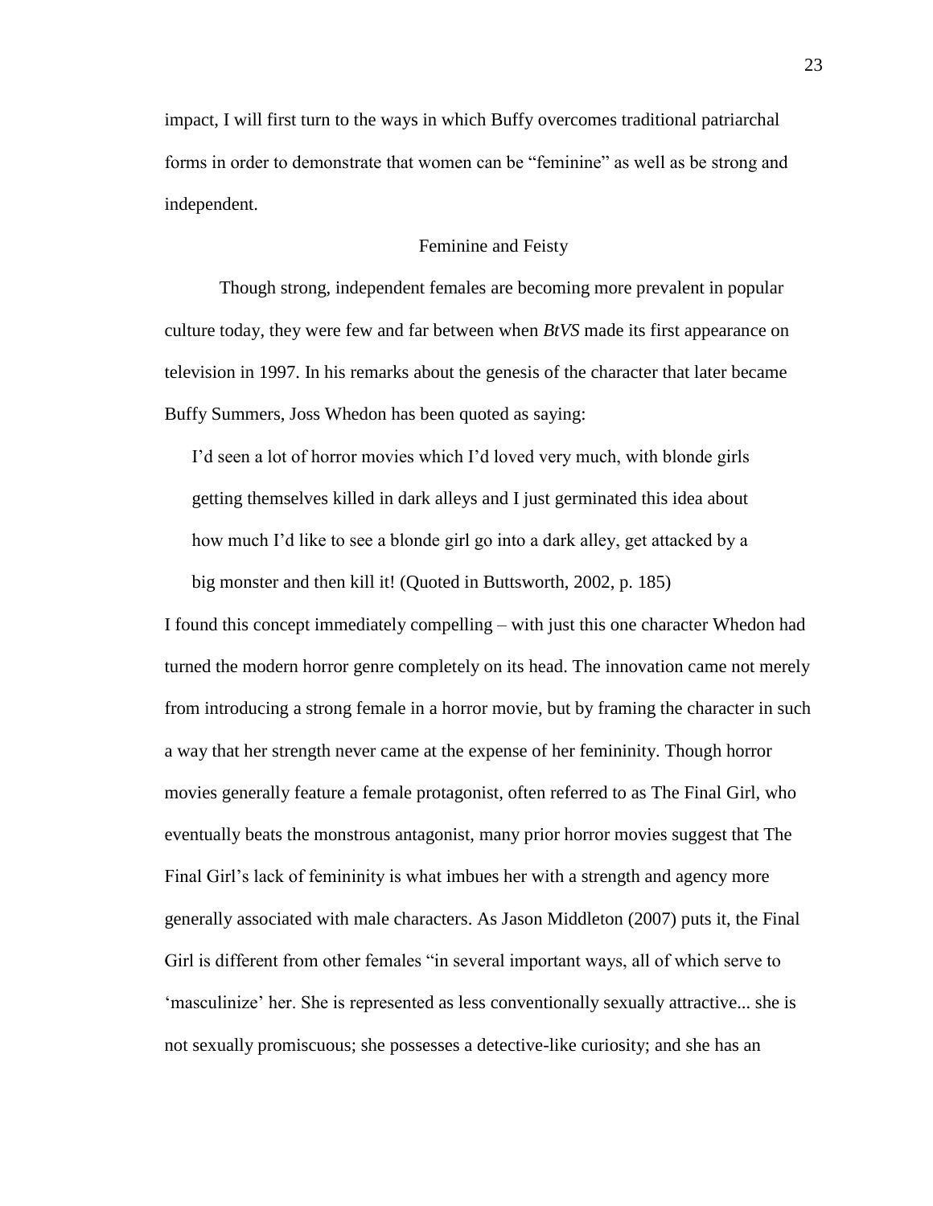impact, I will first turn to the ways in which Buffy overcomes traditional patriarchal forms in order to demonstrate that women can be "feminine" as well as be strong and independent.

## Feminine and Feisty

Though strong, independent females are becoming more prevalent in popular culture today, they were few and far between when *BtVS* made its first appearance on television in 1997. In his remarks about the genesis of the character that later became Buffy Summers, Joss Whedon has been quoted as saying:

> I'd seen a lot of horror movies which I'd loved very much, with blonde girls getting themselves killed in dark alleys and I just germinated this idea about how much I'd like to see a blonde girl go into a dark alley, get attacked by a big monster and then kill it! (Quoted in Buttsworth, 2002, p. 185)

I found this concept immediately compelling – with just this one character Whedon had turned the modern horror genre completely on its head. The innovation came not merely from introducing a strong female in a horror movie, but by framing the character in such a way that her strength never came at the expense of her femininity. Though horror movies generally feature a female protagonist, often referred to as The Final Girl, who eventually beats the monstrous antagonist, many prior horror movies suggest that The Final Girl's lack of femininity is what imbues her with a strength and agency more generally associated with male characters. As Jason Middleton (2007) puts it, the Final Girl is different from other females "in several important ways, all of which serve to 'masculinize' her. She is represented as less conventionally sexually attractive... she is not sexually promiscuous; she possesses a detective-like curiosity; and she has an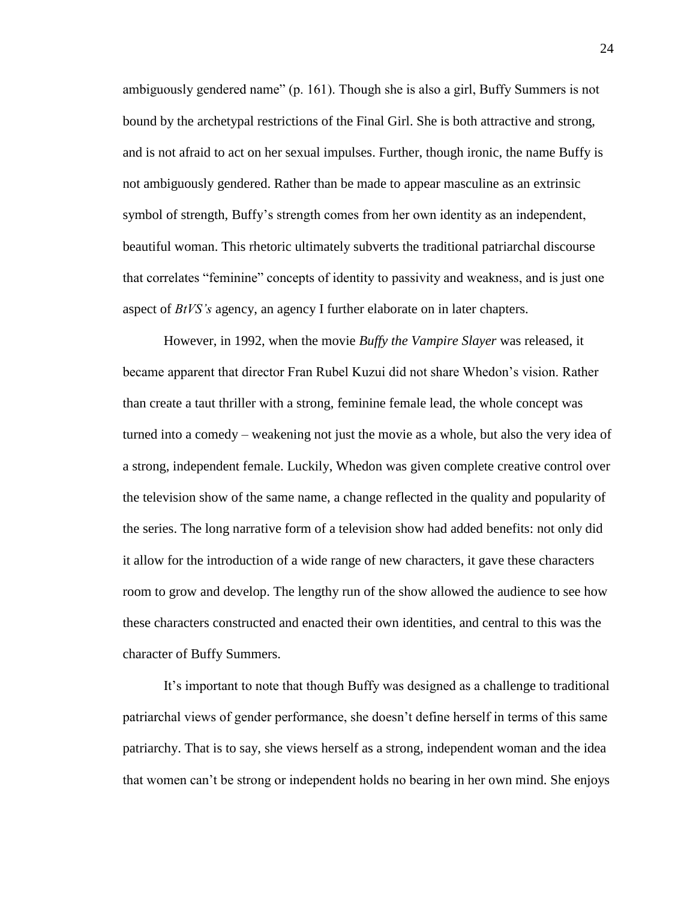ambiguously gendered name" (p. 161). Though she is also a girl, Buffy Summers is not bound by the archetypal restrictions of the Final Girl. She is both attractive and strong, and is not afraid to act on her sexual impulses. Further, though ironic, the name Buffy is not ambiguously gendered. Rather than be made to appear masculine as an extrinsic symbol of strength, Buffy's strength comes from her own identity as an independent, beautiful woman. This rhetoric ultimately subverts the traditional patriarchal discourse that correlates "feminine" concepts of identity to passivity and weakness, and is just one aspect of *BtVS's* agency, an agency I further elaborate on in later chapters.

However, in 1992, when the movie *Buffy the Vampire Slayer* was released, it became apparent that director Fran Rubel Kuzui did not share Whedon's vision. Rather than create a taut thriller with a strong, feminine female lead, the whole concept was turned into a comedy – weakening not just the movie as a whole, but also the very idea of a strong, independent female. Luckily, Whedon was given complete creative control over the television show of the same name, a change reflected in the quality and popularity of the series. The long narrative form of a television show had added benefits: not only did it allow for the introduction of a wide range of new characters, it gave these characters room to grow and develop. The lengthy run of the show allowed the audience to see how these characters constructed and enacted their own identities, and central to this was the character of Buffy Summers.

It's important to note that though Buffy was designed as a challenge to traditional patriarchal views of gender performance, she doesn't define herself in terms of this same patriarchy. That is to say, she views herself as a strong, independent woman and the idea that women can't be strong or independent holds no bearing in her own mind. She enjoys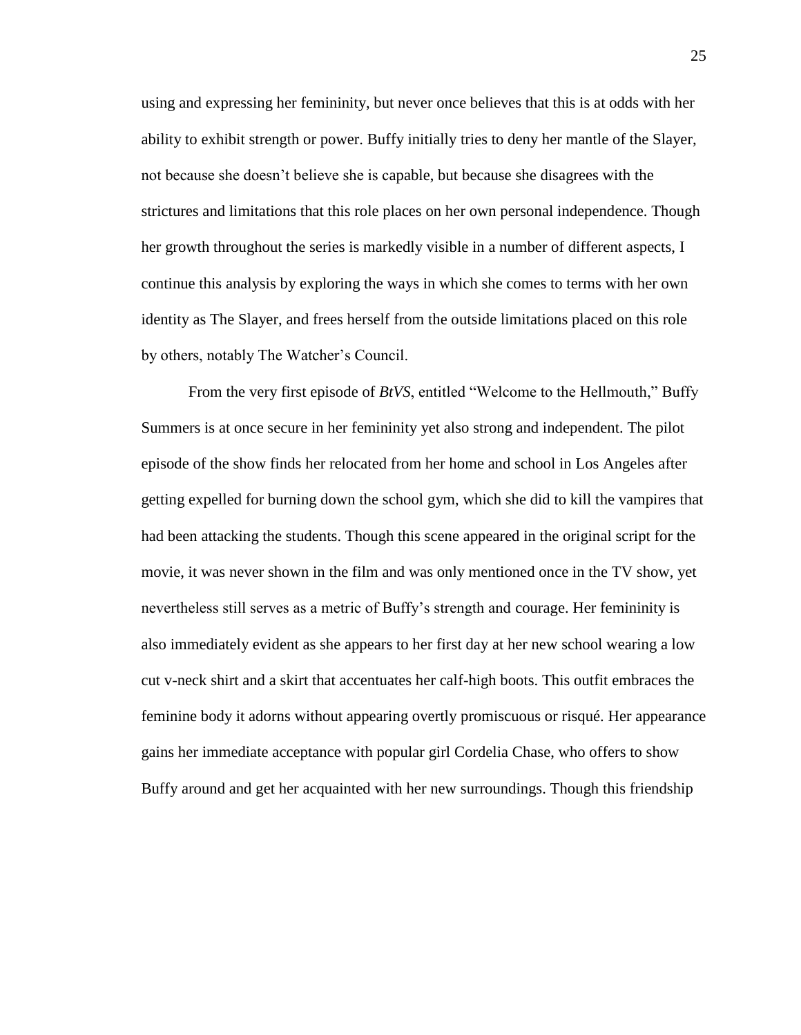using and expressing her femininity, but never once believes that this is at odds with her ability to exhibit strength or power. Buffy initially tries to deny her mantle of the Slayer, not because she doesn't believe she is capable, but because she disagrees with the strictures and limitations that this role places on her own personal independence. Though her growth throughout the series is markedly visible in a number of different aspects, I continue this analysis by exploring the ways in which she comes to terms with her own identity as The Slayer, and frees herself from the outside limitations placed on this role by others, notably The Watcher's Council.

From the very first episode of *BtVS*, entitled "Welcome to the Hellmouth," Buffy Summers is at once secure in her femininity yet also strong and independent. The pilot episode of the show finds her relocated from her home and school in Los Angeles after getting expelled for burning down the school gym, which she did to kill the vampires that had been attacking the students. Though this scene appeared in the original script for the movie, it was never shown in the film and was only mentioned once in the TV show, yet nevertheless still serves as a metric of Buffy's strength and courage. Her femininity is also immediately evident as she appears to her first day at her new school wearing a low cut v-neck shirt and a skirt that accentuates her calf-high boots. This outfit embraces the feminine body it adorns without appearing overtly promiscuous or risqué. Her appearance gains her immediate acceptance with popular girl Cordelia Chase, who offers to show Buffy around and get her acquainted with her new surroundings. Though this friendship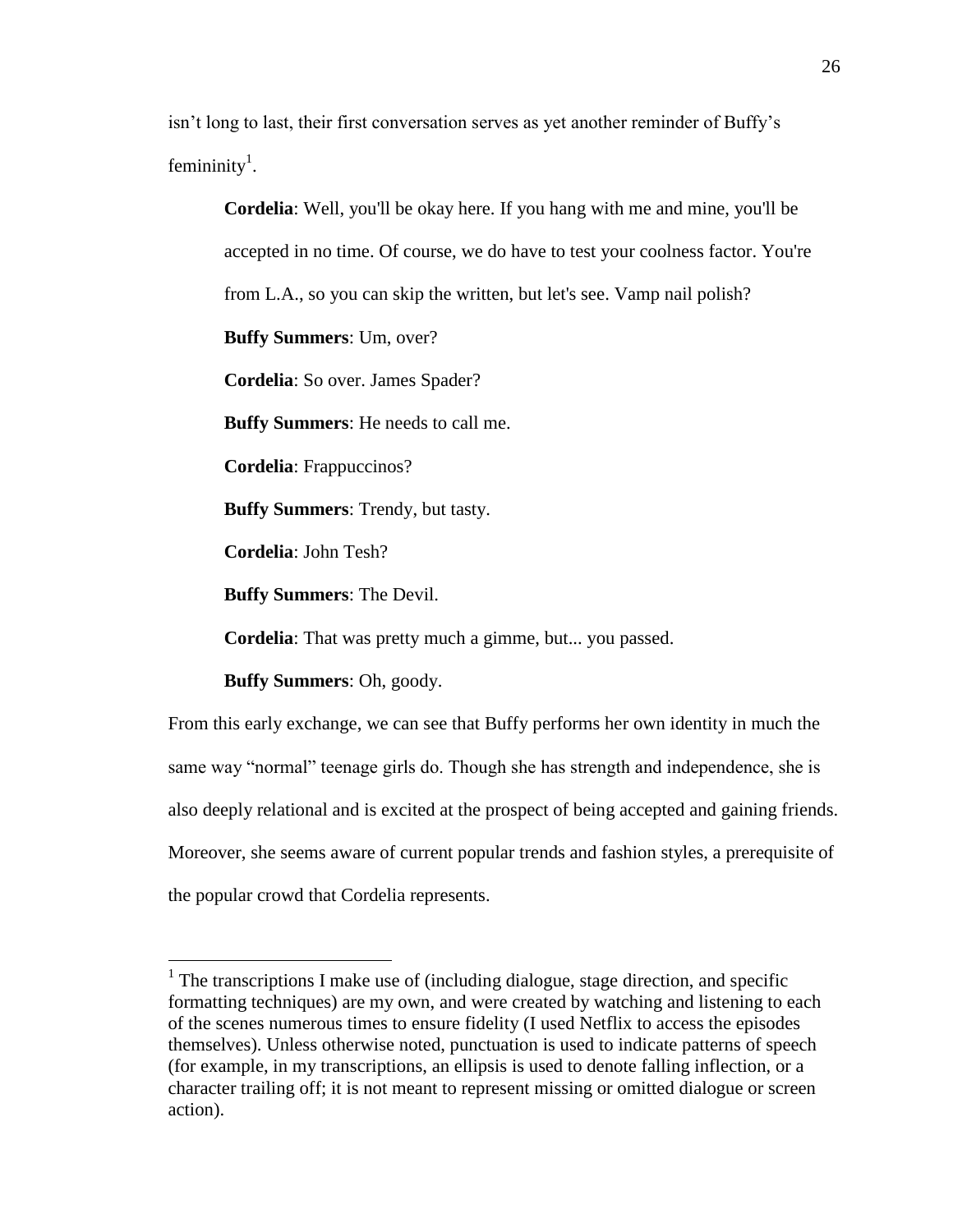isn't long to last, their first conversation serves as yet another reminder of Buffy's femininity[1].

> **Cordelia**: Well, you'll be okay here. If you hang with me and mine, you'll be accepted in no time. Of course, we do have to test your coolness factor. You're from L.A., so you can skip the written, but let's see. Vamp nail polish?
>
> **Buffy Summers**: Um, over?
>
> **Cordelia**: So over. James Spader?
>
> **Buffy Summers**: He needs to call me.
>
> **Cordelia**: Frappuccinos?
>
> **Buffy Summers**: Trendy, but tasty.
>
> **Cordelia**: John Tesh?
>
> **Buffy Summers**: The Devil.
>
> **Cordelia**: That was pretty much a gimme, but... you passed.
>
> **Buffy Summers**: Oh, goody.

From this early exchange, we can see that Buffy performs her own identity in much the same way "normal" teenage girls do. Though she has strength and independence, she is also deeply relational and is excited at the prospect of being accepted and gaining friends. Moreover, she seems aware of current popular trends and fashion styles, a prerequisite of the popular crowd that Cordelia represents.

---

[1] The transcriptions I make use of (including dialogue, stage direction, and specific formatting techniques) are my own, and were created by watching and listening to each of the scenes numerous times to ensure fidelity (I used Netflix to access the episodes themselves). Unless otherwise noted, punctuation is used to indicate patterns of speech (for example, in my transcriptions, an ellipsis is used to denote falling inflection, or a character trailing off; it is not meant to represent missing or omitted dialogue or screen action).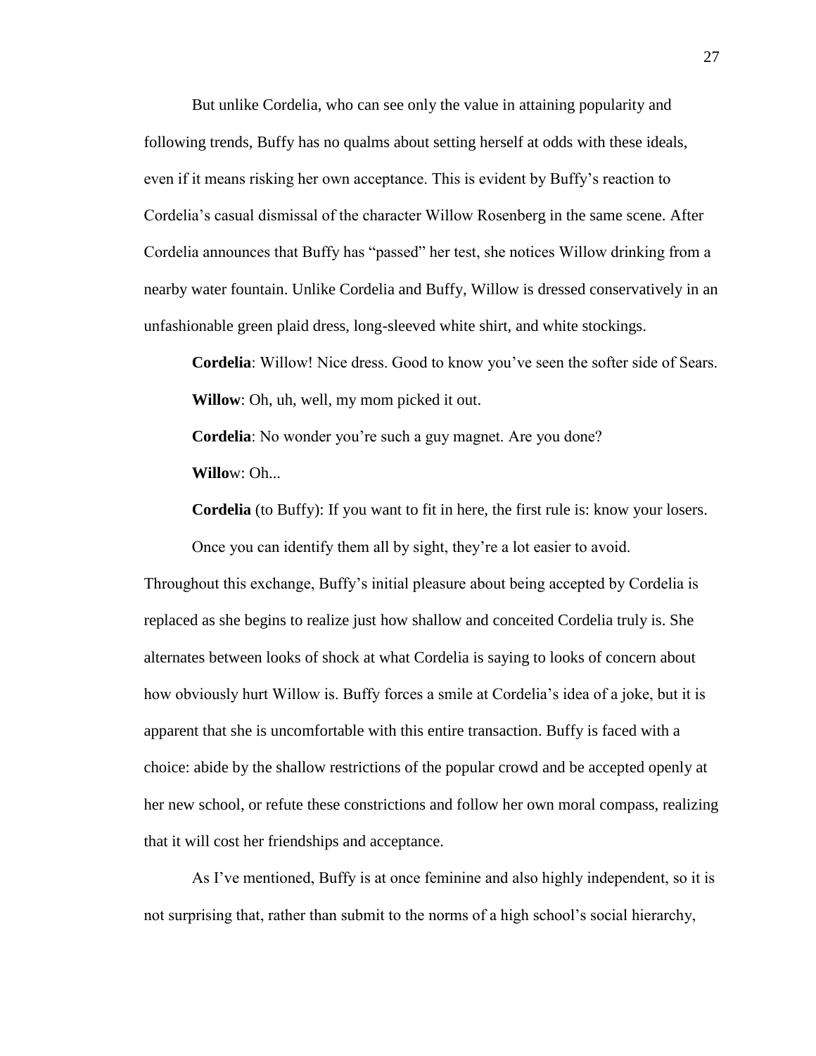But unlike Cordelia, who can see only the value in attaining popularity and following trends, Buffy has no qualms about setting herself at odds with these ideals, even if it means risking her own acceptance. This is evident by Buffy's reaction to Cordelia's casual dismissal of the character Willow Rosenberg in the same scene. After Cordelia announces that Buffy has "passed" her test, she notices Willow drinking from a nearby water fountain. Unlike Cordelia and Buffy, Willow is dressed conservatively in an unfashionable green plaid dress, long-sleeved white shirt, and white stockings.

> **Cordelia**: Willow! Nice dress. Good to know you've seen the softer side of Sears.
>
> **Willow**: Oh, uh, well, my mom picked it out.
>
> **Cordelia**: No wonder you're such a guy magnet. Are you done?
>
> **Willo**w: Oh...
>
> **Cordelia** (to Buffy): If you want to fit in here, the first rule is: know your losers. Once you can identify them all by sight, they're a lot easier to avoid.

Throughout this exchange, Buffy's initial pleasure about being accepted by Cordelia is replaced as she begins to realize just how shallow and conceited Cordelia truly is. She alternates between looks of shock at what Cordelia is saying to looks of concern about how obviously hurt Willow is. Buffy forces a smile at Cordelia's idea of a joke, but it is apparent that she is uncomfortable with this entire transaction. Buffy is faced with a choice: abide by the shallow restrictions of the popular crowd and be accepted openly at her new school, or refute these constrictions and follow her own moral compass, realizing that it will cost her friendships and acceptance.

As I've mentioned, Buffy is at once feminine and also highly independent, so it is not surprising that, rather than submit to the norms of a high school's social hierarchy,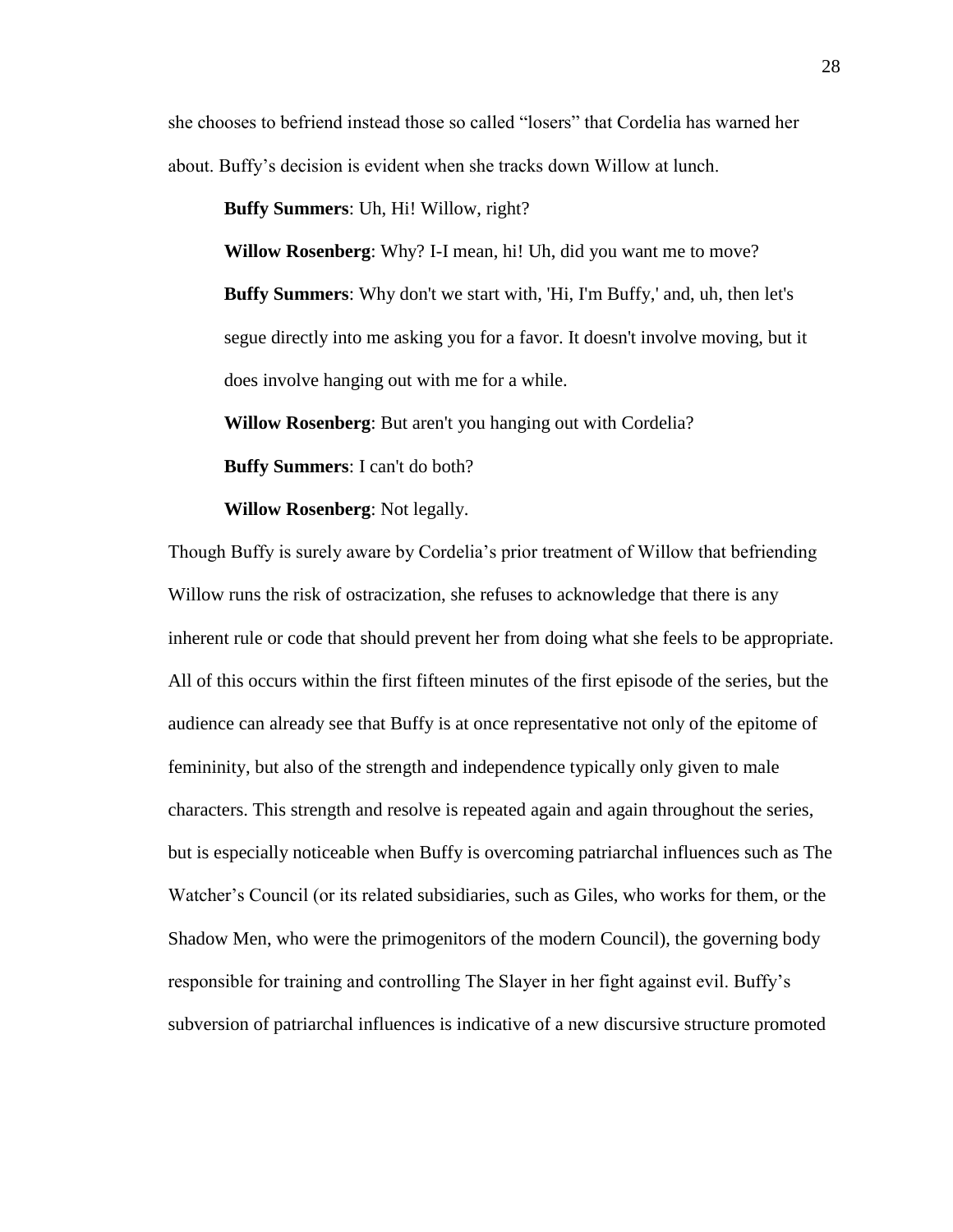she chooses to befriend instead those so called "losers" that Cordelia has warned her about. Buffy's decision is evident when she tracks down Willow at lunch.

> **Buffy Summers**: Uh, Hi! Willow, right?
>
> **Willow Rosenberg**: Why? I-I mean, hi! Uh, did you want me to move?
>
> **Buffy Summers**: Why don't we start with, 'Hi, I'm Buffy,' and, uh, then let's segue directly into me asking you for a favor. It doesn't involve moving, but it does involve hanging out with me for a while.
>
> **Willow Rosenberg**: But aren't you hanging out with Cordelia?
>
> **Buffy Summers**: I can't do both?
>
> **Willow Rosenberg**: Not legally.

Though Buffy is surely aware by Cordelia's prior treatment of Willow that befriending Willow runs the risk of ostracization, she refuses to acknowledge that there is any inherent rule or code that should prevent her from doing what she feels to be appropriate. All of this occurs within the first fifteen minutes of the first episode of the series, but the audience can already see that Buffy is at once representative not only of the epitome of femininity, but also of the strength and independence typically only given to male characters. This strength and resolve is repeated again and again throughout the series, but is especially noticeable when Buffy is overcoming patriarchal influences such as The Watcher's Council (or its related subsidiaries, such as Giles, who works for them, or the Shadow Men, who were the primogenitors of the modern Council), the governing body responsible for training and controlling The Slayer in her fight against evil. Buffy's subversion of patriarchal influences is indicative of a new discursive structure promoted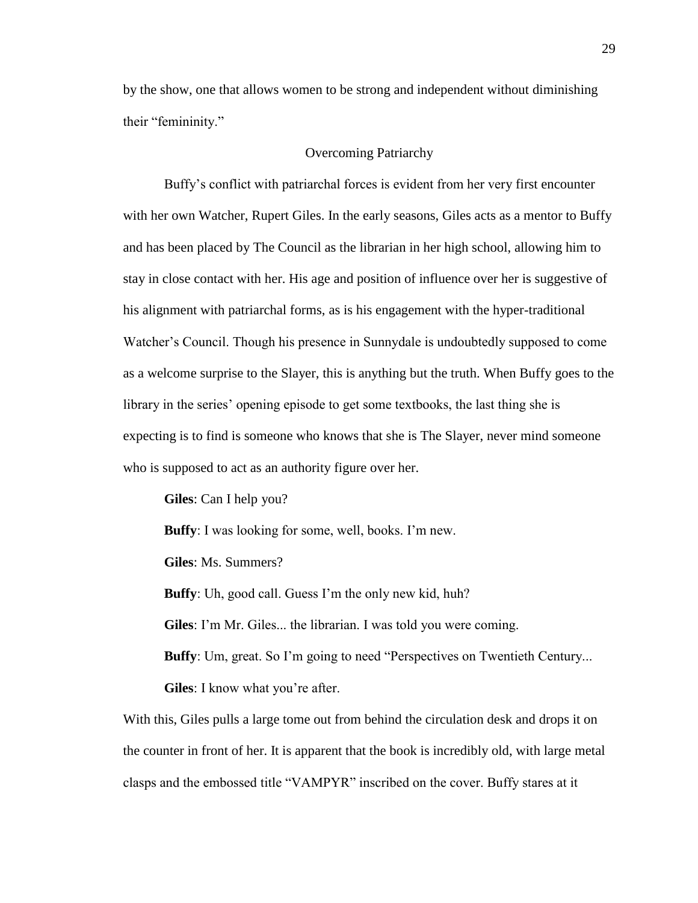by the show, one that allows women to be strong and independent without diminishing their "femininity."

## Overcoming Patriarchy

Buffy's conflict with patriarchal forces is evident from her very first encounter with her own Watcher, Rupert Giles. In the early seasons, Giles acts as a mentor to Buffy and has been placed by The Council as the librarian in her high school, allowing him to stay in close contact with her. His age and position of influence over her is suggestive of his alignment with patriarchal forms, as is his engagement with the hyper-traditional Watcher's Council. Though his presence in Sunnydale is undoubtedly supposed to come as a welcome surprise to the Slayer, this is anything but the truth. When Buffy goes to the library in the series' opening episode to get some textbooks, the last thing she is expecting is to find is someone who knows that she is The Slayer, never mind someone who is supposed to act as an authority figure over her.

**Giles**: Can I help you?

**Buffy**: I was looking for some, well, books. I'm new.

**Giles**: Ms. Summers?

**Buffy**: Uh, good call. Guess I'm the only new kid, huh?

**Giles**: I'm Mr. Giles... the librarian. I was told you were coming.

**Buffy**: Um, great. So I'm going to need "Perspectives on Twentieth Century...

**Giles**: I know what you're after.

With this, Giles pulls a large tome out from behind the circulation desk and drops it on the counter in front of her. It is apparent that the book is incredibly old, with large metal clasps and the embossed title "VAMPYR" inscribed on the cover. Buffy stares at it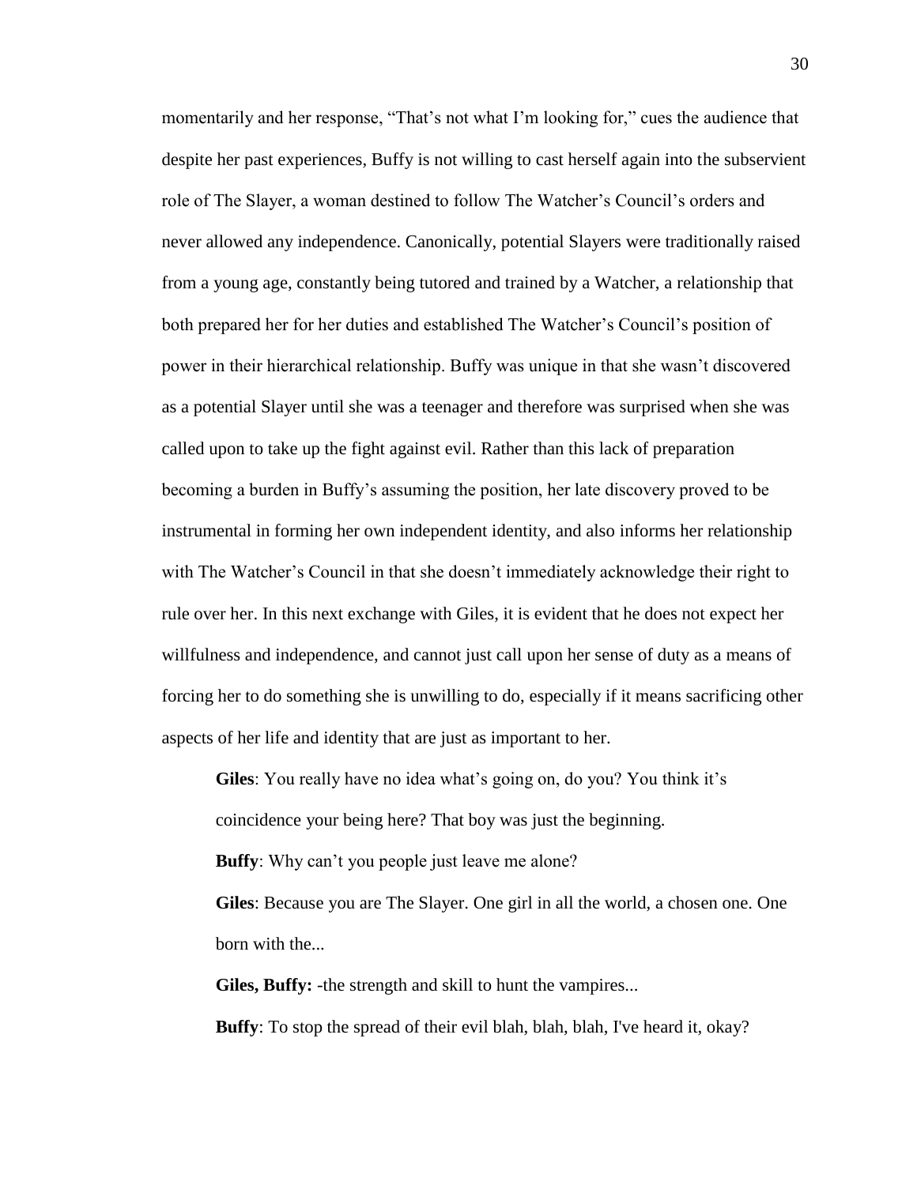momentarily and her response, "That's not what I'm looking for," cues the audience that despite her past experiences, Buffy is not willing to cast herself again into the subservient role of The Slayer, a woman destined to follow The Watcher's Council's orders and never allowed any independence. Canonically, potential Slayers were traditionally raised from a young age, constantly being tutored and trained by a Watcher, a relationship that both prepared her for her duties and established The Watcher's Council's position of power in their hierarchical relationship. Buffy was unique in that she wasn't discovered as a potential Slayer until she was a teenager and therefore was surprised when she was called upon to take up the fight against evil. Rather than this lack of preparation becoming a burden in Buffy's assuming the position, her late discovery proved to be instrumental in forming her own independent identity, and also informs her relationship with The Watcher's Council in that she doesn't immediately acknowledge their right to rule over her. In this next exchange with Giles, it is evident that he does not expect her willfulness and independence, and cannot just call upon her sense of duty as a means of forcing her to do something she is unwilling to do, especially if it means sacrificing other aspects of her life and identity that are just as important to her.

> **Giles**: You really have no idea what's going on, do you? You think it's coincidence your being here? That boy was just the beginning.
>
> **Buffy**: Why can't you people just leave me alone?
>
> **Giles**: Because you are The Slayer. One girl in all the world, a chosen one. One born with the...
>
> **Giles, Buffy:** -the strength and skill to hunt the vampires...
>
> **Buffy**: To stop the spread of their evil blah, blah, blah, I've heard it, okay?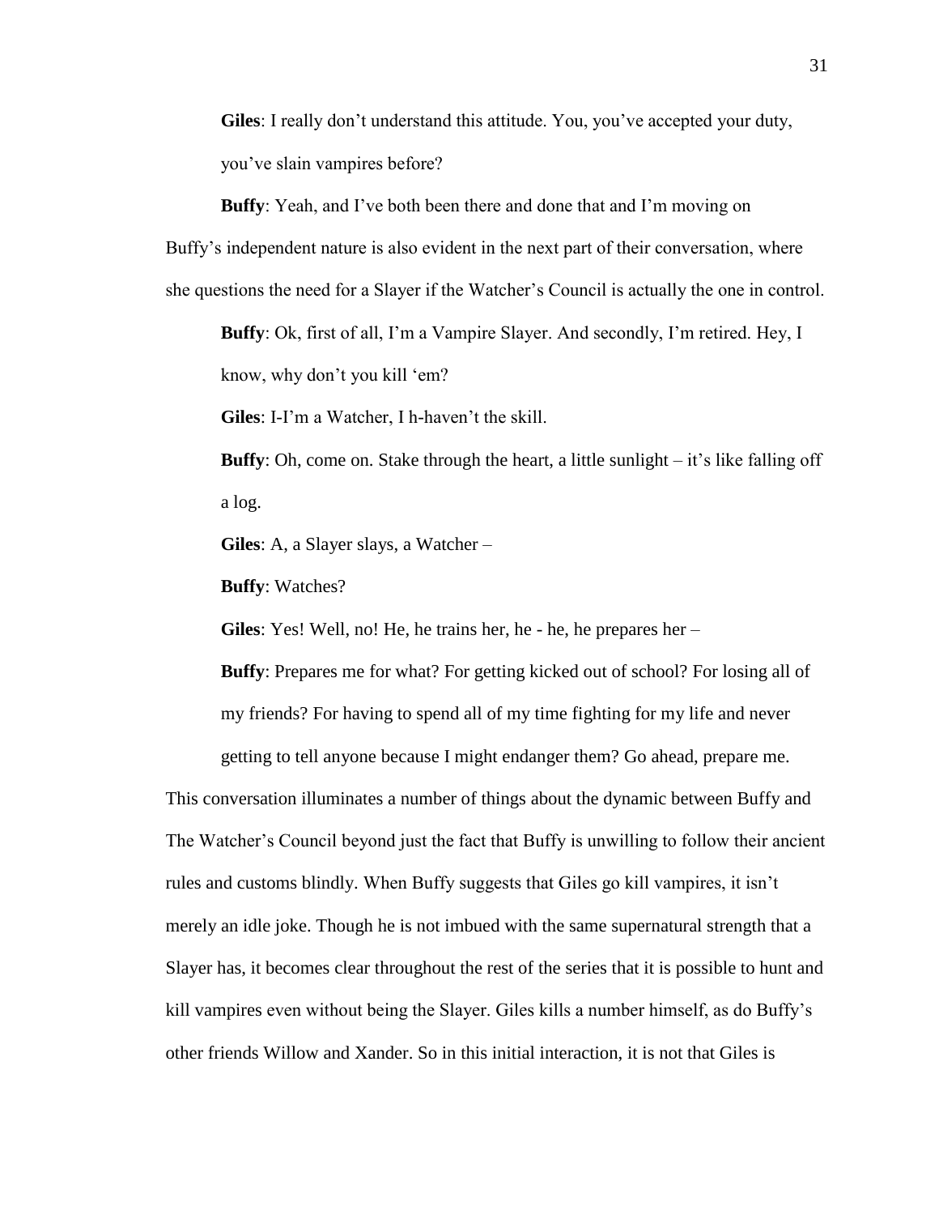**Giles**: I really don’t understand this attitude. You, you’ve accepted your duty, you’ve slain vampires before?

**Buffy**: Yeah, and I’ve both been there and done that and I’m moving on

Buffy’s independent nature is also evident in the next part of their conversation, where she questions the need for a Slayer if the Watcher’s Council is actually the one in control.

**Buffy**: Ok, first of all, I’m a Vampire Slayer. And secondly, I’m retired. Hey, I know, why don’t you kill ‘em?

**Giles**: I-I’m a Watcher, I h-haven’t the skill.

**Buffy**: Oh, come on. Stake through the heart, a little sunlight – it’s like falling off a log.

**Giles**: A, a Slayer slays, a Watcher –

**Buffy**: Watches?

**Giles**: Yes! Well, no! He, he trains her, he - he, he prepares her –

**Buffy**: Prepares me for what? For getting kicked out of school? For losing all of my friends? For having to spend all of my time fighting for my life and never getting to tell anyone because I might endanger them? Go ahead, prepare me.

This conversation illuminates a number of things about the dynamic between Buffy and The Watcher’s Council beyond just the fact that Buffy is unwilling to follow their ancient rules and customs blindly. When Buffy suggests that Giles go kill vampires, it isn’t merely an idle joke. Though he is not imbued with the same supernatural strength that a Slayer has, it becomes clear throughout the rest of the series that it is possible to hunt and kill vampires even without being the Slayer. Giles kills a number himself, as do Buffy’s other friends Willow and Xander. So in this initial interaction, it is not that Giles is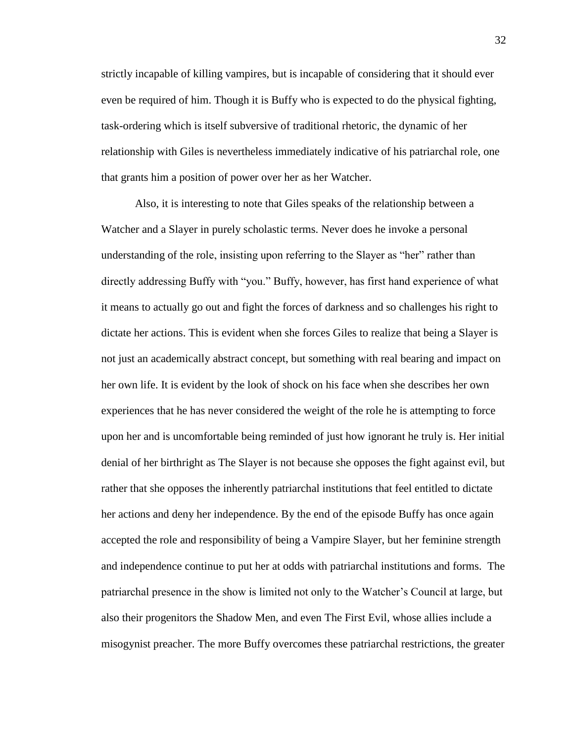strictly incapable of killing vampires, but is incapable of considering that it should ever even be required of him. Though it is Buffy who is expected to do the physical fighting, task-ordering which is itself subversive of traditional rhetoric, the dynamic of her relationship with Giles is nevertheless immediately indicative of his patriarchal role, one that grants him a position of power over her as her Watcher.

Also, it is interesting to note that Giles speaks of the relationship between a Watcher and a Slayer in purely scholastic terms. Never does he invoke a personal understanding of the role, insisting upon referring to the Slayer as "her" rather than directly addressing Buffy with "you." Buffy, however, has first hand experience of what it means to actually go out and fight the forces of darkness and so challenges his right to dictate her actions. This is evident when she forces Giles to realize that being a Slayer is not just an academically abstract concept, but something with real bearing and impact on her own life. It is evident by the look of shock on his face when she describes her own experiences that he has never considered the weight of the role he is attempting to force upon her and is uncomfortable being reminded of just how ignorant he truly is. Her initial denial of her birthright as The Slayer is not because she opposes the fight against evil, but rather that she opposes the inherently patriarchal institutions that feel entitled to dictate her actions and deny her independence. By the end of the episode Buffy has once again accepted the role and responsibility of being a Vampire Slayer, but her feminine strength and independence continue to put her at odds with patriarchal institutions and forms. The patriarchal presence in the show is limited not only to the Watcher's Council at large, but also their progenitors the Shadow Men, and even The First Evil, whose allies include a misogynist preacher. The more Buffy overcomes these patriarchal restrictions, the greater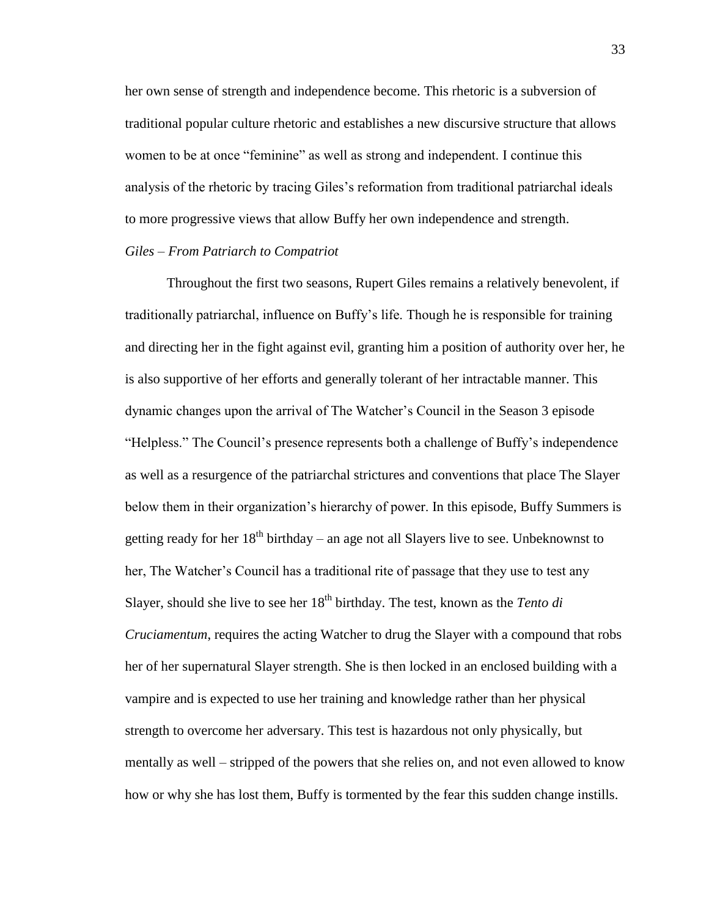her own sense of strength and independence become. This rhetoric is a subversion of traditional popular culture rhetoric and establishes a new discursive structure that allows women to be at once "feminine" as well as strong and independent. I continue this analysis of the rhetoric by tracing Giles's reformation from traditional patriarchal ideals to more progressive views that allow Buffy her own independence and strength.

### *Giles – From Patriarch to Compatriot*

Throughout the first two seasons, Rupert Giles remains a relatively benevolent, if traditionally patriarchal, influence on Buffy's life. Though he is responsible for training and directing her in the fight against evil, granting him a position of authority over her, he is also supportive of her efforts and generally tolerant of her intractable manner. This dynamic changes upon the arrival of The Watcher's Council in the Season 3 episode "Helpless." The Council's presence represents both a challenge of Buffy's independence as well as a resurgence of the patriarchal strictures and conventions that place The Slayer below them in their organization's hierarchy of power. In this episode, Buffy Summers is getting ready for her 18th birthday – an age not all Slayers live to see. Unbeknownst to her, The Watcher's Council has a traditional rite of passage that they use to test any Slayer, should she live to see her 18th birthday. The test, known as the *Tento di Cruciamentum*, requires the acting Watcher to drug the Slayer with a compound that robs her of her supernatural Slayer strength. She is then locked in an enclosed building with a vampire and is expected to use her training and knowledge rather than her physical strength to overcome her adversary. This test is hazardous not only physically, but mentally as well – stripped of the powers that she relies on, and not even allowed to know how or why she has lost them, Buffy is tormented by the fear this sudden change instills.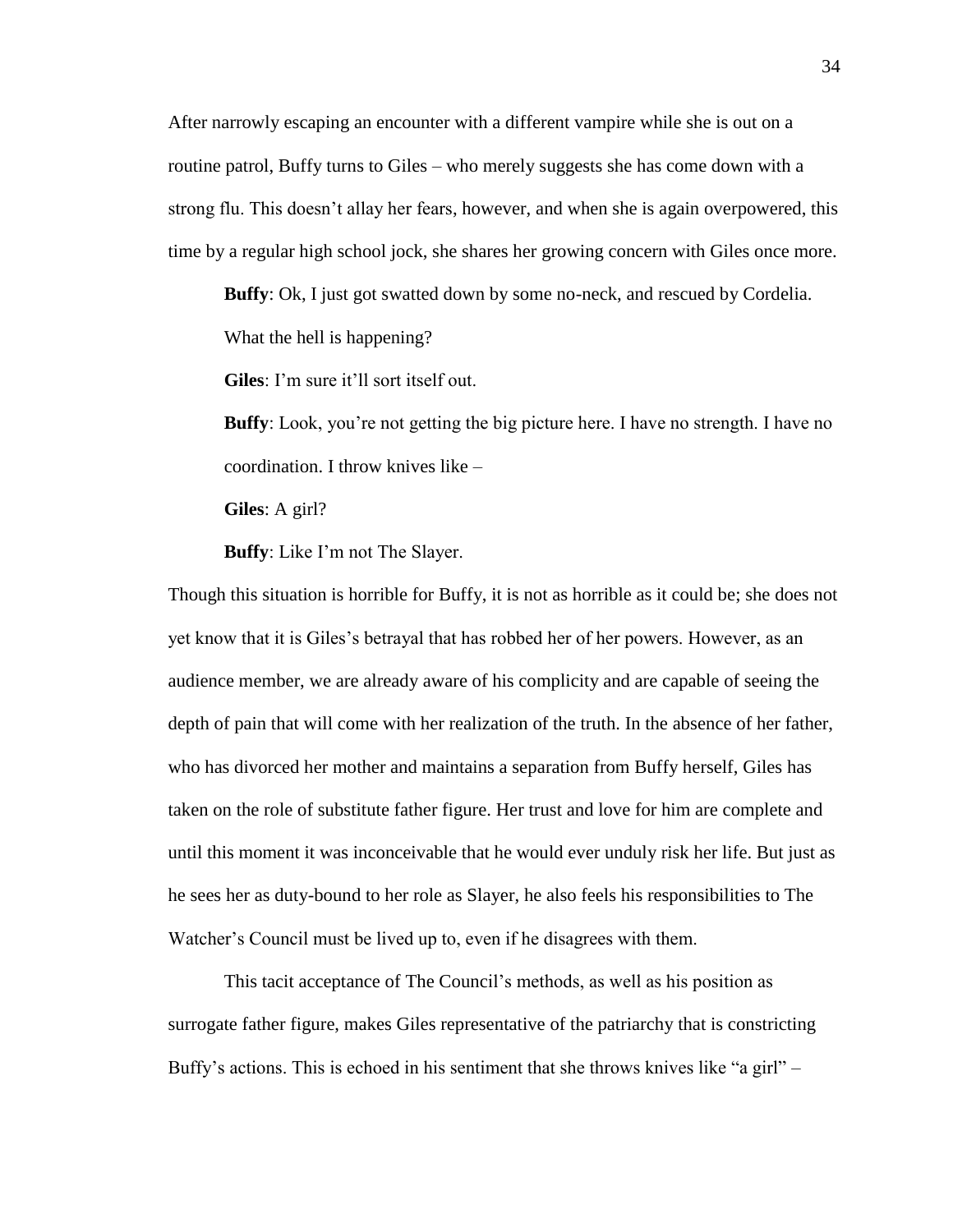After narrowly escaping an encounter with a different vampire while she is out on a routine patrol, Buffy turns to Giles – who merely suggests she has come down with a strong flu. This doesn't allay her fears, however, and when she is again overpowered, this time by a regular high school jock, she shares her growing concern with Giles once more.

> **Buffy**: Ok, I just got swatted down by some no-neck, and rescued by Cordelia. What the hell is happening?
>
> **Giles**: I'm sure it'll sort itself out.
>
> **Buffy**: Look, you're not getting the big picture here. I have no strength. I have no coordination. I throw knives like –
>
> **Giles**: A girl?
>
> **Buffy**: Like I'm not The Slayer.

Though this situation is horrible for Buffy, it is not as horrible as it could be; she does not yet know that it is Giles's betrayal that has robbed her of her powers. However, as an audience member, we are already aware of his complicity and are capable of seeing the depth of pain that will come with her realization of the truth. In the absence of her father, who has divorced her mother and maintains a separation from Buffy herself, Giles has taken on the role of substitute father figure. Her trust and love for him are complete and until this moment it was inconceivable that he would ever unduly risk her life. But just as he sees her as duty-bound to her role as Slayer, he also feels his responsibilities to The Watcher's Council must be lived up to, even if he disagrees with them.

This tacit acceptance of The Council's methods, as well as his position as surrogate father figure, makes Giles representative of the patriarchy that is constricting Buffy's actions. This is echoed in his sentiment that she throws knives like "a girl" –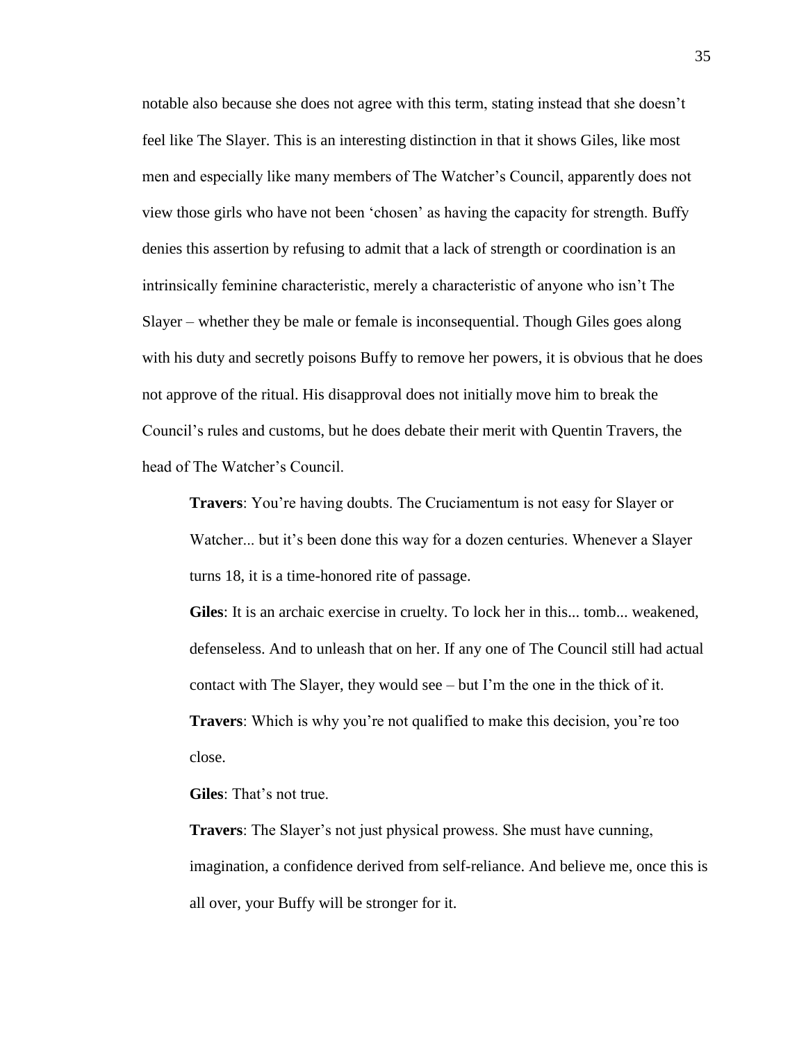notable also because she does not agree with this term, stating instead that she doesn't feel like The Slayer. This is an interesting distinction in that it shows Giles, like most men and especially like many members of The Watcher's Council, apparently does not view those girls who have not been 'chosen' as having the capacity for strength. Buffy denies this assertion by refusing to admit that a lack of strength or coordination is an intrinsically feminine characteristic, merely a characteristic of anyone who isn't The Slayer – whether they be male or female is inconsequential. Though Giles goes along with his duty and secretly poisons Buffy to remove her powers, it is obvious that he does not approve of the ritual. His disapproval does not initially move him to break the Council's rules and customs, but he does debate their merit with Quentin Travers, the head of The Watcher's Council.

> **Travers**: You're having doubts. The Cruciamentum is not easy for Slayer or Watcher... but it's been done this way for a dozen centuries. Whenever a Slayer turns 18, it is a time-honored rite of passage.
>
> **Giles**: It is an archaic exercise in cruelty. To lock her in this... tomb... weakened, defenseless. And to unleash that on her. If any one of The Council still had actual contact with The Slayer, they would see – but I'm the one in the thick of it.
>
> **Travers**: Which is why you're not qualified to make this decision, you're too close.
>
> **Giles**: That's not true.
>
> **Travers**: The Slayer's not just physical prowess. She must have cunning, imagination, a confidence derived from self-reliance. And believe me, once this is all over, your Buffy will be stronger for it.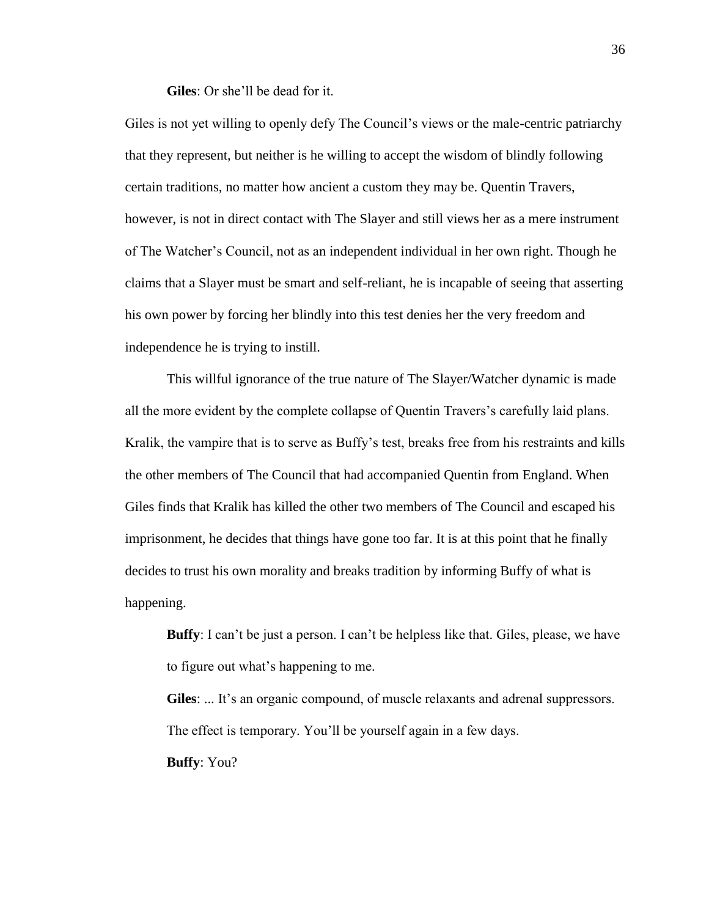**Giles**: Or she'll be dead for it.

Giles is not yet willing to openly defy The Council's views or the male-centric patriarchy that they represent, but neither is he willing to accept the wisdom of blindly following certain traditions, no matter how ancient a custom they may be. Quentin Travers, however, is not in direct contact with The Slayer and still views her as a mere instrument of The Watcher's Council, not as an independent individual in her own right. Though he claims that a Slayer must be smart and self-reliant, he is incapable of seeing that asserting his own power by forcing her blindly into this test denies her the very freedom and independence he is trying to instill.

This willful ignorance of the true nature of The Slayer/Watcher dynamic is made all the more evident by the complete collapse of Quentin Travers's carefully laid plans. Kralik, the vampire that is to serve as Buffy's test, breaks free from his restraints and kills the other members of The Council that had accompanied Quentin from England. When Giles finds that Kralik has killed the other two members of The Council and escaped his imprisonment, he decides that things have gone too far. It is at this point that he finally decides to trust his own morality and breaks tradition by informing Buffy of what is happening.

> **Buffy**: I can't be just a person. I can't be helpless like that. Giles, please, we have to figure out what's happening to me.
>
> **Giles**: ... It's an organic compound, of muscle relaxants and adrenal suppressors. The effect is temporary. You'll be yourself again in a few days.
>
> **Buffy**: You?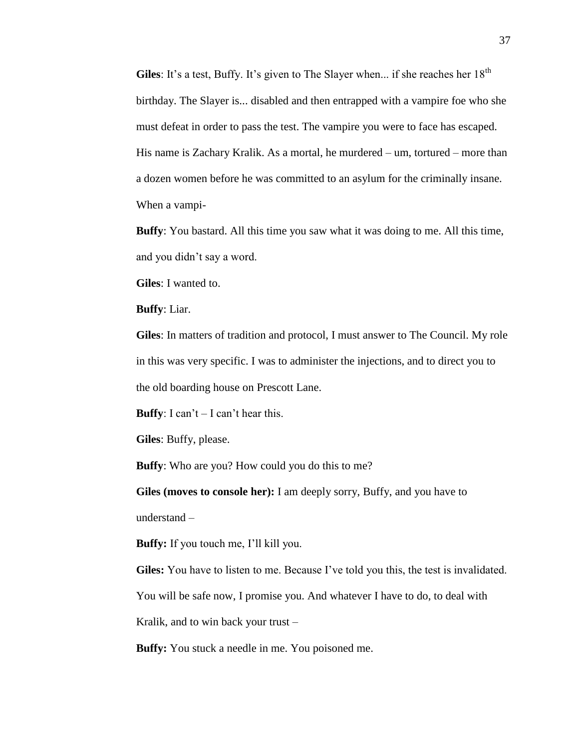**Giles**: It's a test, Buffy. It's given to The Slayer when... if she reaches her $18^{th}$ birthday. The Slayer is... disabled and then entrapped with a vampire foe who she must defeat in order to pass the test. The vampire you were to face has escaped. His name is Zachary Kralik. As a mortal, he murdered – um, tortured – more than a dozen women before he was committed to an asylum for the criminally insane. When a vampi-

**Buffy**: You bastard. All this time you saw what it was doing to me. All this time, and you didn't say a word.

**Giles**: I wanted to.

**Buffy**: Liar.

**Giles**: In matters of tradition and protocol, I must answer to The Council. My role in this was very specific. I was to administer the injections, and to direct you to the old boarding house on Prescott Lane.

**Buffy**: I can't – I can't hear this.

**Giles**: Buffy, please.

**Buffy**: Who are you? How could you do this to me?

**Giles (moves to console her):** I am deeply sorry, Buffy, and you have to understand –

**Buffy:** If you touch me, I'll kill you.

**Giles:** You have to listen to me. Because I've told you this, the test is invalidated. You will be safe now, I promise you. And whatever I have to do, to deal with Kralik, and to win back your trust –

**Buffy:** You stuck a needle in me. You poisoned me.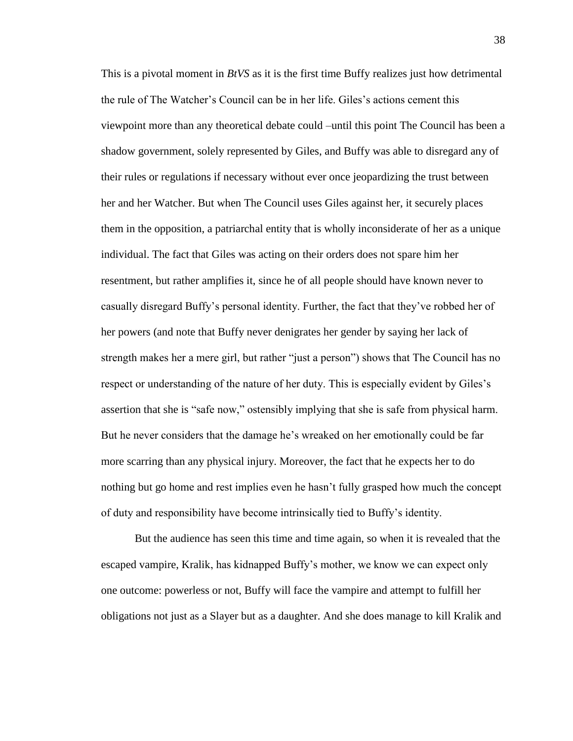This is a pivotal moment in *BtVS* as it is the first time Buffy realizes just how detrimental the rule of The Watcher's Council can be in her life. Giles's actions cement this viewpoint more than any theoretical debate could –until this point The Council has been a shadow government, solely represented by Giles, and Buffy was able to disregard any of their rules or regulations if necessary without ever once jeopardizing the trust between her and her Watcher. But when The Council uses Giles against her, it securely places them in the opposition, a patriarchal entity that is wholly inconsiderate of her as a unique individual. The fact that Giles was acting on their orders does not spare him her resentment, but rather amplifies it, since he of all people should have known never to casually disregard Buffy's personal identity. Further, the fact that they've robbed her of her powers (and note that Buffy never denigrates her gender by saying her lack of strength makes her a mere girl, but rather "just a person") shows that The Council has no respect or understanding of the nature of her duty. This is especially evident by Giles's assertion that she is "safe now," ostensibly implying that she is safe from physical harm. But he never considers that the damage he's wreaked on her emotionally could be far more scarring than any physical injury. Moreover, the fact that he expects her to do nothing but go home and rest implies even he hasn't fully grasped how much the concept of duty and responsibility have become intrinsically tied to Buffy's identity.

But the audience has seen this time and time again, so when it is revealed that the escaped vampire, Kralik, has kidnapped Buffy's mother, we know we can expect only one outcome: powerless or not, Buffy will face the vampire and attempt to fulfill her obligations not just as a Slayer but as a daughter. And she does manage to kill Kralik and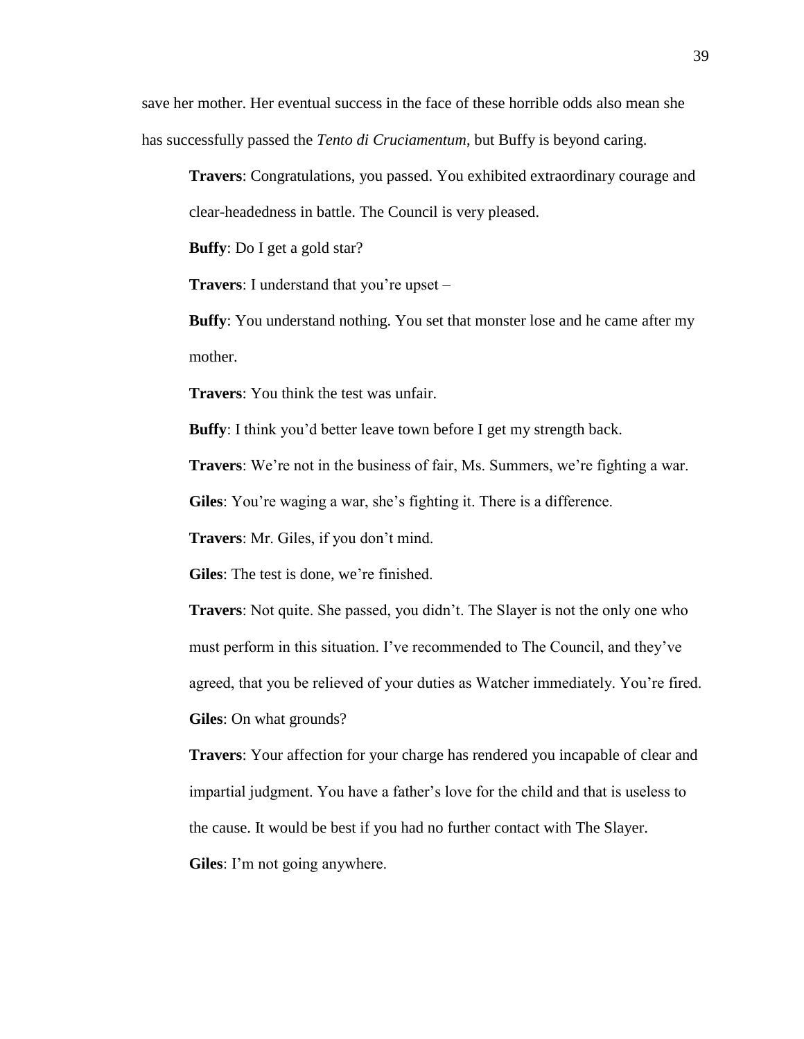save her mother. Her eventual success in the face of these horrible odds also mean she has successfully passed the *Tento di Cruciamentum*, but Buffy is beyond caring.

> **Travers**: Congratulations, you passed. You exhibited extraordinary courage and clear-headedness in battle. The Council is very pleased.
>
> **Buffy**: Do I get a gold star?
>
> **Travers**: I understand that you're upset –
>
> **Buffy**: You understand nothing. You set that monster lose and he came after my mother.
>
> **Travers**: You think the test was unfair.
>
> **Buffy**: I think you'd better leave town before I get my strength back.
>
> **Travers**: We're not in the business of fair, Ms. Summers, we're fighting a war.
>
> **Giles**: You're waging a war, she's fighting it. There is a difference.
>
> **Travers**: Mr. Giles, if you don't mind.
>
> **Giles**: The test is done, we're finished.
>
> **Travers**: Not quite. She passed, you didn't. The Slayer is not the only one who must perform in this situation. I've recommended to The Council, and they've agreed, that you be relieved of your duties as Watcher immediately. You're fired.
>
> **Giles**: On what grounds?
>
> **Travers**: Your affection for your charge has rendered you incapable of clear and impartial judgment. You have a father's love for the child and that is useless to the cause. It would be best if you had no further contact with The Slayer.
>
> **Giles**: I'm not going anywhere.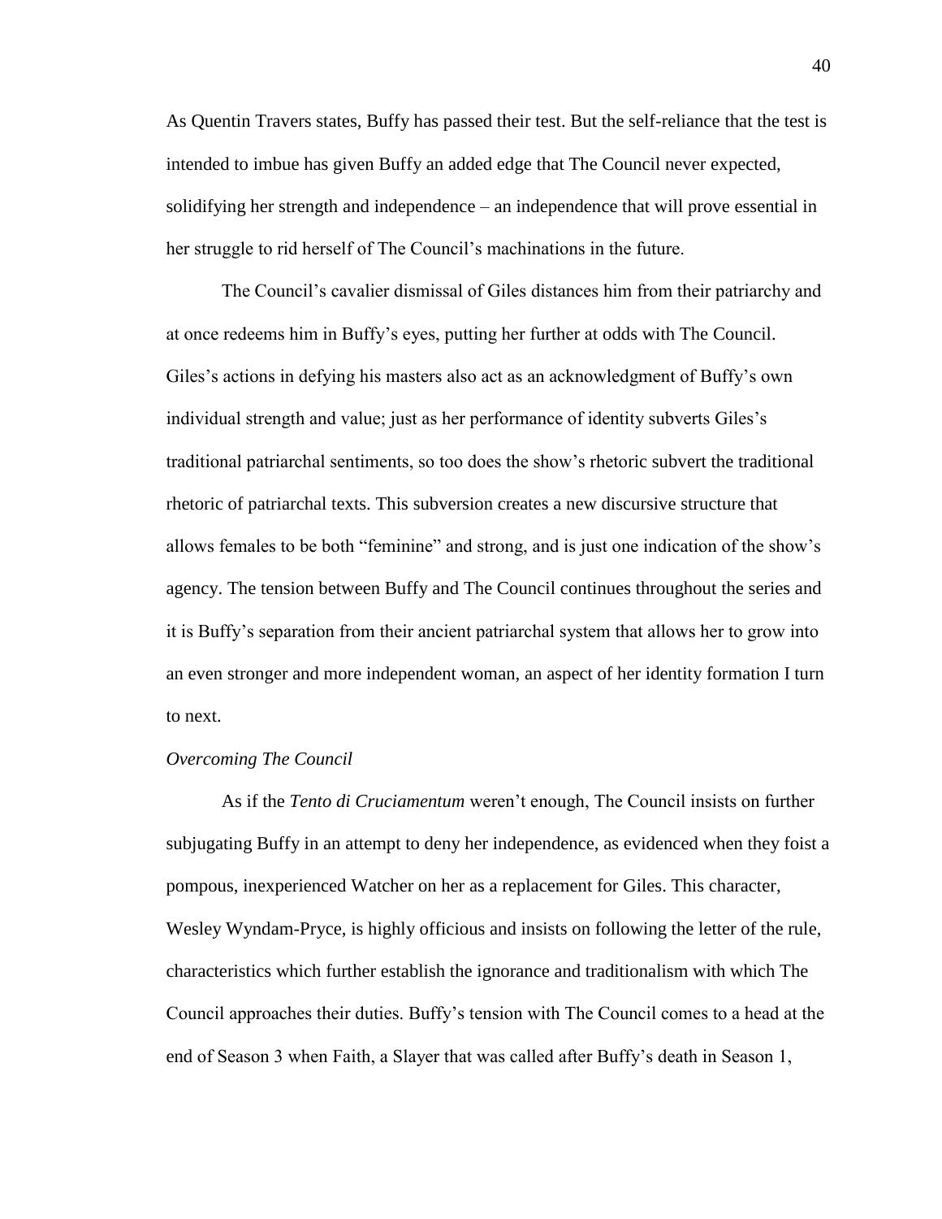As Quentin Travers states, Buffy has passed their test. But the self-reliance that the test is intended to imbue has given Buffy an added edge that The Council never expected, solidifying her strength and independence – an independence that will prove essential in her struggle to rid herself of The Council's machinations in the future.

The Council's cavalier dismissal of Giles distances him from their patriarchy and at once redeems him in Buffy's eyes, putting her further at odds with The Council. Giles's actions in defying his masters also act as an acknowledgment of Buffy's own individual strength and value; just as her performance of identity subverts Giles's traditional patriarchal sentiments, so too does the show's rhetoric subvert the traditional rhetoric of patriarchal texts. This subversion creates a new discursive structure that allows females to be both "feminine" and strong, and is just one indication of the show's agency. The tension between Buffy and The Council continues throughout the series and it is Buffy's separation from their ancient patriarchal system that allows her to grow into an even stronger and more independent woman, an aspect of her identity formation I turn to next.

*Overcoming The Council*

As if the *Tento di Cruciamentum* weren't enough, The Council insists on further subjugating Buffy in an attempt to deny her independence, as evidenced when they foist a pompous, inexperienced Watcher on her as a replacement for Giles. This character, Wesley Wyndam-Pryce, is highly officious and insists on following the letter of the rule, characteristics which further establish the ignorance and traditionalism with which The Council approaches their duties. Buffy's tension with The Council comes to a head at the end of Season 3 when Faith, a Slayer that was called after Buffy's death in Season 1,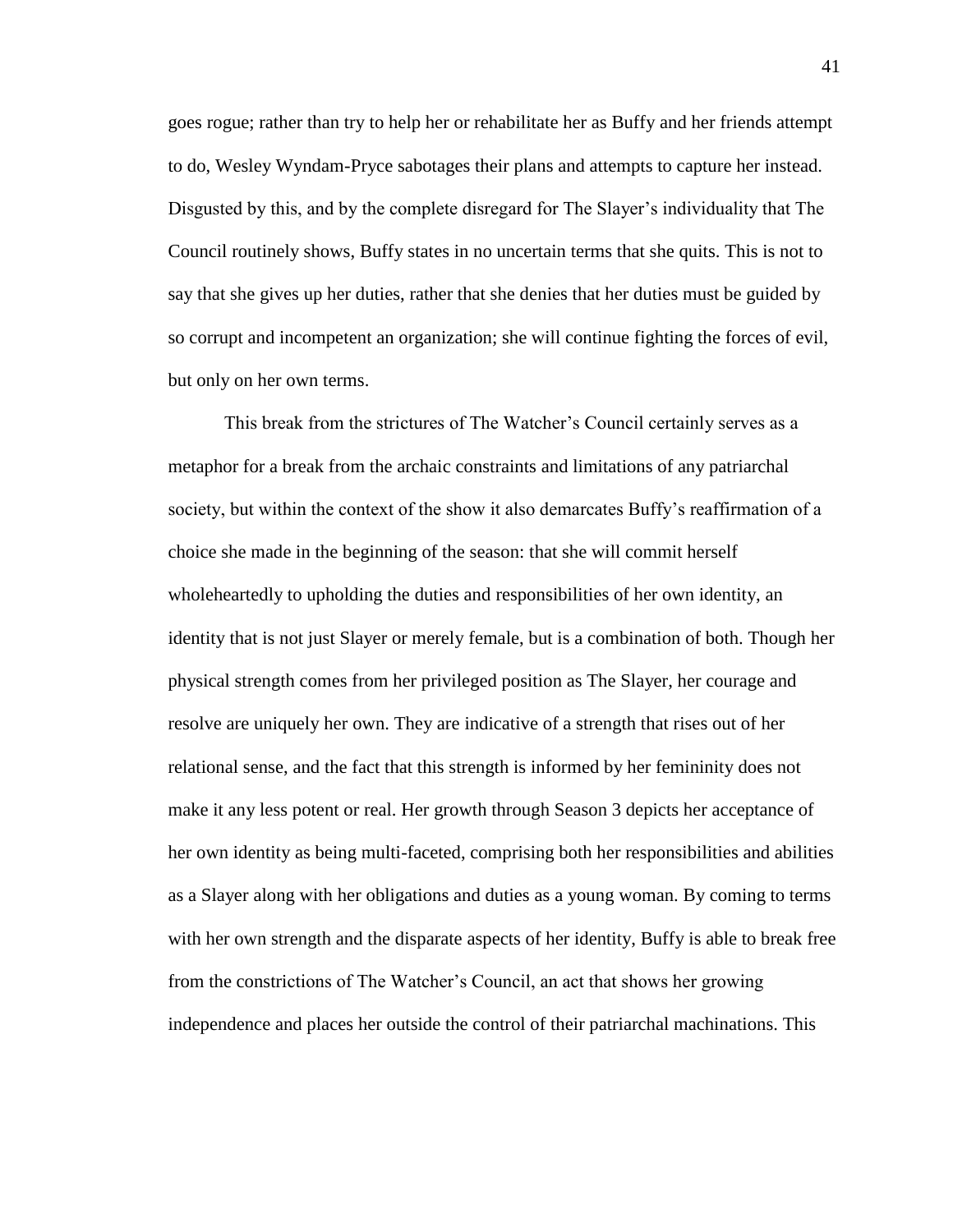goes rogue; rather than try to help her or rehabilitate her as Buffy and her friends attempt to do, Wesley Wyndam-Pryce sabotages their plans and attempts to capture her instead. Disgusted by this, and by the complete disregard for The Slayer's individuality that The Council routinely shows, Buffy states in no uncertain terms that she quits. This is not to say that she gives up her duties, rather that she denies that her duties must be guided by so corrupt and incompetent an organization; she will continue fighting the forces of evil, but only on her own terms.

This break from the strictures of The Watcher's Council certainly serves as a metaphor for a break from the archaic constraints and limitations of any patriarchal society, but within the context of the show it also demarcates Buffy's reaffirmation of a choice she made in the beginning of the season: that she will commit herself wholeheartedly to upholding the duties and responsibilities of her own identity, an identity that is not just Slayer or merely female, but is a combination of both. Though her physical strength comes from her privileged position as The Slayer, her courage and resolve are uniquely her own. They are indicative of a strength that rises out of her relational sense, and the fact that this strength is informed by her femininity does not make it any less potent or real. Her growth through Season 3 depicts her acceptance of her own identity as being multi-faceted, comprising both her responsibilities and abilities as a Slayer along with her obligations and duties as a young woman. By coming to terms with her own strength and the disparate aspects of her identity, Buffy is able to break free from the constrictions of The Watcher's Council, an act that shows her growing independence and places her outside the control of their patriarchal machinations. This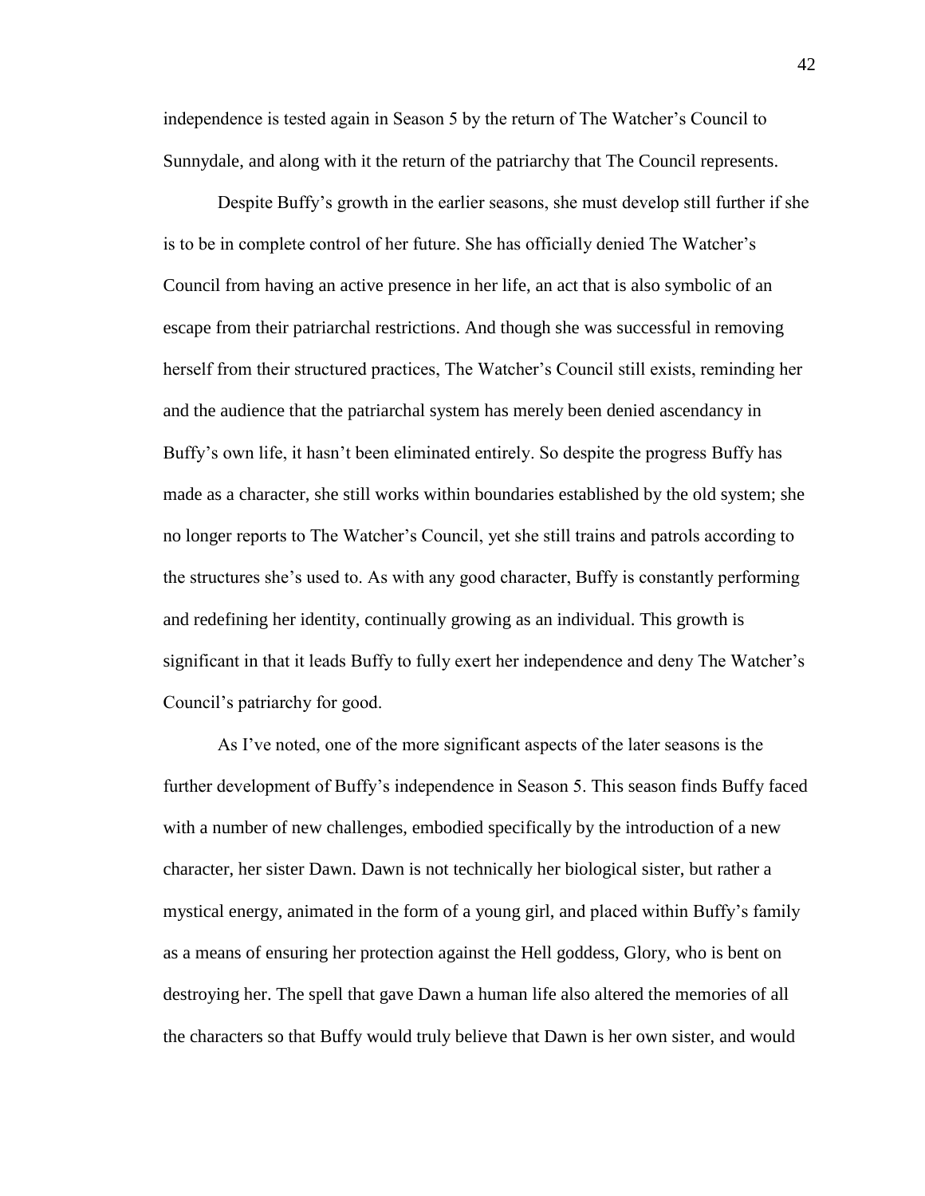independence is tested again in Season 5 by the return of The Watcher's Council to Sunnydale, and along with it the return of the patriarchy that The Council represents.

Despite Buffy's growth in the earlier seasons, she must develop still further if she is to be in complete control of her future. She has officially denied The Watcher's Council from having an active presence in her life, an act that is also symbolic of an escape from their patriarchal restrictions. And though she was successful in removing herself from their structured practices, The Watcher's Council still exists, reminding her and the audience that the patriarchal system has merely been denied ascendancy in Buffy's own life, it hasn't been eliminated entirely. So despite the progress Buffy has made as a character, she still works within boundaries established by the old system; she no longer reports to The Watcher's Council, yet she still trains and patrols according to the structures she's used to. As with any good character, Buffy is constantly performing and redefining her identity, continually growing as an individual. This growth is significant in that it leads Buffy to fully exert her independence and deny The Watcher's Council's patriarchy for good.

As I've noted, one of the more significant aspects of the later seasons is the further development of Buffy's independence in Season 5. This season finds Buffy faced with a number of new challenges, embodied specifically by the introduction of a new character, her sister Dawn. Dawn is not technically her biological sister, but rather a mystical energy, animated in the form of a young girl, and placed within Buffy's family as a means of ensuring her protection against the Hell goddess, Glory, who is bent on destroying her. The spell that gave Dawn a human life also altered the memories of all the characters so that Buffy would truly believe that Dawn is her own sister, and would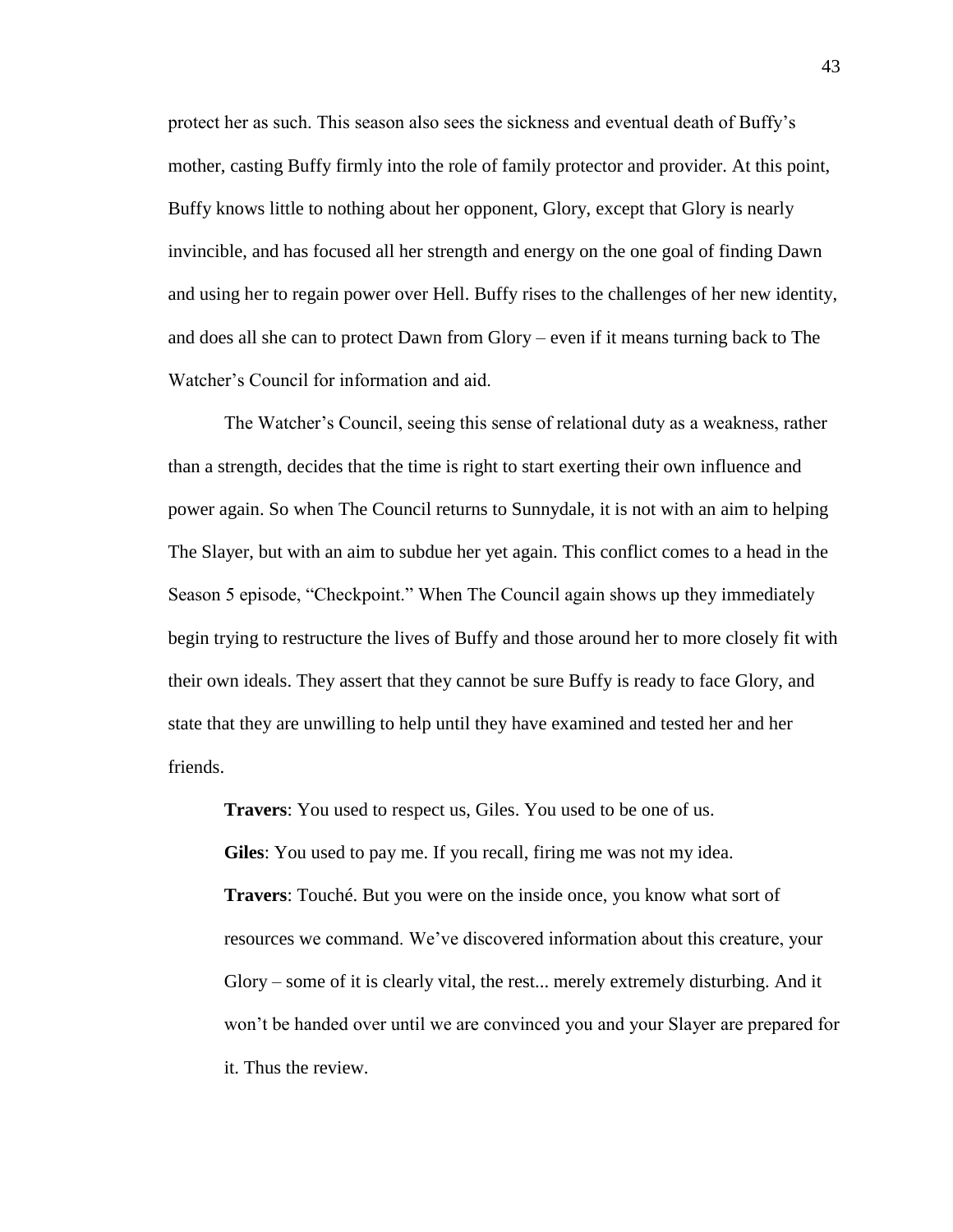protect her as such. This season also sees the sickness and eventual death of Buffy's mother, casting Buffy firmly into the role of family protector and provider. At this point, Buffy knows little to nothing about her opponent, Glory, except that Glory is nearly invincible, and has focused all her strength and energy on the one goal of finding Dawn and using her to regain power over Hell. Buffy rises to the challenges of her new identity, and does all she can to protect Dawn from Glory – even if it means turning back to The Watcher's Council for information and aid.

The Watcher's Council, seeing this sense of relational duty as a weakness, rather than a strength, decides that the time is right to start exerting their own influence and power again. So when The Council returns to Sunnydale, it is not with an aim to helping The Slayer, but with an aim to subdue her yet again. This conflict comes to a head in the Season 5 episode, "Checkpoint." When The Council again shows up they immediately begin trying to restructure the lives of Buffy and those around her to more closely fit with their own ideals. They assert that they cannot be sure Buffy is ready to face Glory, and state that they are unwilling to help until they have examined and tested her and her friends.

> **Travers**: You used to respect us, Giles. You used to be one of us.
>
> **Giles**: You used to pay me. If you recall, firing me was not my idea.
>
> **Travers**: Touché. But you were on the inside once, you know what sort of resources we command. We've discovered information about this creature, your Glory – some of it is clearly vital, the rest... merely extremely disturbing. And it won't be handed over until we are convinced you and your Slayer are prepared for it. Thus the review.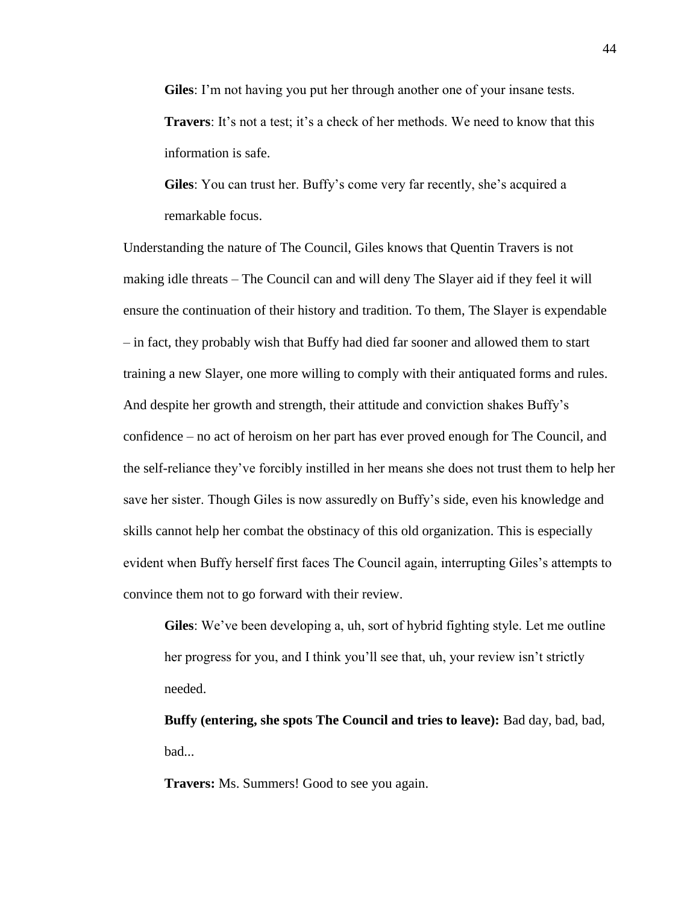> **Giles**: I'm not having you put her through another one of your insane tests.
>
> **Travers**: It's not a test; it's a check of her methods. We need to know that this information is safe.
>
> **Giles**: You can trust her. Buffy's come very far recently, she's acquired a remarkable focus.

Understanding the nature of The Council, Giles knows that Quentin Travers is not making idle threats – The Council can and will deny The Slayer aid if they feel it will ensure the continuation of their history and tradition. To them, The Slayer is expendable – in fact, they probably wish that Buffy had died far sooner and allowed them to start training a new Slayer, one more willing to comply with their antiquated forms and rules. And despite her growth and strength, their attitude and conviction shakes Buffy's confidence – no act of heroism on her part has ever proved enough for The Council, and the self-reliance they've forcibly instilled in her means she does not trust them to help her save her sister. Though Giles is now assuredly on Buffy's side, even his knowledge and skills cannot help her combat the obstinacy of this old organization. This is especially evident when Buffy herself first faces The Council again, interrupting Giles's attempts to convince them not to go forward with their review.

> **Giles**: We've been developing a, uh, sort of hybrid fighting style. Let me outline her progress for you, and I think you'll see that, uh, your review isn't strictly needed.
>
> **Buffy (entering, she spots The Council and tries to leave):** Bad day, bad, bad, bad...
>
> **Travers:** Ms. Summers! Good to see you again.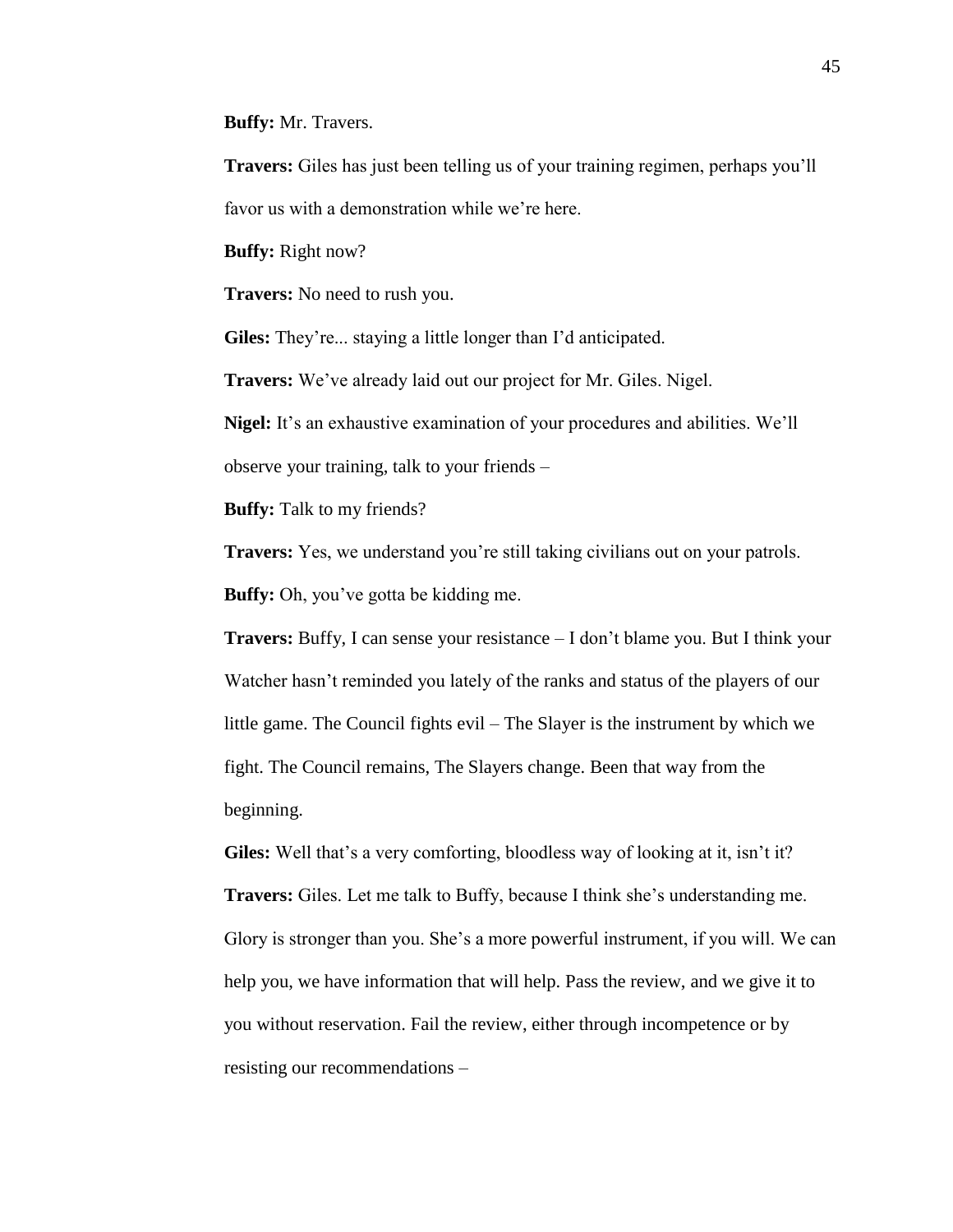**Buffy:** Mr. Travers.

**Travers:** Giles has just been telling us of your training regimen, perhaps you'll favor us with a demonstration while we're here.

**Buffy:** Right now?

**Travers:** No need to rush you.

**Giles:** They're... staying a little longer than I'd anticipated.

**Travers:** We've already laid out our project for Mr. Giles. Nigel.

**Nigel:** It's an exhaustive examination of your procedures and abilities. We'll observe your training, talk to your friends –

**Buffy:** Talk to my friends?

**Travers:** Yes, we understand you're still taking civilians out on your patrols.

**Buffy:** Oh, you've gotta be kidding me.

**Travers:** Buffy, I can sense your resistance – I don't blame you. But I think your Watcher hasn't reminded you lately of the ranks and status of the players of our little game. The Council fights evil – The Slayer is the instrument by which we fight. The Council remains, The Slayers change. Been that way from the beginning.

**Giles:** Well that's a very comforting, bloodless way of looking at it, isn't it?

**Travers:** Giles. Let me talk to Buffy, because I think she's understanding me. Glory is stronger than you. She's a more powerful instrument, if you will. We can help you, we have information that will help. Pass the review, and we give it to you without reservation. Fail the review, either through incompetence or by resisting our recommendations –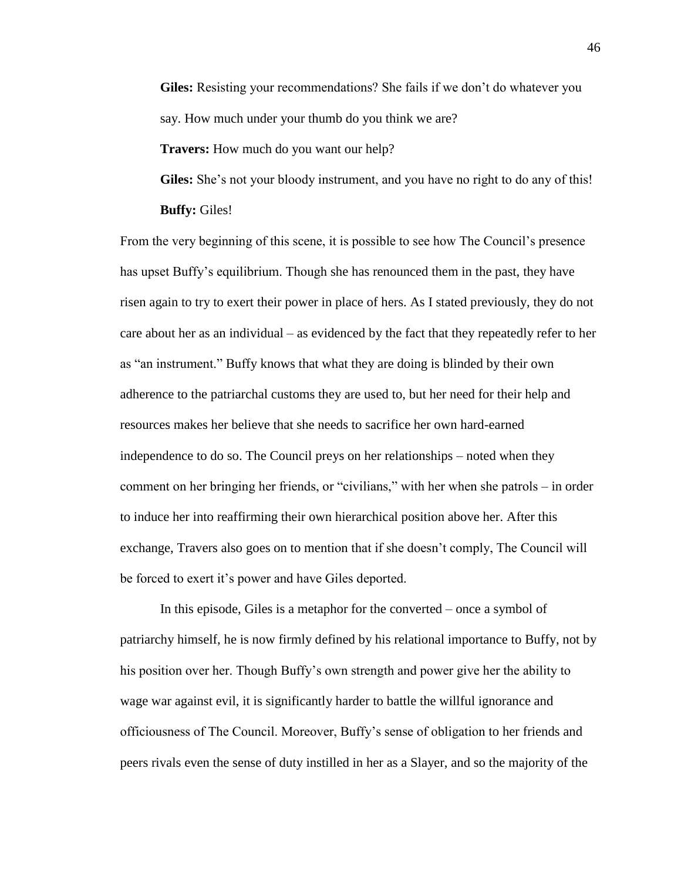**Giles:** Resisting your recommendations? She fails if we don't do whatever you say. How much under your thumb do you think we are?

**Travers:** How much do you want our help?

**Giles:** She's not your bloody instrument, and you have no right to do any of this!

**Buffy:** Giles!

From the very beginning of this scene, it is possible to see how The Council's presence has upset Buffy's equilibrium. Though she has renounced them in the past, they have risen again to try to exert their power in place of hers. As I stated previously, they do not care about her as an individual – as evidenced by the fact that they repeatedly refer to her as "an instrument." Buffy knows that what they are doing is blinded by their own adherence to the patriarchal customs they are used to, but her need for their help and resources makes her believe that she needs to sacrifice her own hard-earned independence to do so. The Council preys on her relationships – noted when they comment on her bringing her friends, or "civilians," with her when she patrols – in order to induce her into reaffirming their own hierarchical position above her. After this exchange, Travers also goes on to mention that if she doesn't comply, The Council will be forced to exert it's power and have Giles deported.

In this episode, Giles is a metaphor for the converted – once a symbol of patriarchy himself, he is now firmly defined by his relational importance to Buffy, not by his position over her. Though Buffy's own strength and power give her the ability to wage war against evil, it is significantly harder to battle the willful ignorance and officiousness of The Council. Moreover, Buffy's sense of obligation to her friends and peers rivals even the sense of duty instilled in her as a Slayer, and so the majority of the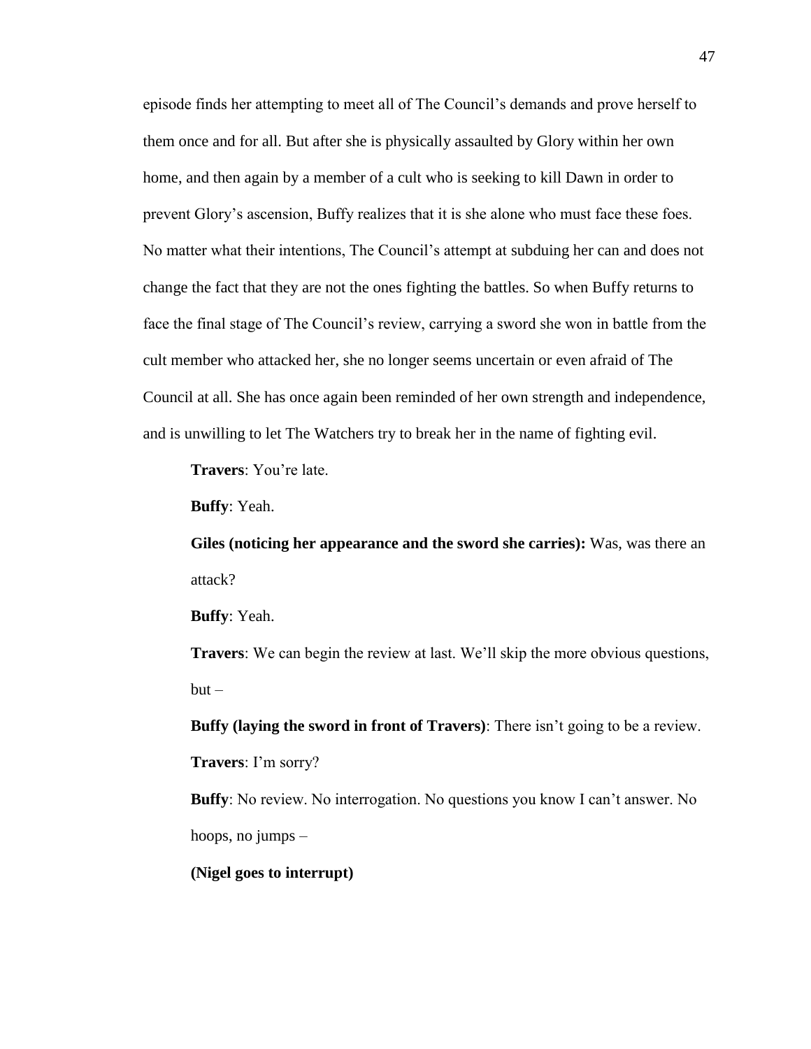episode finds her attempting to meet all of The Council's demands and prove herself to them once and for all. But after she is physically assaulted by Glory within her own home, and then again by a member of a cult who is seeking to kill Dawn in order to prevent Glory's ascension, Buffy realizes that it is she alone who must face these foes. No matter what their intentions, The Council's attempt at subduing her can and does not change the fact that they are not the ones fighting the battles. So when Buffy returns to face the final stage of The Council's review, carrying a sword she won in battle from the cult member who attacked her, she no longer seems uncertain or even afraid of The Council at all. She has once again been reminded of her own strength and independence, and is unwilling to let The Watchers try to break her in the name of fighting evil.

> **Travers**: You're late.
>
> **Buffy**: Yeah.
>
> **Giles (noticing her appearance and the sword she carries):** Was, was there an attack?
>
> **Buffy**: Yeah.
>
> **Travers**: We can begin the review at last. We'll skip the more obvious questions, but –
>
> **Buffy (laying the sword in front of Travers)**: There isn't going to be a review.
>
> **Travers**: I'm sorry?
>
> **Buffy**: No review. No interrogation. No questions you know I can't answer. No hoops, no jumps –
>
> **(Nigel goes to interrupt)**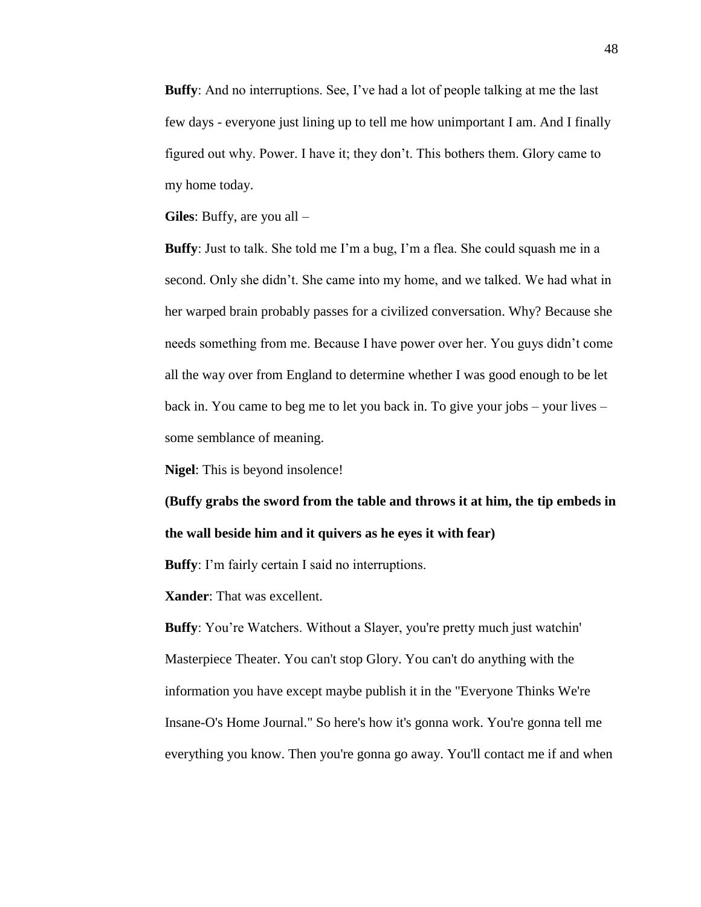**Buffy**: And no interruptions. See, I've had a lot of people talking at me the last few days - everyone just lining up to tell me how unimportant I am. And I finally figured out why. Power. I have it; they don't. This bothers them. Glory came to my home today.

**Giles**: Buffy, are you all –

**Buffy**: Just to talk. She told me I'm a bug, I'm a flea. She could squash me in a second. Only she didn't. She came into my home, and we talked. We had what in her warped brain probably passes for a civilized conversation. Why? Because she needs something from me. Because I have power over her. You guys didn't come all the way over from England to determine whether I was good enough to be let back in. You came to beg me to let you back in. To give your jobs – your lives – some semblance of meaning.

**Nigel**: This is beyond insolence!

**(Buffy grabs the sword from the table and throws it at him, the tip embeds in the wall beside him and it quivers as he eyes it with fear)**

**Buffy**: I'm fairly certain I said no interruptions.

**Xander**: That was excellent.

**Buffy**: You're Watchers. Without a Slayer, you're pretty much just watchin' Masterpiece Theater. You can't stop Glory. You can't do anything with the information you have except maybe publish it in the "Everyone Thinks We're Insane-O's Home Journal." So here's how it's gonna work. You're gonna tell me everything you know. Then you're gonna go away. You'll contact me if and when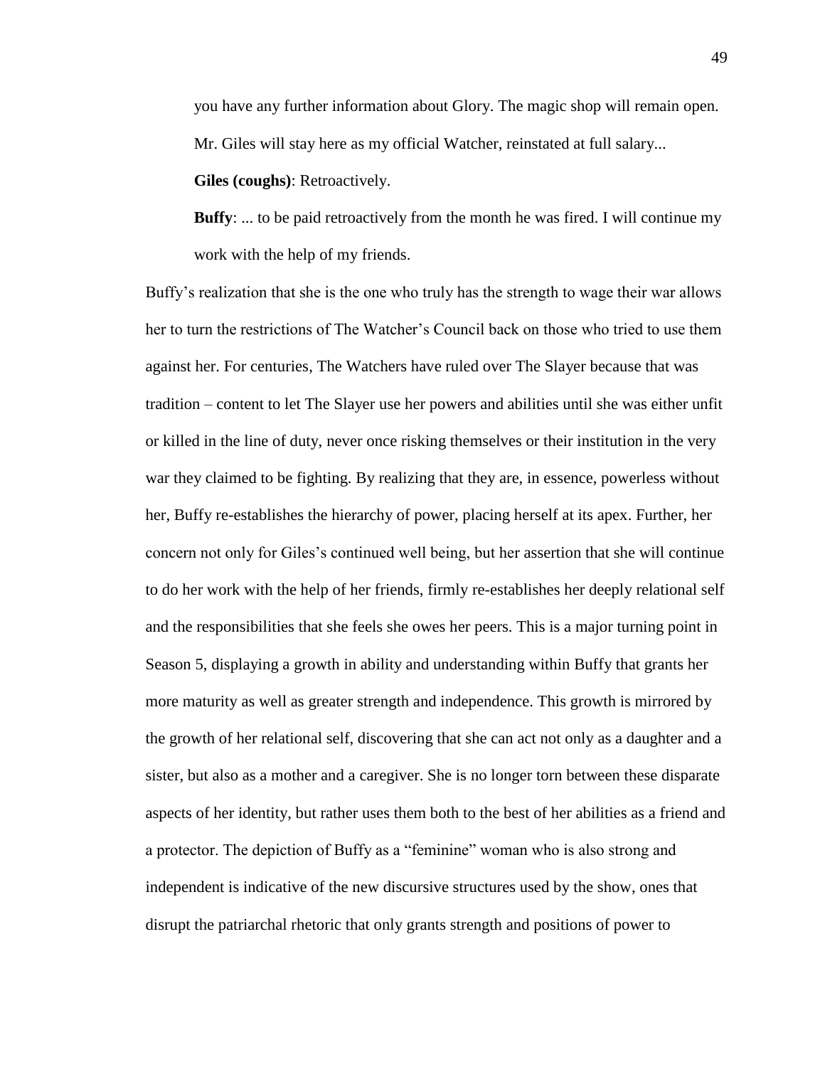> you have any further information about Glory. The magic shop will remain open. Mr. Giles will stay here as my official Watcher, reinstated at full salary...
>
> **Giles (coughs)**: Retroactively.
>
> **Buffy**: ... to be paid retroactively from the month he was fired. I will continue my work with the help of my friends.

Buffy's realization that she is the one who truly has the strength to wage their war allows her to turn the restrictions of The Watcher's Council back on those who tried to use them against her. For centuries, The Watchers have ruled over The Slayer because that was tradition – content to let The Slayer use her powers and abilities until she was either unfit or killed in the line of duty, never once risking themselves or their institution in the very war they claimed to be fighting. By realizing that they are, in essence, powerless without her, Buffy re-establishes the hierarchy of power, placing herself at its apex. Further, her concern not only for Giles's continued well being, but her assertion that she will continue to do her work with the help of her friends, firmly re-establishes her deeply relational self and the responsibilities that she feels she owes her peers. This is a major turning point in Season 5, displaying a growth in ability and understanding within Buffy that grants her more maturity as well as greater strength and independence. This growth is mirrored by the growth of her relational self, discovering that she can act not only as a daughter and a sister, but also as a mother and a caregiver. She is no longer torn between these disparate aspects of her identity, but rather uses them both to the best of her abilities as a friend and a protector. The depiction of Buffy as a "feminine" woman who is also strong and independent is indicative of the new discursive structures used by the show, ones that disrupt the patriarchal rhetoric that only grants strength and positions of power to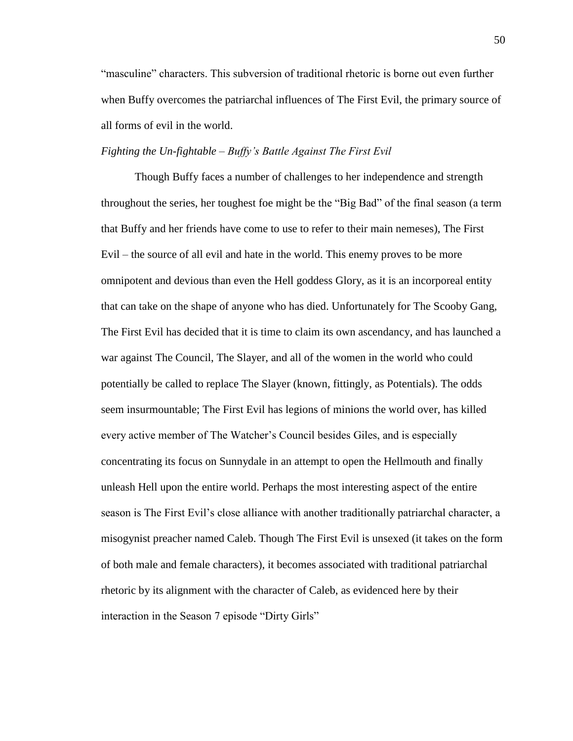"masculine" characters. This subversion of traditional rhetoric is borne out even further when Buffy overcomes the patriarchal influences of The First Evil, the primary source of all forms of evil in the world.

*Fighting the Un-fightable – Buffy's Battle Against The First Evil*

Though Buffy faces a number of challenges to her independence and strength throughout the series, her toughest foe might be the "Big Bad" of the final season (a term that Buffy and her friends have come to use to refer to their main nemeses), The First Evil – the source of all evil and hate in the world. This enemy proves to be more omnipotent and devious than even the Hell goddess Glory, as it is an incorporeal entity that can take on the shape of anyone who has died. Unfortunately for The Scooby Gang, The First Evil has decided that it is time to claim its own ascendancy, and has launched a war against The Council, The Slayer, and all of the women in the world who could potentially be called to replace The Slayer (known, fittingly, as Potentials). The odds seem insurmountable; The First Evil has legions of minions the world over, has killed every active member of The Watcher's Council besides Giles, and is especially concentrating its focus on Sunnydale in an attempt to open the Hellmouth and finally unleash Hell upon the entire world. Perhaps the most interesting aspect of the entire season is The First Evil's close alliance with another traditionally patriarchal character, a misogynist preacher named Caleb. Though The First Evil is unsexed (it takes on the form of both male and female characters), it becomes associated with traditional patriarchal rhetoric by its alignment with the character of Caleb, as evidenced here by their interaction in the Season 7 episode "Dirty Girls"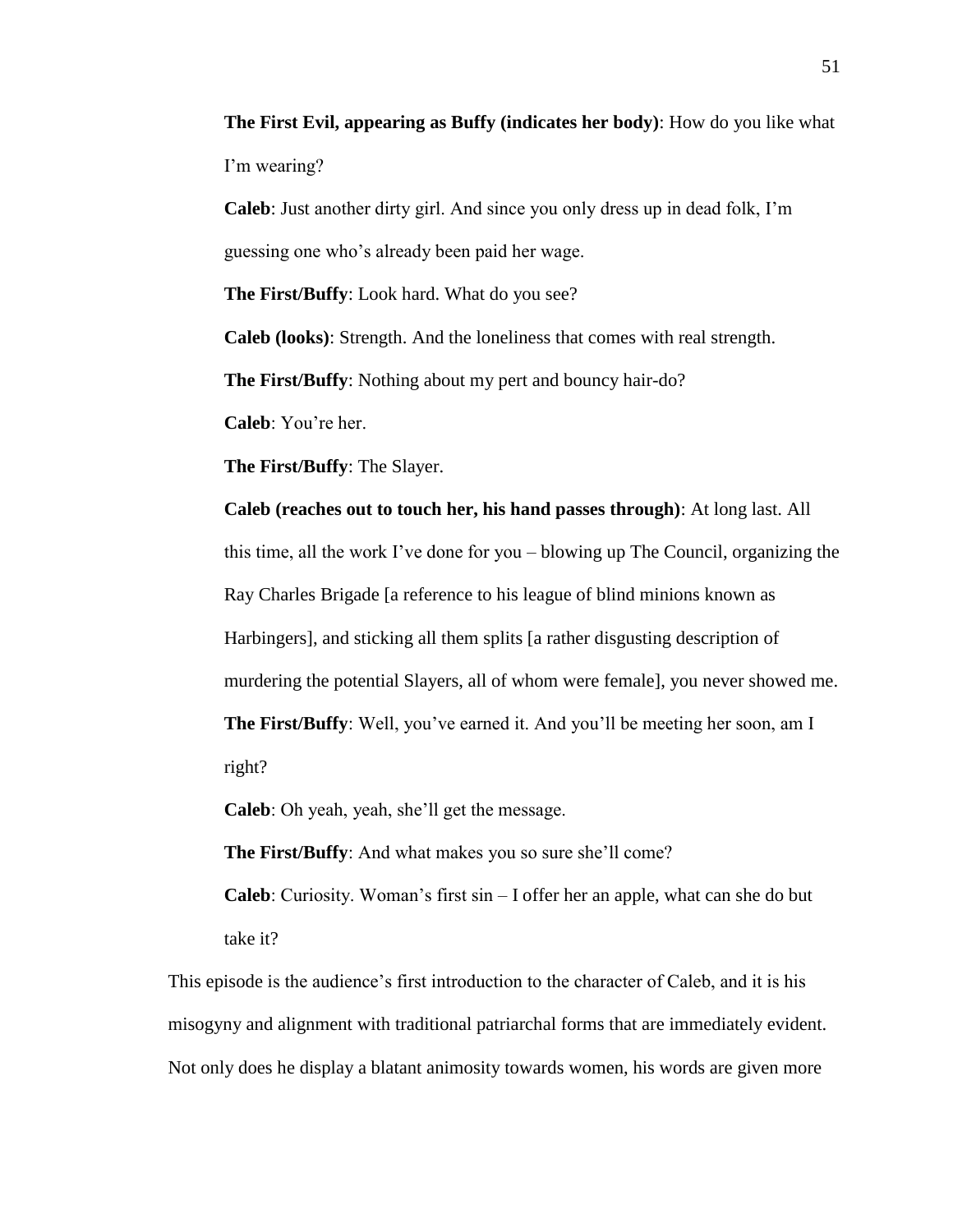**The First Evil, appearing as Buffy (indicates her body)**: How do you like what I'm wearing?

**Caleb**: Just another dirty girl. And since you only dress up in dead folk, I'm guessing one who's already been paid her wage.

**The First/Buffy**: Look hard. What do you see?

**Caleb (looks)**: Strength. And the loneliness that comes with real strength.

**The First/Buffy**: Nothing about my pert and bouncy hair-do?

**Caleb**: You're her.

**The First/Buffy**: The Slayer.

**Caleb (reaches out to touch her, his hand passes through)**: At long last. All this time, all the work I've done for you – blowing up The Council, organizing the Ray Charles Brigade [a reference to his league of blind minions known as Harbingers], and sticking all them splits [a rather disgusting description of murdering the potential Slayers, all of whom were female], you never showed me.

**The First/Buffy**: Well, you've earned it. And you'll be meeting her soon, am I right?

**Caleb**: Oh yeah, yeah, she'll get the message.

**The First/Buffy**: And what makes you so sure she'll come?

**Caleb**: Curiosity. Woman's first sin – I offer her an apple, what can she do but take it?

This episode is the audience's first introduction to the character of Caleb, and it is his misogyny and alignment with traditional patriarchal forms that are immediately evident. Not only does he display a blatant animosity towards women, his words are given more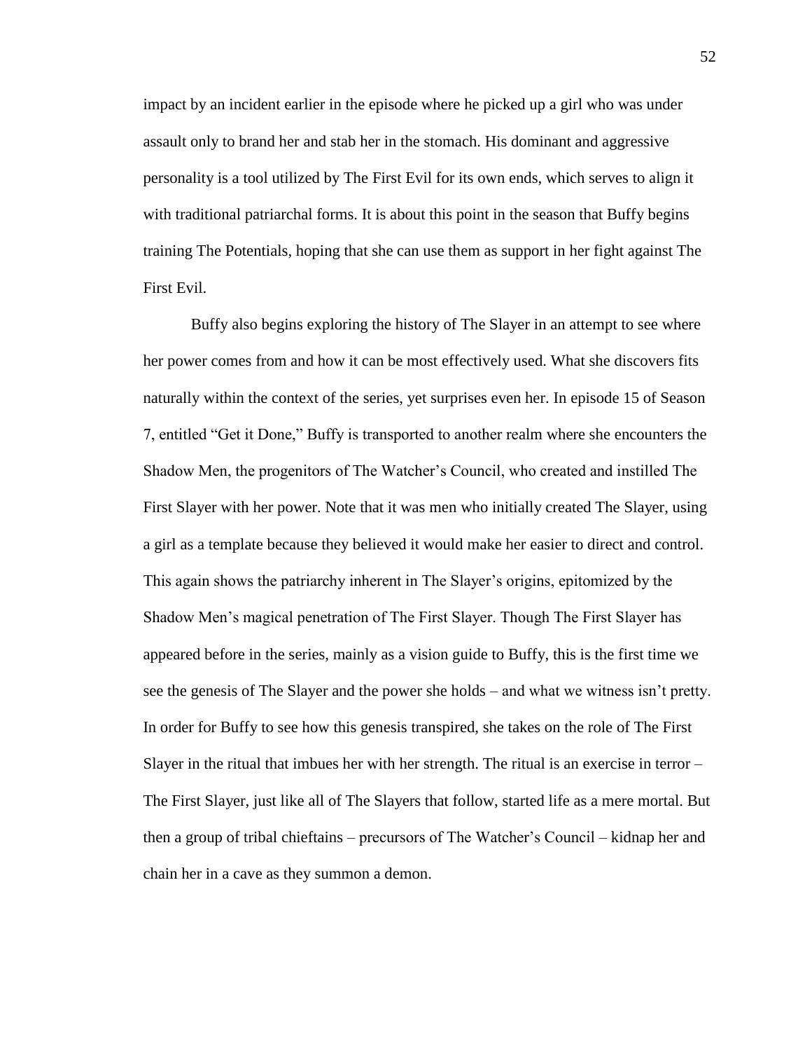impact by an incident earlier in the episode where he picked up a girl who was under assault only to brand her and stab her in the stomach. His dominant and aggressive personality is a tool utilized by The First Evil for its own ends, which serves to align it with traditional patriarchal forms. It is about this point in the season that Buffy begins training The Potentials, hoping that she can use them as support in her fight against The First Evil.

Buffy also begins exploring the history of The Slayer in an attempt to see where her power comes from and how it can be most effectively used. What she discovers fits naturally within the context of the series, yet surprises even her. In episode 15 of Season 7, entitled "Get it Done," Buffy is transported to another realm where she encounters the Shadow Men, the progenitors of The Watcher's Council, who created and instilled The First Slayer with her power. Note that it was men who initially created The Slayer, using a girl as a template because they believed it would make her easier to direct and control. This again shows the patriarchy inherent in The Slayer's origins, epitomized by the Shadow Men's magical penetration of The First Slayer. Though The First Slayer has appeared before in the series, mainly as a vision guide to Buffy, this is the first time we see the genesis of The Slayer and the power she holds – and what we witness isn't pretty. In order for Buffy to see how this genesis transpired, she takes on the role of The First Slayer in the ritual that imbues her with her strength. The ritual is an exercise in terror – The First Slayer, just like all of The Slayers that follow, started life as a mere mortal. But then a group of tribal chieftains – precursors of The Watcher's Council – kidnap her and chain her in a cave as they summon a demon.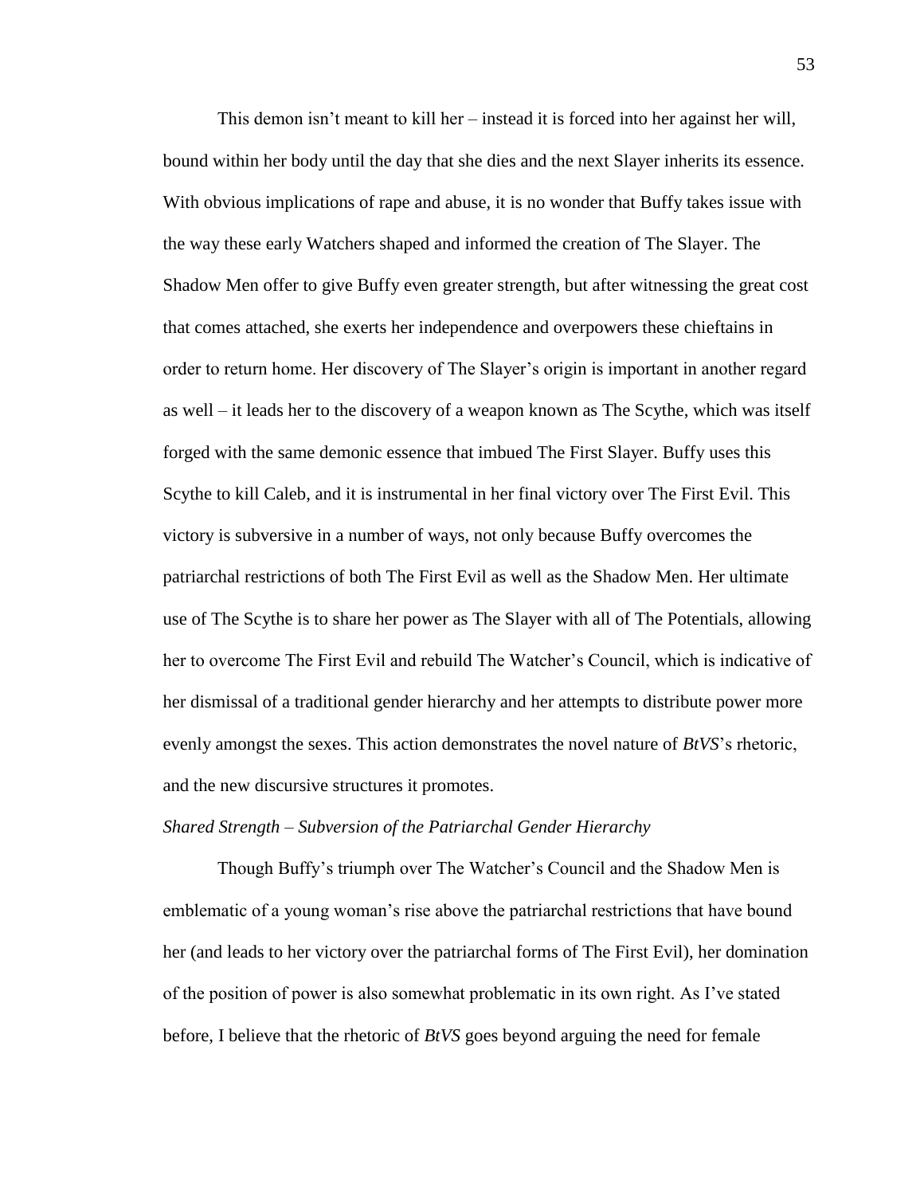This demon isn't meant to kill her – instead it is forced into her against her will, bound within her body until the day that she dies and the next Slayer inherits its essence. With obvious implications of rape and abuse, it is no wonder that Buffy takes issue with the way these early Watchers shaped and informed the creation of The Slayer. The Shadow Men offer to give Buffy even greater strength, but after witnessing the great cost that comes attached, she exerts her independence and overpowers these chieftains in order to return home. Her discovery of The Slayer's origin is important in another regard as well – it leads her to the discovery of a weapon known as The Scythe, which was itself forged with the same demonic essence that imbued The First Slayer. Buffy uses this Scythe to kill Caleb, and it is instrumental in her final victory over The First Evil. This victory is subversive in a number of ways, not only because Buffy overcomes the patriarchal restrictions of both The First Evil as well as the Shadow Men. Her ultimate use of The Scythe is to share her power as The Slayer with all of The Potentials, allowing her to overcome The First Evil and rebuild The Watcher's Council, which is indicative of her dismissal of a traditional gender hierarchy and her attempts to distribute power more evenly amongst the sexes. This action demonstrates the novel nature of *BtVS*'s rhetoric, and the new discursive structures it promotes.

*Shared Strength – Subversion of the Patriarchal Gender Hierarchy*

Though Buffy's triumph over The Watcher's Council and the Shadow Men is emblematic of a young woman's rise above the patriarchal restrictions that have bound her (and leads to her victory over the patriarchal forms of The First Evil), her domination of the position of power is also somewhat problematic in its own right. As I've stated before, I believe that the rhetoric of *BtVS* goes beyond arguing the need for female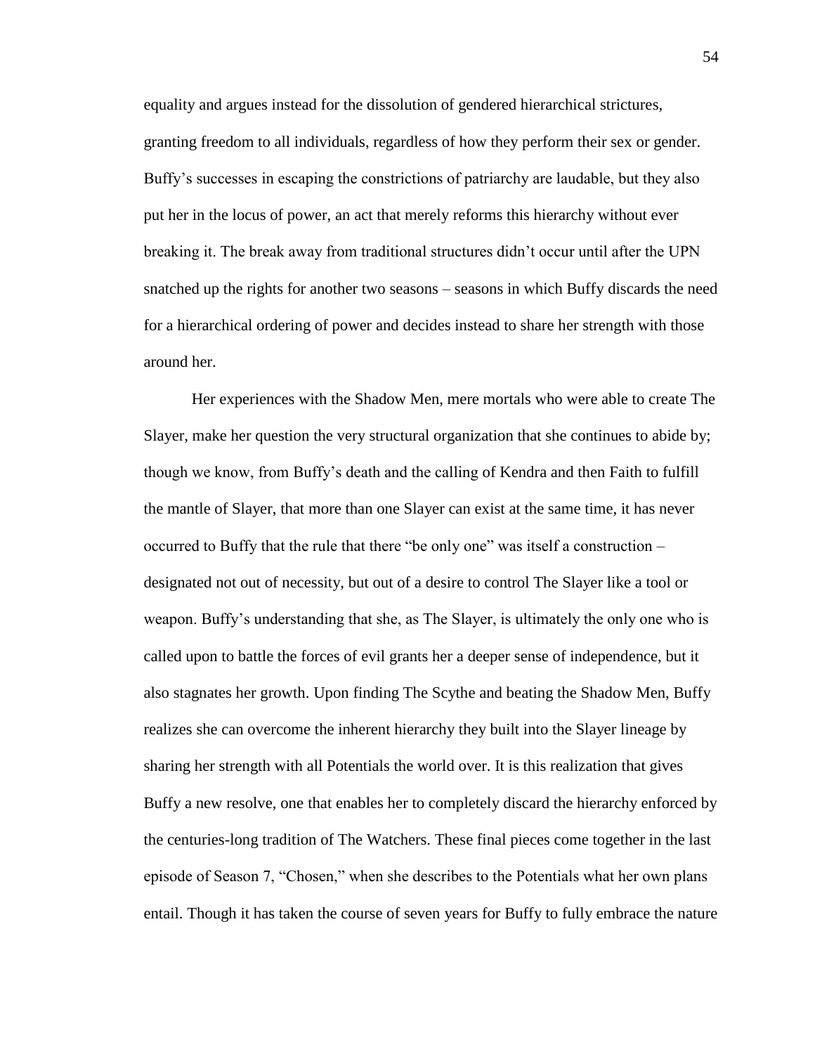equality and argues instead for the dissolution of gendered hierarchical strictures, granting freedom to all individuals, regardless of how they perform their sex or gender. Buffy's successes in escaping the constrictions of patriarchy are laudable, but they also put her in the locus of power, an act that merely reforms this hierarchy without ever breaking it. The break away from traditional structures didn't occur until after the UPN snatched up the rights for another two seasons – seasons in which Buffy discards the need for a hierarchical ordering of power and decides instead to share her strength with those around her.

Her experiences with the Shadow Men, mere mortals who were able to create The Slayer, make her question the very structural organization that she continues to abide by; though we know, from Buffy's death and the calling of Kendra and then Faith to fulfill the mantle of Slayer, that more than one Slayer can exist at the same time, it has never occurred to Buffy that the rule that there "be only one" was itself a construction – designated not out of necessity, but out of a desire to control The Slayer like a tool or weapon. Buffy's understanding that she, as The Slayer, is ultimately the only one who is called upon to battle the forces of evil grants her a deeper sense of independence, but it also stagnates her growth. Upon finding The Scythe and beating the Shadow Men, Buffy realizes she can overcome the inherent hierarchy they built into the Slayer lineage by sharing her strength with all Potentials the world over. It is this realization that gives Buffy a new resolve, one that enables her to completely discard the hierarchy enforced by the centuries-long tradition of The Watchers. These final pieces come together in the last episode of Season 7, "Chosen," when she describes to the Potentials what her own plans entail. Though it has taken the course of seven years for Buffy to fully embrace the nature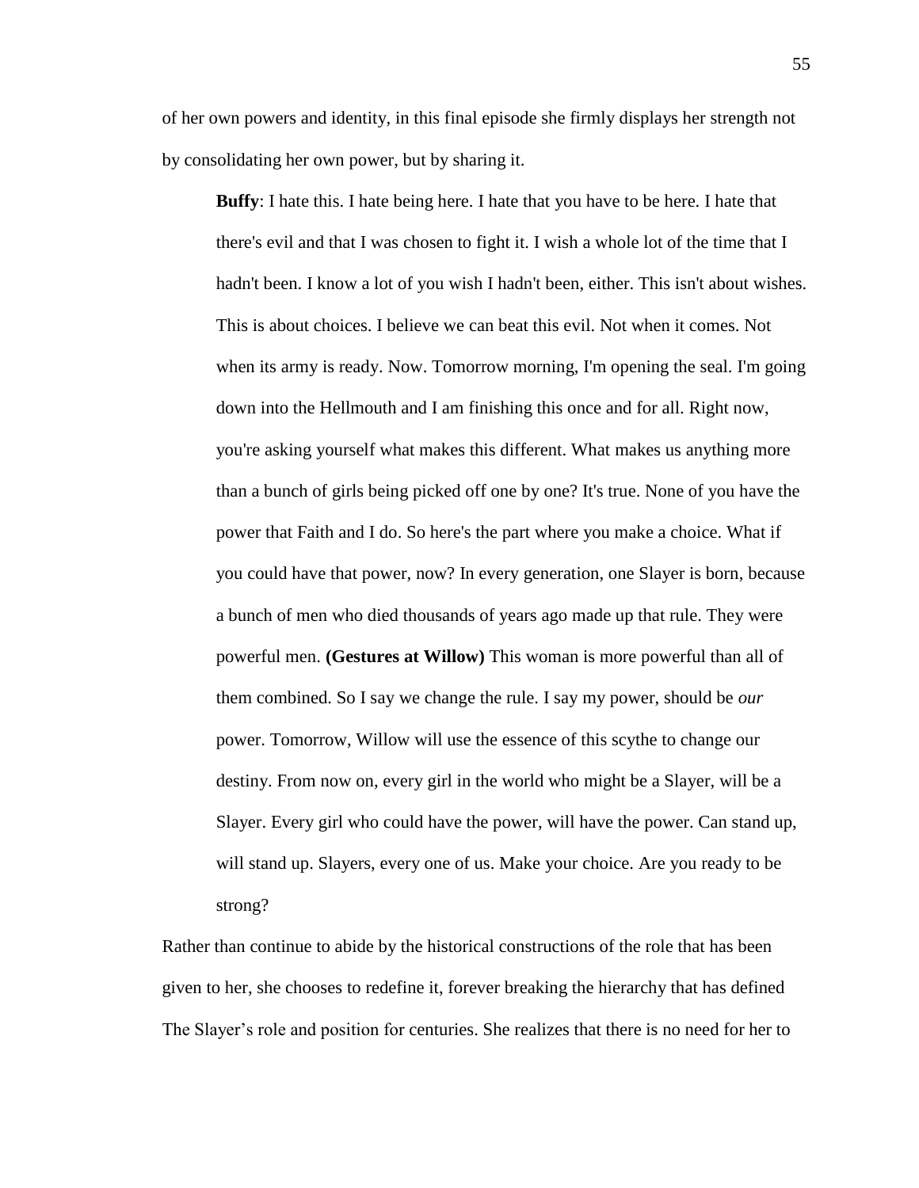of her own powers and identity, in this final episode she firmly displays her strength not by consolidating her own power, but by sharing it.

> **Buffy**: I hate this. I hate being here. I hate that you have to be here. I hate that there's evil and that I was chosen to fight it. I wish a whole lot of the time that I hadn't been. I know a lot of you wish I hadn't been, either. This isn't about wishes. This is about choices. I believe we can beat this evil. Not when it comes. Not when its army is ready. Now. Tomorrow morning, I'm opening the seal. I'm going down into the Hellmouth and I am finishing this once and for all. Right now, you're asking yourself what makes this different. What makes us anything more than a bunch of girls being picked off one by one? It's true. None of you have the power that Faith and I do. So here's the part where you make a choice. What if you could have that power, now? In every generation, one Slayer is born, because a bunch of men who died thousands of years ago made up that rule. They were powerful men. **(Gestures at Willow)** This woman is more powerful than all of them combined. So I say we change the rule. I say my power, should be *our* power. Tomorrow, Willow will use the essence of this scythe to change our destiny. From now on, every girl in the world who might be a Slayer, will be a Slayer. Every girl who could have the power, will have the power. Can stand up, will stand up. Slayers, every one of us. Make your choice. Are you ready to be strong?

Rather than continue to abide by the historical constructions of the role that has been given to her, she chooses to redefine it, forever breaking the hierarchy that has defined The Slayer's role and position for centuries. She realizes that there is no need for her to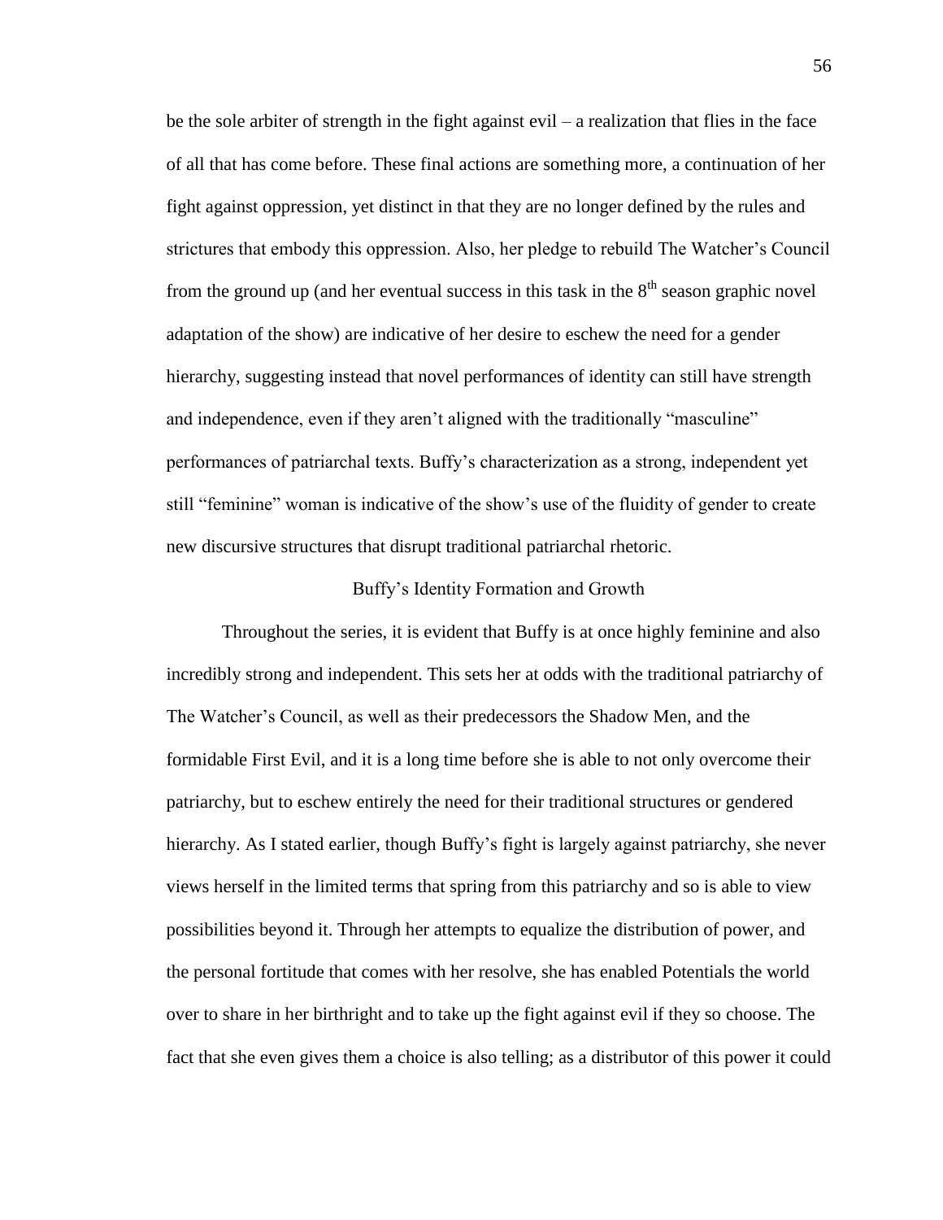be the sole arbiter of strength in the fight against evil – a realization that flies in the face of all that has come before. These final actions are something more, a continuation of her fight against oppression, yet distinct in that they are no longer defined by the rules and strictures that embody this oppression. Also, her pledge to rebuild The Watcher's Council from the ground up (and her eventual success in this task in the 8th season graphic novel adaptation of the show) are indicative of her desire to eschew the need for a gender hierarchy, suggesting instead that novel performances of identity can still have strength and independence, even if they aren't aligned with the traditionally "masculine" performances of patriarchal texts. Buffy's characterization as a strong, independent yet still "feminine" woman is indicative of the show's use of the fluidity of gender to create new discursive structures that disrupt traditional patriarchal rhetoric.

## Buffy's Identity Formation and Growth

Throughout the series, it is evident that Buffy is at once highly feminine and also incredibly strong and independent. This sets her at odds with the traditional patriarchy of The Watcher's Council, as well as their predecessors the Shadow Men, and the formidable First Evil, and it is a long time before she is able to not only overcome their patriarchy, but to eschew entirely the need for their traditional structures or gendered hierarchy. As I stated earlier, though Buffy's fight is largely against patriarchy, she never views herself in the limited terms that spring from this patriarchy and so is able to view possibilities beyond it. Through her attempts to equalize the distribution of power, and the personal fortitude that comes with her resolve, she has enabled Potentials the world over to share in her birthright and to take up the fight against evil if they so choose. The fact that she even gives them a choice is also telling; as a distributor of this power it could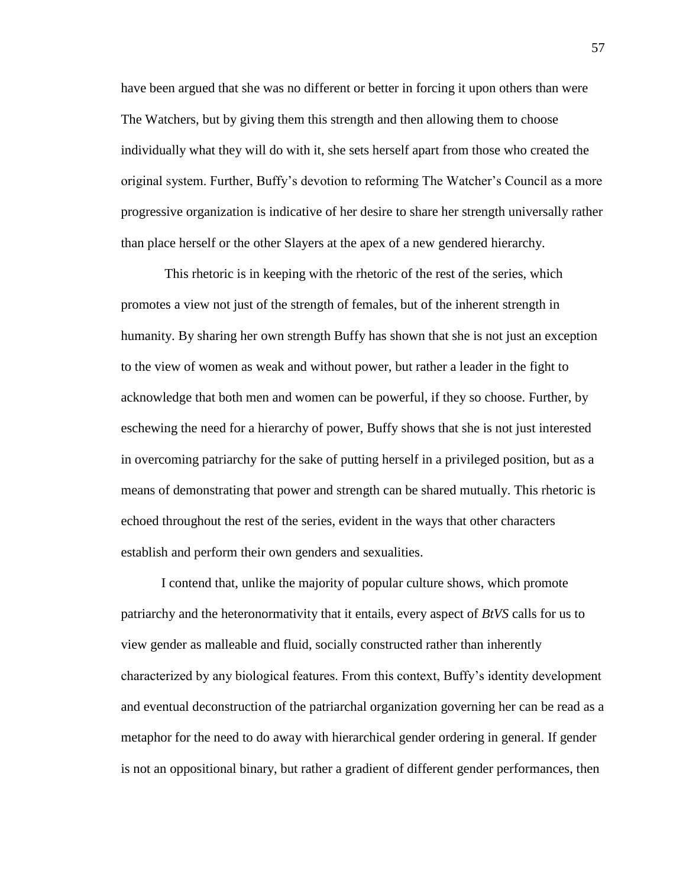have been argued that she was no different or better in forcing it upon others than were The Watchers, but by giving them this strength and then allowing them to choose individually what they will do with it, she sets herself apart from those who created the original system. Further, Buffy's devotion to reforming The Watcher's Council as a more progressive organization is indicative of her desire to share her strength universally rather than place herself or the other Slayers at the apex of a new gendered hierarchy.

This rhetoric is in keeping with the rhetoric of the rest of the series, which promotes a view not just of the strength of females, but of the inherent strength in humanity. By sharing her own strength Buffy has shown that she is not just an exception to the view of women as weak and without power, but rather a leader in the fight to acknowledge that both men and women can be powerful, if they so choose. Further, by eschewing the need for a hierarchy of power, Buffy shows that she is not just interested in overcoming patriarchy for the sake of putting herself in a privileged position, but as a means of demonstrating that power and strength can be shared mutually. This rhetoric is echoed throughout the rest of the series, evident in the ways that other characters establish and perform their own genders and sexualities.

I contend that, unlike the majority of popular culture shows, which promote patriarchy and the heteronormativity that it entails, every aspect of *BtVS* calls for us to view gender as malleable and fluid, socially constructed rather than inherently characterized by any biological features. From this context, Buffy's identity development and eventual deconstruction of the patriarchal organization governing her can be read as a metaphor for the need to do away with hierarchical gender ordering in general. If gender is not an oppositional binary, but rather a gradient of different gender performances, then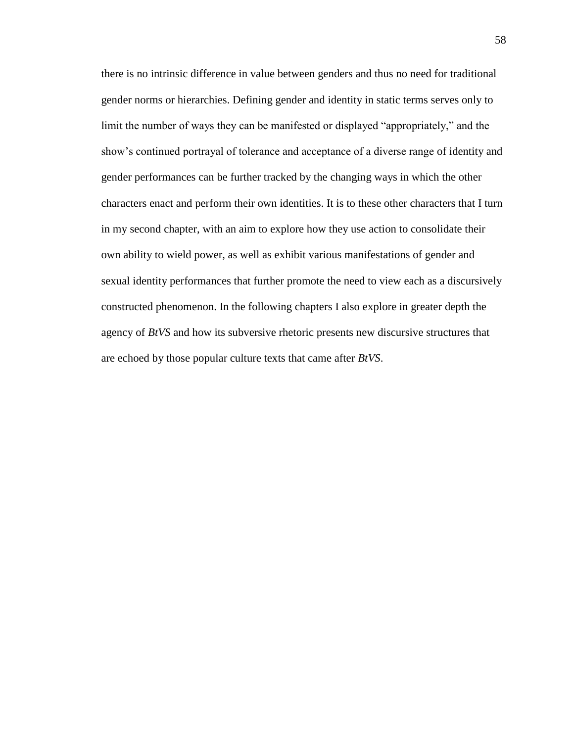there is no intrinsic difference in value between genders and thus no need for traditional gender norms or hierarchies. Defining gender and identity in static terms serves only to limit the number of ways they can be manifested or displayed "appropriately," and the show's continued portrayal of tolerance and acceptance of a diverse range of identity and gender performances can be further tracked by the changing ways in which the other characters enact and perform their own identities. It is to these other characters that I turn in my second chapter, with an aim to explore how they use action to consolidate their own ability to wield power, as well as exhibit various manifestations of gender and sexual identity performances that further promote the need to view each as a discursively constructed phenomenon. In the following chapters I also explore in greater depth the agency of *BtVS* and how its subversive rhetoric presents new discursive structures that are echoed by those popular culture texts that came after *BtVS*.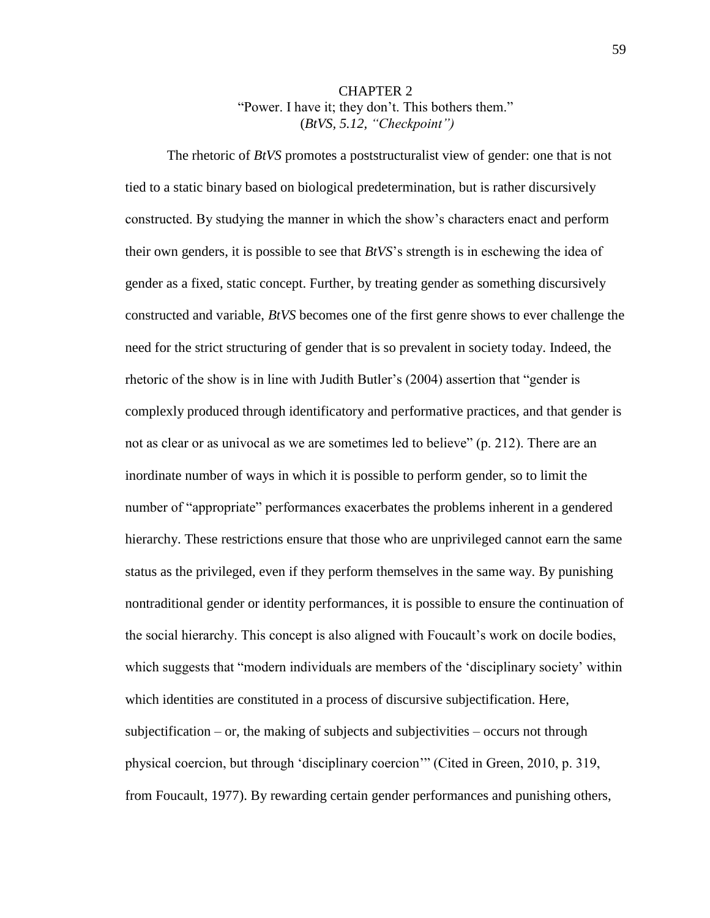# CHAPTER 2

"Power. I have it; they don't. This bothers them."
(*BtVS, 5.12, "Checkpoint")*

The rhetoric of *BtVS* promotes a poststructuralist view of gender: one that is not tied to a static binary based on biological predetermination, but is rather discursively constructed. By studying the manner in which the show's characters enact and perform their own genders, it is possible to see that *BtVS*'s strength is in eschewing the idea of gender as a fixed, static concept. Further, by treating gender as something discursively constructed and variable, *BtVS* becomes one of the first genre shows to ever challenge the need for the strict structuring of gender that is so prevalent in society today. Indeed, the rhetoric of the show is in line with Judith Butler's (2004) assertion that "gender is complexly produced through identificatory and performative practices, and that gender is not as clear or as univocal as we are sometimes led to believe" (p. 212). There are an inordinate number of ways in which it is possible to perform gender, so to limit the number of "appropriate" performances exacerbates the problems inherent in a gendered hierarchy. These restrictions ensure that those who are unprivileged cannot earn the same status as the privileged, even if they perform themselves in the same way. By punishing nontraditional gender or identity performances, it is possible to ensure the continuation of the social hierarchy. This concept is also aligned with Foucault's work on docile bodies, which suggests that "modern individuals are members of the 'disciplinary society' within which identities are constituted in a process of discursive subjectification. Here, subjectification – or, the making of subjects and subjectivities – occurs not through physical coercion, but through 'disciplinary coercion'" (Cited in Green, 2010, p. 319, from Foucault, 1977). By rewarding certain gender performances and punishing others,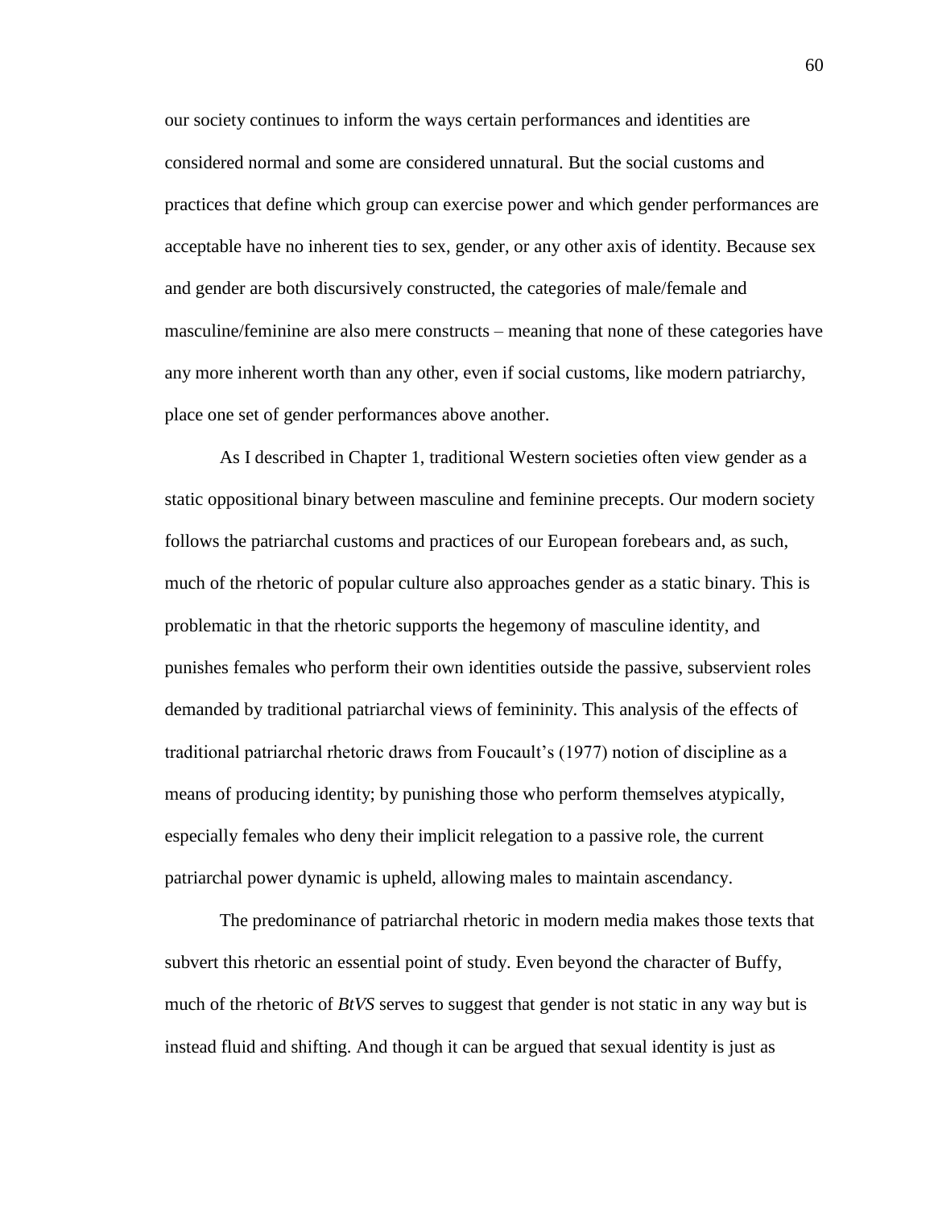our society continues to inform the ways certain performances and identities are considered normal and some are considered unnatural. But the social customs and practices that define which group can exercise power and which gender performances are acceptable have no inherent ties to sex, gender, or any other axis of identity. Because sex and gender are both discursively constructed, the categories of male/female and masculine/feminine are also mere constructs – meaning that none of these categories have any more inherent worth than any other, even if social customs, like modern patriarchy, place one set of gender performances above another.

As I described in Chapter 1, traditional Western societies often view gender as a static oppositional binary between masculine and feminine precepts. Our modern society follows the patriarchal customs and practices of our European forebears and, as such, much of the rhetoric of popular culture also approaches gender as a static binary. This is problematic in that the rhetoric supports the hegemony of masculine identity, and punishes females who perform their own identities outside the passive, subservient roles demanded by traditional patriarchal views of femininity. This analysis of the effects of traditional patriarchal rhetoric draws from Foucault's (1977) notion of discipline as a means of producing identity; by punishing those who perform themselves atypically, especially females who deny their implicit relegation to a passive role, the current patriarchal power dynamic is upheld, allowing males to maintain ascendancy.

The predominance of patriarchal rhetoric in modern media makes those texts that subvert this rhetoric an essential point of study. Even beyond the character of Buffy, much of the rhetoric of *BtVS* serves to suggest that gender is not static in any way but is instead fluid and shifting. And though it can be argued that sexual identity is just as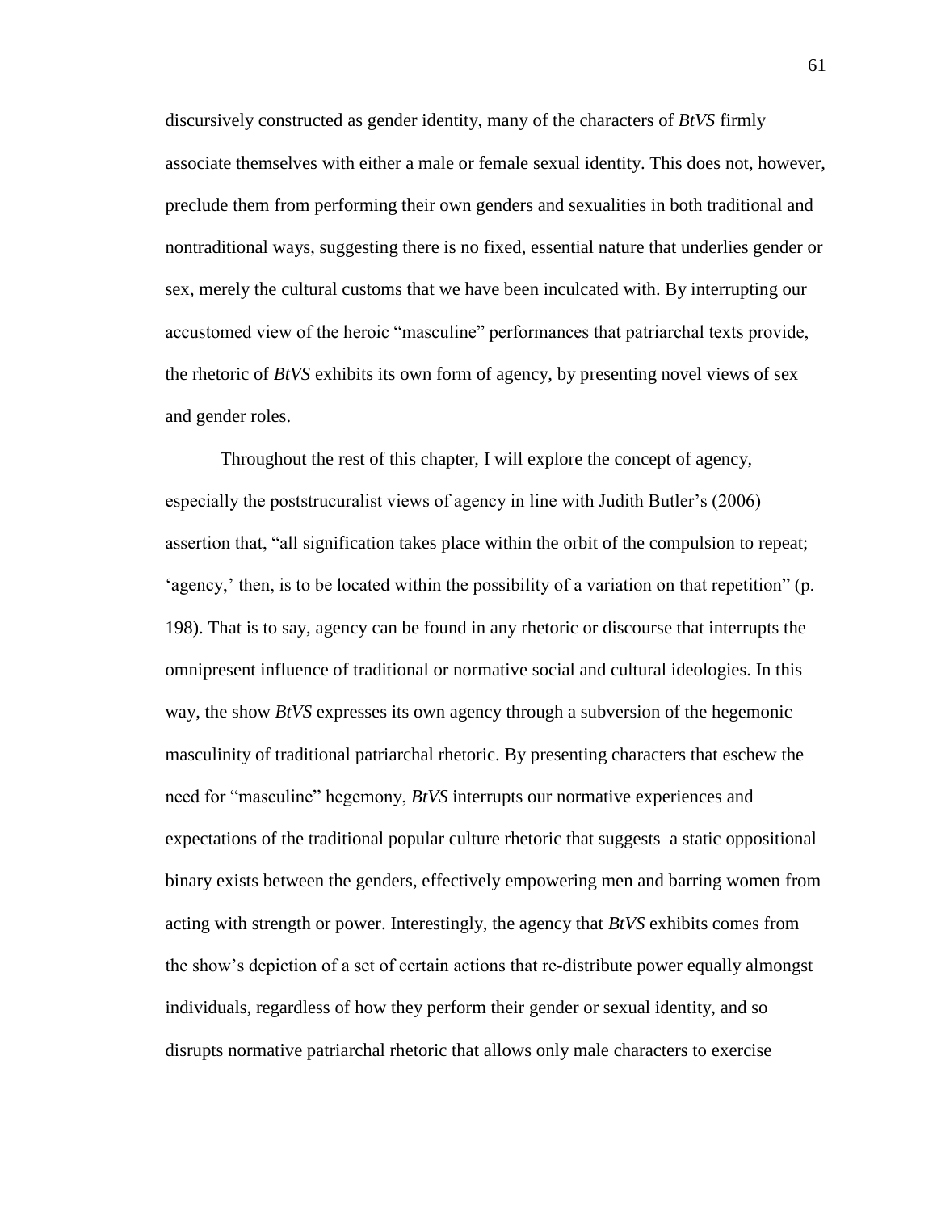discursively constructed as gender identity, many of the characters of *BtVS* firmly associate themselves with either a male or female sexual identity. This does not, however, preclude them from performing their own genders and sexualities in both traditional and nontraditional ways, suggesting there is no fixed, essential nature that underlies gender or sex, merely the cultural customs that we have been inculcated with. By interrupting our accustomed view of the heroic "masculine" performances that patriarchal texts provide, the rhetoric of *BtVS* exhibits its own form of agency, by presenting novel views of sex and gender roles.

Throughout the rest of this chapter, I will explore the concept of agency, especially the poststrucuralist views of agency in line with Judith Butler's (2006) assertion that, "all signification takes place within the orbit of the compulsion to repeat; 'agency,' then, is to be located within the possibility of a variation on that repetition" (p. 198). That is to say, agency can be found in any rhetoric or discourse that interrupts the omnipresent influence of traditional or normative social and cultural ideologies. In this way, the show *BtVS* expresses its own agency through a subversion of the hegemonic masculinity of traditional patriarchal rhetoric. By presenting characters that eschew the need for "masculine" hegemony, *BtVS* interrupts our normative experiences and expectations of the traditional popular culture rhetoric that suggests a static oppositional binary exists between the genders, effectively empowering men and barring women from acting with strength or power. Interestingly, the agency that *BtVS* exhibits comes from the show's depiction of a set of certain actions that re-distribute power equally almongst individuals, regardless of how they perform their gender or sexual identity, and so disrupts normative patriarchal rhetoric that allows only male characters to exercise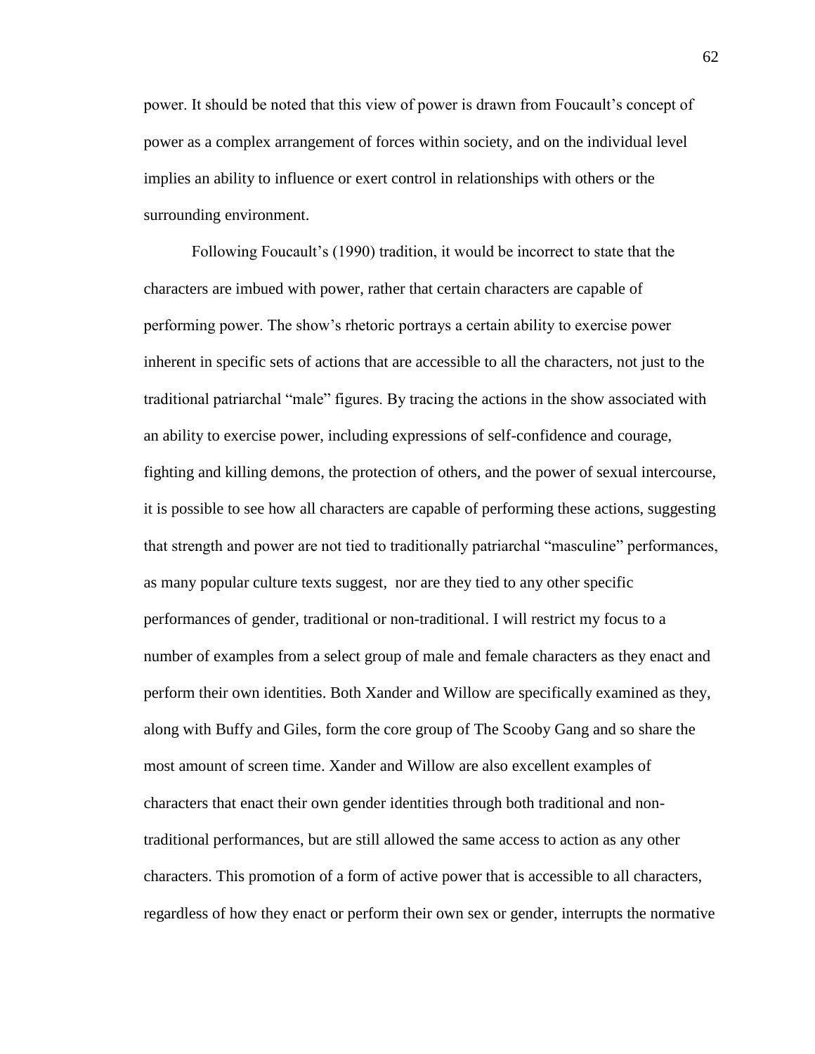power. It should be noted that this view of power is drawn from Foucault's concept of power as a complex arrangement of forces within society, and on the individual level implies an ability to influence or exert control in relationships with others or the surrounding environment.

Following Foucault's (1990) tradition, it would be incorrect to state that the characters are imbued with power, rather that certain characters are capable of performing power. The show's rhetoric portrays a certain ability to exercise power inherent in specific sets of actions that are accessible to all the characters, not just to the traditional patriarchal "male" figures. By tracing the actions in the show associated with an ability to exercise power, including expressions of self-confidence and courage, fighting and killing demons, the protection of others, and the power of sexual intercourse, it is possible to see how all characters are capable of performing these actions, suggesting that strength and power are not tied to traditionally patriarchal "masculine" performances, as many popular culture texts suggest, nor are they tied to any other specific performances of gender, traditional or non-traditional. I will restrict my focus to a number of examples from a select group of male and female characters as they enact and perform their own identities. Both Xander and Willow are specifically examined as they, along with Buffy and Giles, form the core group of The Scooby Gang and so share the most amount of screen time. Xander and Willow are also excellent examples of characters that enact their own gender identities through both traditional and non-traditional performances, but are still allowed the same access to action as any other characters. This promotion of a form of active power that is accessible to all characters, regardless of how they enact or perform their own sex or gender, interrupts the normative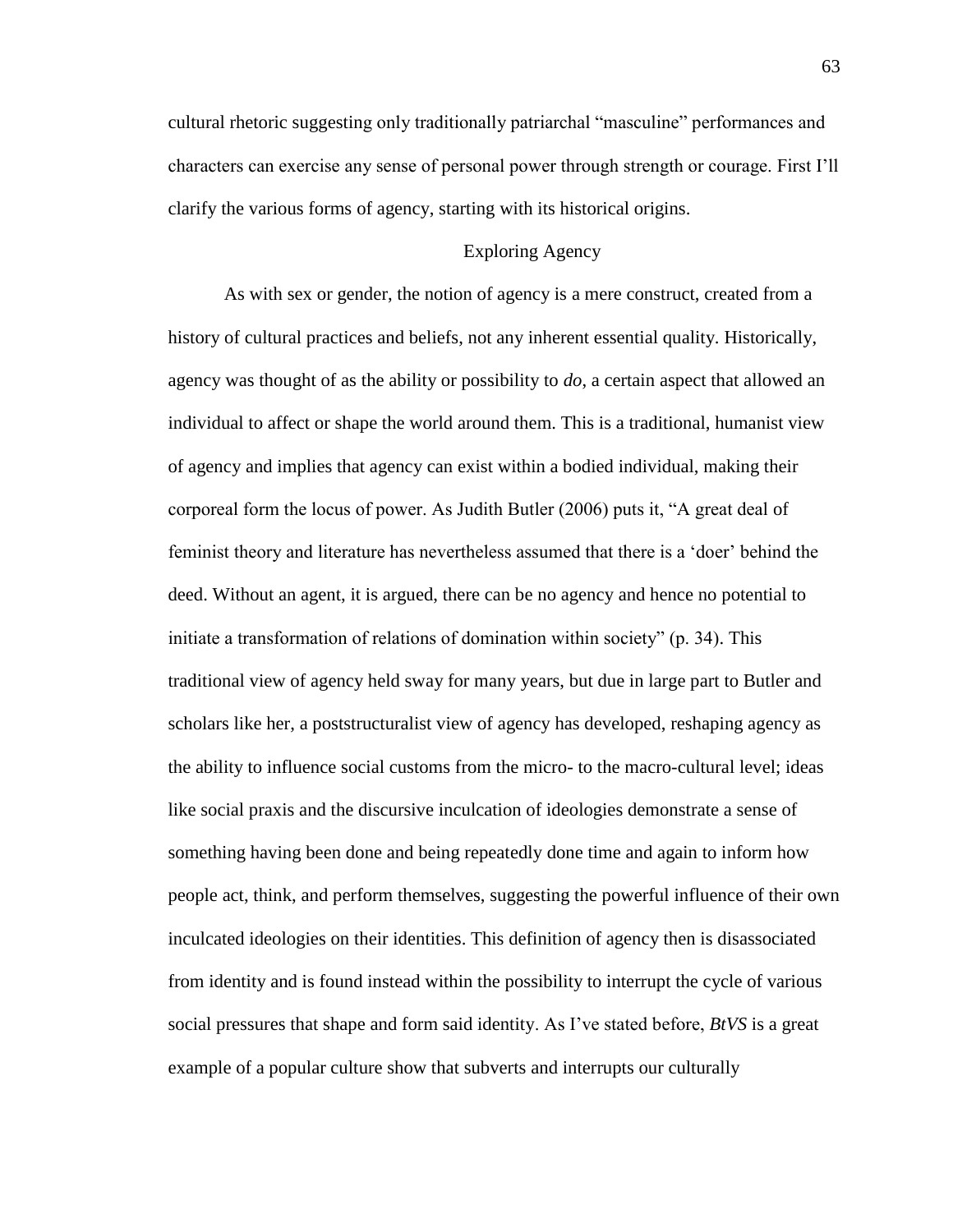cultural rhetoric suggesting only traditionally patriarchal "masculine" performances and characters can exercise any sense of personal power through strength or courage. First I'll clarify the various forms of agency, starting with its historical origins.

## Exploring Agency

As with sex or gender, the notion of agency is a mere construct, created from a history of cultural practices and beliefs, not any inherent essential quality. Historically, agency was thought of as the ability or possibility to *do*, a certain aspect that allowed an individual to affect or shape the world around them. This is a traditional, humanist view of agency and implies that agency can exist within a bodied individual, making their corporeal form the locus of power. As Judith Butler (2006) puts it, "A great deal of feminist theory and literature has nevertheless assumed that there is a 'doer' behind the deed. Without an agent, it is argued, there can be no agency and hence no potential to initiate a transformation of relations of domination within society" (p. 34). This traditional view of agency held sway for many years, but due in large part to Butler and scholars like her, a poststructuralist view of agency has developed, reshaping agency as the ability to influence social customs from the micro- to the macro-cultural level; ideas like social praxis and the discursive inculcation of ideologies demonstrate a sense of something having been done and being repeatedly done time and again to inform how people act, think, and perform themselves, suggesting the powerful influence of their own inculcated ideologies on their identities. This definition of agency then is disassociated from identity and is found instead within the possibility to interrupt the cycle of various social pressures that shape and form said identity. As I've stated before, *BtVS* is a great example of a popular culture show that subverts and interrupts our culturally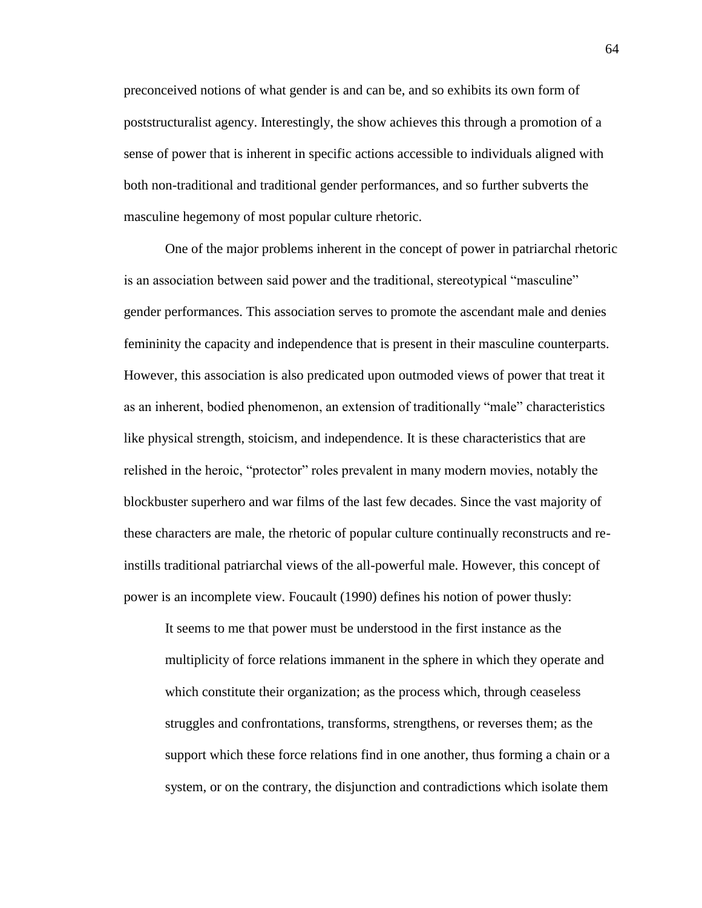preconceived notions of what gender is and can be, and so exhibits its own form of poststructuralist agency. Interestingly, the show achieves this through a promotion of a sense of power that is inherent in specific actions accessible to individuals aligned with both non-traditional and traditional gender performances, and so further subverts the masculine hegemony of most popular culture rhetoric.

One of the major problems inherent in the concept of power in patriarchal rhetoric is an association between said power and the traditional, stereotypical "masculine" gender performances. This association serves to promote the ascendant male and denies femininity the capacity and independence that is present in their masculine counterparts. However, this association is also predicated upon outmoded views of power that treat it as an inherent, bodied phenomenon, an extension of traditionally "male" characteristics like physical strength, stoicism, and independence. It is these characteristics that are relished in the heroic, "protector" roles prevalent in many modern movies, notably the blockbuster superhero and war films of the last few decades. Since the vast majority of these characters are male, the rhetoric of popular culture continually reconstructs and re-instills traditional patriarchal views of the all-powerful male. However, this concept of power is an incomplete view. Foucault (1990) defines his notion of power thusly:

> It seems to me that power must be understood in the first instance as the multiplicity of force relations immanent in the sphere in which they operate and which constitute their organization; as the process which, through ceaseless struggles and confrontations, transforms, strengthens, or reverses them; as the support which these force relations find in one another, thus forming a chain or a system, or on the contrary, the disjunction and contradictions which isolate them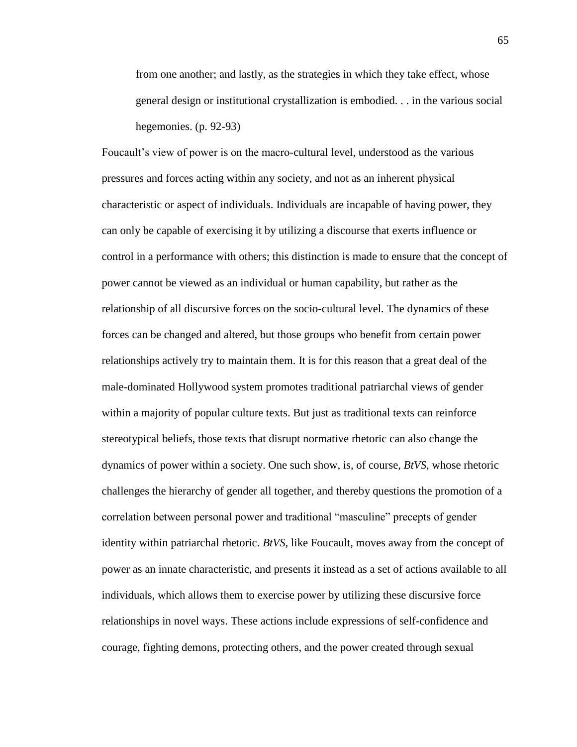> from one another; and lastly, as the strategies in which they take effect, whose general design or institutional crystallization is embodied. . . in the various social hegemonies. (p. 92-93)

Foucault's view of power is on the macro-cultural level, understood as the various pressures and forces acting within any society, and not as an inherent physical characteristic or aspect of individuals. Individuals are incapable of having power, they can only be capable of exercising it by utilizing a discourse that exerts influence or control in a performance with others; this distinction is made to ensure that the concept of power cannot be viewed as an individual or human capability, but rather as the relationship of all discursive forces on the socio-cultural level. The dynamics of these forces can be changed and altered, but those groups who benefit from certain power relationships actively try to maintain them. It is for this reason that a great deal of the male-dominated Hollywood system promotes traditional patriarchal views of gender within a majority of popular culture texts. But just as traditional texts can reinforce stereotypical beliefs, those texts that disrupt normative rhetoric can also change the dynamics of power within a society. One such show, is, of course, *BtVS*, whose rhetoric challenges the hierarchy of gender all together, and thereby questions the promotion of a correlation between personal power and traditional "masculine" precepts of gender identity within patriarchal rhetoric. *BtVS*, like Foucault, moves away from the concept of power as an innate characteristic, and presents it instead as a set of actions available to all individuals, which allows them to exercise power by utilizing these discursive force relationships in novel ways. These actions include expressions of self-confidence and courage, fighting demons, protecting others, and the power created through sexual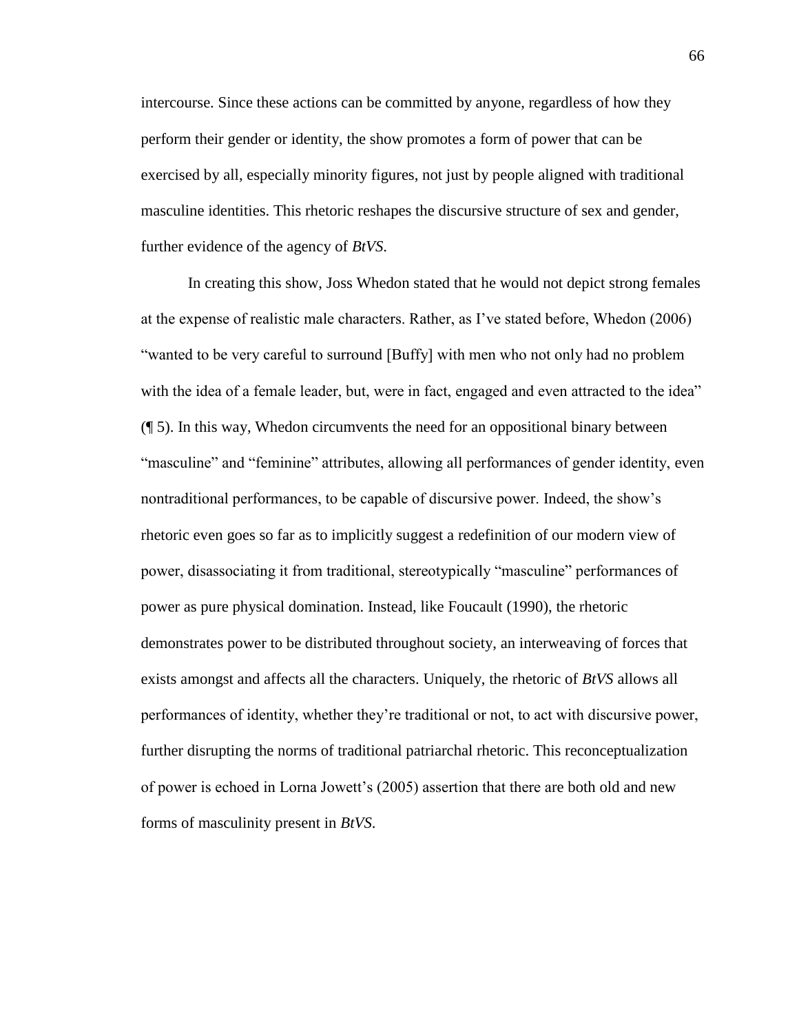intercourse. Since these actions can be committed by anyone, regardless of how they perform their gender or identity, the show promotes a form of power that can be exercised by all, especially minority figures, not just by people aligned with traditional masculine identities. This rhetoric reshapes the discursive structure of sex and gender, further evidence of the agency of *BtVS*.

In creating this show, Joss Whedon stated that he would not depict strong females at the expense of realistic male characters. Rather, as I've stated before, Whedon (2006) "wanted to be very careful to surround [Buffy] with men who not only had no problem with the idea of a female leader, but, were in fact, engaged and even attracted to the idea" (¶ 5). In this way, Whedon circumvents the need for an oppositional binary between "masculine" and "feminine" attributes, allowing all performances of gender identity, even nontraditional performances, to be capable of discursive power. Indeed, the show's rhetoric even goes so far as to implicitly suggest a redefinition of our modern view of power, disassociating it from traditional, stereotypically "masculine" performances of power as pure physical domination. Instead, like Foucault (1990), the rhetoric demonstrates power to be distributed throughout society, an interweaving of forces that exists amongst and affects all the characters. Uniquely, the rhetoric of *BtVS* allows all performances of identity, whether they're traditional or not, to act with discursive power, further disrupting the norms of traditional patriarchal rhetoric. This reconceptualization of power is echoed in Lorna Jowett's (2005) assertion that there are both old and new forms of masculinity present in *BtVS*.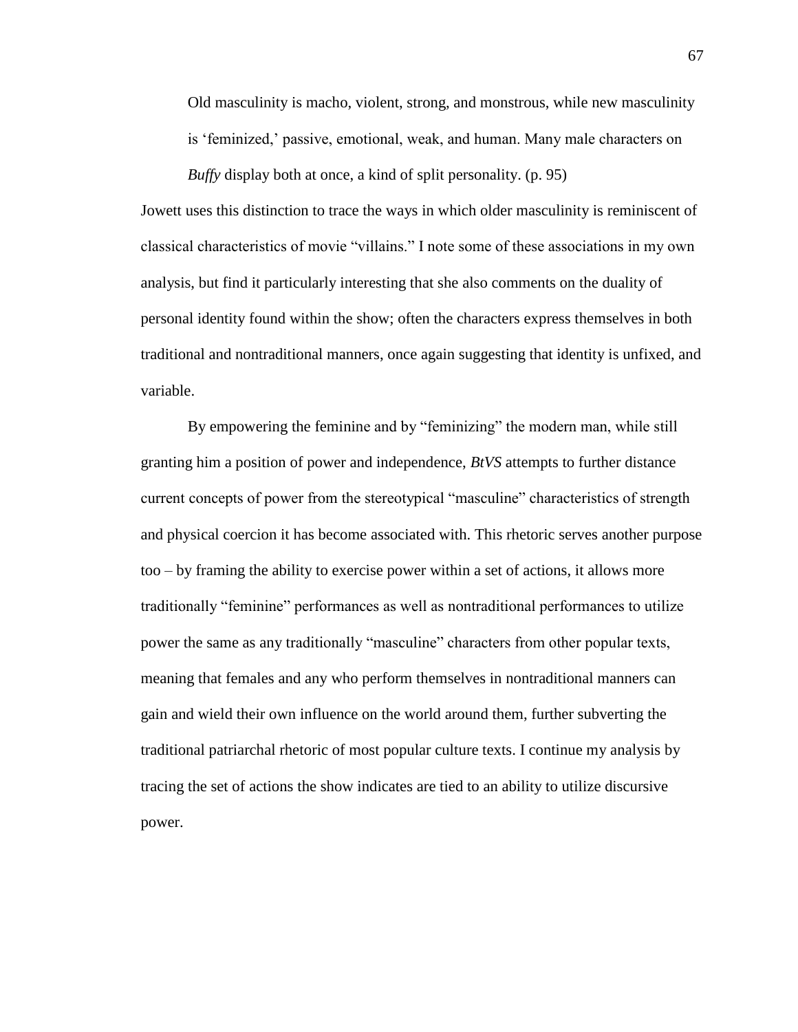> Old masculinity is macho, violent, strong, and monstrous, while new masculinity is 'feminized,' passive, emotional, weak, and human. Many male characters on *Buffy* display both at once, a kind of split personality. (p. 95)

Jowett uses this distinction to trace the ways in which older masculinity is reminiscent of classical characteristics of movie "villains." I note some of these associations in my own analysis, but find it particularly interesting that she also comments on the duality of personal identity found within the show; often the characters express themselves in both traditional and nontraditional manners, once again suggesting that identity is unfixed, and variable.

By empowering the feminine and by "feminizing" the modern man, while still granting him a position of power and independence, *BtVS* attempts to further distance current concepts of power from the stereotypical "masculine" characteristics of strength and physical coercion it has become associated with. This rhetoric serves another purpose too – by framing the ability to exercise power within a set of actions, it allows more traditionally "feminine" performances as well as nontraditional performances to utilize power the same as any traditionally "masculine" characters from other popular texts, meaning that females and any who perform themselves in nontraditional manners can gain and wield their own influence on the world around them, further subverting the traditional patriarchal rhetoric of most popular culture texts. I continue my analysis by tracing the set of actions the show indicates are tied to an ability to utilize discursive power.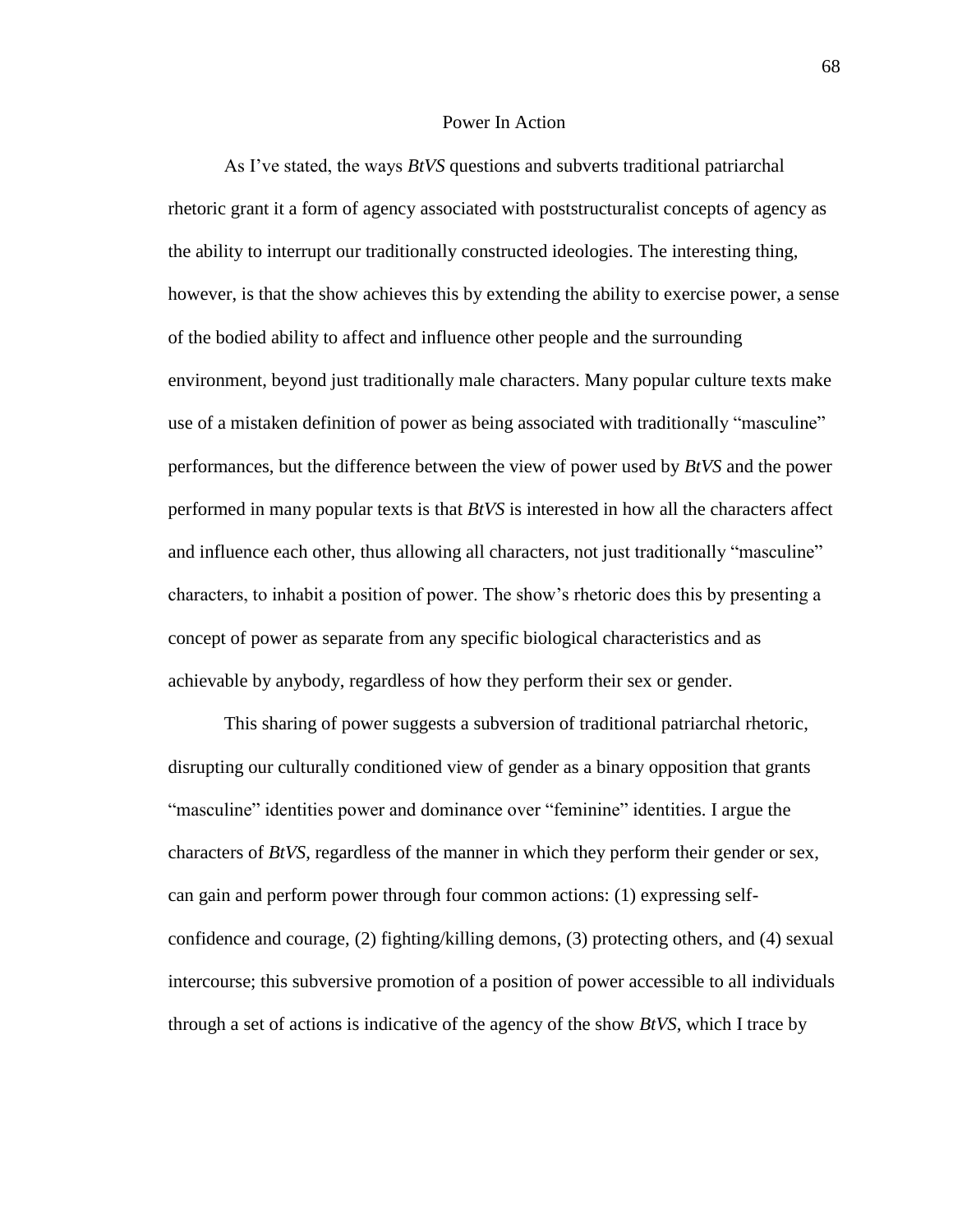## Power In Action

As I've stated, the ways *BtVS* questions and subverts traditional patriarchal rhetoric grant it a form of agency associated with poststructuralist concepts of agency as the ability to interrupt our traditionally constructed ideologies. The interesting thing, however, is that the show achieves this by extending the ability to exercise power, a sense of the bodied ability to affect and influence other people and the surrounding environment, beyond just traditionally male characters. Many popular culture texts make use of a mistaken definition of power as being associated with traditionally "masculine" performances, but the difference between the view of power used by *BtVS* and the power performed in many popular texts is that *BtVS* is interested in how all the characters affect and influence each other, thus allowing all characters, not just traditionally "masculine" characters, to inhabit a position of power. The show's rhetoric does this by presenting a concept of power as separate from any specific biological characteristics and as achievable by anybody, regardless of how they perform their sex or gender.

This sharing of power suggests a subversion of traditional patriarchal rhetoric, disrupting our culturally conditioned view of gender as a binary opposition that grants "masculine" identities power and dominance over "feminine" identities. I argue the characters of *BtVS*, regardless of the manner in which they perform their gender or sex, can gain and perform power through four common actions: (1) expressing self-confidence and courage, (2) fighting/killing demons, (3) protecting others, and (4) sexual intercourse; this subversive promotion of a position of power accessible to all individuals through a set of actions is indicative of the agency of the show *BtVS*, which I trace by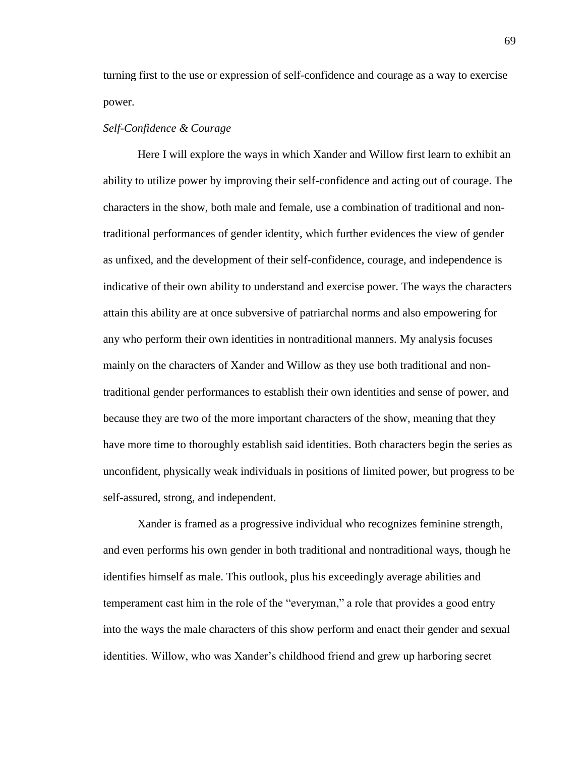turning first to the use or expression of self-confidence and courage as a way to exercise power.

*Self-Confidence & Courage*

Here I will explore the ways in which Xander and Willow first learn to exhibit an ability to utilize power by improving their self-confidence and acting out of courage. The characters in the show, both male and female, use a combination of traditional and non-traditional performances of gender identity, which further evidences the view of gender as unfixed, and the development of their self-confidence, courage, and independence is indicative of their own ability to understand and exercise power. The ways the characters attain this ability are at once subversive of patriarchal norms and also empowering for any who perform their own identities in nontraditional manners. My analysis focuses mainly on the characters of Xander and Willow as they use both traditional and non-traditional gender performances to establish their own identities and sense of power, and because they are two of the more important characters of the show, meaning that they have more time to thoroughly establish said identities. Both characters begin the series as unconfident, physically weak individuals in positions of limited power, but progress to be self-assured, strong, and independent.

Xander is framed as a progressive individual who recognizes feminine strength, and even performs his own gender in both traditional and nontraditional ways, though he identifies himself as male. This outlook, plus his exceedingly average abilities and temperament cast him in the role of the "everyman," a role that provides a good entry into the ways the male characters of this show perform and enact their gender and sexual identities. Willow, who was Xander's childhood friend and grew up harboring secret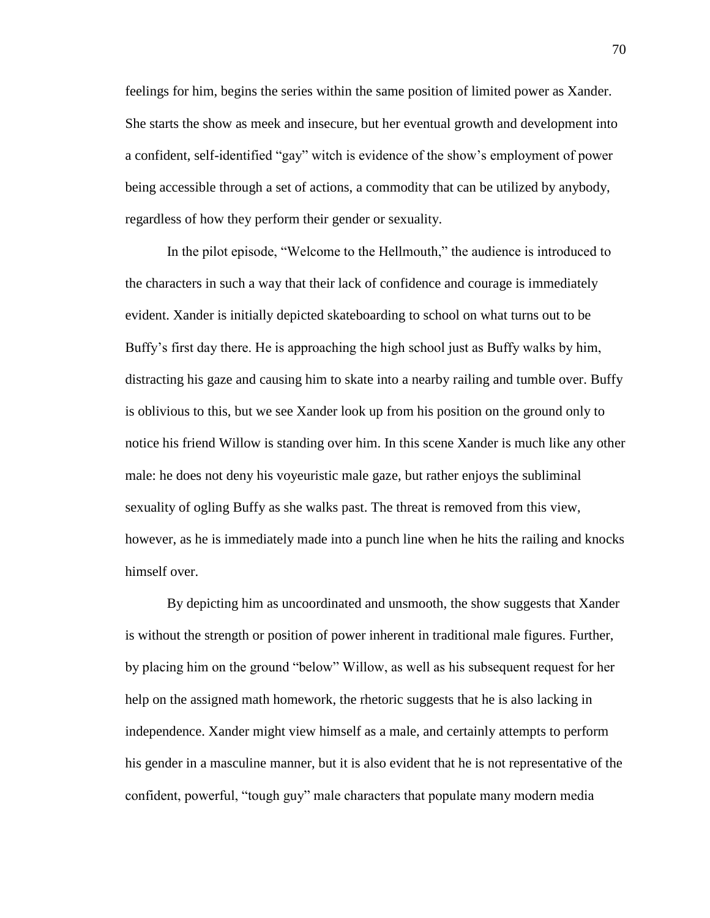feelings for him, begins the series within the same position of limited power as Xander. She starts the show as meek and insecure, but her eventual growth and development into a confident, self-identified "gay" witch is evidence of the show's employment of power being accessible through a set of actions, a commodity that can be utilized by anybody, regardless of how they perform their gender or sexuality.

In the pilot episode, "Welcome to the Hellmouth," the audience is introduced to the characters in such a way that their lack of confidence and courage is immediately evident. Xander is initially depicted skateboarding to school on what turns out to be Buffy's first day there. He is approaching the high school just as Buffy walks by him, distracting his gaze and causing him to skate into a nearby railing and tumble over. Buffy is oblivious to this, but we see Xander look up from his position on the ground only to notice his friend Willow is standing over him. In this scene Xander is much like any other male: he does not deny his voyeuristic male gaze, but rather enjoys the subliminal sexuality of ogling Buffy as she walks past. The threat is removed from this view, however, as he is immediately made into a punch line when he hits the railing and knocks himself over.

By depicting him as uncoordinated and unsmooth, the show suggests that Xander is without the strength or position of power inherent in traditional male figures. Further, by placing him on the ground "below" Willow, as well as his subsequent request for her help on the assigned math homework, the rhetoric suggests that he is also lacking in independence. Xander might view himself as a male, and certainly attempts to perform his gender in a masculine manner, but it is also evident that he is not representative of the confident, powerful, "tough guy" male characters that populate many modern media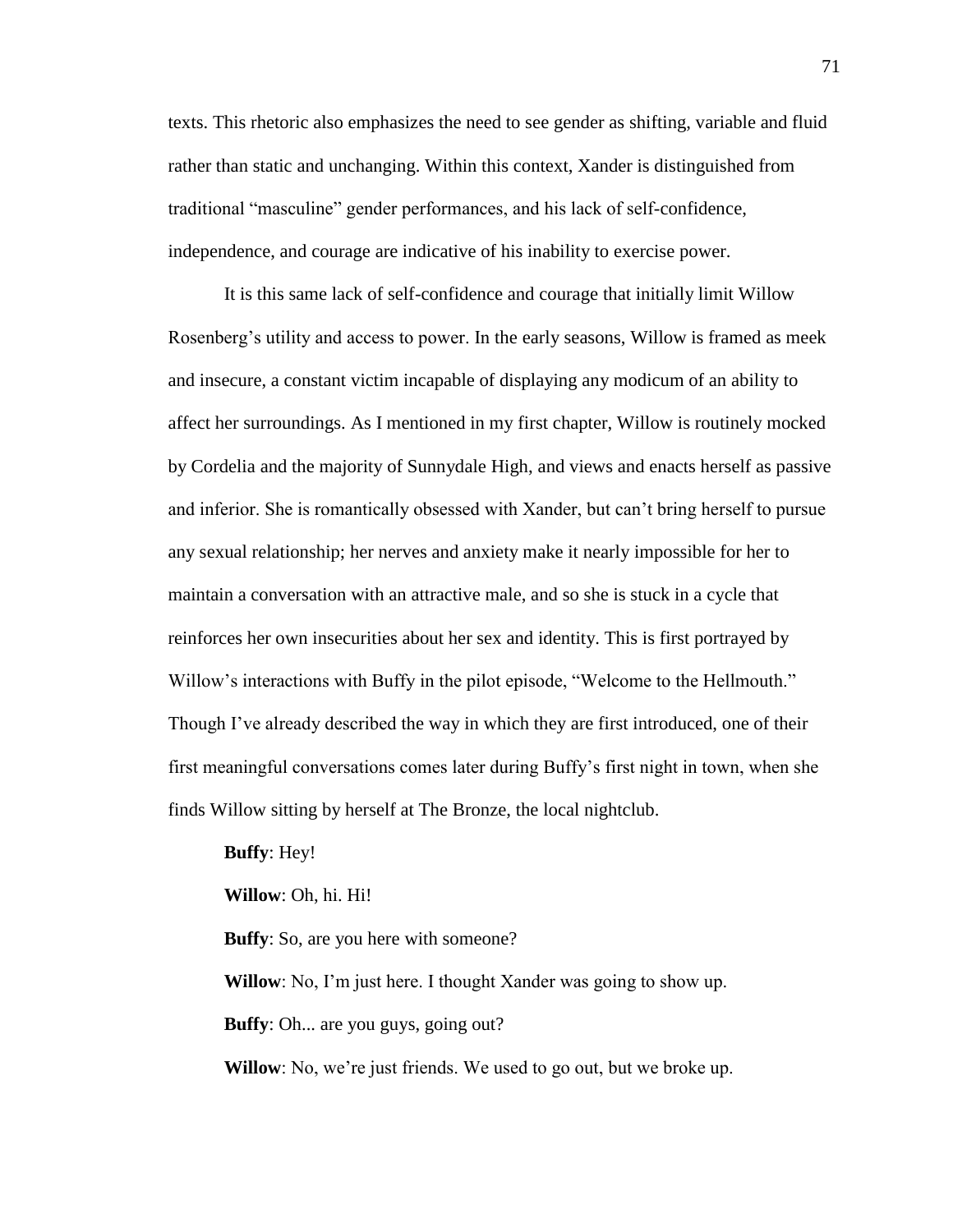texts. This rhetoric also emphasizes the need to see gender as shifting, variable and fluid rather than static and unchanging. Within this context, Xander is distinguished from traditional "masculine" gender performances, and his lack of self-confidence, independence, and courage are indicative of his inability to exercise power.

It is this same lack of self-confidence and courage that initially limit Willow Rosenberg's utility and access to power. In the early seasons, Willow is framed as meek and insecure, a constant victim incapable of displaying any modicum of an ability to affect her surroundings. As I mentioned in my first chapter, Willow is routinely mocked by Cordelia and the majority of Sunnydale High, and views and enacts herself as passive and inferior. She is romantically obsessed with Xander, but can't bring herself to pursue any sexual relationship; her nerves and anxiety make it nearly impossible for her to maintain a conversation with an attractive male, and so she is stuck in a cycle that reinforces her own insecurities about her sex and identity. This is first portrayed by Willow's interactions with Buffy in the pilot episode, "Welcome to the Hellmouth." Though I've already described the way in which they are first introduced, one of their first meaningful conversations comes later during Buffy's first night in town, when she finds Willow sitting by herself at The Bronze, the local nightclub.

**Buffy**: Hey!

**Willow**: Oh, hi. Hi!

**Buffy**: So, are you here with someone?

**Willow**: No, I'm just here. I thought Xander was going to show up.

**Buffy**: Oh... are you guys, going out?

**Willow**: No, we're just friends. We used to go out, but we broke up.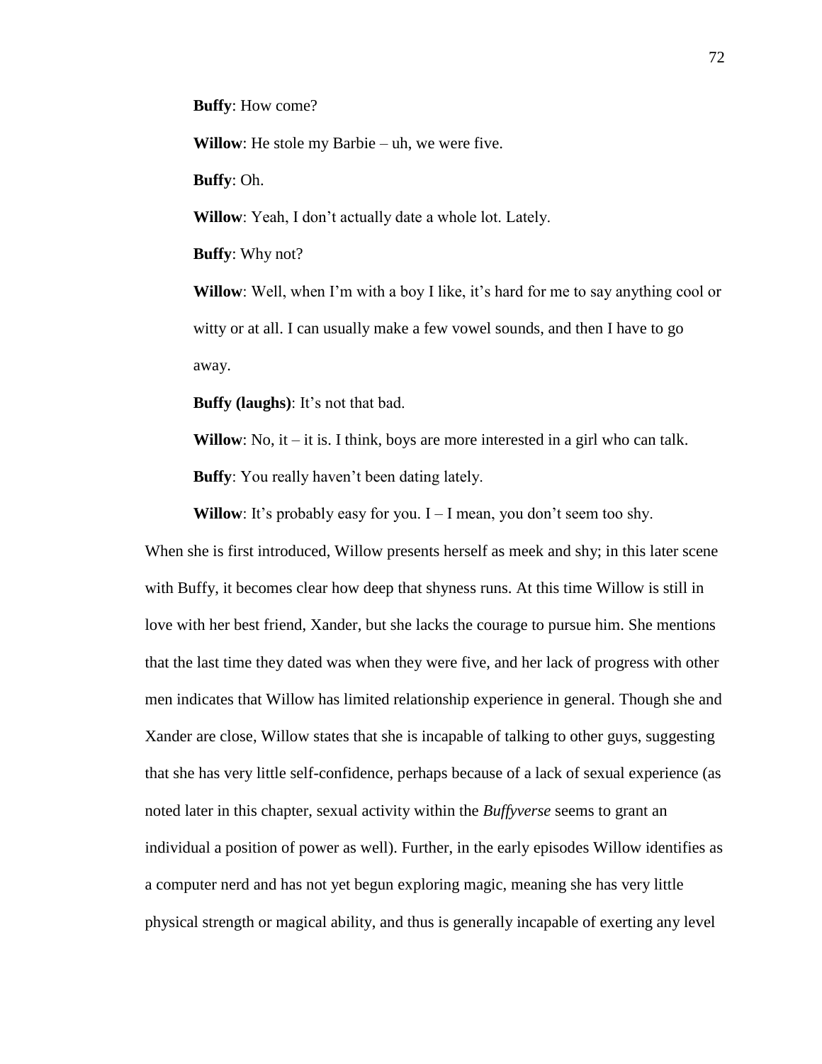**Buffy**: How come?

**Willow**: He stole my Barbie – uh, we were five.

**Buffy**: Oh.

**Willow**: Yeah, I don't actually date a whole lot. Lately.

**Buffy**: Why not?

**Willow**: Well, when I'm with a boy I like, it's hard for me to say anything cool or witty or at all. I can usually make a few vowel sounds, and then I have to go away.

**Buffy (laughs)**: It's not that bad.

**Willow**: No, it – it is. I think, boys are more interested in a girl who can talk.

**Buffy**: You really haven't been dating lately.

**Willow**: It's probably easy for you. I – I mean, you don't seem too shy.

When she is first introduced, Willow presents herself as meek and shy; in this later scene with Buffy, it becomes clear how deep that shyness runs. At this time Willow is still in love with her best friend, Xander, but she lacks the courage to pursue him. She mentions that the last time they dated was when they were five, and her lack of progress with other men indicates that Willow has limited relationship experience in general. Though she and Xander are close, Willow states that she is incapable of talking to other guys, suggesting that she has very little self-confidence, perhaps because of a lack of sexual experience (as noted later in this chapter, sexual activity within the *Buffyverse* seems to grant an individual a position of power as well). Further, in the early episodes Willow identifies as a computer nerd and has not yet begun exploring magic, meaning she has very little physical strength or magical ability, and thus is generally incapable of exerting any level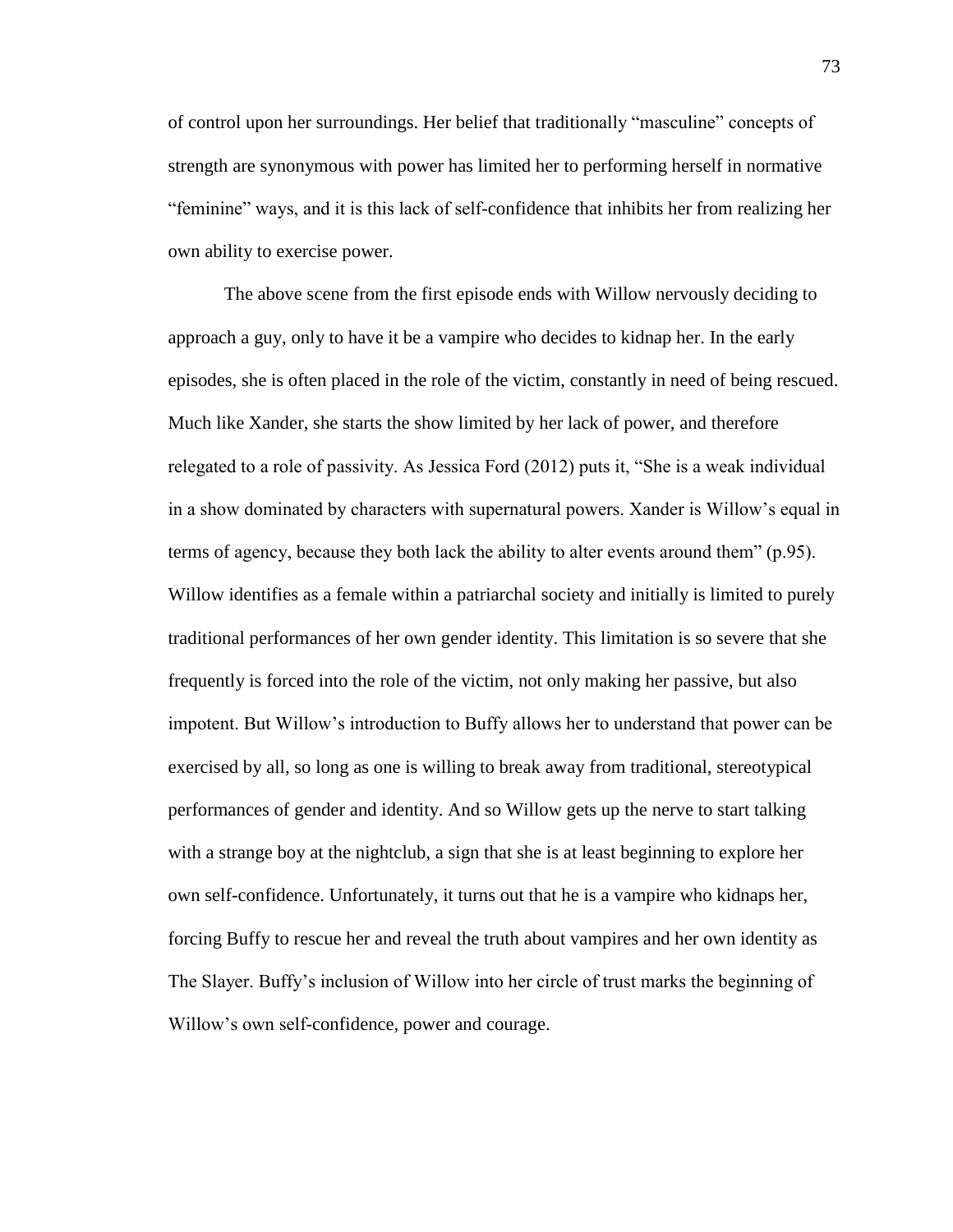of control upon her surroundings. Her belief that traditionally "masculine" concepts of strength are synonymous with power has limited her to performing herself in normative "feminine" ways, and it is this lack of self-confidence that inhibits her from realizing her own ability to exercise power.

The above scene from the first episode ends with Willow nervously deciding to approach a guy, only to have it be a vampire who decides to kidnap her. In the early episodes, she is often placed in the role of the victim, constantly in need of being rescued. Much like Xander, she starts the show limited by her lack of power, and therefore relegated to a role of passivity. As Jessica Ford (2012) puts it, "She is a weak individual in a show dominated by characters with supernatural powers. Xander is Willow's equal in terms of agency, because they both lack the ability to alter events around them" (p.95). Willow identifies as a female within a patriarchal society and initially is limited to purely traditional performances of her own gender identity. This limitation is so severe that she frequently is forced into the role of the victim, not only making her passive, but also impotent. But Willow's introduction to Buffy allows her to understand that power can be exercised by all, so long as one is willing to break away from traditional, stereotypical performances of gender and identity. And so Willow gets up the nerve to start talking with a strange boy at the nightclub, a sign that she is at least beginning to explore her own self-confidence. Unfortunately, it turns out that he is a vampire who kidnaps her, forcing Buffy to rescue her and reveal the truth about vampires and her own identity as The Slayer. Buffy's inclusion of Willow into her circle of trust marks the beginning of Willow's own self-confidence, power and courage.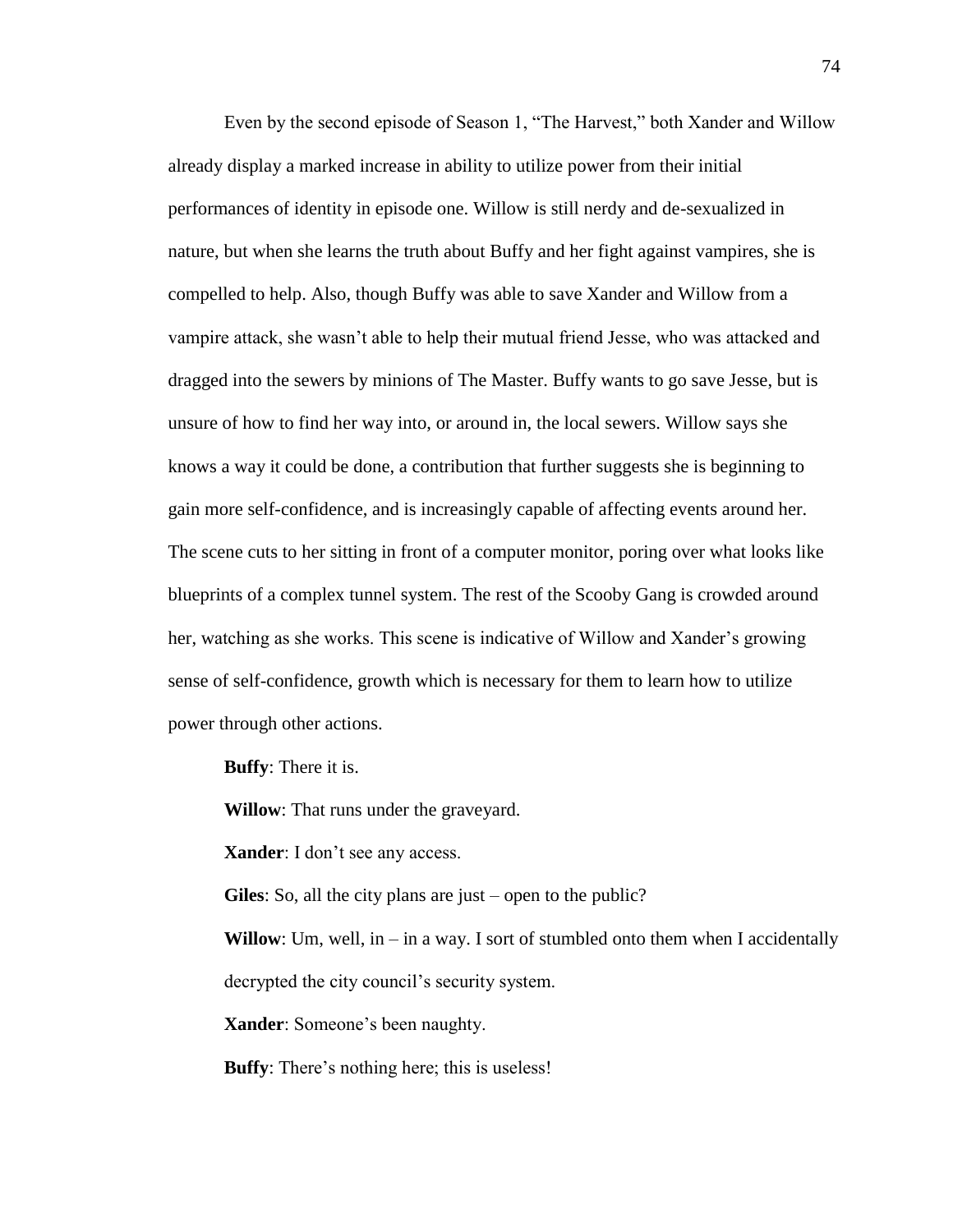Even by the second episode of Season 1, "The Harvest," both Xander and Willow already display a marked increase in ability to utilize power from their initial performances of identity in episode one. Willow is still nerdy and de-sexualized in nature, but when she learns the truth about Buffy and her fight against vampires, she is compelled to help. Also, though Buffy was able to save Xander and Willow from a vampire attack, she wasn't able to help their mutual friend Jesse, who was attacked and dragged into the sewers by minions of The Master. Buffy wants to go save Jesse, but is unsure of how to find her way into, or around in, the local sewers. Willow says she knows a way it could be done, a contribution that further suggests she is beginning to gain more self-confidence, and is increasingly capable of affecting events around her. The scene cuts to her sitting in front of a computer monitor, poring over what looks like blueprints of a complex tunnel system. The rest of the Scooby Gang is crowded around her, watching as she works. This scene is indicative of Willow and Xander's growing sense of self-confidence, growth which is necessary for them to learn how to utilize power through other actions.

**Buffy**: There it is.

**Willow**: That runs under the graveyard.

**Xander**: I don't see any access.

**Giles**: So, all the city plans are just – open to the public?

**Willow**: Um, well, in – in a way. I sort of stumbled onto them when I accidentally decrypted the city council's security system.

**Xander**: Someone's been naughty.

**Buffy**: There's nothing here; this is useless!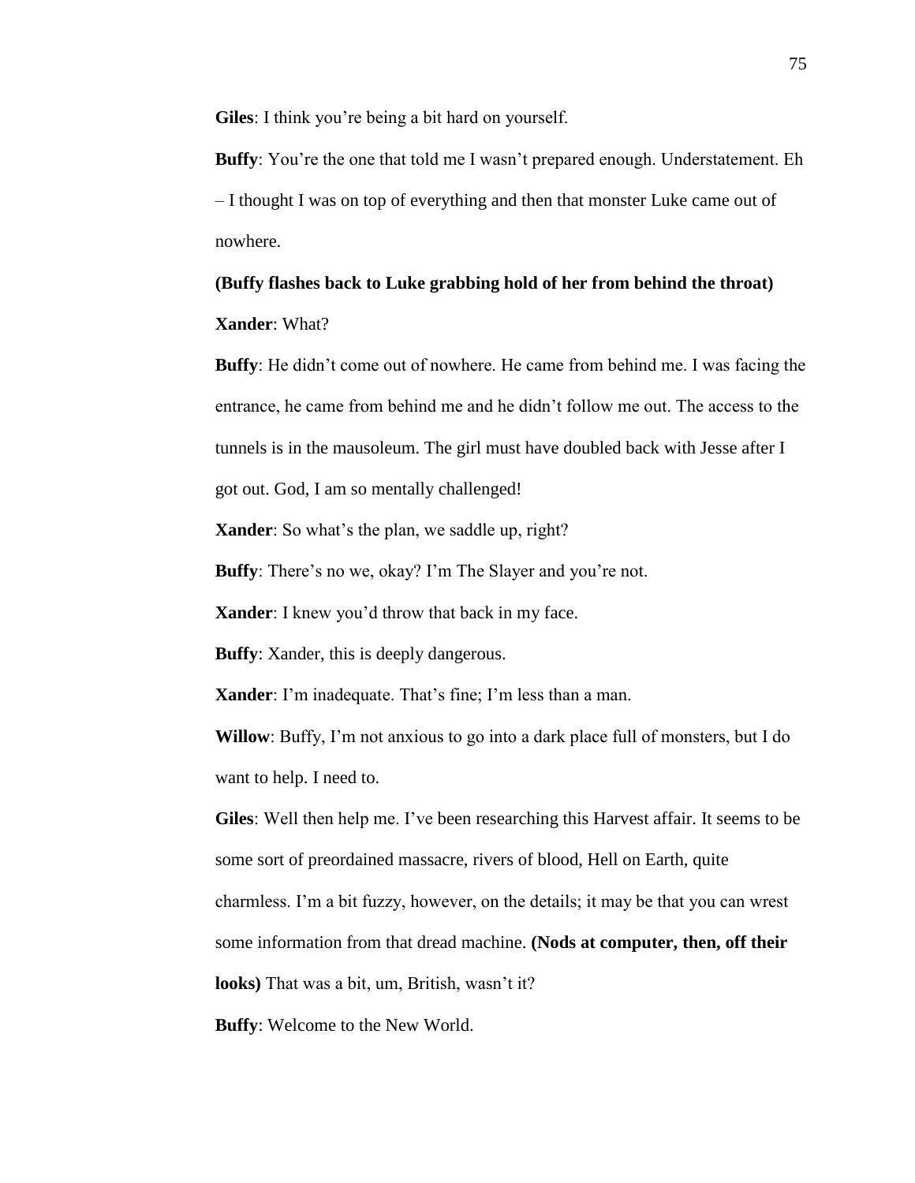**Giles**: I think you're being a bit hard on yourself.

**Buffy**: You're the one that told me I wasn't prepared enough. Understatement. Eh – I thought I was on top of everything and then that monster Luke came out of nowhere.

**(Buffy flashes back to Luke grabbing hold of her from behind the throat)**

**Xander**: What?

**Buffy**: He didn't come out of nowhere. He came from behind me. I was facing the entrance, he came from behind me and he didn't follow me out. The access to the tunnels is in the mausoleum. The girl must have doubled back with Jesse after I got out. God, I am so mentally challenged!

**Xander**: So what's the plan, we saddle up, right?

**Buffy**: There's no we, okay? I'm The Slayer and you're not.

**Xander**: I knew you'd throw that back in my face.

**Buffy**: Xander, this is deeply dangerous.

**Xander**: I'm inadequate. That's fine; I'm less than a man.

**Willow**: Buffy, I'm not anxious to go into a dark place full of monsters, but I do want to help. I need to.

**Giles**: Well then help me. I've been researching this Harvest affair. It seems to be some sort of preordained massacre, rivers of blood, Hell on Earth, quite charmless. I'm a bit fuzzy, however, on the details; it may be that you can wrest some information from that dread machine. **(Nods at computer, then, off their looks)** That was a bit, um, British, wasn't it?

**Buffy**: Welcome to the New World.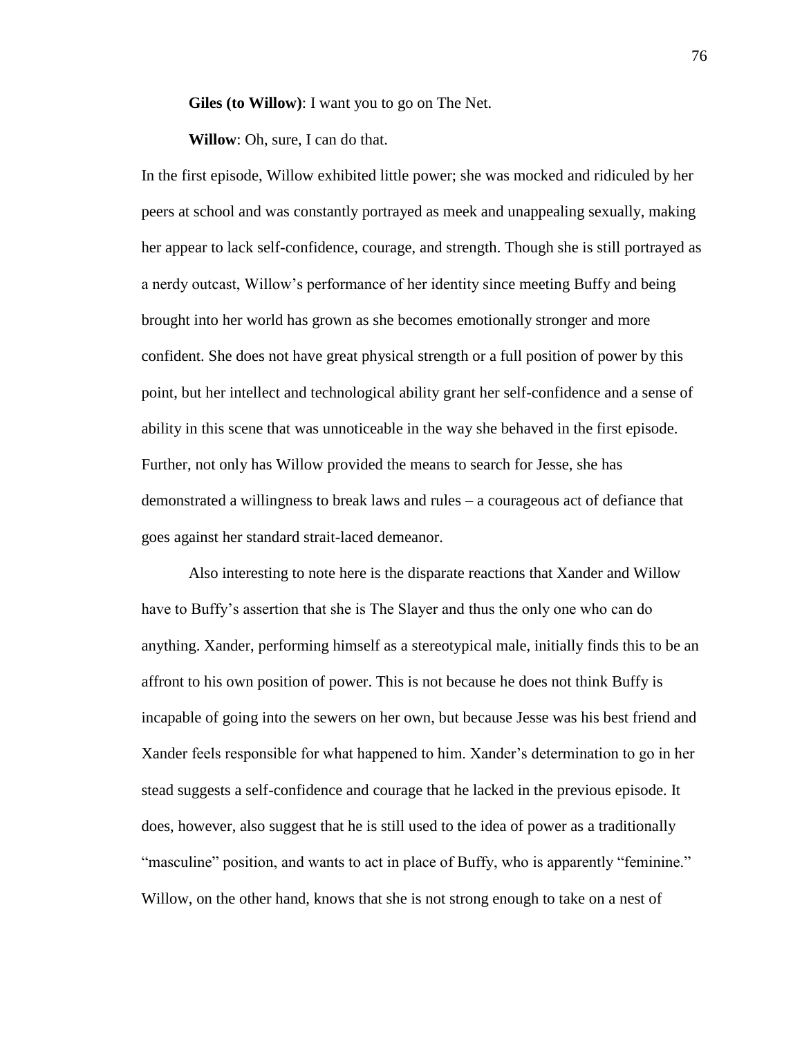**Giles (to Willow)**: I want you to go on The Net.

**Willow**: Oh, sure, I can do that.

In the first episode, Willow exhibited little power; she was mocked and ridiculed by her peers at school and was constantly portrayed as meek and unappealing sexually, making her appear to lack self-confidence, courage, and strength. Though she is still portrayed as a nerdy outcast, Willow's performance of her identity since meeting Buffy and being brought into her world has grown as she becomes emotionally stronger and more confident. She does not have great physical strength or a full position of power by this point, but her intellect and technological ability grant her self-confidence and a sense of ability in this scene that was unnoticeable in the way she behaved in the first episode. Further, not only has Willow provided the means to search for Jesse, she has demonstrated a willingness to break laws and rules – a courageous act of defiance that goes against her standard strait-laced demeanor.

Also interesting to note here is the disparate reactions that Xander and Willow have to Buffy's assertion that she is The Slayer and thus the only one who can do anything. Xander, performing himself as a stereotypical male, initially finds this to be an affront to his own position of power. This is not because he does not think Buffy is incapable of going into the sewers on her own, but because Jesse was his best friend and Xander feels responsible for what happened to him. Xander's determination to go in her stead suggests a self-confidence and courage that he lacked in the previous episode. It does, however, also suggest that he is still used to the idea of power as a traditionally "masculine" position, and wants to act in place of Buffy, who is apparently "feminine." Willow, on the other hand, knows that she is not strong enough to take on a nest of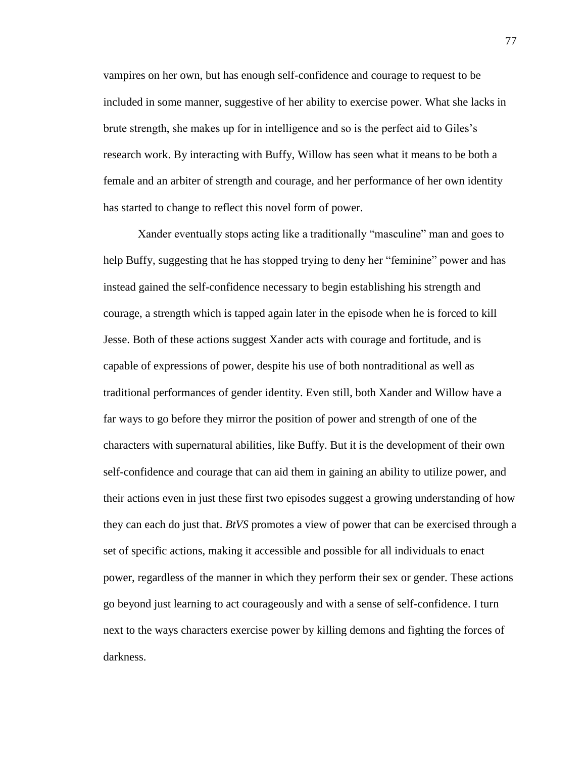vampires on her own, but has enough self-confidence and courage to request to be included in some manner, suggestive of her ability to exercise power. What she lacks in brute strength, she makes up for in intelligence and so is the perfect aid to Giles's research work. By interacting with Buffy, Willow has seen what it means to be both a female and an arbiter of strength and courage, and her performance of her own identity has started to change to reflect this novel form of power.

Xander eventually stops acting like a traditionally "masculine" man and goes to help Buffy, suggesting that he has stopped trying to deny her "feminine" power and has instead gained the self-confidence necessary to begin establishing his strength and courage, a strength which is tapped again later in the episode when he is forced to kill Jesse. Both of these actions suggest Xander acts with courage and fortitude, and is capable of expressions of power, despite his use of both nontraditional as well as traditional performances of gender identity. Even still, both Xander and Willow have a far ways to go before they mirror the position of power and strength of one of the characters with supernatural abilities, like Buffy. But it is the development of their own self-confidence and courage that can aid them in gaining an ability to utilize power, and their actions even in just these first two episodes suggest a growing understanding of how they can each do just that. *BtVS* promotes a view of power that can be exercised through a set of specific actions, making it accessible and possible for all individuals to enact power, regardless of the manner in which they perform their sex or gender. These actions go beyond just learning to act courageously and with a sense of self-confidence. I turn next to the ways characters exercise power by killing demons and fighting the forces of darkness.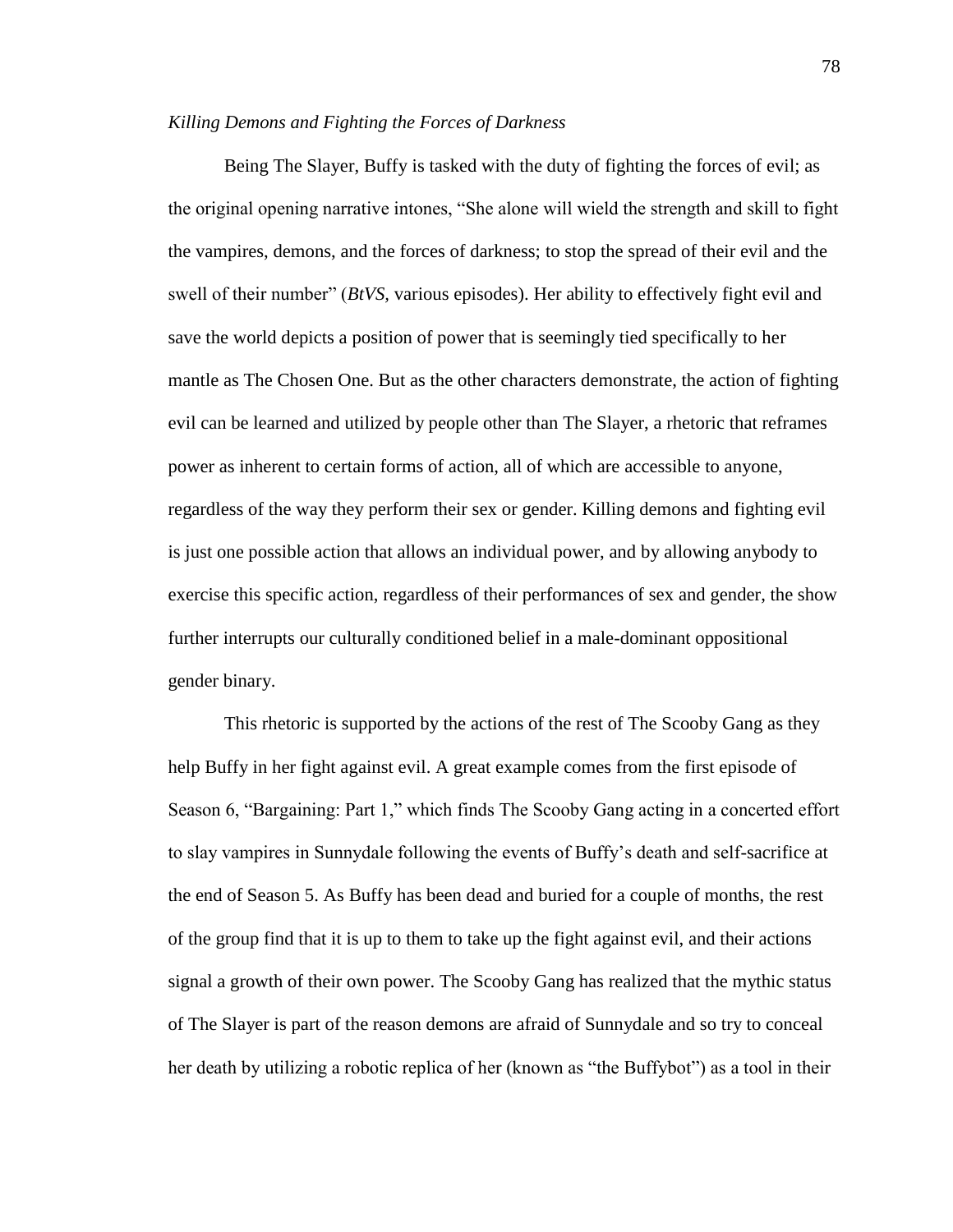*Killing Demons and Fighting the Forces of Darkness*

Being The Slayer, Buffy is tasked with the duty of fighting the forces of evil; as the original opening narrative intones, "She alone will wield the strength and skill to fight the vampires, demons, and the forces of darkness; to stop the spread of their evil and the swell of their number" (*BtVS,* various episodes). Her ability to effectively fight evil and save the world depicts a position of power that is seemingly tied specifically to her mantle as The Chosen One. But as the other characters demonstrate, the action of fighting evil can be learned and utilized by people other than The Slayer, a rhetoric that reframes power as inherent to certain forms of action, all of which are accessible to anyone, regardless of the way they perform their sex or gender. Killing demons and fighting evil is just one possible action that allows an individual power, and by allowing anybody to exercise this specific action, regardless of their performances of sex and gender, the show further interrupts our culturally conditioned belief in a male-dominant oppositional gender binary.

This rhetoric is supported by the actions of the rest of The Scooby Gang as they help Buffy in her fight against evil. A great example comes from the first episode of Season 6, "Bargaining: Part 1," which finds The Scooby Gang acting in a concerted effort to slay vampires in Sunnydale following the events of Buffy's death and self-sacrifice at the end of Season 5. As Buffy has been dead and buried for a couple of months, the rest of the group find that it is up to them to take up the fight against evil, and their actions signal a growth of their own power. The Scooby Gang has realized that the mythic status of The Slayer is part of the reason demons are afraid of Sunnydale and so try to conceal her death by utilizing a robotic replica of her (known as "the Buffybot") as a tool in their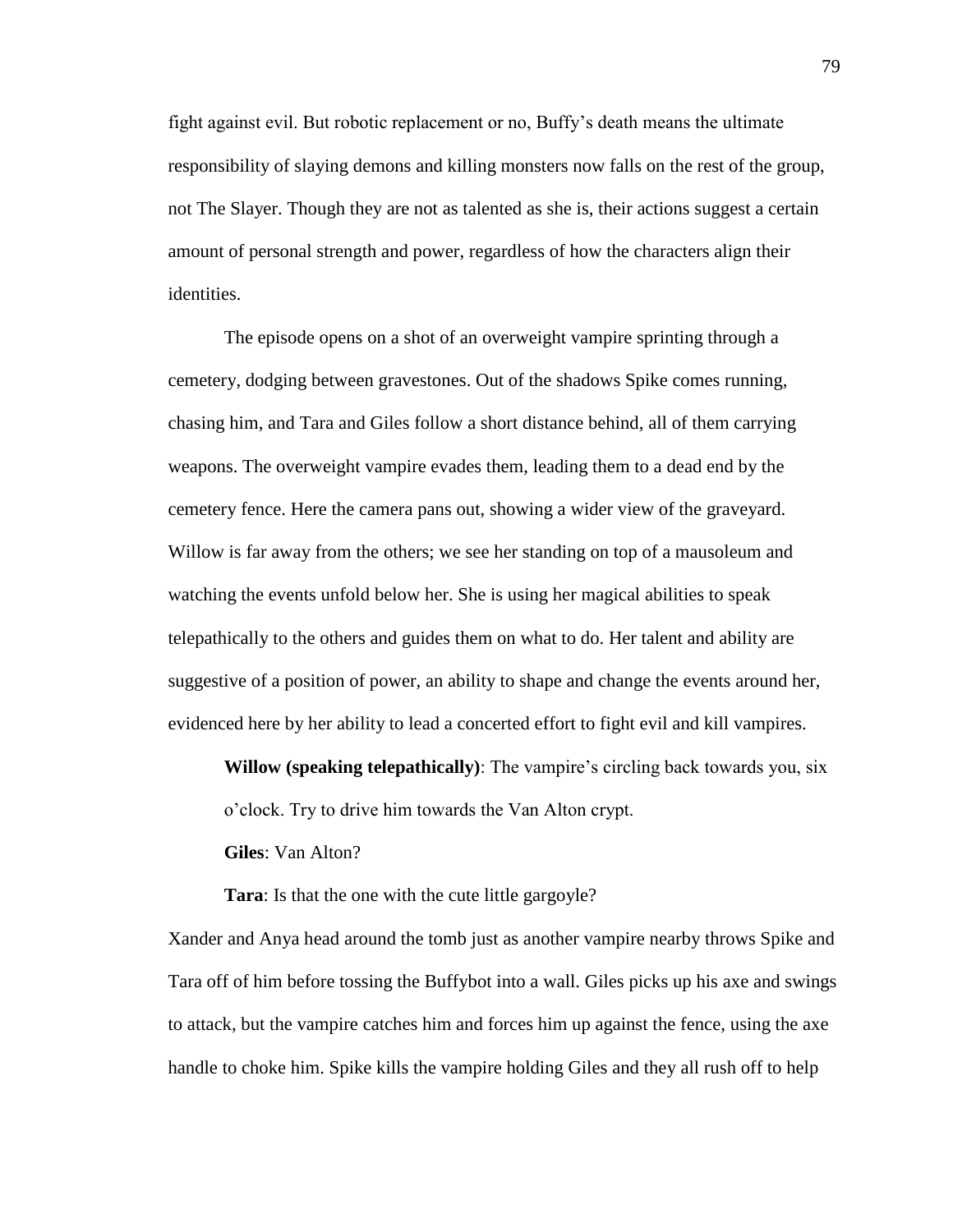fight against evil. But robotic replacement or no, Buffy's death means the ultimate responsibility of slaying demons and killing monsters now falls on the rest of the group, not The Slayer. Though they are not as talented as she is, their actions suggest a certain amount of personal strength and power, regardless of how the characters align their identities.

The episode opens on a shot of an overweight vampire sprinting through a cemetery, dodging between gravestones. Out of the shadows Spike comes running, chasing him, and Tara and Giles follow a short distance behind, all of them carrying weapons. The overweight vampire evades them, leading them to a dead end by the cemetery fence. Here the camera pans out, showing a wider view of the graveyard. Willow is far away from the others; we see her standing on top of a mausoleum and watching the events unfold below her. She is using her magical abilities to speak telepathically to the others and guides them on what to do. Her talent and ability are suggestive of a position of power, an ability to shape and change the events around her, evidenced here by her ability to lead a concerted effort to fight evil and kill vampires.

> **Willow (speaking telepathically)**: The vampire's circling back towards you, six o'clock. Try to drive him towards the Van Alton crypt.
>
> **Giles**: Van Alton?
>
> **Tara**: Is that the one with the cute little gargoyle?

Xander and Anya head around the tomb just as another vampire nearby throws Spike and Tara off of him before tossing the Buffybot into a wall. Giles picks up his axe and swings to attack, but the vampire catches him and forces him up against the fence, using the axe handle to choke him. Spike kills the vampire holding Giles and they all rush off to help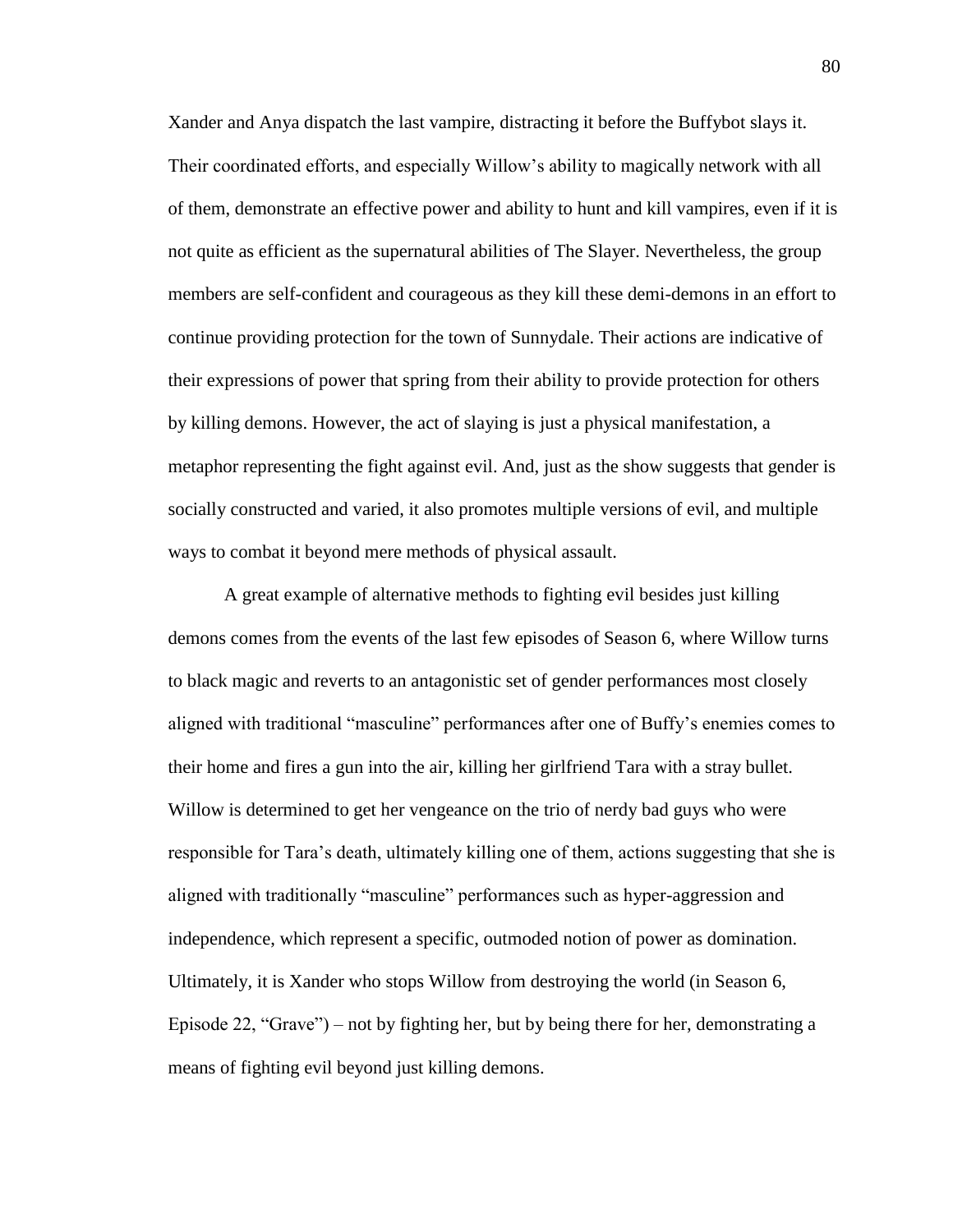Xander and Anya dispatch the last vampire, distracting it before the Buffybot slays it. Their coordinated efforts, and especially Willow's ability to magically network with all of them, demonstrate an effective power and ability to hunt and kill vampires, even if it is not quite as efficient as the supernatural abilities of The Slayer. Nevertheless, the group members are self-confident and courageous as they kill these demi-demons in an effort to continue providing protection for the town of Sunnydale. Their actions are indicative of their expressions of power that spring from their ability to provide protection for others by killing demons. However, the act of slaying is just a physical manifestation, a metaphor representing the fight against evil. And, just as the show suggests that gender is socially constructed and varied, it also promotes multiple versions of evil, and multiple ways to combat it beyond mere methods of physical assault.

A great example of alternative methods to fighting evil besides just killing demons comes from the events of the last few episodes of Season 6, where Willow turns to black magic and reverts to an antagonistic set of gender performances most closely aligned with traditional "masculine" performances after one of Buffy's enemies comes to their home and fires a gun into the air, killing her girlfriend Tara with a stray bullet. Willow is determined to get her vengeance on the trio of nerdy bad guys who were responsible for Tara's death, ultimately killing one of them, actions suggesting that she is aligned with traditionally "masculine" performances such as hyper-aggression and independence, which represent a specific, outmoded notion of power as domination. Ultimately, it is Xander who stops Willow from destroying the world (in Season 6, Episode 22, "Grave") – not by fighting her, but by being there for her, demonstrating a means of fighting evil beyond just killing demons.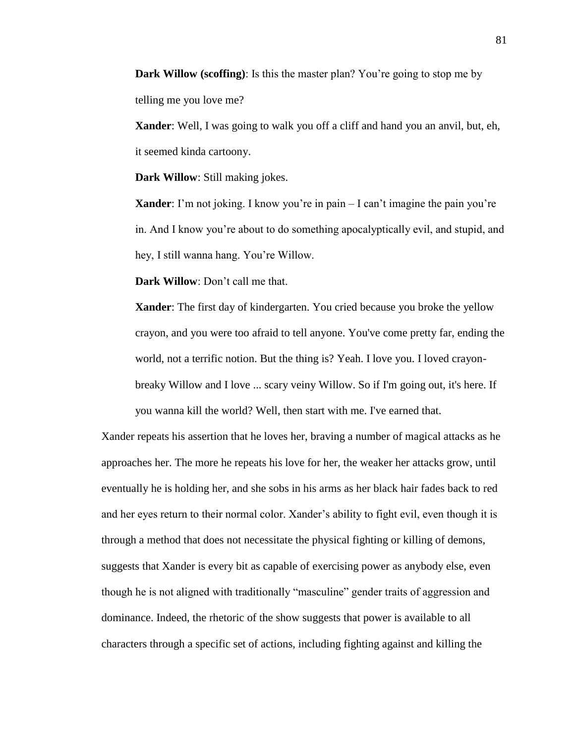**Dark Willow (scoffing)**: Is this the master plan? You're going to stop me by telling me you love me?

**Xander**: Well, I was going to walk you off a cliff and hand you an anvil, but, eh, it seemed kinda cartoony.

**Dark Willow**: Still making jokes.

**Xander**: I'm not joking. I know you're in pain – I can't imagine the pain you're in. And I know you're about to do something apocalyptically evil, and stupid, and hey, I still wanna hang. You're Willow.

**Dark Willow**: Don't call me that.

**Xander**: The first day of kindergarten. You cried because you broke the yellow crayon, and you were too afraid to tell anyone. You've come pretty far, ending the world, not a terrific notion. But the thing is? Yeah. I love you. I loved crayon-breaky Willow and I love ... scary veiny Willow. So if I'm going out, it's here. If you wanna kill the world? Well, then start with me. I've earned that.

Xander repeats his assertion that he loves her, braving a number of magical attacks as he approaches her. The more he repeats his love for her, the weaker her attacks grow, until eventually he is holding her, and she sobs in his arms as her black hair fades back to red and her eyes return to their normal color. Xander's ability to fight evil, even though it is through a method that does not necessitate the physical fighting or killing of demons, suggests that Xander is every bit as capable of exercising power as anybody else, even though he is not aligned with traditionally "masculine" gender traits of aggression and dominance. Indeed, the rhetoric of the show suggests that power is available to all characters through a specific set of actions, including fighting against and killing the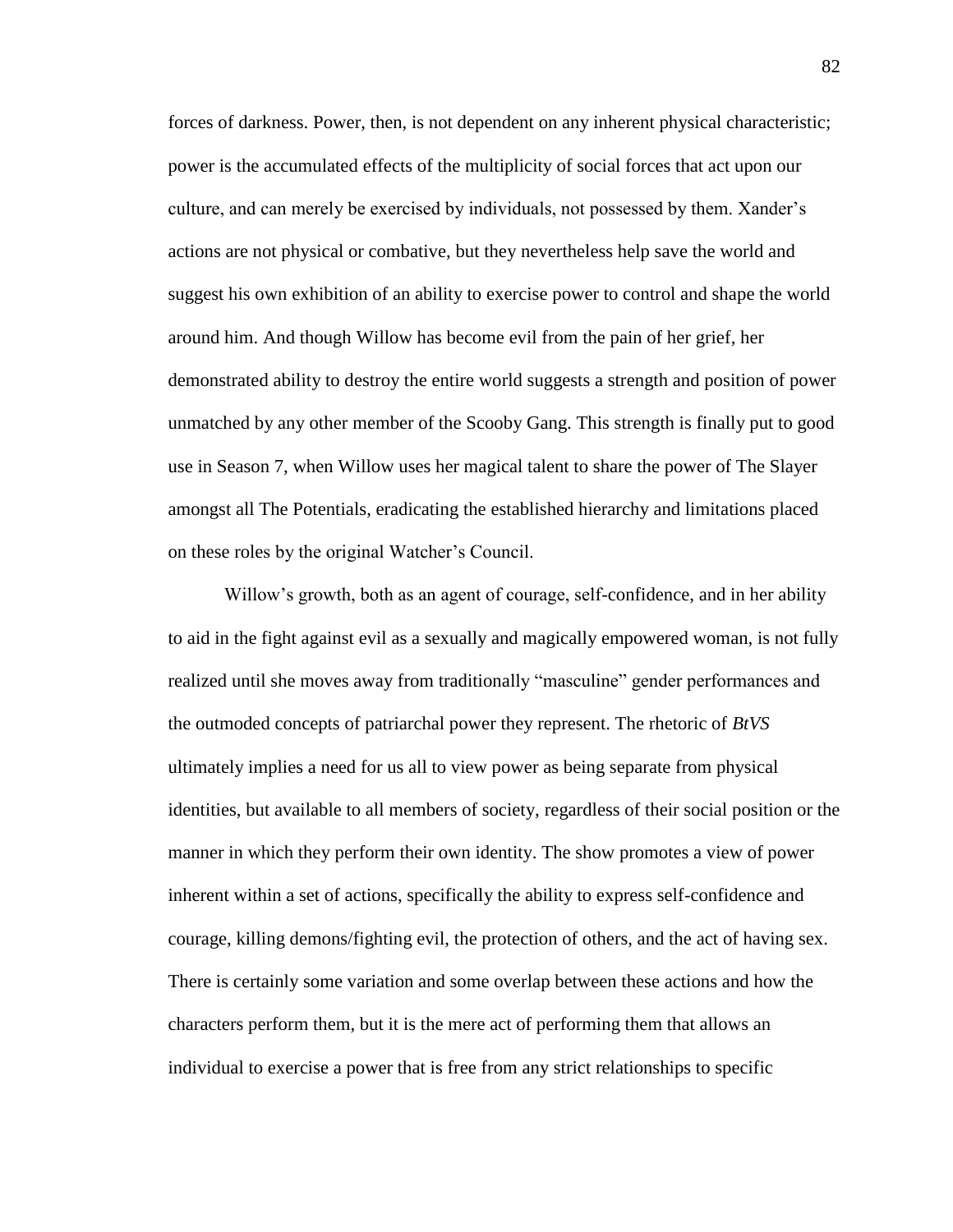forces of darkness. Power, then, is not dependent on any inherent physical characteristic; power is the accumulated effects of the multiplicity of social forces that act upon our culture, and can merely be exercised by individuals, not possessed by them. Xander's actions are not physical or combative, but they nevertheless help save the world and suggest his own exhibition of an ability to exercise power to control and shape the world around him. And though Willow has become evil from the pain of her grief, her demonstrated ability to destroy the entire world suggests a strength and position of power unmatched by any other member of the Scooby Gang. This strength is finally put to good use in Season 7, when Willow uses her magical talent to share the power of The Slayer amongst all The Potentials, eradicating the established hierarchy and limitations placed on these roles by the original Watcher's Council.

Willow's growth, both as an agent of courage, self-confidence, and in her ability to aid in the fight against evil as a sexually and magically empowered woman, is not fully realized until she moves away from traditionally "masculine" gender performances and the outmoded concepts of patriarchal power they represent. The rhetoric of *BtVS* ultimately implies a need for us all to view power as being separate from physical identities, but available to all members of society, regardless of their social position or the manner in which they perform their own identity. The show promotes a view of power inherent within a set of actions, specifically the ability to express self-confidence and courage, killing demons/fighting evil, the protection of others, and the act of having sex. There is certainly some variation and some overlap between these actions and how the characters perform them, but it is the mere act of performing them that allows an individual to exercise a power that is free from any strict relationships to specific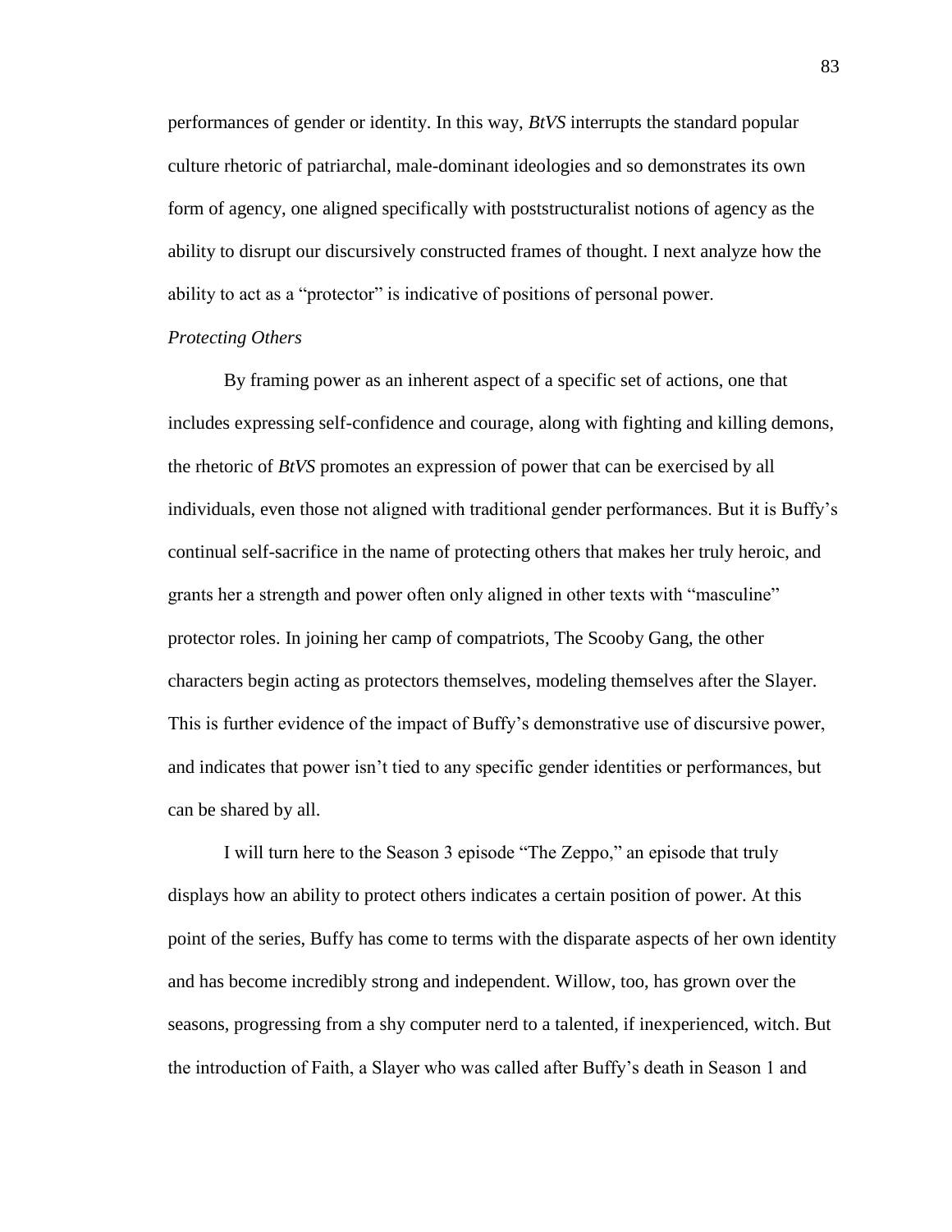performances of gender or identity. In this way, *BtVS* interrupts the standard popular culture rhetoric of patriarchal, male-dominant ideologies and so demonstrates its own form of agency, one aligned specifically with poststructuralist notions of agency as the ability to disrupt our discursively constructed frames of thought. I next analyze how the ability to act as a "protector" is indicative of positions of personal power.

### *Protecting Others*

By framing power as an inherent aspect of a specific set of actions, one that includes expressing self-confidence and courage, along with fighting and killing demons, the rhetoric of *BtVS* promotes an expression of power that can be exercised by all individuals, even those not aligned with traditional gender performances. But it is Buffy's continual self-sacrifice in the name of protecting others that makes her truly heroic, and grants her a strength and power often only aligned in other texts with "masculine" protector roles. In joining her camp of compatriots, The Scooby Gang, the other characters begin acting as protectors themselves, modeling themselves after the Slayer. This is further evidence of the impact of Buffy's demonstrative use of discursive power, and indicates that power isn't tied to any specific gender identities or performances, but can be shared by all.

I will turn here to the Season 3 episode "The Zeppo," an episode that truly displays how an ability to protect others indicates a certain position of power. At this point of the series, Buffy has come to terms with the disparate aspects of her own identity and has become incredibly strong and independent. Willow, too, has grown over the seasons, progressing from a shy computer nerd to a talented, if inexperienced, witch. But the introduction of Faith, a Slayer who was called after Buffy's death in Season 1 and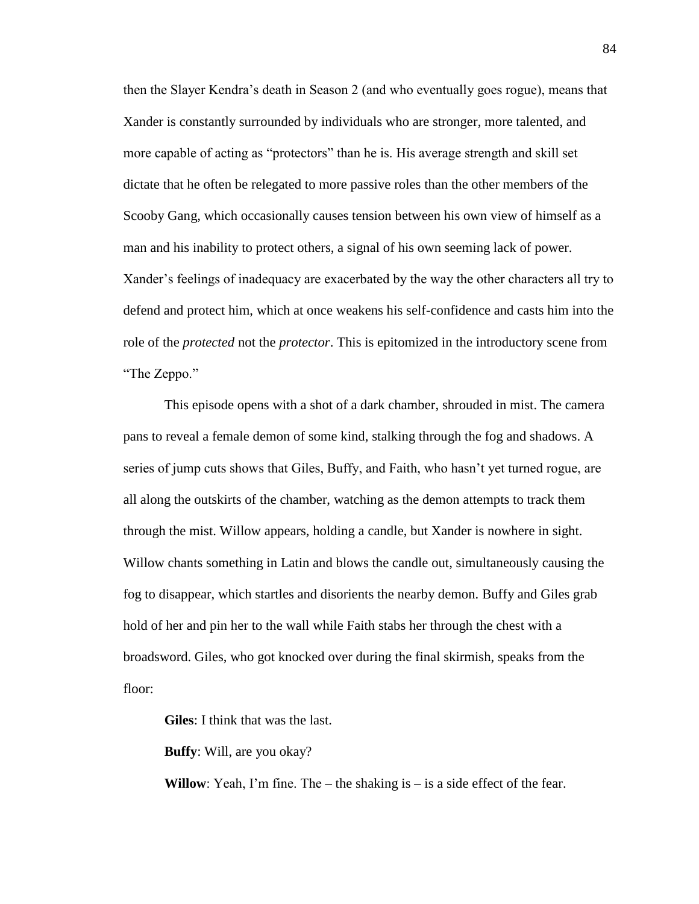then the Slayer Kendra's death in Season 2 (and who eventually goes rogue), means that Xander is constantly surrounded by individuals who are stronger, more talented, and more capable of acting as "protectors" than he is. His average strength and skill set dictate that he often be relegated to more passive roles than the other members of the Scooby Gang, which occasionally causes tension between his own view of himself as a man and his inability to protect others, a signal of his own seeming lack of power. Xander's feelings of inadequacy are exacerbated by the way the other characters all try to defend and protect him, which at once weakens his self-confidence and casts him into the role of the *protected* not the *protector*. This is epitomized in the introductory scene from "The Zeppo."

This episode opens with a shot of a dark chamber, shrouded in mist. The camera pans to reveal a female demon of some kind, stalking through the fog and shadows. A series of jump cuts shows that Giles, Buffy, and Faith, who hasn't yet turned rogue, are all along the outskirts of the chamber, watching as the demon attempts to track them through the mist. Willow appears, holding a candle, but Xander is nowhere in sight. Willow chants something in Latin and blows the candle out, simultaneously causing the fog to disappear, which startles and disorients the nearby demon. Buffy and Giles grab hold of her and pin her to the wall while Faith stabs her through the chest with a broadsword. Giles, who got knocked over during the final skirmish, speaks from the floor:

**Giles**: I think that was the last.

**Buffy**: Will, are you okay?

**Willow**: Yeah, I'm fine. The – the shaking is – is a side effect of the fear.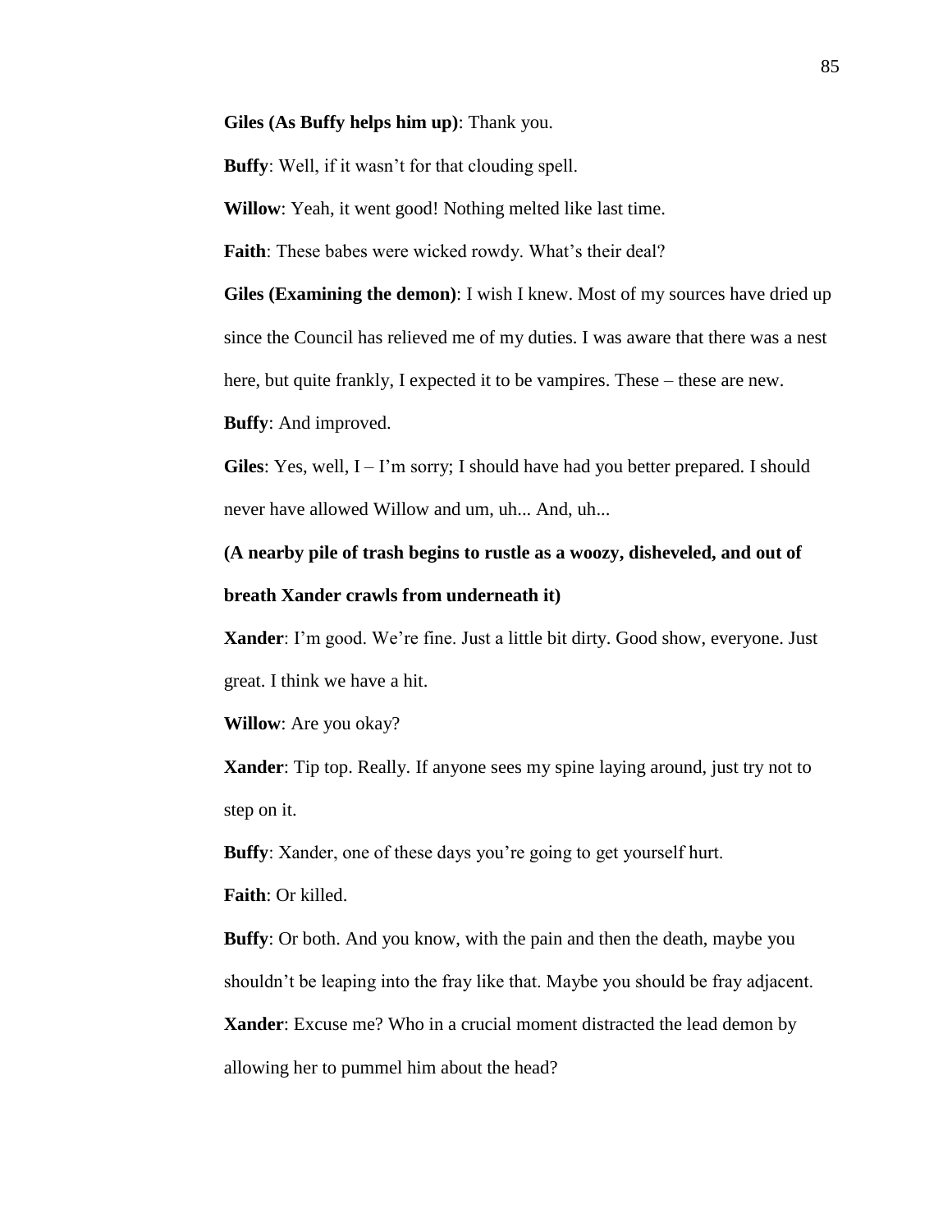**Giles (As Buffy helps him up)**: Thank you.

**Buffy**: Well, if it wasn't for that clouding spell.

**Willow**: Yeah, it went good! Nothing melted like last time.

**Faith**: These babes were wicked rowdy. What's their deal?

**Giles (Examining the demon)**: I wish I knew. Most of my sources have dried up since the Council has relieved me of my duties. I was aware that there was a nest here, but quite frankly, I expected it to be vampires. These – these are new.

**Buffy**: And improved.

**Giles**: Yes, well, I – I'm sorry; I should have had you better prepared. I should never have allowed Willow and um, uh... And, uh...

**(A nearby pile of trash begins to rustle as a woozy, disheveled, and out of breath Xander crawls from underneath it)**

**Xander**: I'm good. We're fine. Just a little bit dirty. Good show, everyone. Just great. I think we have a hit.

**Willow**: Are you okay?

**Xander**: Tip top. Really. If anyone sees my spine laying around, just try not to step on it.

**Buffy**: Xander, one of these days you're going to get yourself hurt.

**Faith**: Or killed.

**Buffy**: Or both. And you know, with the pain and then the death, maybe you shouldn't be leaping into the fray like that. Maybe you should be fray adjacent.

**Xander**: Excuse me? Who in a crucial moment distracted the lead demon by allowing her to pummel him about the head?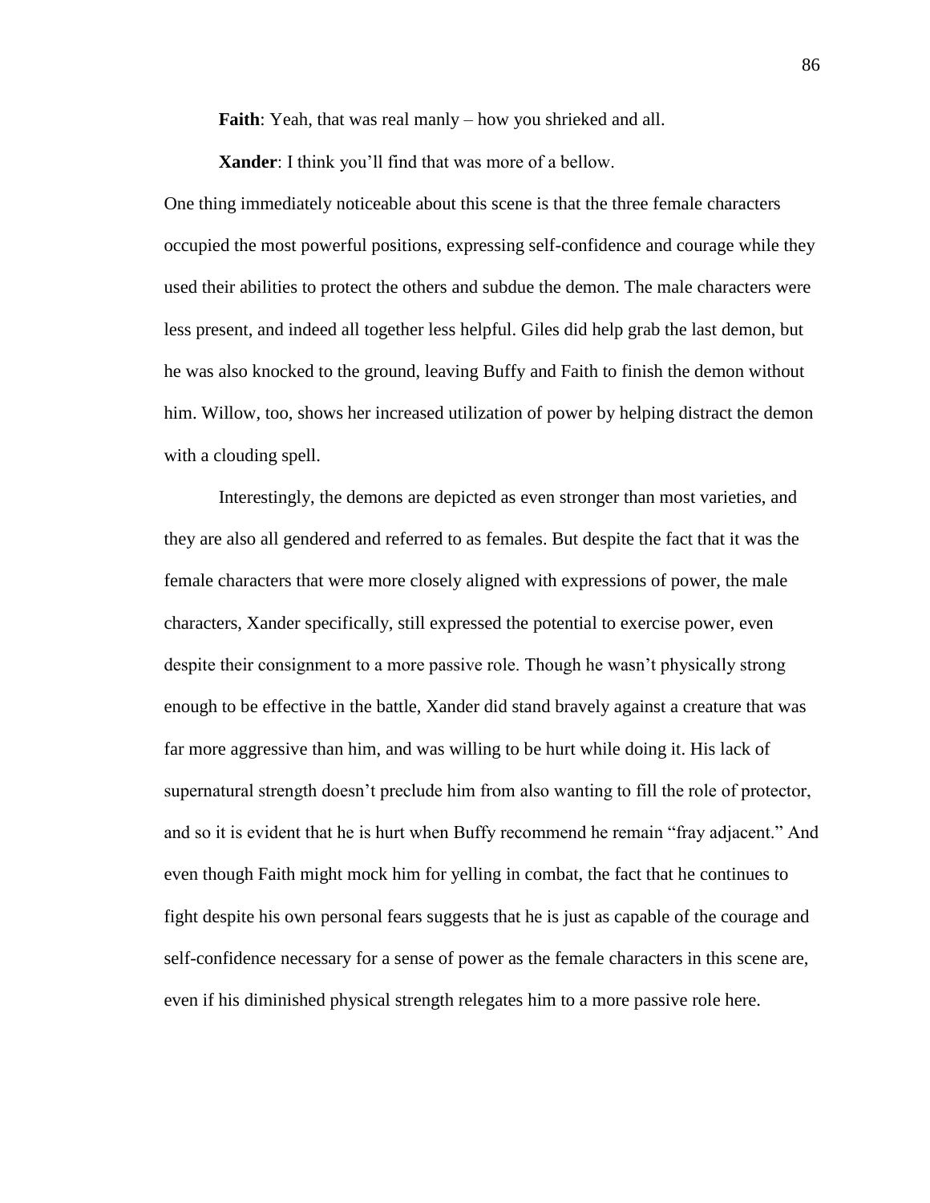**Faith**: Yeah, that was real manly – how you shrieked and all.

**Xander**: I think you'll find that was more of a bellow.

One thing immediately noticeable about this scene is that the three female characters occupied the most powerful positions, expressing self-confidence and courage while they used their abilities to protect the others and subdue the demon. The male characters were less present, and indeed all together less helpful. Giles did help grab the last demon, but he was also knocked to the ground, leaving Buffy and Faith to finish the demon without him. Willow, too, shows her increased utilization of power by helping distract the demon with a clouding spell.

Interestingly, the demons are depicted as even stronger than most varieties, and they are also all gendered and referred to as females. But despite the fact that it was the female characters that were more closely aligned with expressions of power, the male characters, Xander specifically, still expressed the potential to exercise power, even despite their consignment to a more passive role. Though he wasn't physically strong enough to be effective in the battle, Xander did stand bravely against a creature that was far more aggressive than him, and was willing to be hurt while doing it. His lack of supernatural strength doesn't preclude him from also wanting to fill the role of protector, and so it is evident that he is hurt when Buffy recommend he remain "fray adjacent." And even though Faith might mock him for yelling in combat, the fact that he continues to fight despite his own personal fears suggests that he is just as capable of the courage and self-confidence necessary for a sense of power as the female characters in this scene are, even if his diminished physical strength relegates him to a more passive role here.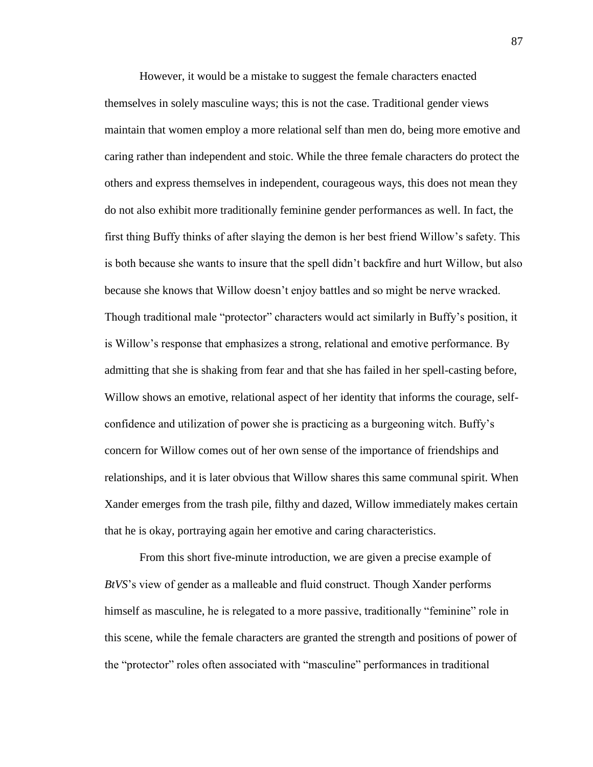However, it would be a mistake to suggest the female characters enacted themselves in solely masculine ways; this is not the case. Traditional gender views maintain that women employ a more relational self than men do, being more emotive and caring rather than independent and stoic. While the three female characters do protect the others and express themselves in independent, courageous ways, this does not mean they do not also exhibit more traditionally feminine gender performances as well. In fact, the first thing Buffy thinks of after slaying the demon is her best friend Willow's safety. This is both because she wants to insure that the spell didn't backfire and hurt Willow, but also because she knows that Willow doesn't enjoy battles and so might be nerve wracked. Though traditional male "protector" characters would act similarly in Buffy's position, it is Willow's response that emphasizes a strong, relational and emotive performance. By admitting that she is shaking from fear and that she has failed in her spell-casting before, Willow shows an emotive, relational aspect of her identity that informs the courage, self-confidence and utilization of power she is practicing as a burgeoning witch. Buffy's concern for Willow comes out of her own sense of the importance of friendships and relationships, and it is later obvious that Willow shares this same communal spirit. When Xander emerges from the trash pile, filthy and dazed, Willow immediately makes certain that he is okay, portraying again her emotive and caring characteristics.

From this short five-minute introduction, we are given a precise example of *BtVS*'s view of gender as a malleable and fluid construct. Though Xander performs himself as masculine, he is relegated to a more passive, traditionally "feminine" role in this scene, while the female characters are granted the strength and positions of power of the "protector" roles often associated with "masculine" performances in traditional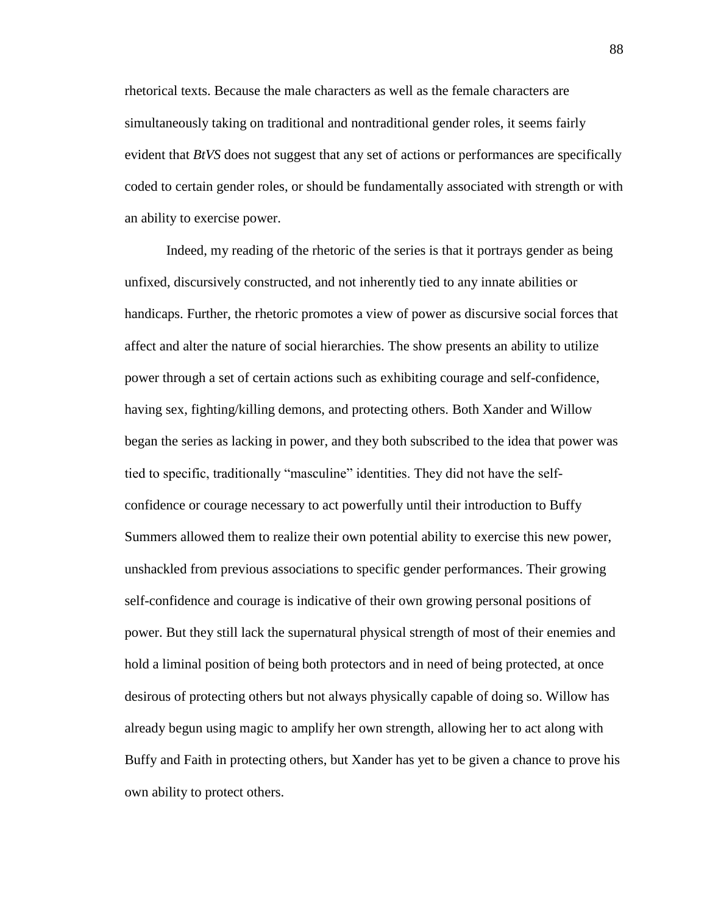rhetorical texts. Because the male characters as well as the female characters are simultaneously taking on traditional and nontraditional gender roles, it seems fairly evident that *BtVS* does not suggest that any set of actions or performances are specifically coded to certain gender roles, or should be fundamentally associated with strength or with an ability to exercise power.

Indeed, my reading of the rhetoric of the series is that it portrays gender as being unfixed, discursively constructed, and not inherently tied to any innate abilities or handicaps. Further, the rhetoric promotes a view of power as discursive social forces that affect and alter the nature of social hierarchies. The show presents an ability to utilize power through a set of certain actions such as exhibiting courage and self-confidence, having sex, fighting/killing demons, and protecting others. Both Xander and Willow began the series as lacking in power, and they both subscribed to the idea that power was tied to specific, traditionally "masculine" identities. They did not have the self-confidence or courage necessary to act powerfully until their introduction to Buffy Summers allowed them to realize their own potential ability to exercise this new power, unshackled from previous associations to specific gender performances. Their growing self-confidence and courage is indicative of their own growing personal positions of power. But they still lack the supernatural physical strength of most of their enemies and hold a liminal position of being both protectors and in need of being protected, at once desirous of protecting others but not always physically capable of doing so. Willow has already begun using magic to amplify her own strength, allowing her to act along with Buffy and Faith in protecting others, but Xander has yet to be given a chance to prove his own ability to protect others.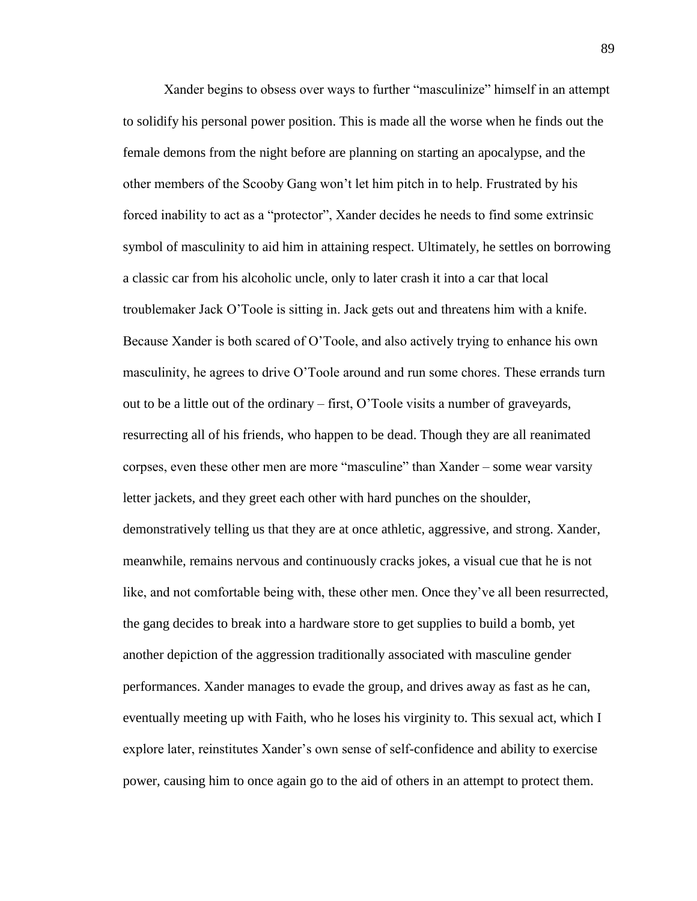Xander begins to obsess over ways to further "masculinize" himself in an attempt to solidify his personal power position. This is made all the worse when he finds out the female demons from the night before are planning on starting an apocalypse, and the other members of the Scooby Gang won't let him pitch in to help. Frustrated by his forced inability to act as a "protector", Xander decides he needs to find some extrinsic symbol of masculinity to aid him in attaining respect. Ultimately, he settles on borrowing a classic car from his alcoholic uncle, only to later crash it into a car that local troublemaker Jack O'Toole is sitting in. Jack gets out and threatens him with a knife. Because Xander is both scared of O'Toole, and also actively trying to enhance his own masculinity, he agrees to drive O'Toole around and run some chores. These errands turn out to be a little out of the ordinary – first, O'Toole visits a number of graveyards, resurrecting all of his friends, who happen to be dead. Though they are all reanimated corpses, even these other men are more "masculine" than Xander – some wear varsity letter jackets, and they greet each other with hard punches on the shoulder, demonstratively telling us that they are at once athletic, aggressive, and strong. Xander, meanwhile, remains nervous and continuously cracks jokes, a visual cue that he is not like, and not comfortable being with, these other men. Once they've all been resurrected, the gang decides to break into a hardware store to get supplies to build a bomb, yet another depiction of the aggression traditionally associated with masculine gender performances. Xander manages to evade the group, and drives away as fast as he can, eventually meeting up with Faith, who he loses his virginity to. This sexual act, which I explore later, reinstitutes Xander's own sense of self-confidence and ability to exercise power, causing him to once again go to the aid of others in an attempt to protect them.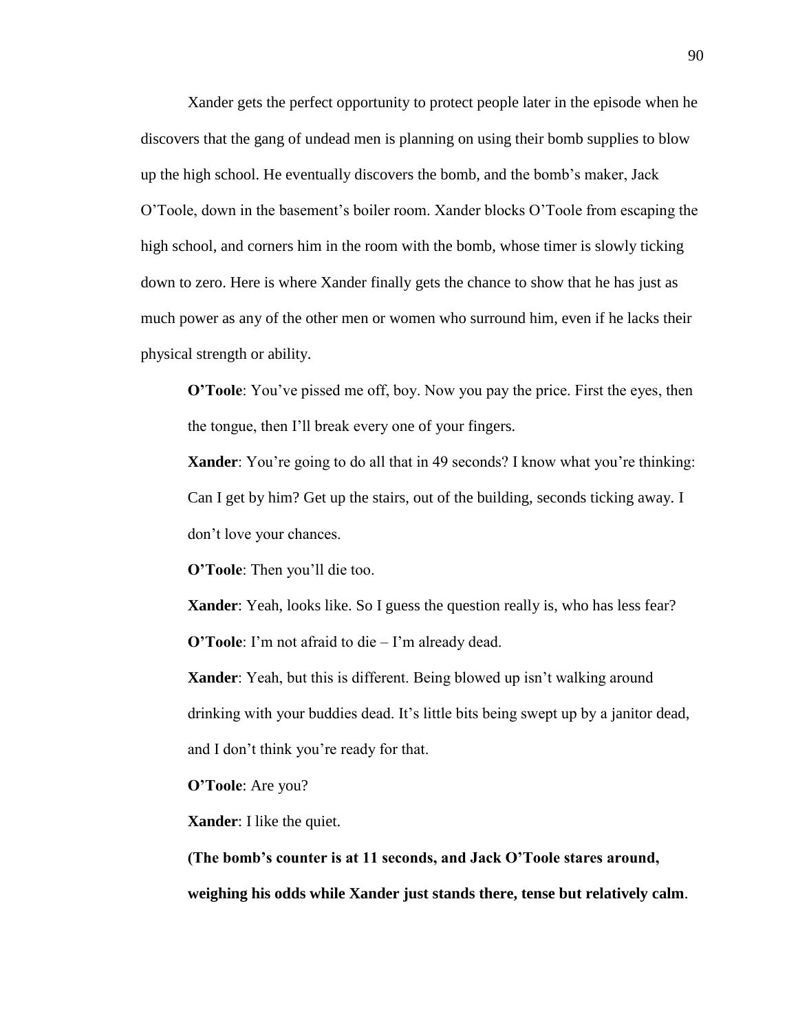Xander gets the perfect opportunity to protect people later in the episode when he discovers that the gang of undead men is planning on using their bomb supplies to blow up the high school. He eventually discovers the bomb, and the bomb's maker, Jack O'Toole, down in the basement's boiler room. Xander blocks O'Toole from escaping the high school, and corners him in the room with the bomb, whose timer is slowly ticking down to zero. Here is where Xander finally gets the chance to show that he has just as much power as any of the other men or women who surround him, even if he lacks their physical strength or ability.

> **O'Toole**: You've pissed me off, boy. Now you pay the price. First the eyes, then the tongue, then I'll break every one of your fingers.
>
> **Xander**: You're going to do all that in 49 seconds? I know what you're thinking: Can I get by him? Get up the stairs, out of the building, seconds ticking away. I don't love your chances.
>
> **O'Toole**: Then you'll die too.
>
> **Xander**: Yeah, looks like. So I guess the question really is, who has less fear?
>
> **O'Toole**: I'm not afraid to die – I'm already dead.
>
> **Xander**: Yeah, but this is different. Being blowed up isn't walking around drinking with your buddies dead. It's little bits being swept up by a janitor dead, and I don't think you're ready for that.
>
> **O'Toole**: Are you?
>
> **Xander**: I like the quiet.
>
> **(The bomb's counter is at 11 seconds, and Jack O'Toole stares around, weighing his odds while Xander just stands there, tense but relatively calm**.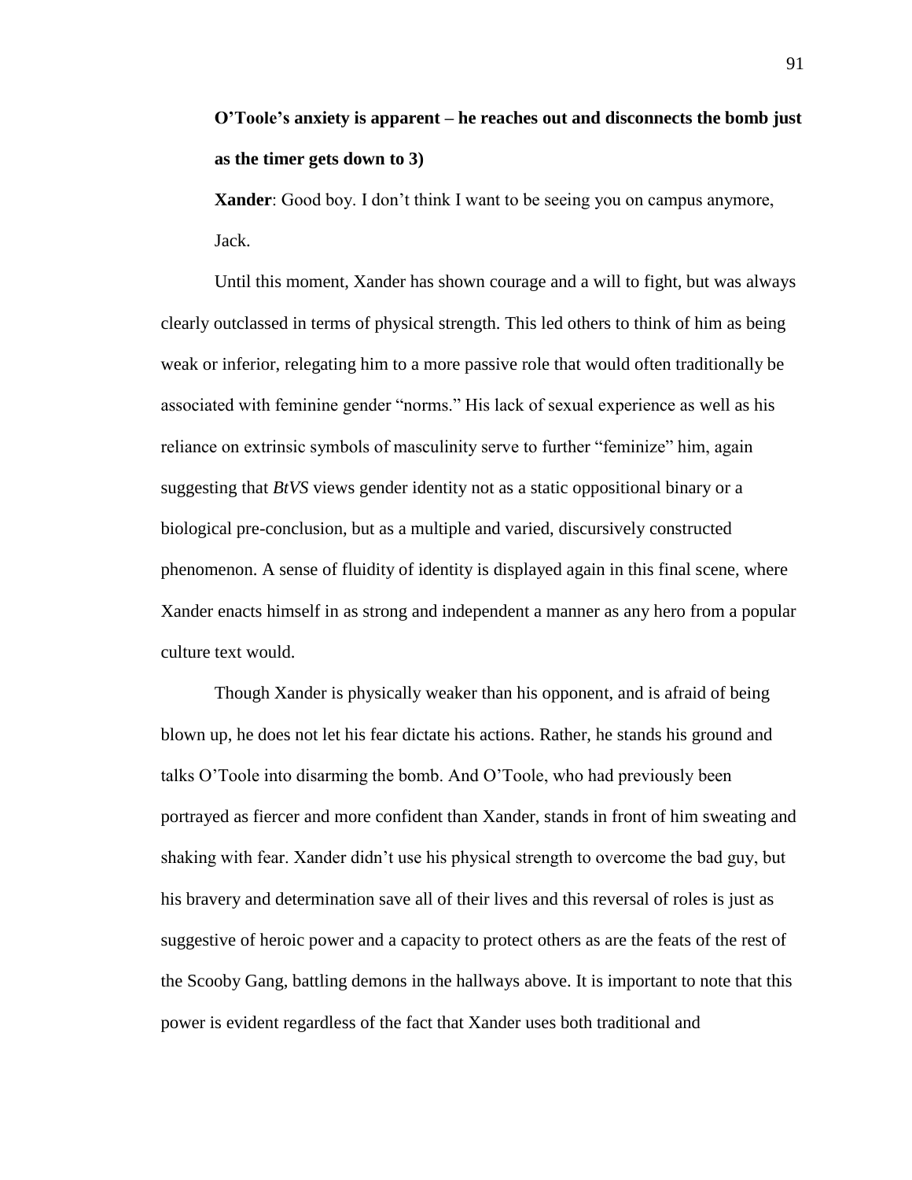**O'Toole's anxiety is apparent – he reaches out and disconnects the bomb just as the timer gets down to 3)**

**Xander**: Good boy. I don't think I want to be seeing you on campus anymore, Jack.

Until this moment, Xander has shown courage and a will to fight, but was always clearly outclassed in terms of physical strength. This led others to think of him as being weak or inferior, relegating him to a more passive role that would often traditionally be associated with feminine gender "norms." His lack of sexual experience as well as his reliance on extrinsic symbols of masculinity serve to further "feminize" him, again suggesting that *BtVS* views gender identity not as a static oppositional binary or a biological pre-conclusion, but as a multiple and varied, discursively constructed phenomenon. A sense of fluidity of identity is displayed again in this final scene, where Xander enacts himself in as strong and independent a manner as any hero from a popular culture text would.

Though Xander is physically weaker than his opponent, and is afraid of being blown up, he does not let his fear dictate his actions. Rather, he stands his ground and talks O'Toole into disarming the bomb. And O'Toole, who had previously been portrayed as fiercer and more confident than Xander, stands in front of him sweating and shaking with fear. Xander didn't use his physical strength to overcome the bad guy, but his bravery and determination save all of their lives and this reversal of roles is just as suggestive of heroic power and a capacity to protect others as are the feats of the rest of the Scooby Gang, battling demons in the hallways above. It is important to note that this power is evident regardless of the fact that Xander uses both traditional and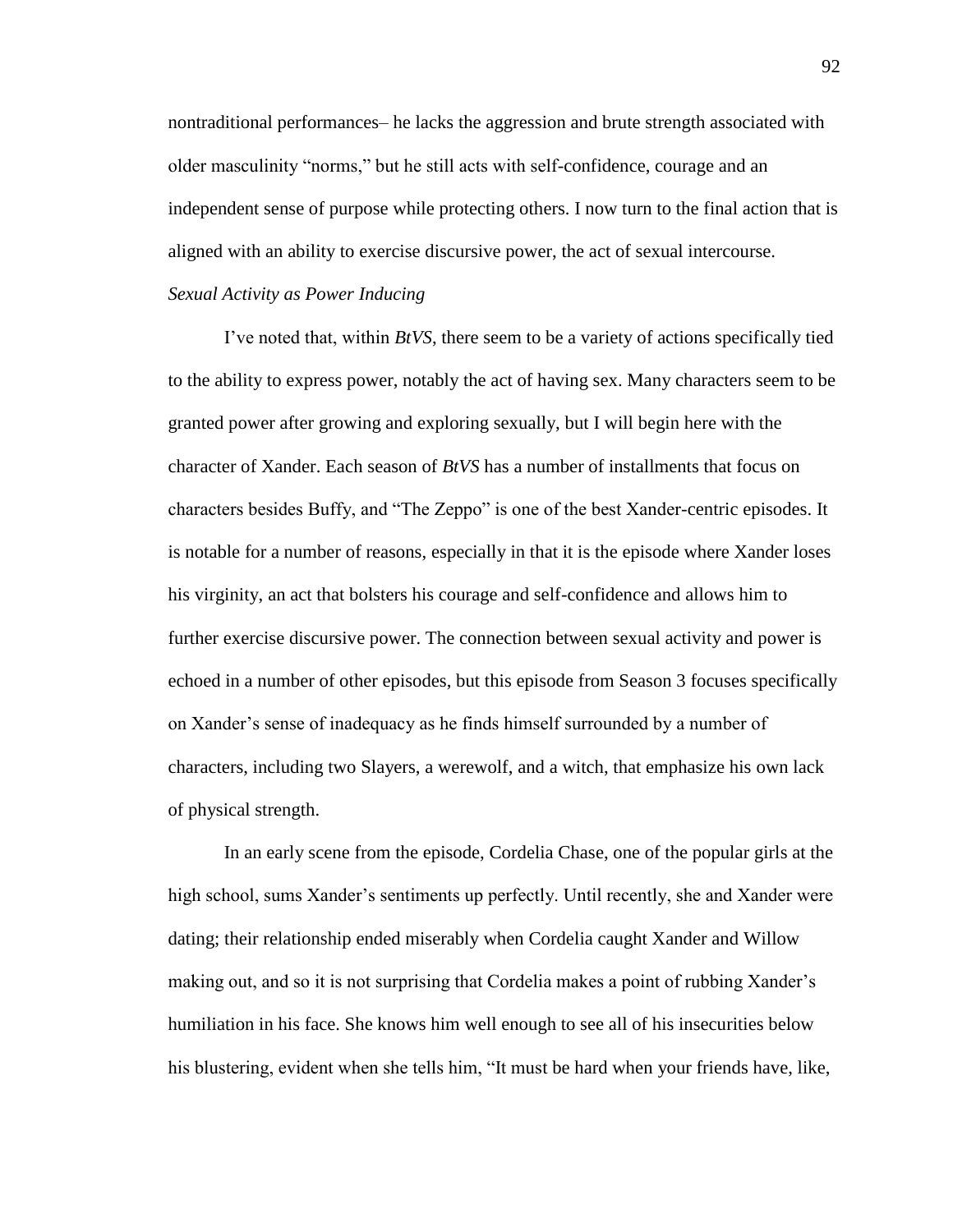nontraditional performances– he lacks the aggression and brute strength associated with older masculinity "norms," but he still acts with self-confidence, courage and an independent sense of purpose while protecting others. I now turn to the final action that is aligned with an ability to exercise discursive power, the act of sexual intercourse.

*Sexual Activity as Power Inducing*

I've noted that, within *BtVS*, there seem to be a variety of actions specifically tied to the ability to express power, notably the act of having sex. Many characters seem to be granted power after growing and exploring sexually, but I will begin here with the character of Xander. Each season of *BtVS* has a number of installments that focus on characters besides Buffy, and "The Zeppo" is one of the best Xander-centric episodes. It is notable for a number of reasons, especially in that it is the episode where Xander loses his virginity, an act that bolsters his courage and self-confidence and allows him to further exercise discursive power. The connection between sexual activity and power is echoed in a number of other episodes, but this episode from Season 3 focuses specifically on Xander's sense of inadequacy as he finds himself surrounded by a number of characters, including two Slayers, a werewolf, and a witch, that emphasize his own lack of physical strength.

In an early scene from the episode, Cordelia Chase, one of the popular girls at the high school, sums Xander's sentiments up perfectly. Until recently, she and Xander were dating; their relationship ended miserably when Cordelia caught Xander and Willow making out, and so it is not surprising that Cordelia makes a point of rubbing Xander's humiliation in his face. She knows him well enough to see all of his insecurities below his blustering, evident when she tells him, "It must be hard when your friends have, like,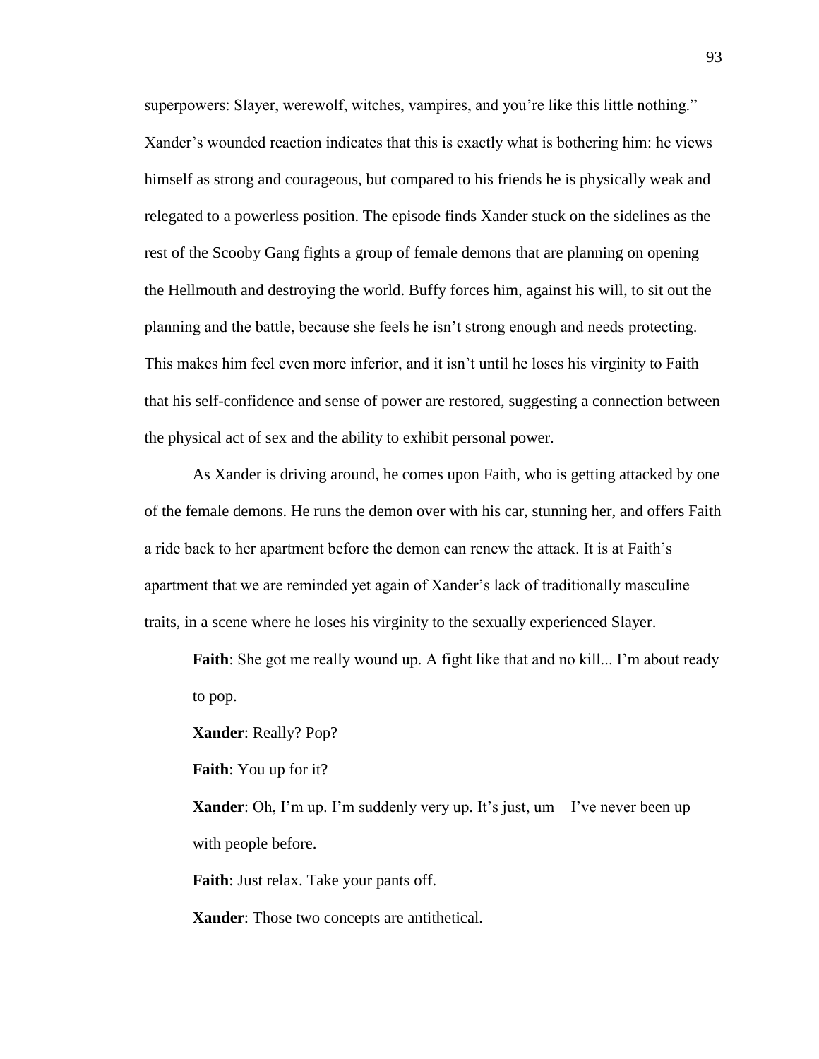superpowers: Slayer, werewolf, witches, vampires, and you're like this little nothing." Xander's wounded reaction indicates that this is exactly what is bothering him: he views himself as strong and courageous, but compared to his friends he is physically weak and relegated to a powerless position. The episode finds Xander stuck on the sidelines as the rest of the Scooby Gang fights a group of female demons that are planning on opening the Hellmouth and destroying the world. Buffy forces him, against his will, to sit out the planning and the battle, because she feels he isn't strong enough and needs protecting. This makes him feel even more inferior, and it isn't until he loses his virginity to Faith that his self-confidence and sense of power are restored, suggesting a connection between the physical act of sex and the ability to exhibit personal power.

As Xander is driving around, he comes upon Faith, who is getting attacked by one of the female demons. He runs the demon over with his car, stunning her, and offers Faith a ride back to her apartment before the demon can renew the attack. It is at Faith's apartment that we are reminded yet again of Xander's lack of traditionally masculine traits, in a scene where he loses his virginity to the sexually experienced Slayer.

> **Faith**: She got me really wound up. A fight like that and no kill... I'm about ready to pop.
>
> **Xander**: Really? Pop?
>
> **Faith**: You up for it?
>
> **Xander**: Oh, I'm up. I'm suddenly very up. It's just, um – I've never been up with people before.
>
> **Faith**: Just relax. Take your pants off.
>
> **Xander**: Those two concepts are antithetical.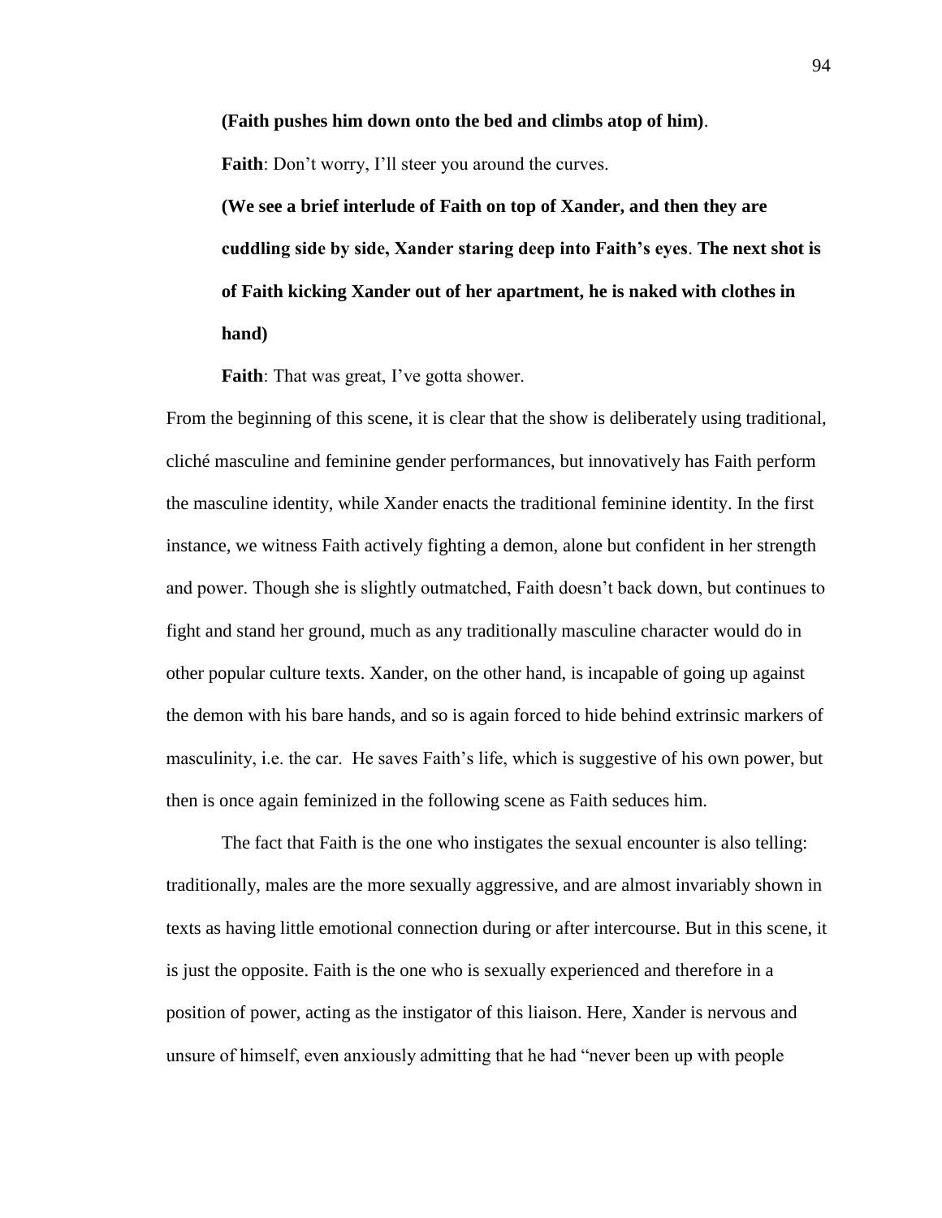**(Faith pushes him down onto the bed and climbs atop of him)**.

**Faith**: Don't worry, I'll steer you around the curves.

**(We see a brief interlude of Faith on top of Xander, and then they are cuddling side by side, Xander staring deep into Faith's eyes**. **The next shot is of Faith kicking Xander out of her apartment, he is naked with clothes in hand)**

**Faith**: That was great, I've gotta shower.

From the beginning of this scene, it is clear that the show is deliberately using traditional, cliché masculine and feminine gender performances, but innovatively has Faith perform the masculine identity, while Xander enacts the traditional feminine identity. In the first instance, we witness Faith actively fighting a demon, alone but confident in her strength and power. Though she is slightly outmatched, Faith doesn't back down, but continues to fight and stand her ground, much as any traditionally masculine character would do in other popular culture texts. Xander, on the other hand, is incapable of going up against the demon with his bare hands, and so is again forced to hide behind extrinsic markers of masculinity, i.e. the car. He saves Faith's life, which is suggestive of his own power, but then is once again feminized in the following scene as Faith seduces him.

The fact that Faith is the one who instigates the sexual encounter is also telling: traditionally, males are the more sexually aggressive, and are almost invariably shown in texts as having little emotional connection during or after intercourse. But in this scene, it is just the opposite. Faith is the one who is sexually experienced and therefore in a position of power, acting as the instigator of this liaison. Here, Xander is nervous and unsure of himself, even anxiously admitting that he had "never been up with people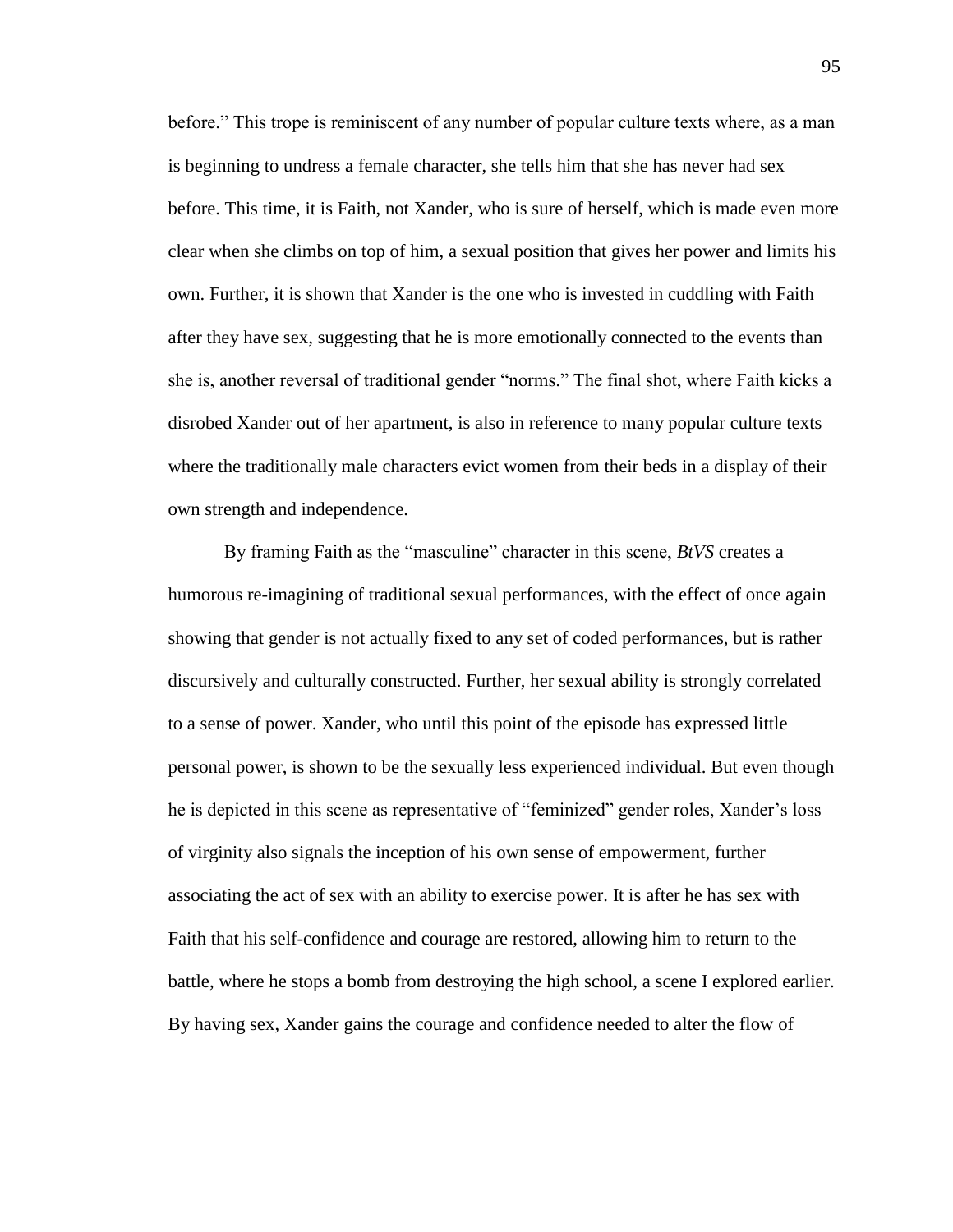before." This trope is reminiscent of any number of popular culture texts where, as a man is beginning to undress a female character, she tells him that she has never had sex before. This time, it is Faith, not Xander, who is sure of herself, which is made even more clear when she climbs on top of him, a sexual position that gives her power and limits his own. Further, it is shown that Xander is the one who is invested in cuddling with Faith after they have sex, suggesting that he is more emotionally connected to the events than she is, another reversal of traditional gender "norms." The final shot, where Faith kicks a disrobed Xander out of her apartment, is also in reference to many popular culture texts where the traditionally male characters evict women from their beds in a display of their own strength and independence.

By framing Faith as the "masculine" character in this scene, *BtVS* creates a humorous re-imagining of traditional sexual performances, with the effect of once again showing that gender is not actually fixed to any set of coded performances, but is rather discursively and culturally constructed. Further, her sexual ability is strongly correlated to a sense of power. Xander, who until this point of the episode has expressed little personal power, is shown to be the sexually less experienced individual. But even though he is depicted in this scene as representative of "feminized" gender roles, Xander's loss of virginity also signals the inception of his own sense of empowerment, further associating the act of sex with an ability to exercise power. It is after he has sex with Faith that his self-confidence and courage are restored, allowing him to return to the battle, where he stops a bomb from destroying the high school, a scene I explored earlier. By having sex, Xander gains the courage and confidence needed to alter the flow of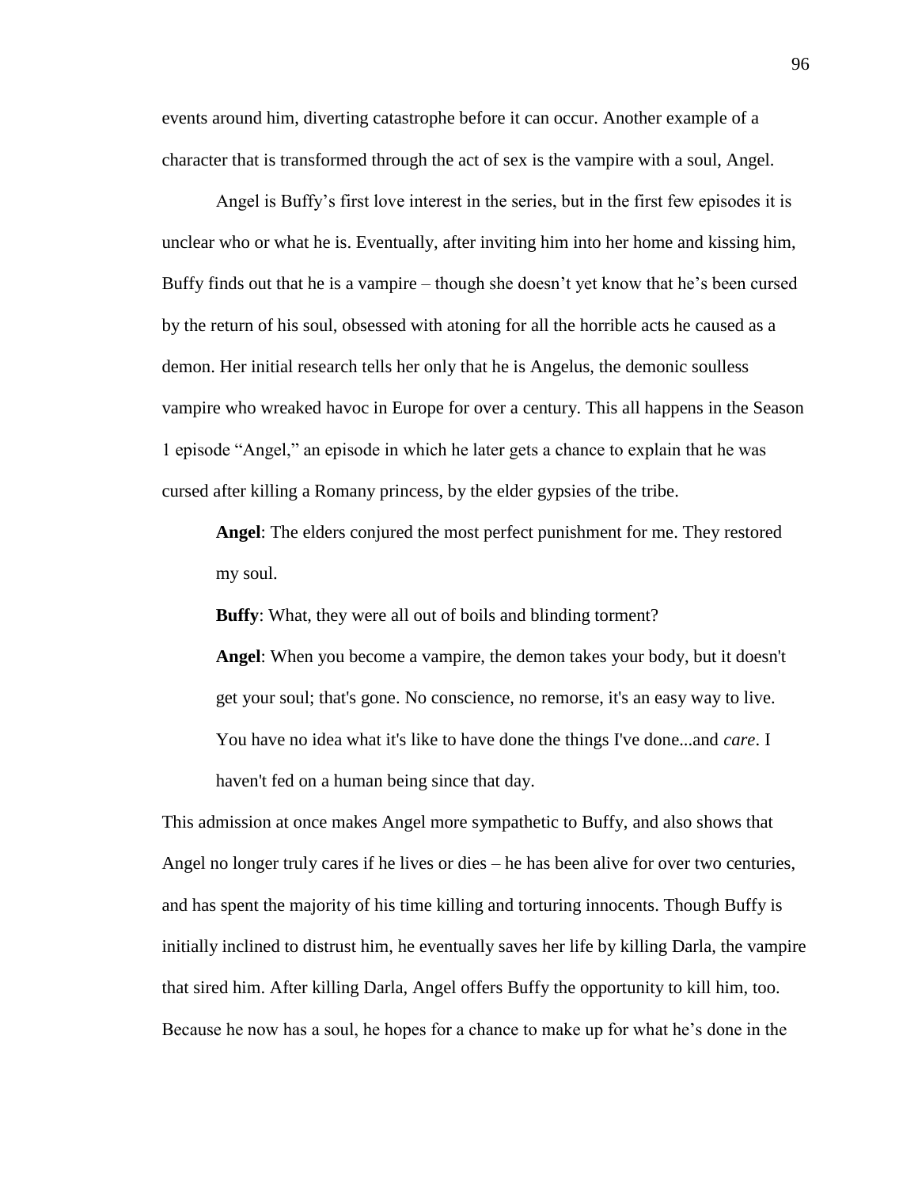events around him, diverting catastrophe before it can occur. Another example of a character that is transformed through the act of sex is the vampire with a soul, Angel.

Angel is Buffy's first love interest in the series, but in the first few episodes it is unclear who or what he is. Eventually, after inviting him into her home and kissing him, Buffy finds out that he is a vampire – though she doesn't yet know that he's been cursed by the return of his soul, obsessed with atoning for all the horrible acts he caused as a demon. Her initial research tells her only that he is Angelus, the demonic soulless vampire who wreaked havoc in Europe for over a century. This all happens in the Season 1 episode "Angel," an episode in which he later gets a chance to explain that he was cursed after killing a Romany princess, by the elder gypsies of the tribe.

> **Angel**: The elders conjured the most perfect punishment for me. They restored my soul.
>
> **Buffy**: What, they were all out of boils and blinding torment?
>
> **Angel**: When you become a vampire, the demon takes your body, but it doesn't get your soul; that's gone. No conscience, no remorse, it's an easy way to live. You have no idea what it's like to have done the things I've done...and *care*. I haven't fed on a human being since that day.

This admission at once makes Angel more sympathetic to Buffy, and also shows that Angel no longer truly cares if he lives or dies – he has been alive for over two centuries, and has spent the majority of his time killing and torturing innocents. Though Buffy is initially inclined to distrust him, he eventually saves her life by killing Darla, the vampire that sired him. After killing Darla, Angel offers Buffy the opportunity to kill him, too. Because he now has a soul, he hopes for a chance to make up for what he's done in the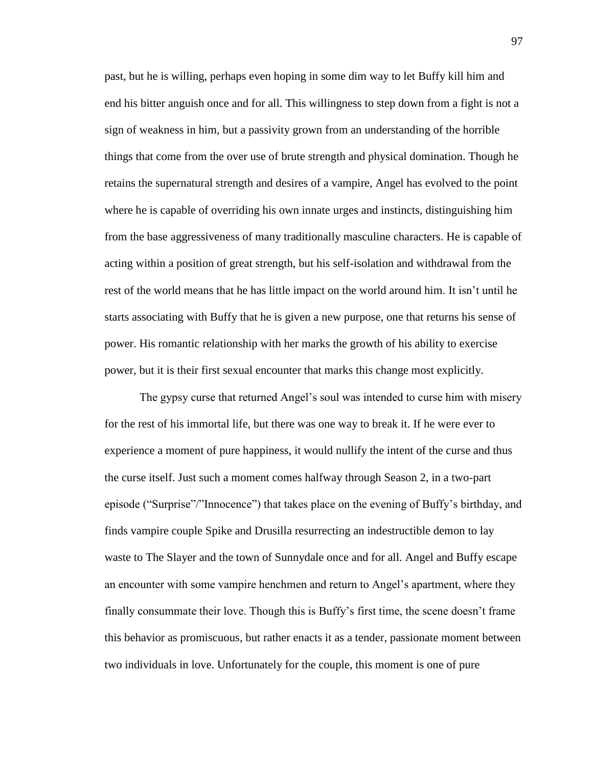past, but he is willing, perhaps even hoping in some dim way to let Buffy kill him and end his bitter anguish once and for all. This willingness to step down from a fight is not a sign of weakness in him, but a passivity grown from an understanding of the horrible things that come from the over use of brute strength and physical domination. Though he retains the supernatural strength and desires of a vampire, Angel has evolved to the point where he is capable of overriding his own innate urges and instincts, distinguishing him from the base aggressiveness of many traditionally masculine characters. He is capable of acting within a position of great strength, but his self-isolation and withdrawal from the rest of the world means that he has little impact on the world around him. It isn't until he starts associating with Buffy that he is given a new purpose, one that returns his sense of power. His romantic relationship with her marks the growth of his ability to exercise power, but it is their first sexual encounter that marks this change most explicitly.

The gypsy curse that returned Angel's soul was intended to curse him with misery for the rest of his immortal life, but there was one way to break it. If he were ever to experience a moment of pure happiness, it would nullify the intent of the curse and thus the curse itself. Just such a moment comes halfway through Season 2, in a two-part episode ("Surprise"/"Innocence") that takes place on the evening of Buffy's birthday, and finds vampire couple Spike and Drusilla resurrecting an indestructible demon to lay waste to The Slayer and the town of Sunnydale once and for all. Angel and Buffy escape an encounter with some vampire henchmen and return to Angel's apartment, where they finally consummate their love. Though this is Buffy's first time, the scene doesn't frame this behavior as promiscuous, but rather enacts it as a tender, passionate moment between two individuals in love. Unfortunately for the couple, this moment is one of pure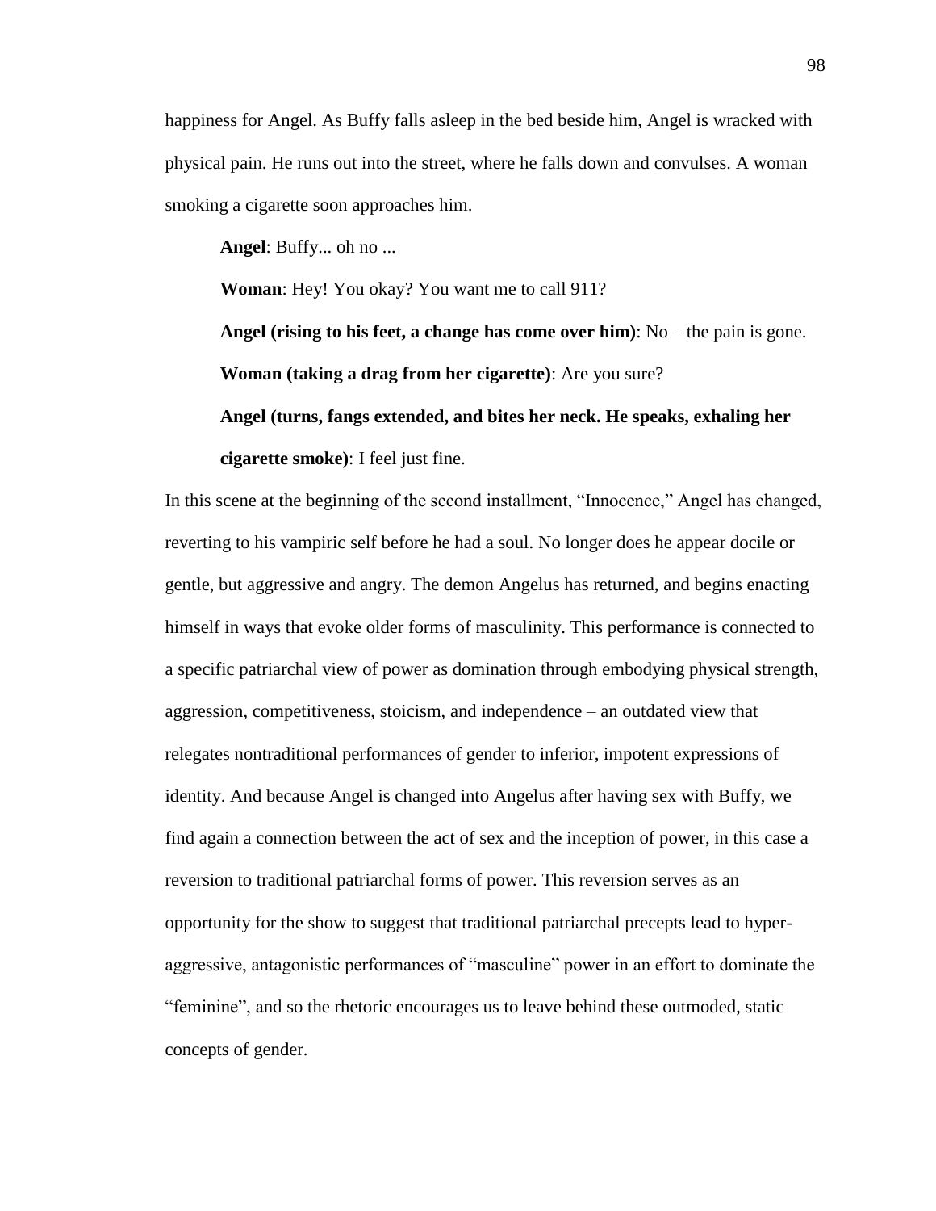happiness for Angel. As Buffy falls asleep in the bed beside him, Angel is wracked with physical pain. He runs out into the street, where he falls down and convulses. A woman smoking a cigarette soon approaches him.

> **Angel**: Buffy... oh no ...
>
> **Woman**: Hey! You okay? You want me to call 911?
>
> **Angel (rising to his feet, a change has come over him)**: No – the pain is gone.
>
> **Woman (taking a drag from her cigarette)**: Are you sure?
>
> **Angel (turns, fangs extended, and bites her neck. He speaks, exhaling her cigarette smoke)**: I feel just fine.

In this scene at the beginning of the second installment, "Innocence," Angel has changed, reverting to his vampiric self before he had a soul. No longer does he appear docile or gentle, but aggressive and angry. The demon Angelus has returned, and begins enacting himself in ways that evoke older forms of masculinity. This performance is connected to a specific patriarchal view of power as domination through embodying physical strength, aggression, competitiveness, stoicism, and independence – an outdated view that relegates nontraditional performances of gender to inferior, impotent expressions of identity. And because Angel is changed into Angelus after having sex with Buffy, we find again a connection between the act of sex and the inception of power, in this case a reversion to traditional patriarchal forms of power. This reversion serves as an opportunity for the show to suggest that traditional patriarchal precepts lead to hyper-aggressive, antagonistic performances of "masculine" power in an effort to dominate the "feminine", and so the rhetoric encourages us to leave behind these outmoded, static concepts of gender.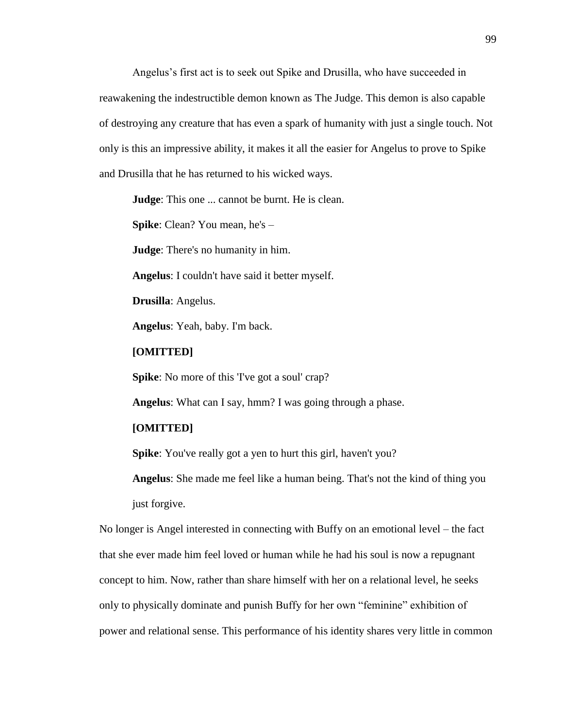Angelus's first act is to seek out Spike and Drusilla, who have succeeded in reawakening the indestructible demon known as The Judge. This demon is also capable of destroying any creature that has even a spark of humanity with just a single touch. Not only is this an impressive ability, it makes it all the easier for Angelus to prove to Spike and Drusilla that he has returned to his wicked ways.

> **Judge**: This one ... cannot be burnt. He is clean.
>
> **Spike**: Clean? You mean, he's –
>
> **Judge**: There's no humanity in him.
>
> **Angelus**: I couldn't have said it better myself.
>
> **Drusilla**: Angelus.
>
> **Angelus**: Yeah, baby. I'm back.
>
> **[OMITTED]**
>
> **Spike**: No more of this 'I've got a soul' crap?
>
> **Angelus**: What can I say, hmm? I was going through a phase.
>
> **[OMITTED]**
>
> **Spike**: You've really got a yen to hurt this girl, haven't you?
>
> **Angelus**: She made me feel like a human being. That's not the kind of thing you just forgive.

No longer is Angel interested in connecting with Buffy on an emotional level – the fact that she ever made him feel loved or human while he had his soul is now a repugnant concept to him. Now, rather than share himself with her on a relational level, he seeks only to physically dominate and punish Buffy for her own "feminine" exhibition of power and relational sense. This performance of his identity shares very little in common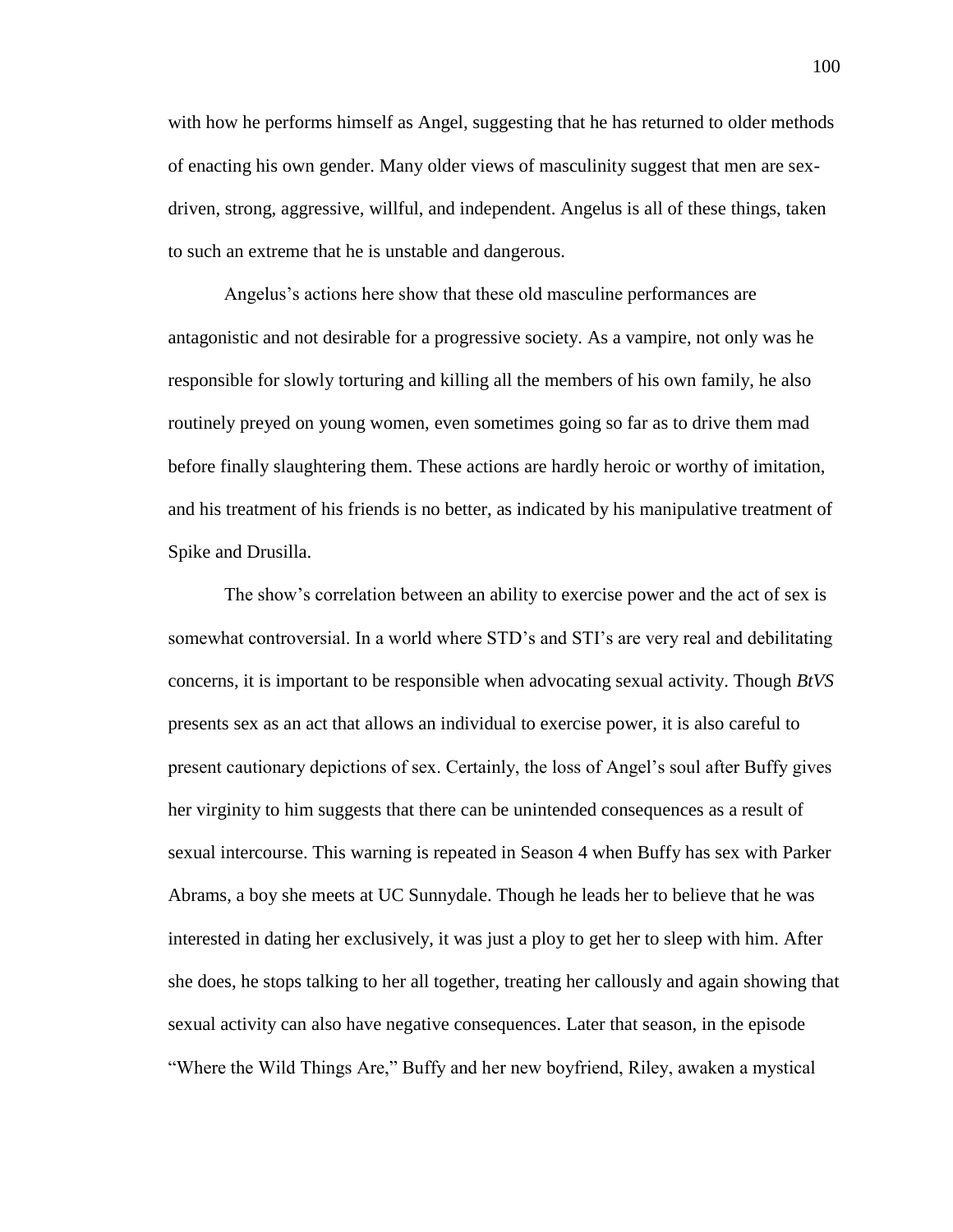with how he performs himself as Angel, suggesting that he has returned to older methods of enacting his own gender. Many older views of masculinity suggest that men are sex-driven, strong, aggressive, willful, and independent. Angelus is all of these things, taken to such an extreme that he is unstable and dangerous.

Angelus's actions here show that these old masculine performances are antagonistic and not desirable for a progressive society. As a vampire, not only was he responsible for slowly torturing and killing all the members of his own family, he also routinely preyed on young women, even sometimes going so far as to drive them mad before finally slaughtering them. These actions are hardly heroic or worthy of imitation, and his treatment of his friends is no better, as indicated by his manipulative treatment of Spike and Drusilla.

The show's correlation between an ability to exercise power and the act of sex is somewhat controversial. In a world where STD's and STI's are very real and debilitating concerns, it is important to be responsible when advocating sexual activity. Though *BtVS* presents sex as an act that allows an individual to exercise power, it is also careful to present cautionary depictions of sex. Certainly, the loss of Angel's soul after Buffy gives her virginity to him suggests that there can be unintended consequences as a result of sexual intercourse. This warning is repeated in Season 4 when Buffy has sex with Parker Abrams, a boy she meets at UC Sunnydale. Though he leads her to believe that he was interested in dating her exclusively, it was just a ploy to get her to sleep with him. After she does, he stops talking to her all together, treating her callously and again showing that sexual activity can also have negative consequences. Later that season, in the episode "Where the Wild Things Are," Buffy and her new boyfriend, Riley, awaken a mystical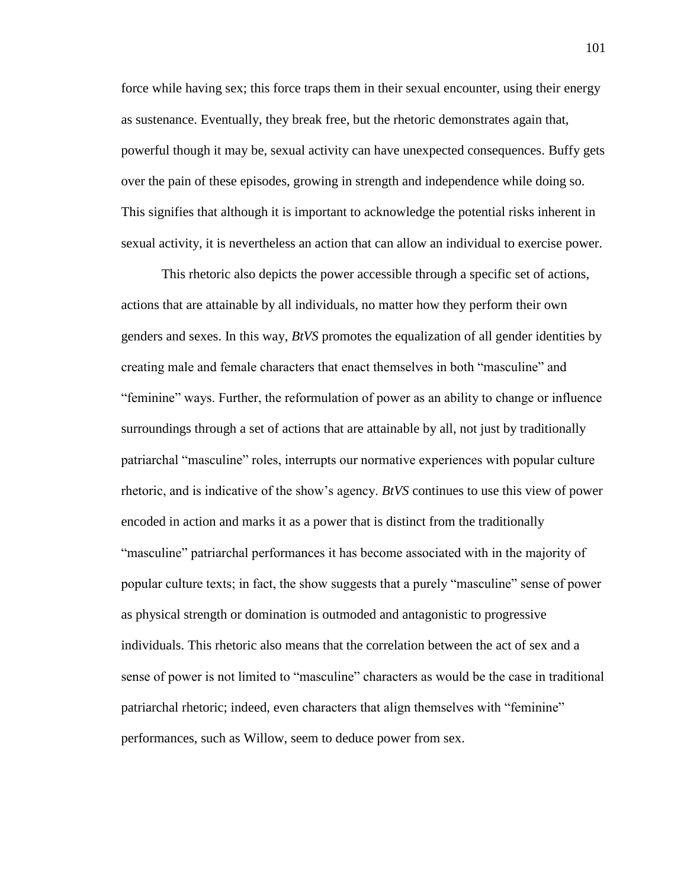force while having sex; this force traps them in their sexual encounter, using their energy as sustenance. Eventually, they break free, but the rhetoric demonstrates again that, powerful though it may be, sexual activity can have unexpected consequences. Buffy gets over the pain of these episodes, growing in strength and independence while doing so. This signifies that although it is important to acknowledge the potential risks inherent in sexual activity, it is nevertheless an action that can allow an individual to exercise power.

This rhetoric also depicts the power accessible through a specific set of actions, actions that are attainable by all individuals, no matter how they perform their own genders and sexes. In this way, *BtVS* promotes the equalization of all gender identities by creating male and female characters that enact themselves in both "masculine" and "feminine" ways. Further, the reformulation of power as an ability to change or influence surroundings through a set of actions that are attainable by all, not just by traditionally patriarchal "masculine" roles, interrupts our normative experiences with popular culture rhetoric, and is indicative of the show's agency. *BtVS* continues to use this view of power encoded in action and marks it as a power that is distinct from the traditionally "masculine" patriarchal performances it has become associated with in the majority of popular culture texts; in fact, the show suggests that a purely "masculine" sense of power as physical strength or domination is outmoded and antagonistic to progressive individuals. This rhetoric also means that the correlation between the act of sex and a sense of power is not limited to "masculine" characters as would be the case in traditional patriarchal rhetoric; indeed, even characters that align themselves with "feminine" performances, such as Willow, seem to deduce power from sex.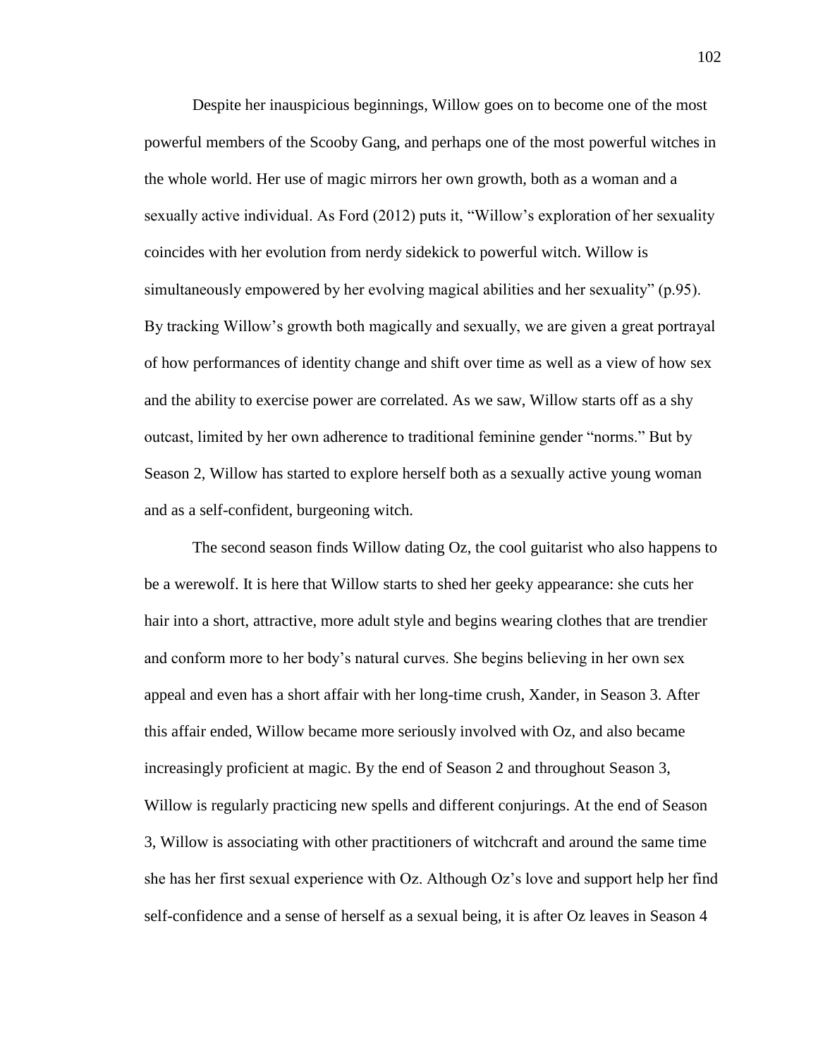Despite her inauspicious beginnings, Willow goes on to become one of the most powerful members of the Scooby Gang, and perhaps one of the most powerful witches in the whole world. Her use of magic mirrors her own growth, both as a woman and a sexually active individual. As Ford (2012) puts it, "Willow's exploration of her sexuality coincides with her evolution from nerdy sidekick to powerful witch. Willow is simultaneously empowered by her evolving magical abilities and her sexuality" (p.95). By tracking Willow's growth both magically and sexually, we are given a great portrayal of how performances of identity change and shift over time as well as a view of how sex and the ability to exercise power are correlated. As we saw, Willow starts off as a shy outcast, limited by her own adherence to traditional feminine gender "norms." But by Season 2, Willow has started to explore herself both as a sexually active young woman and as a self-confident, burgeoning witch.

The second season finds Willow dating Oz, the cool guitarist who also happens to be a werewolf. It is here that Willow starts to shed her geeky appearance: she cuts her hair into a short, attractive, more adult style and begins wearing clothes that are trendier and conform more to her body's natural curves. She begins believing in her own sex appeal and even has a short affair with her long-time crush, Xander, in Season 3. After this affair ended, Willow became more seriously involved with Oz, and also became increasingly proficient at magic. By the end of Season 2 and throughout Season 3, Willow is regularly practicing new spells and different conjurings. At the end of Season 3, Willow is associating with other practitioners of witchcraft and around the same time she has her first sexual experience with Oz. Although Oz's love and support help her find self-confidence and a sense of herself as a sexual being, it is after Oz leaves in Season 4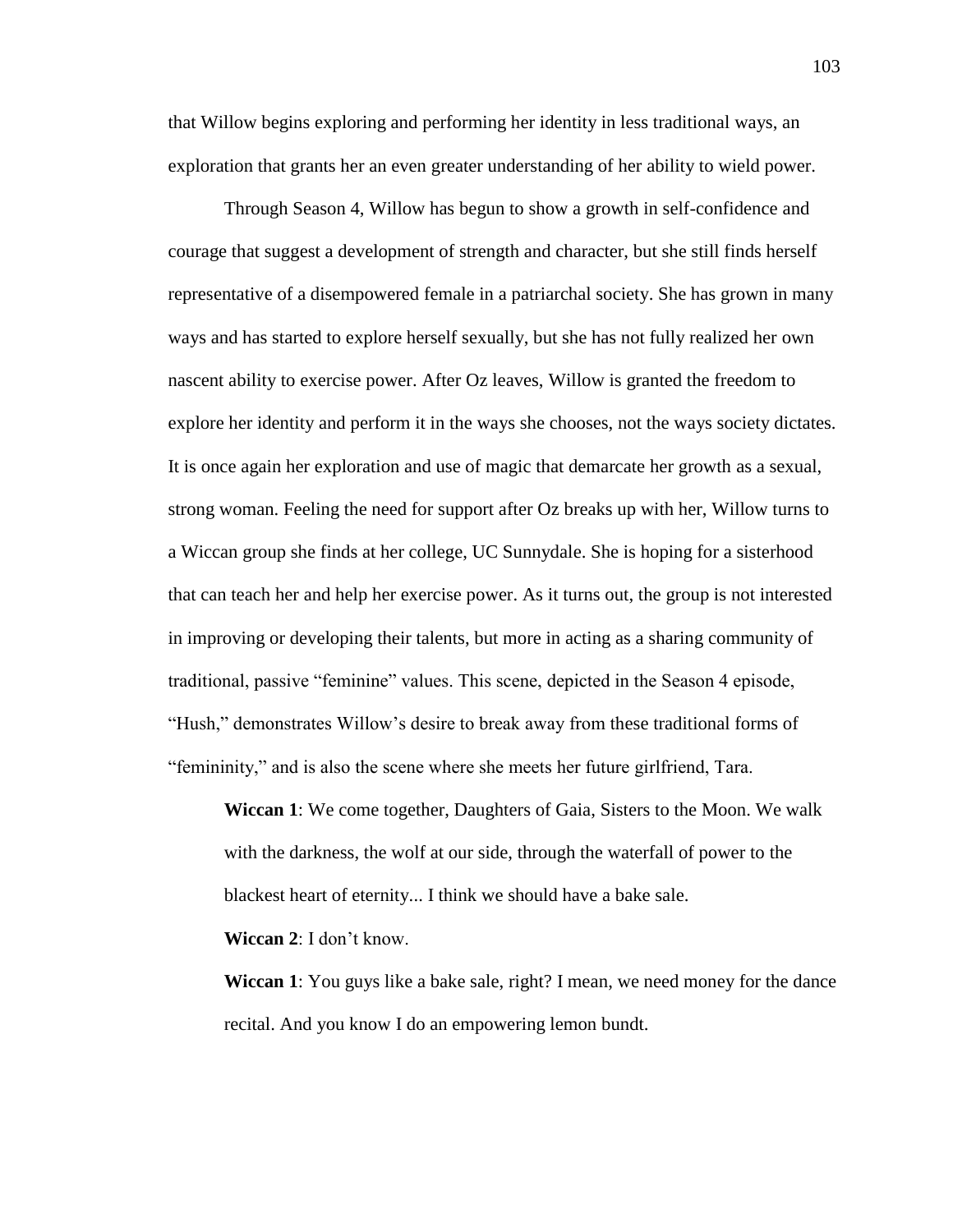that Willow begins exploring and performing her identity in less traditional ways, an exploration that grants her an even greater understanding of her ability to wield power.

Through Season 4, Willow has begun to show a growth in self-confidence and courage that suggest a development of strength and character, but she still finds herself representative of a disempowered female in a patriarchal society. She has grown in many ways and has started to explore herself sexually, but she has not fully realized her own nascent ability to exercise power. After Oz leaves, Willow is granted the freedom to explore her identity and perform it in the ways she chooses, not the ways society dictates. It is once again her exploration and use of magic that demarcate her growth as a sexual, strong woman. Feeling the need for support after Oz breaks up with her, Willow turns to a Wiccan group she finds at her college, UC Sunnydale. She is hoping for a sisterhood that can teach her and help her exercise power. As it turns out, the group is not interested in improving or developing their talents, but more in acting as a sharing community of traditional, passive "feminine" values. This scene, depicted in the Season 4 episode, "Hush," demonstrates Willow's desire to break away from these traditional forms of "femininity," and is also the scene where she meets her future girlfriend, Tara.

> **Wiccan 1**: We come together, Daughters of Gaia, Sisters to the Moon. We walk with the darkness, the wolf at our side, through the waterfall of power to the blackest heart of eternity... I think we should have a bake sale.
>
> **Wiccan 2**: I don't know.
>
> **Wiccan 1**: You guys like a bake sale, right? I mean, we need money for the dance recital. And you know I do an empowering lemon bundt.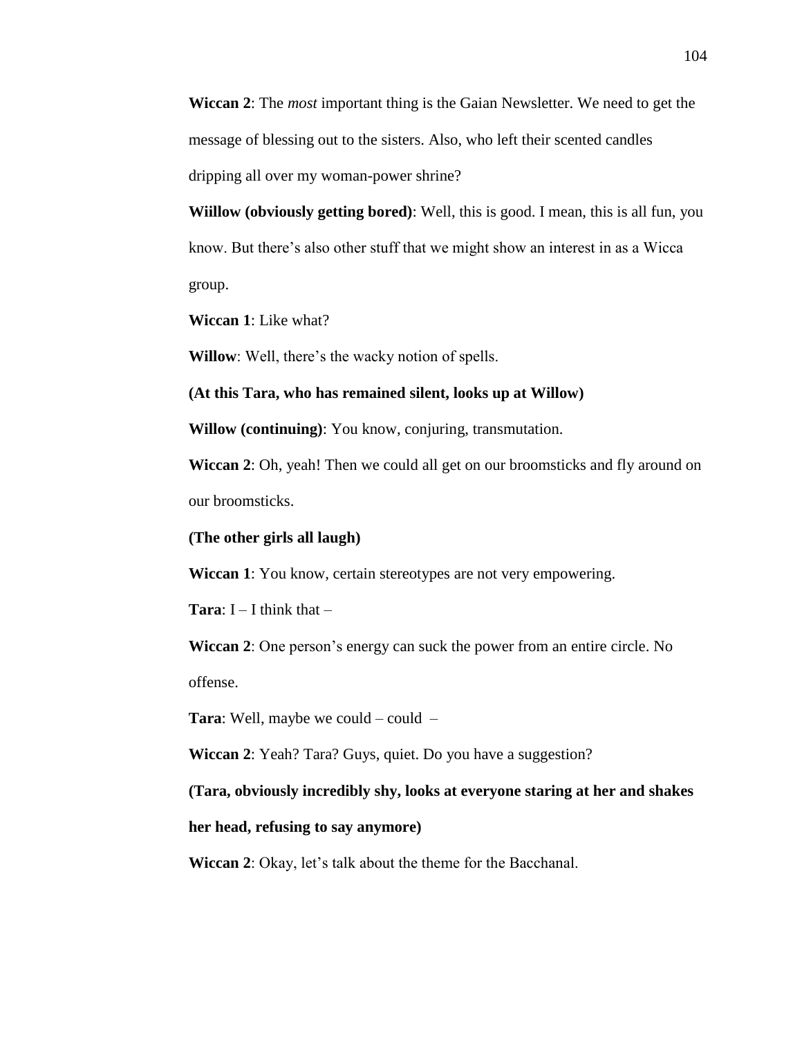**Wiccan 2**: The *most* important thing is the Gaian Newsletter. We need to get the message of blessing out to the sisters. Also, who left their scented candles dripping all over my woman-power shrine?

**Wiillow (obviously getting bored)**: Well, this is good. I mean, this is all fun, you know. But there's also other stuff that we might show an interest in as a Wicca group.

**Wiccan 1**: Like what?

**Willow**: Well, there's the wacky notion of spells.

**(At this Tara, who has remained silent, looks up at Willow)**

**Willow (continuing)**: You know, conjuring, transmutation.

**Wiccan 2**: Oh, yeah! Then we could all get on our broomsticks and fly around on our broomsticks.

**(The other girls all laugh)**

**Wiccan 1**: You know, certain stereotypes are not very empowering.

**Tara**: I – I think that –

**Wiccan 2**: One person's energy can suck the power from an entire circle. No offense.

**Tara**: Well, maybe we could – could –

**Wiccan 2**: Yeah? Tara? Guys, quiet. Do you have a suggestion?

**(Tara, obviously incredibly shy, looks at everyone staring at her and shakes her head, refusing to say anymore)**

**Wiccan 2**: Okay, let's talk about the theme for the Bacchanal.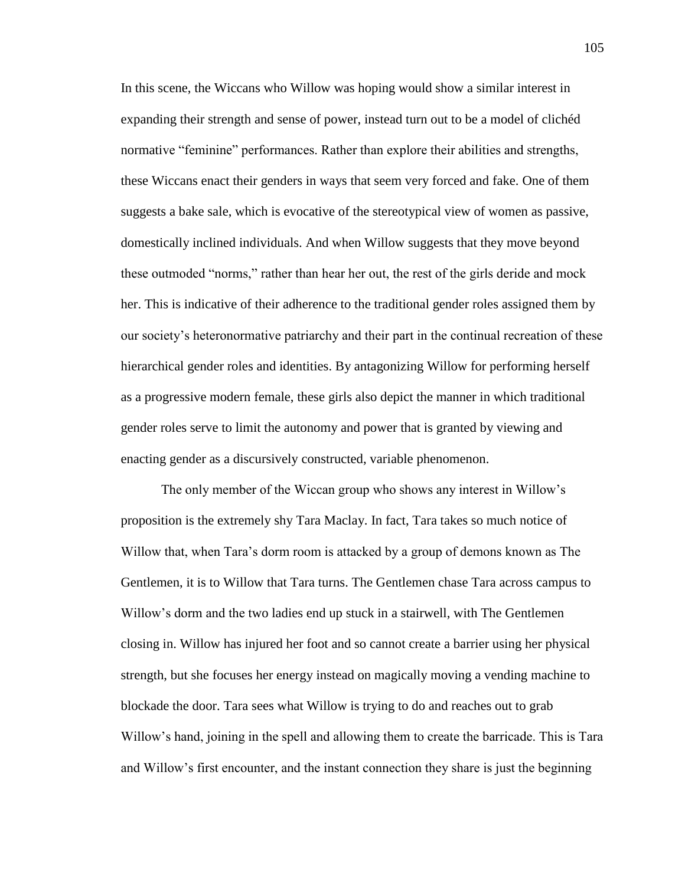In this scene, the Wiccans who Willow was hoping would show a similar interest in expanding their strength and sense of power, instead turn out to be a model of clichéd normative "feminine" performances. Rather than explore their abilities and strengths, these Wiccans enact their genders in ways that seem very forced and fake. One of them suggests a bake sale, which is evocative of the stereotypical view of women as passive, domestically inclined individuals. And when Willow suggests that they move beyond these outmoded "norms," rather than hear her out, the rest of the girls deride and mock her. This is indicative of their adherence to the traditional gender roles assigned them by our society's heteronormative patriarchy and their part in the continual recreation of these hierarchical gender roles and identities. By antagonizing Willow for performing herself as a progressive modern female, these girls also depict the manner in which traditional gender roles serve to limit the autonomy and power that is granted by viewing and enacting gender as a discursively constructed, variable phenomenon.

The only member of the Wiccan group who shows any interest in Willow's proposition is the extremely shy Tara Maclay. In fact, Tara takes so much notice of Willow that, when Tara's dorm room is attacked by a group of demons known as The Gentlemen, it is to Willow that Tara turns. The Gentlemen chase Tara across campus to Willow's dorm and the two ladies end up stuck in a stairwell, with The Gentlemen closing in. Willow has injured her foot and so cannot create a barrier using her physical strength, but she focuses her energy instead on magically moving a vending machine to blockade the door. Tara sees what Willow is trying to do and reaches out to grab Willow's hand, joining in the spell and allowing them to create the barricade. This is Tara and Willow's first encounter, and the instant connection they share is just the beginning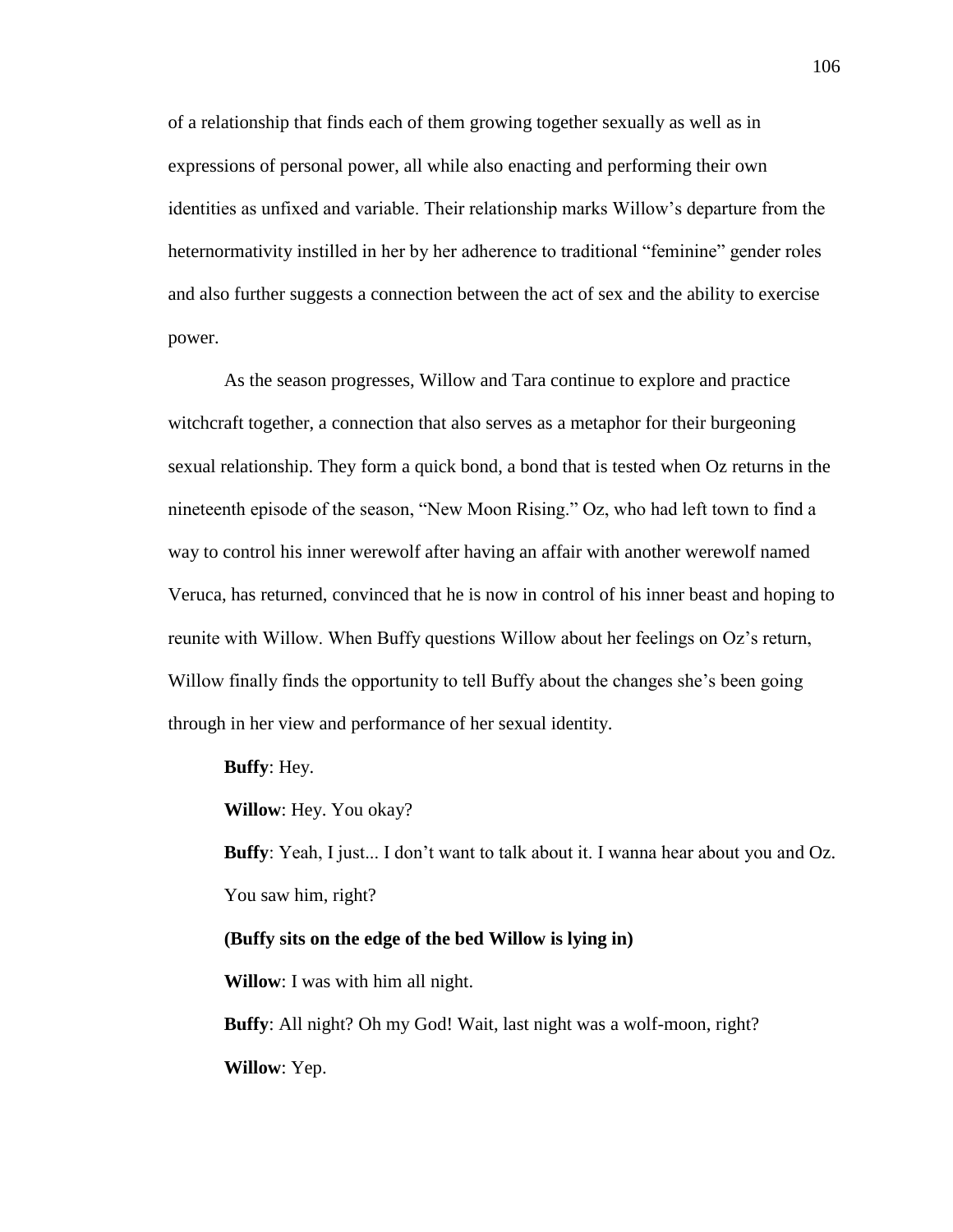of a relationship that finds each of them growing together sexually as well as in expressions of personal power, all while also enacting and performing their own identities as unfixed and variable. Their relationship marks Willow's departure from the heternormativity instilled in her by her adherence to traditional "feminine" gender roles and also further suggests a connection between the act of sex and the ability to exercise power.

As the season progresses, Willow and Tara continue to explore and practice witchcraft together, a connection that also serves as a metaphor for their burgeoning sexual relationship. They form a quick bond, a bond that is tested when Oz returns in the nineteenth episode of the season, "New Moon Rising." Oz, who had left town to find a way to control his inner werewolf after having an affair with another werewolf named Veruca, has returned, convinced that he is now in control of his inner beast and hoping to reunite with Willow. When Buffy questions Willow about her feelings on Oz's return, Willow finally finds the opportunity to tell Buffy about the changes she's been going through in her view and performance of her sexual identity.

> **Buffy**: Hey.
>
> **Willow**: Hey. You okay?
>
> **Buffy**: Yeah, I just... I don't want to talk about it. I wanna hear about you and Oz. You saw him, right?
>
> **(Buffy sits on the edge of the bed Willow is lying in)**
>
> **Willow**: I was with him all night.
>
> **Buffy**: All night? Oh my God! Wait, last night was a wolf-moon, right?
>
> **Willow**: Yep.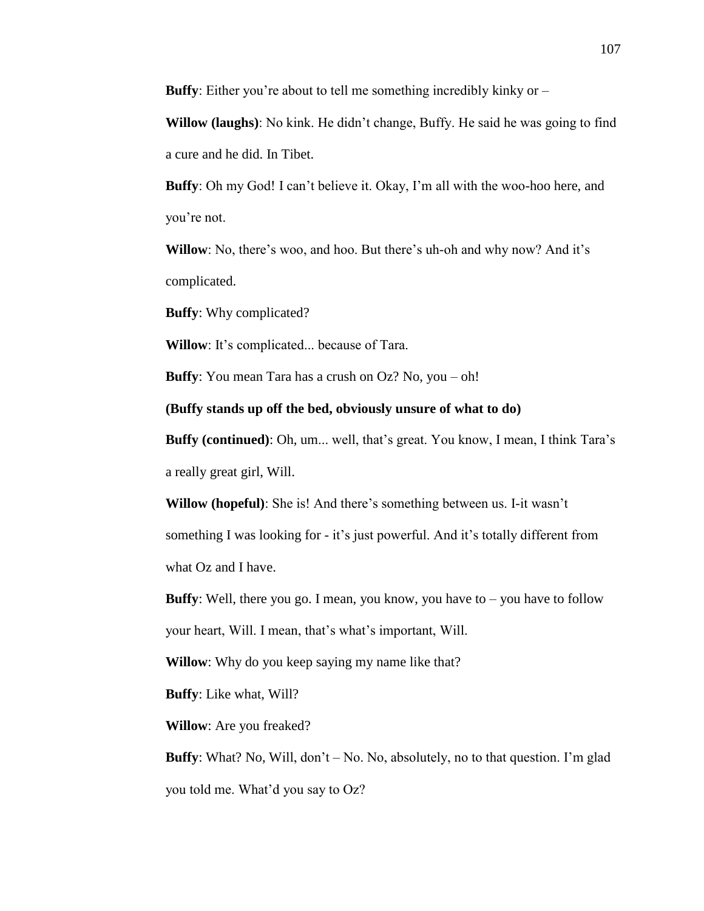**Buffy**: Either you're about to tell me something incredibly kinky or –

**Willow (laughs)**: No kink. He didn't change, Buffy. He said he was going to find a cure and he did. In Tibet.

**Buffy**: Oh my God! I can't believe it. Okay, I'm all with the woo-hoo here, and you're not.

**Willow**: No, there's woo, and hoo. But there's uh-oh and why now? And it's complicated.

**Buffy**: Why complicated?

**Willow**: It's complicated... because of Tara.

**Buffy**: You mean Tara has a crush on Oz? No, you – oh!

**(Buffy stands up off the bed, obviously unsure of what to do)**

**Buffy (continued)**: Oh, um... well, that's great. You know, I mean, I think Tara's a really great girl, Will.

**Willow (hopeful)**: She is! And there's something between us. I-it wasn't something I was looking for - it's just powerful. And it's totally different from what Oz and I have.

**Buffy**: Well, there you go. I mean, you know, you have to – you have to follow your heart, Will. I mean, that's what's important, Will.

**Willow**: Why do you keep saying my name like that?

**Buffy**: Like what, Will?

**Willow**: Are you freaked?

**Buffy**: What? No, Will, don't – No. No, absolutely, no to that question. I'm glad you told me. What'd you say to Oz?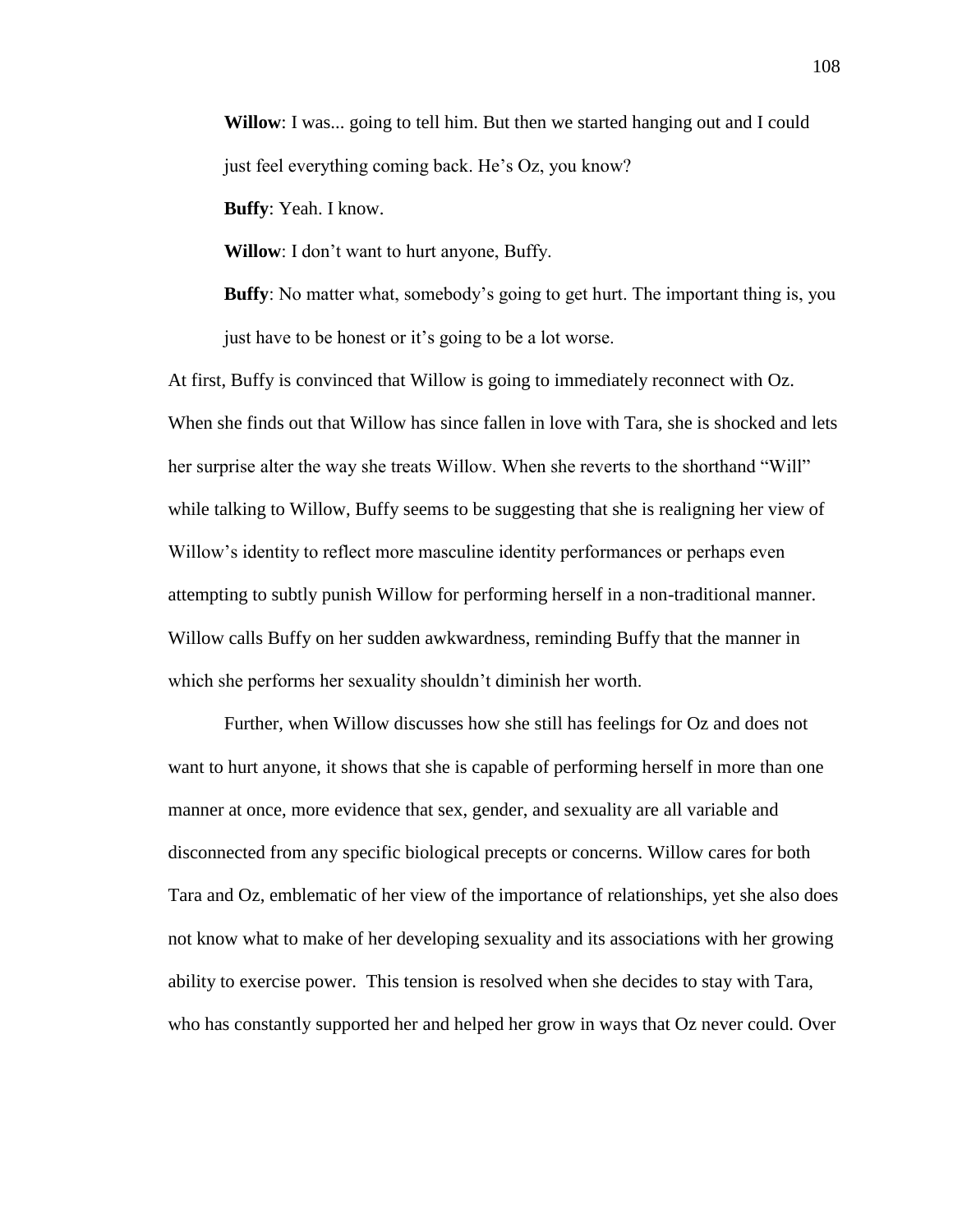**Willow**: I was... going to tell him. But then we started hanging out and I could just feel everything coming back. He's Oz, you know?

**Buffy**: Yeah. I know.

**Willow**: I don't want to hurt anyone, Buffy.

**Buffy**: No matter what, somebody's going to get hurt. The important thing is, you just have to be honest or it's going to be a lot worse.

At first, Buffy is convinced that Willow is going to immediately reconnect with Oz. When she finds out that Willow has since fallen in love with Tara, she is shocked and lets her surprise alter the way she treats Willow. When she reverts to the shorthand "Will" while talking to Willow, Buffy seems to be suggesting that she is realigning her view of Willow's identity to reflect more masculine identity performances or perhaps even attempting to subtly punish Willow for performing herself in a non-traditional manner. Willow calls Buffy on her sudden awkwardness, reminding Buffy that the manner in which she performs her sexuality shouldn't diminish her worth.

Further, when Willow discusses how she still has feelings for Oz and does not want to hurt anyone, it shows that she is capable of performing herself in more than one manner at once, more evidence that sex, gender, and sexuality are all variable and disconnected from any specific biological precepts or concerns. Willow cares for both Tara and Oz, emblematic of her view of the importance of relationships, yet she also does not know what to make of her developing sexuality and its associations with her growing ability to exercise power. This tension is resolved when she decides to stay with Tara, who has constantly supported her and helped her grow in ways that Oz never could. Over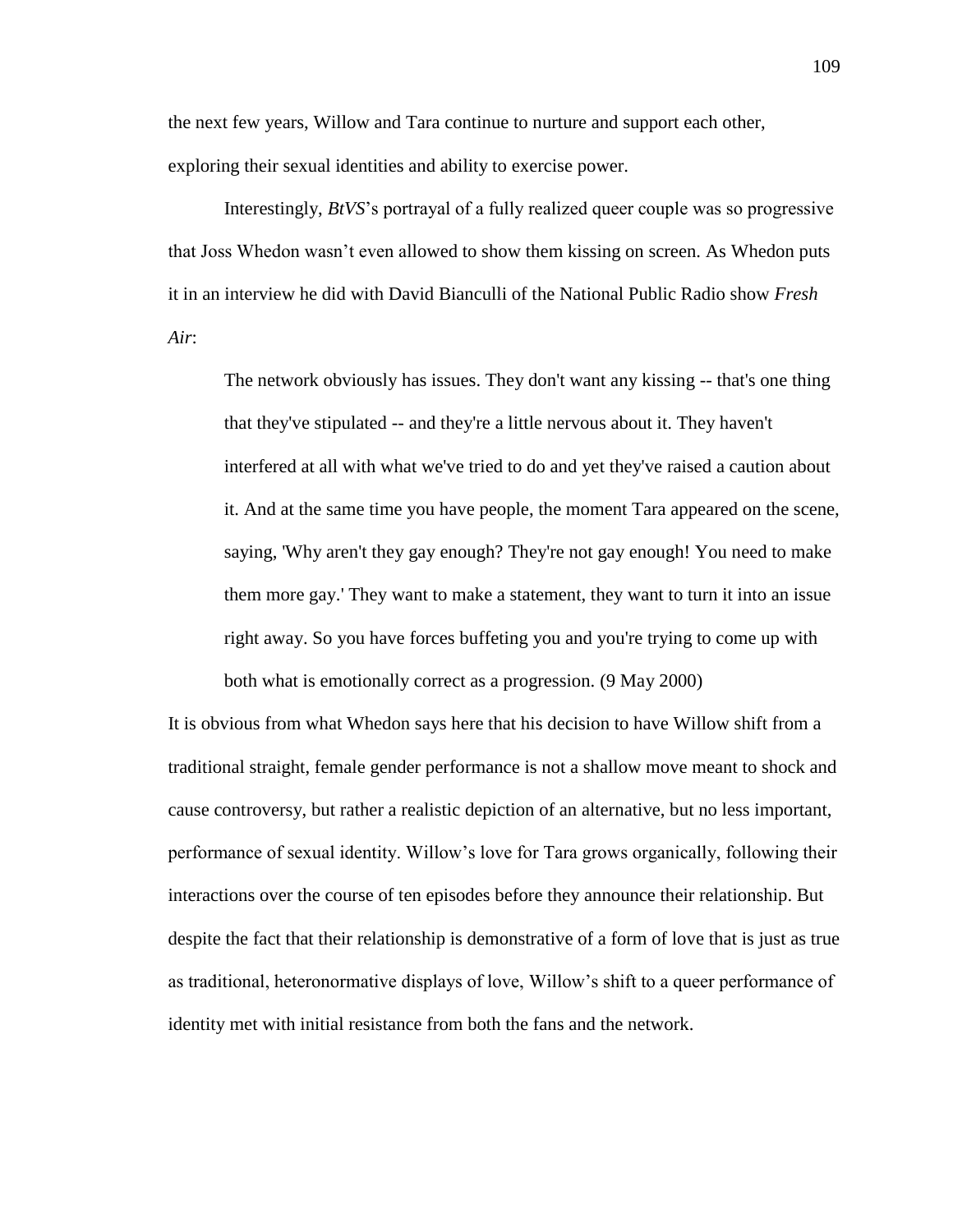the next few years, Willow and Tara continue to nurture and support each other, exploring their sexual identities and ability to exercise power.

Interestingly, *BtVS*'s portrayal of a fully realized queer couple was so progressive that Joss Whedon wasn't even allowed to show them kissing on screen. As Whedon puts it in an interview he did with David Bianculli of the National Public Radio show *Fresh Air*:

> The network obviously has issues. They don't want any kissing -- that's one thing that they've stipulated -- and they're a little nervous about it. They haven't interfered at all with what we've tried to do and yet they've raised a caution about it. And at the same time you have people, the moment Tara appeared on the scene, saying, 'Why aren't they gay enough? They're not gay enough! You need to make them more gay.' They want to make a statement, they want to turn it into an issue right away. So you have forces buffeting you and you're trying to come up with both what is emotionally correct as a progression. (9 May 2000)

It is obvious from what Whedon says here that his decision to have Willow shift from a traditional straight, female gender performance is not a shallow move meant to shock and cause controversy, but rather a realistic depiction of an alternative, but no less important, performance of sexual identity. Willow's love for Tara grows organically, following their interactions over the course of ten episodes before they announce their relationship. But despite the fact that their relationship is demonstrative of a form of love that is just as true as traditional, heteronormative displays of love, Willow's shift to a queer performance of identity met with initial resistance from both the fans and the network.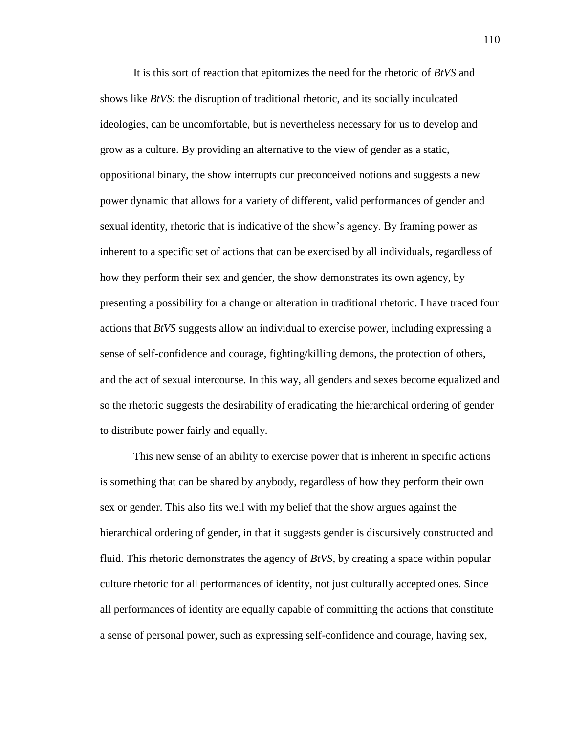It is this sort of reaction that epitomizes the need for the rhetoric of *BtVS* and shows like *BtVS*: the disruption of traditional rhetoric, and its socially inculcated ideologies, can be uncomfortable, but is nevertheless necessary for us to develop and grow as a culture. By providing an alternative to the view of gender as a static, oppositional binary, the show interrupts our preconceived notions and suggests a new power dynamic that allows for a variety of different, valid performances of gender and sexual identity, rhetoric that is indicative of the show's agency. By framing power as inherent to a specific set of actions that can be exercised by all individuals, regardless of how they perform their sex and gender, the show demonstrates its own agency, by presenting a possibility for a change or alteration in traditional rhetoric. I have traced four actions that *BtVS* suggests allow an individual to exercise power, including expressing a sense of self-confidence and courage, fighting/killing demons, the protection of others, and the act of sexual intercourse. In this way, all genders and sexes become equalized and so the rhetoric suggests the desirability of eradicating the hierarchical ordering of gender to distribute power fairly and equally.

This new sense of an ability to exercise power that is inherent in specific actions is something that can be shared by anybody, regardless of how they perform their own sex or gender. This also fits well with my belief that the show argues against the hierarchical ordering of gender, in that it suggests gender is discursively constructed and fluid. This rhetoric demonstrates the agency of *BtVS*, by creating a space within popular culture rhetoric for all performances of identity, not just culturally accepted ones. Since all performances of identity are equally capable of committing the actions that constitute a sense of personal power, such as expressing self-confidence and courage, having sex,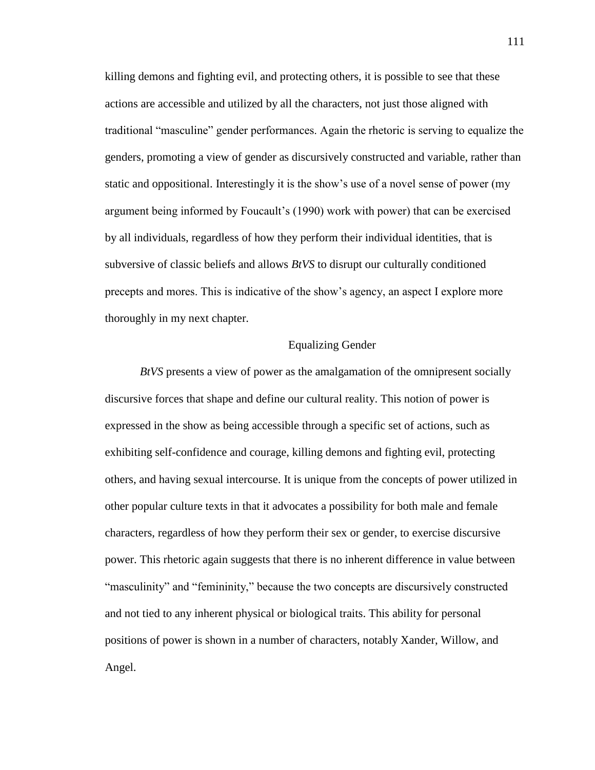killing demons and fighting evil, and protecting others, it is possible to see that these actions are accessible and utilized by all the characters, not just those aligned with traditional "masculine" gender performances. Again the rhetoric is serving to equalize the genders, promoting a view of gender as discursively constructed and variable, rather than static and oppositional. Interestingly it is the show's use of a novel sense of power (my argument being informed by Foucault's (1990) work with power) that can be exercised by all individuals, regardless of how they perform their individual identities, that is subversive of classic beliefs and allows *BtVS* to disrupt our culturally conditioned precepts and mores. This is indicative of the show's agency, an aspect I explore more thoroughly in my next chapter.

## Equalizing Gender

*BtVS* presents a view of power as the amalgamation of the omnipresent socially discursive forces that shape and define our cultural reality. This notion of power is expressed in the show as being accessible through a specific set of actions, such as exhibiting self-confidence and courage, killing demons and fighting evil, protecting others, and having sexual intercourse. It is unique from the concepts of power utilized in other popular culture texts in that it advocates a possibility for both male and female characters, regardless of how they perform their sex or gender, to exercise discursive power. This rhetoric again suggests that there is no inherent difference in value between "masculinity" and "femininity," because the two concepts are discursively constructed and not tied to any inherent physical or biological traits. This ability for personal positions of power is shown in a number of characters, notably Xander, Willow, and Angel.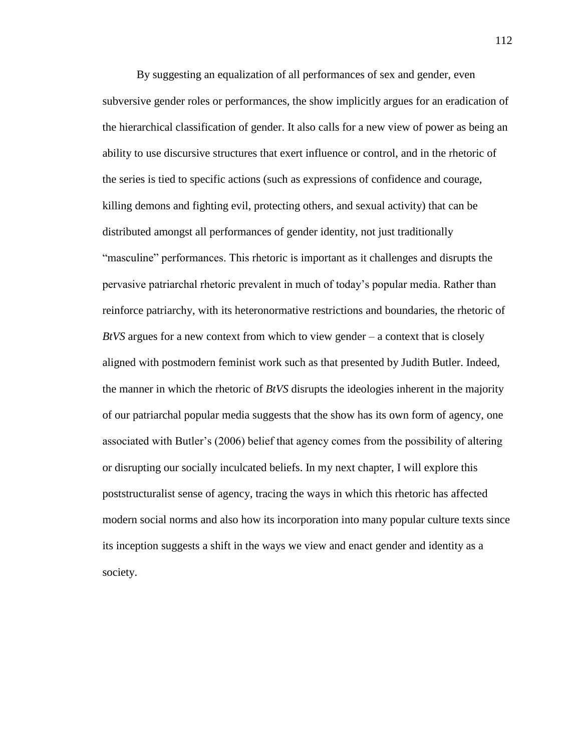By suggesting an equalization of all performances of sex and gender, even subversive gender roles or performances, the show implicitly argues for an eradication of the hierarchical classification of gender. It also calls for a new view of power as being an ability to use discursive structures that exert influence or control, and in the rhetoric of the series is tied to specific actions (such as expressions of confidence and courage, killing demons and fighting evil, protecting others, and sexual activity) that can be distributed amongst all performances of gender identity, not just traditionally "masculine" performances. This rhetoric is important as it challenges and disrupts the pervasive patriarchal rhetoric prevalent in much of today's popular media. Rather than reinforce patriarchy, with its heteronormative restrictions and boundaries, the rhetoric of *BtVS* argues for a new context from which to view gender – a context that is closely aligned with postmodern feminist work such as that presented by Judith Butler. Indeed, the manner in which the rhetoric of *BtVS* disrupts the ideologies inherent in the majority of our patriarchal popular media suggests that the show has its own form of agency, one associated with Butler's (2006) belief that agency comes from the possibility of altering or disrupting our socially inculcated beliefs. In my next chapter, I will explore this poststructuralist sense of agency, tracing the ways in which this rhetoric has affected modern social norms and also how its incorporation into many popular culture texts since its inception suggests a shift in the ways we view and enact gender and identity as a society.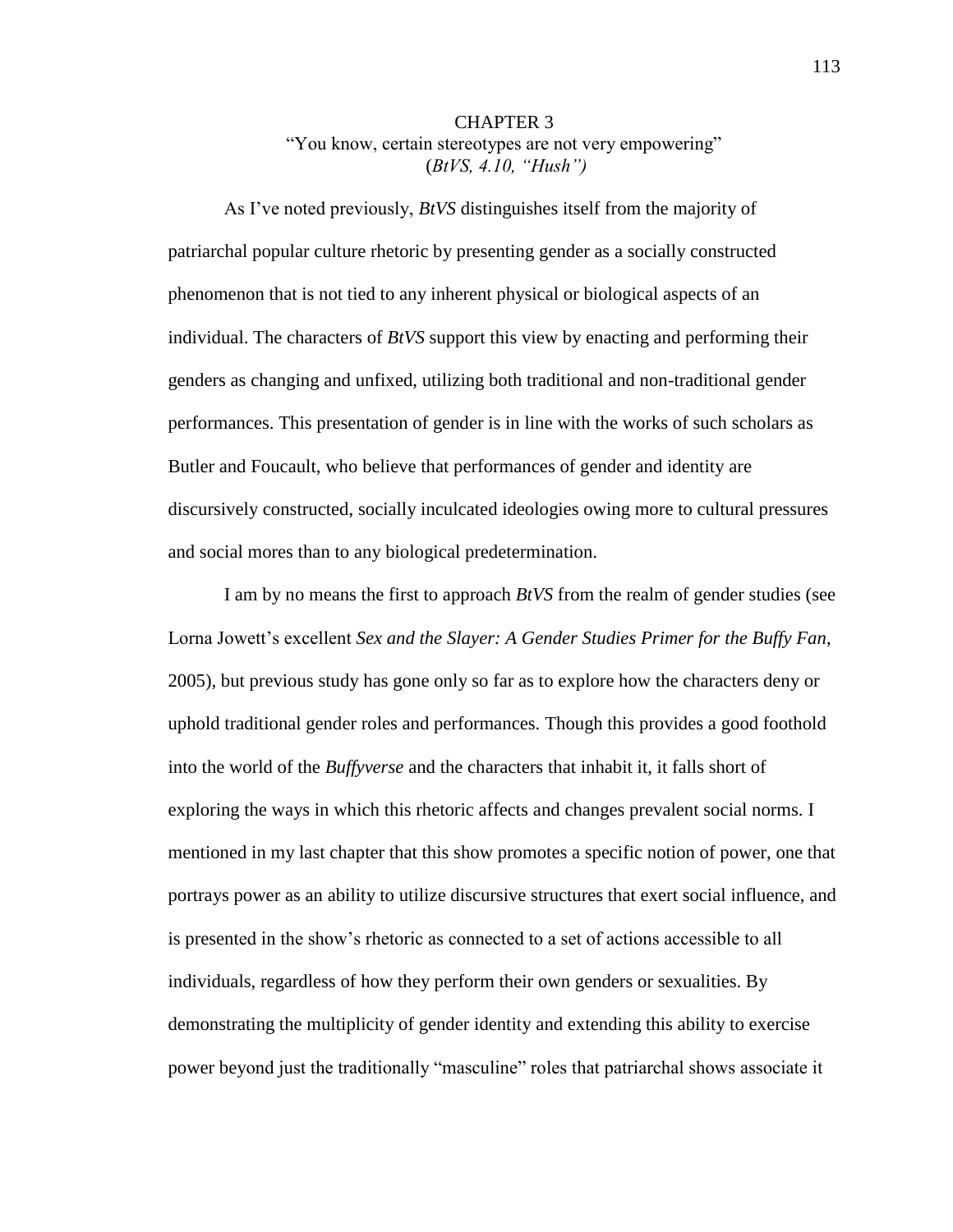# CHAPTER 3
## "You know, certain stereotypes are not very empowering" (*BtVS, 4.10, "Hush")*

As I've noted previously, *BtVS* distinguishes itself from the majority of patriarchal popular culture rhetoric by presenting gender as a socially constructed phenomenon that is not tied to any inherent physical or biological aspects of an individual. The characters of *BtVS* support this view by enacting and performing their genders as changing and unfixed, utilizing both traditional and non-traditional gender performances. This presentation of gender is in line with the works of such scholars as Butler and Foucault, who believe that performances of gender and identity are discursively constructed, socially inculcated ideologies owing more to cultural pressures and social mores than to any biological predetermination.

I am by no means the first to approach *BtVS* from the realm of gender studies (see Lorna Jowett's excellent *Sex and the Slayer: A Gender Studies Primer for the Buffy Fan*, 2005), but previous study has gone only so far as to explore how the characters deny or uphold traditional gender roles and performances. Though this provides a good foothold into the world of the *Buffyverse* and the characters that inhabit it, it falls short of exploring the ways in which this rhetoric affects and changes prevalent social norms. I mentioned in my last chapter that this show promotes a specific notion of power, one that portrays power as an ability to utilize discursive structures that exert social influence, and is presented in the show's rhetoric as connected to a set of actions accessible to all individuals, regardless of how they perform their own genders or sexualities. By demonstrating the multiplicity of gender identity and extending this ability to exercise power beyond just the traditionally "masculine" roles that patriarchal shows associate it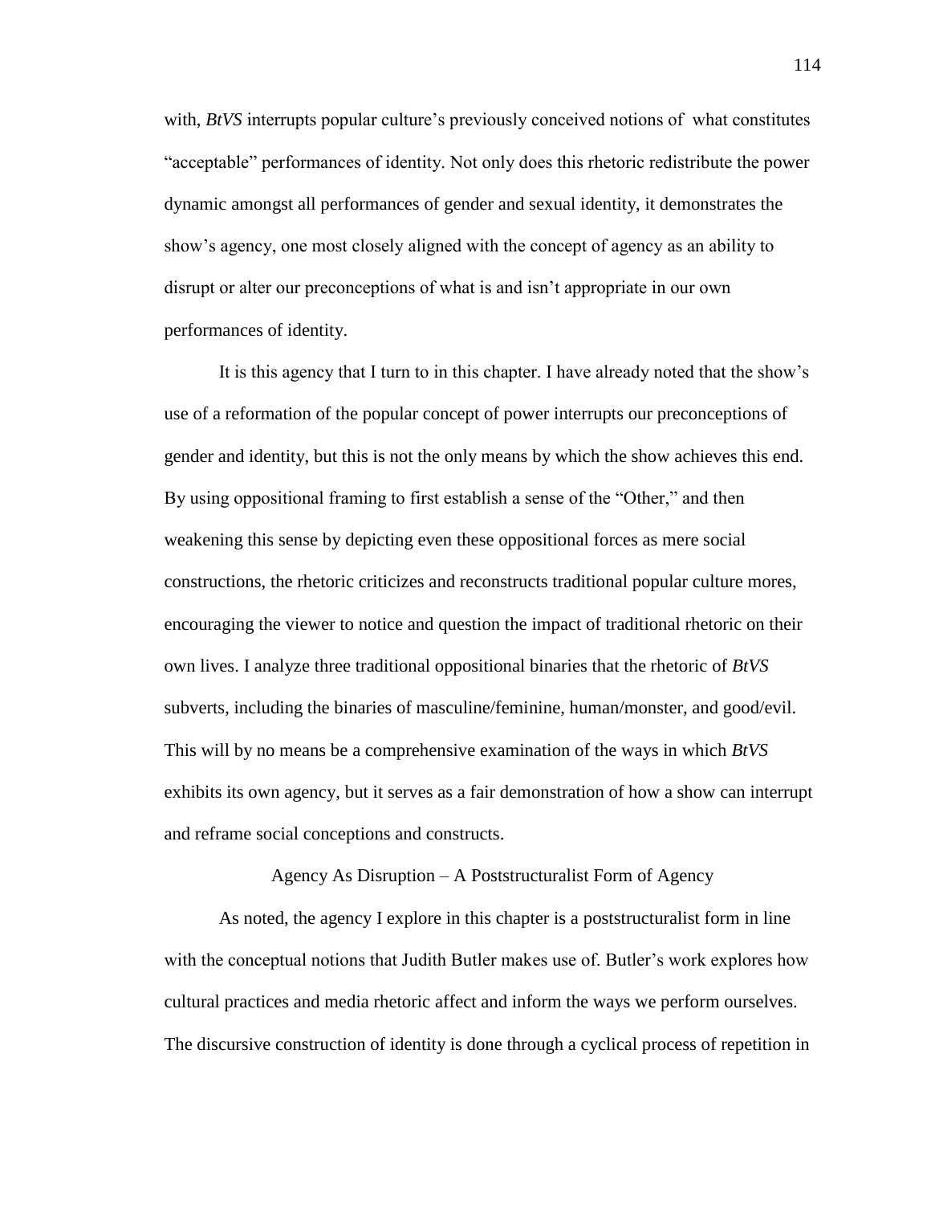with, *BtVS* interrupts popular culture's previously conceived notions of what constitutes "acceptable" performances of identity. Not only does this rhetoric redistribute the power dynamic amongst all performances of gender and sexual identity, it demonstrates the show's agency, one most closely aligned with the concept of agency as an ability to disrupt or alter our preconceptions of what is and isn't appropriate in our own performances of identity.

It is this agency that I turn to in this chapter. I have already noted that the show's use of a reformation of the popular concept of power interrupts our preconceptions of gender and identity, but this is not the only means by which the show achieves this end. By using oppositional framing to first establish a sense of the "Other," and then weakening this sense by depicting even these oppositional forces as mere social constructions, the rhetoric criticizes and reconstructs traditional popular culture mores, encouraging the viewer to notice and question the impact of traditional rhetoric on their own lives. I analyze three traditional oppositional binaries that the rhetoric of *BtVS* subverts, including the binaries of masculine/feminine, human/monster, and good/evil. This will by no means be a comprehensive examination of the ways in which *BtVS* exhibits its own agency, but it serves as a fair demonstration of how a show can interrupt and reframe social conceptions and constructs.

## Agency As Disruption – A Poststructuralist Form of Agency

As noted, the agency I explore in this chapter is a poststructuralist form in line with the conceptual notions that Judith Butler makes use of. Butler's work explores how cultural practices and media rhetoric affect and inform the ways we perform ourselves. The discursive construction of identity is done through a cyclical process of repetition in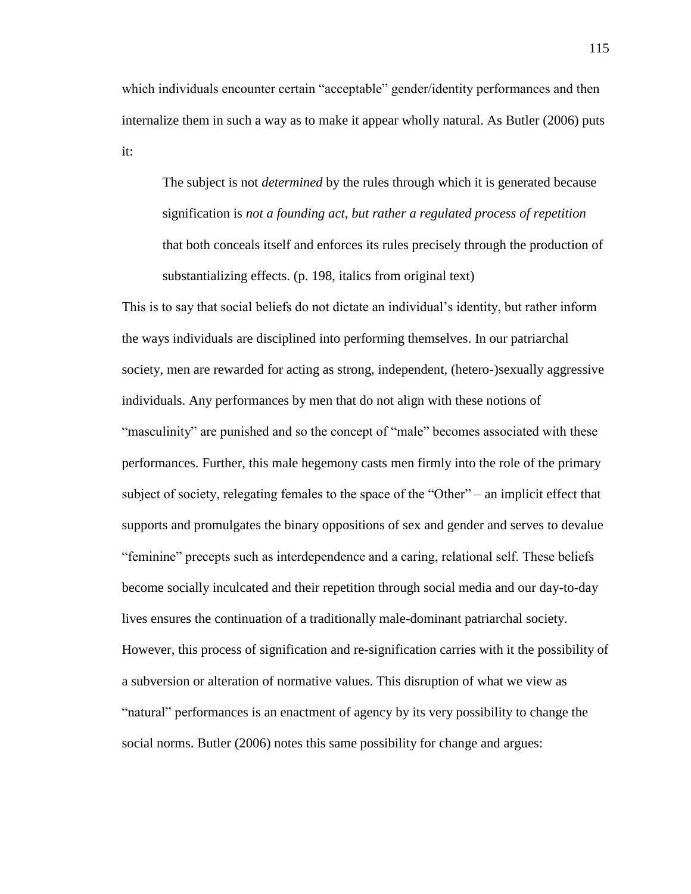which individuals encounter certain "acceptable" gender/identity performances and then internalize them in such a way as to make it appear wholly natural. As Butler (2006) puts it:

> The subject is not *determined* by the rules through which it is generated because signification is *not a founding act, but rather a regulated process of repetition* that both conceals itself and enforces its rules precisely through the production of substantializing effects. (p. 198, italics from original text)

This is to say that social beliefs do not dictate an individual's identity, but rather inform the ways individuals are disciplined into performing themselves. In our patriarchal society, men are rewarded for acting as strong, independent, (hetero-)sexually aggressive individuals. Any performances by men that do not align with these notions of "masculinity" are punished and so the concept of "male" becomes associated with these performances. Further, this male hegemony casts men firmly into the role of the primary subject of society, relegating females to the space of the "Other" – an implicit effect that supports and promulgates the binary oppositions of sex and gender and serves to devalue "feminine" precepts such as interdependence and a caring, relational self. These beliefs become socially inculcated and their repetition through social media and our day-to-day lives ensures the continuation of a traditionally male-dominant patriarchal society. However, this process of signification and re-signification carries with it the possibility of a subversion or alteration of normative values. This disruption of what we view as "natural" performances is an enactment of agency by its very possibility to change the social norms. Butler (2006) notes this same possibility for change and argues: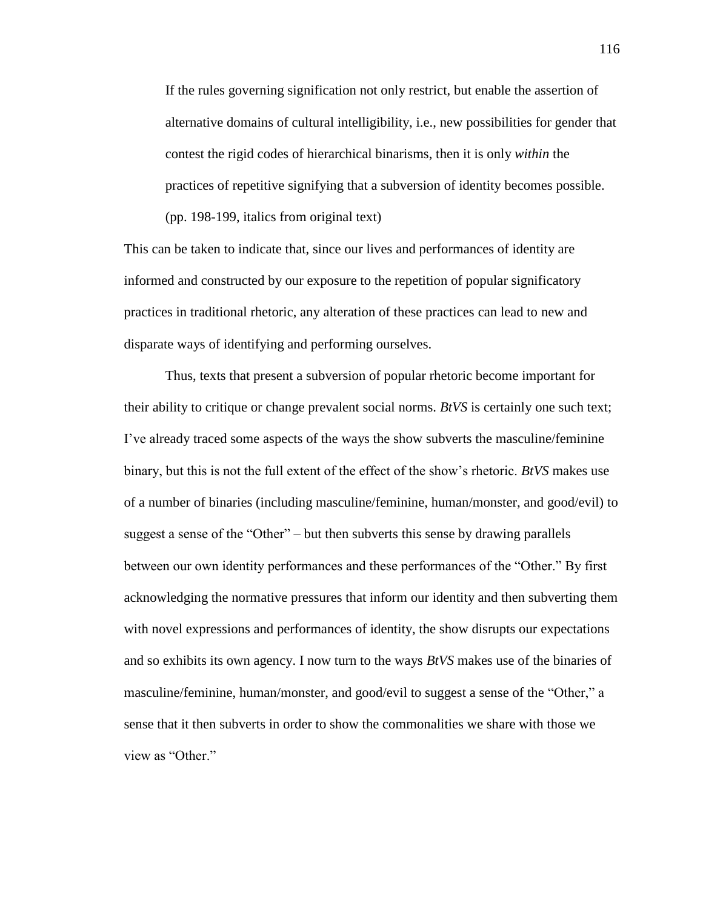> If the rules governing signification not only restrict, but enable the assertion of alternative domains of cultural intelligibility, i.e., new possibilities for gender that contest the rigid codes of hierarchical binarisms, then it is only *within* the practices of repetitive signifying that a subversion of identity becomes possible. (pp. 198-199, italics from original text)

This can be taken to indicate that, since our lives and performances of identity are informed and constructed by our exposure to the repetition of popular significatory practices in traditional rhetoric, any alteration of these practices can lead to new and disparate ways of identifying and performing ourselves.

Thus, texts that present a subversion of popular rhetoric become important for their ability to critique or change prevalent social norms. *BtVS* is certainly one such text; I've already traced some aspects of the ways the show subverts the masculine/feminine binary, but this is not the full extent of the effect of the show's rhetoric. *BtVS* makes use of a number of binaries (including masculine/feminine, human/monster, and good/evil) to suggest a sense of the "Other" – but then subverts this sense by drawing parallels between our own identity performances and these performances of the "Other." By first acknowledging the normative pressures that inform our identity and then subverting them with novel expressions and performances of identity, the show disrupts our expectations and so exhibits its own agency. I now turn to the ways *BtVS* makes use of the binaries of masculine/feminine, human/monster, and good/evil to suggest a sense of the "Other," a sense that it then subverts in order to show the commonalities we share with those we view as "Other."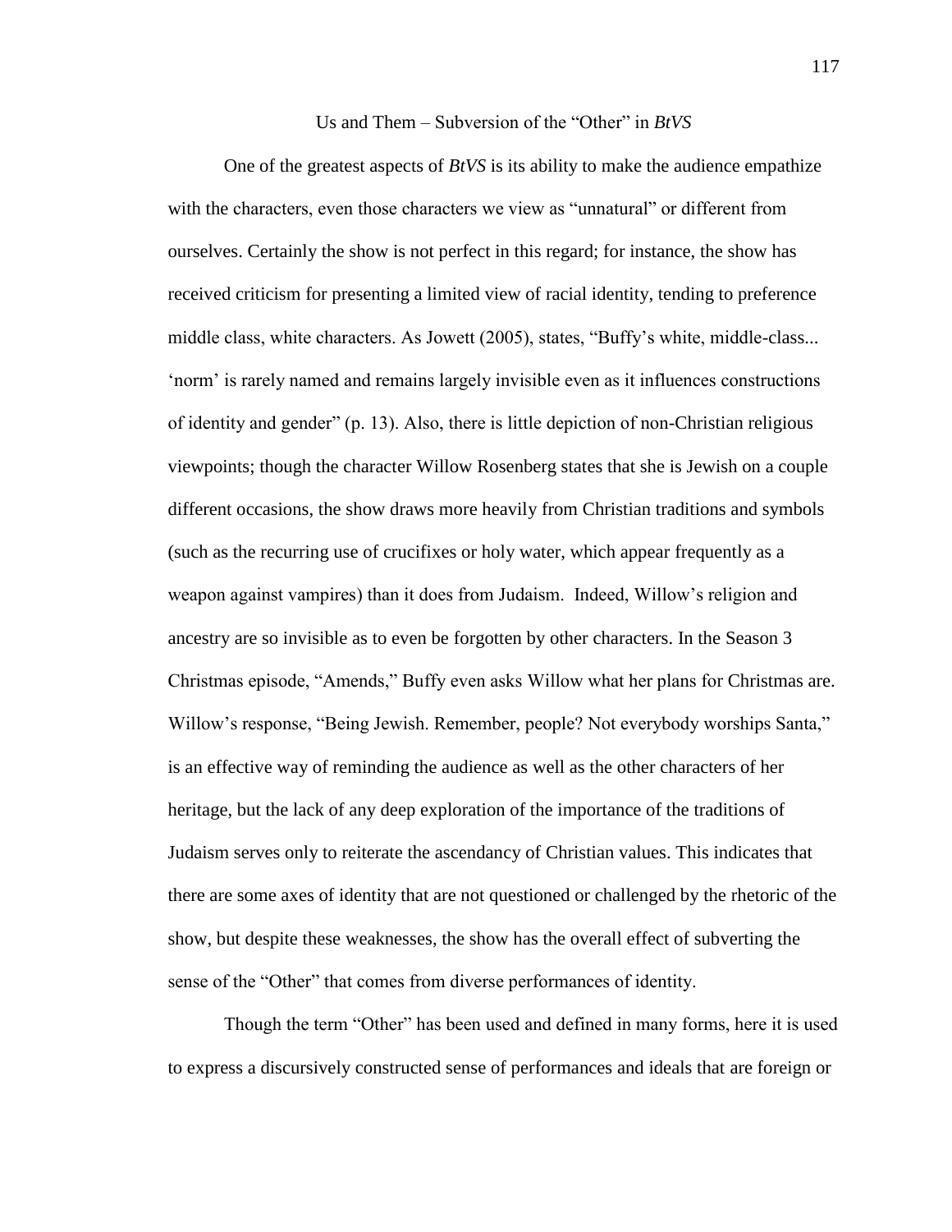## Us and Them – Subversion of the "Other" in *BtVS*

One of the greatest aspects of *BtVS* is its ability to make the audience empathize with the characters, even those characters we view as "unnatural" or different from ourselves. Certainly the show is not perfect in this regard; for instance, the show has received criticism for presenting a limited view of racial identity, tending to preference middle class, white characters. As Jowett (2005), states, "Buffy's white, middle-class... 'norm' is rarely named and remains largely invisible even as it influences constructions of identity and gender" (p. 13). Also, there is little depiction of non-Christian religious viewpoints; though the character Willow Rosenberg states that she is Jewish on a couple different occasions, the show draws more heavily from Christian traditions and symbols (such as the recurring use of crucifixes or holy water, which appear frequently as a weapon against vampires) than it does from Judaism. Indeed, Willow's religion and ancestry are so invisible as to even be forgotten by other characters. In the Season 3 Christmas episode, "Amends," Buffy even asks Willow what her plans for Christmas are. Willow's response, "Being Jewish. Remember, people? Not everybody worships Santa," is an effective way of reminding the audience as well as the other characters of her heritage, but the lack of any deep exploration of the importance of the traditions of Judaism serves only to reiterate the ascendancy of Christian values. This indicates that there are some axes of identity that are not questioned or challenged by the rhetoric of the show, but despite these weaknesses, the show has the overall effect of subverting the sense of the "Other" that comes from diverse performances of identity.

Though the term "Other" has been used and defined in many forms, here it is used to express a discursively constructed sense of performances and ideals that are foreign or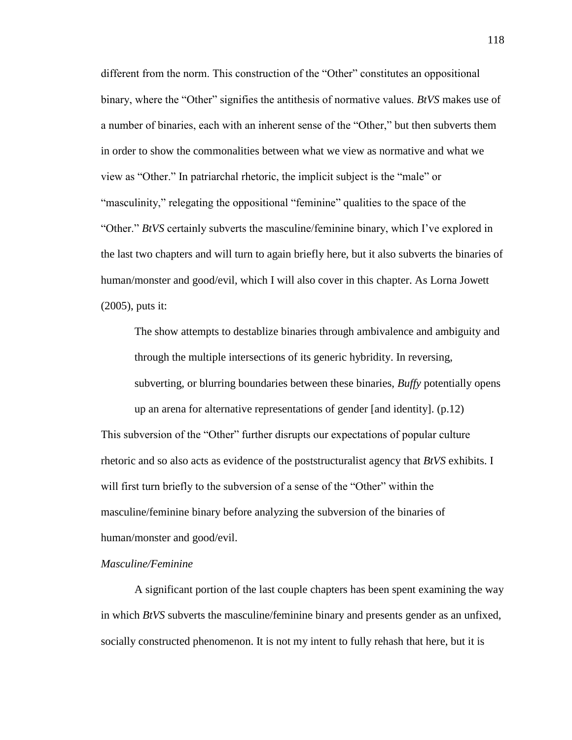different from the norm. This construction of the "Other" constitutes an oppositional binary, where the "Other" signifies the antithesis of normative values. *BtVS* makes use of a number of binaries, each with an inherent sense of the "Other," but then subverts them in order to show the commonalities between what we view as normative and what we view as "Other." In patriarchal rhetoric, the implicit subject is the "male" or "masculinity," relegating the oppositional "feminine" qualities to the space of the "Other." *BtVS* certainly subverts the masculine/feminine binary, which I've explored in the last two chapters and will turn to again briefly here, but it also subverts the binaries of human/monster and good/evil, which I will also cover in this chapter. As Lorna Jowett (2005), puts it:

> The show attempts to destablize binaries through ambivalence and ambiguity and through the multiple intersections of its generic hybridity. In reversing, subverting, or blurring boundaries between these binaries, *Buffy* potentially opens up an arena for alternative representations of gender [and identity]. (p.12)

This subversion of the "Other" further disrupts our expectations of popular culture rhetoric and so also acts as evidence of the poststructuralist agency that *BtVS* exhibits. I will first turn briefly to the subversion of a sense of the "Other" within the masculine/feminine binary before analyzing the subversion of the binaries of human/monster and good/evil.

*Masculine/Feminine*

A significant portion of the last couple chapters has been spent examining the way in which *BtVS* subverts the masculine/feminine binary and presents gender as an unfixed, socially constructed phenomenon. It is not my intent to fully rehash that here, but it is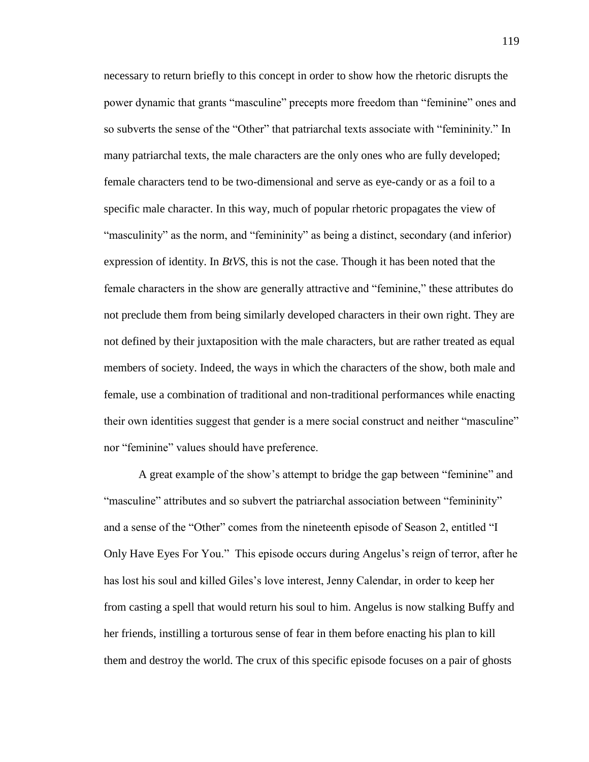necessary to return briefly to this concept in order to show how the rhetoric disrupts the power dynamic that grants "masculine" precepts more freedom than "feminine" ones and so subverts the sense of the "Other" that patriarchal texts associate with "femininity." In many patriarchal texts, the male characters are the only ones who are fully developed; female characters tend to be two-dimensional and serve as eye-candy or as a foil to a specific male character. In this way, much of popular rhetoric propagates the view of "masculinity" as the norm, and "femininity" as being a distinct, secondary (and inferior) expression of identity. In *BtVS*, this is not the case. Though it has been noted that the female characters in the show are generally attractive and "feminine," these attributes do not preclude them from being similarly developed characters in their own right. They are not defined by their juxtaposition with the male characters, but are rather treated as equal members of society. Indeed, the ways in which the characters of the show, both male and female, use a combination of traditional and non-traditional performances while enacting their own identities suggest that gender is a mere social construct and neither "masculine" nor "feminine" values should have preference.

A great example of the show's attempt to bridge the gap between "feminine" and "masculine" attributes and so subvert the patriarchal association between "femininity" and a sense of the "Other" comes from the nineteenth episode of Season 2, entitled "I Only Have Eyes For You." This episode occurs during Angelus's reign of terror, after he has lost his soul and killed Giles's love interest, Jenny Calendar, in order to keep her from casting a spell that would return his soul to him. Angelus is now stalking Buffy and her friends, instilling a torturous sense of fear in them before enacting his plan to kill them and destroy the world. The crux of this specific episode focuses on a pair of ghosts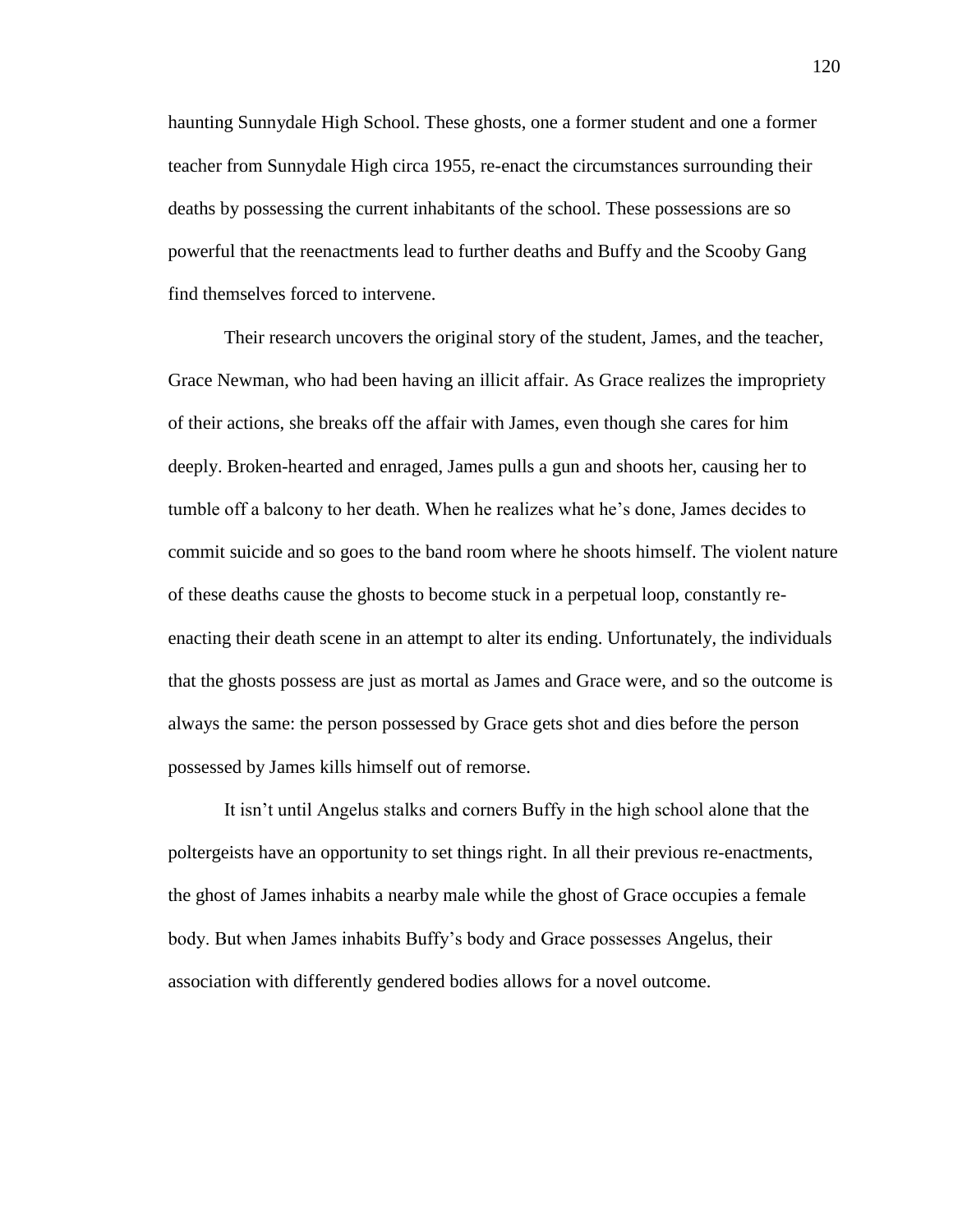haunting Sunnydale High School. These ghosts, one a former student and one a former teacher from Sunnydale High circa 1955, re-enact the circumstances surrounding their deaths by possessing the current inhabitants of the school. These possessions are so powerful that the reenactments lead to further deaths and Buffy and the Scooby Gang find themselves forced to intervene.

Their research uncovers the original story of the student, James, and the teacher, Grace Newman, who had been having an illicit affair. As Grace realizes the impropriety of their actions, she breaks off the affair with James, even though she cares for him deeply. Broken-hearted and enraged, James pulls a gun and shoots her, causing her to tumble off a balcony to her death. When he realizes what he's done, James decides to commit suicide and so goes to the band room where he shoots himself. The violent nature of these deaths cause the ghosts to become stuck in a perpetual loop, constantly re-enacting their death scene in an attempt to alter its ending. Unfortunately, the individuals that the ghosts possess are just as mortal as James and Grace were, and so the outcome is always the same: the person possessed by Grace gets shot and dies before the person possessed by James kills himself out of remorse.

It isn't until Angelus stalks and corners Buffy in the high school alone that the poltergeists have an opportunity to set things right. In all their previous re-enactments, the ghost of James inhabits a nearby male while the ghost of Grace occupies a female body. But when James inhabits Buffy's body and Grace possesses Angelus, their association with differently gendered bodies allows for a novel outcome.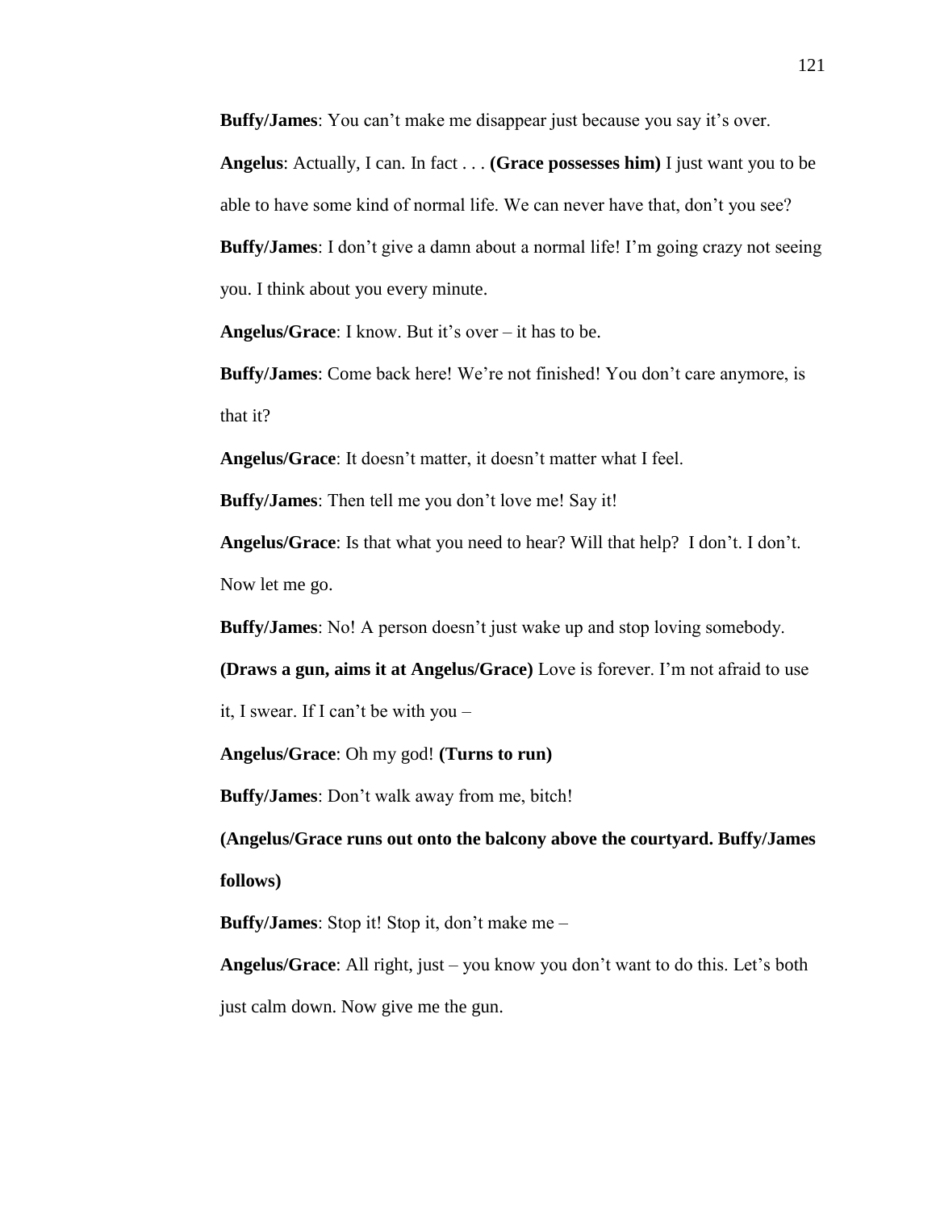**Buffy/James**: You can't make me disappear just because you say it's over.

**Angelus**: Actually, I can. In fact . . . **(Grace possesses him)** I just want you to be able to have some kind of normal life. We can never have that, don't you see?

**Buffy/James**: I don't give a damn about a normal life! I'm going crazy not seeing you. I think about you every minute.

**Angelus/Grace**: I know. But it's over – it has to be.

**Buffy/James**: Come back here! We're not finished! You don't care anymore, is that it?

**Angelus/Grace**: It doesn't matter, it doesn't matter what I feel.

**Buffy/James**: Then tell me you don't love me! Say it!

**Angelus/Grace**: Is that what you need to hear? Will that help? I don't. I don't. Now let me go.

**Buffy/James**: No! A person doesn't just wake up and stop loving somebody. **(Draws a gun, aims it at Angelus/Grace)** Love is forever. I'm not afraid to use it, I swear. If I can't be with you –

**Angelus/Grace**: Oh my god! **(Turns to run)**

**Buffy/James**: Don't walk away from me, bitch!

**(Angelus/Grace runs out onto the balcony above the courtyard. Buffy/James follows)**

**Buffy/James**: Stop it! Stop it, don't make me –

**Angelus/Grace**: All right, just – you know you don't want to do this. Let's both just calm down. Now give me the gun.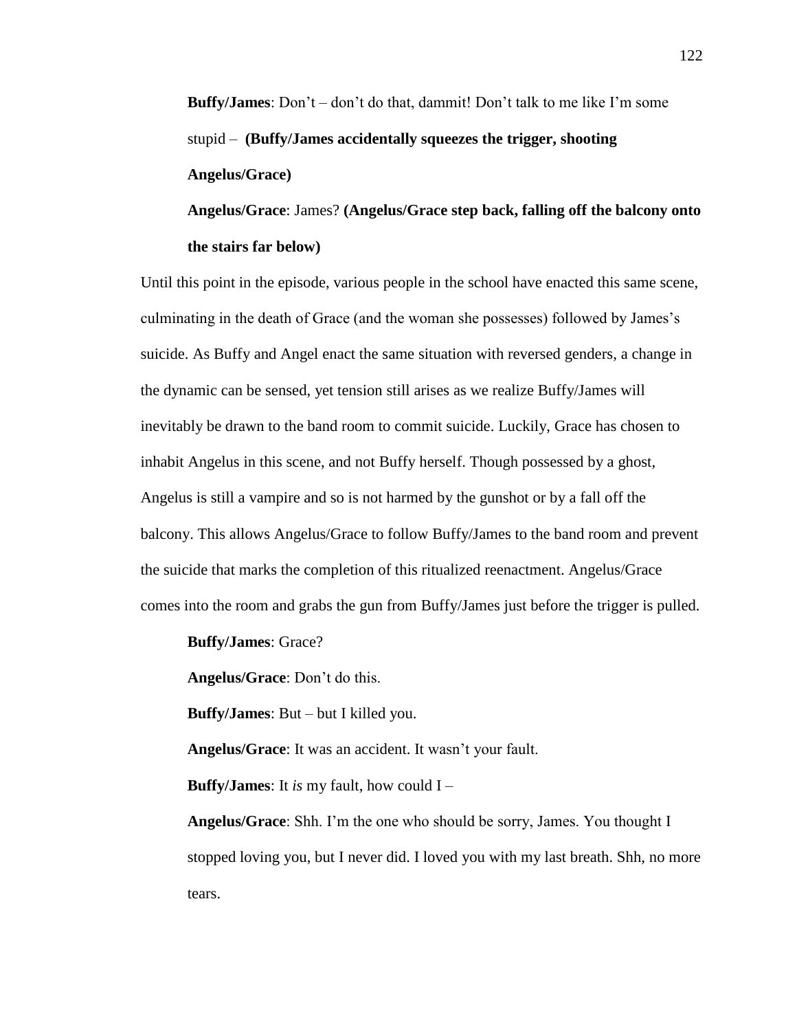**Buffy/James**: Don't – don't do that, dammit! Don't talk to me like I'm some stupid – **(Buffy/James accidentally squeezes the trigger, shooting Angelus/Grace)**

**Angelus/Grace**: James? **(Angelus/Grace step back, falling off the balcony onto the stairs far below)**

Until this point in the episode, various people in the school have enacted this same scene, culminating in the death of Grace (and the woman she possesses) followed by James's suicide. As Buffy and Angel enact the same situation with reversed genders, a change in the dynamic can be sensed, yet tension still arises as we realize Buffy/James will inevitably be drawn to the band room to commit suicide. Luckily, Grace has chosen to inhabit Angelus in this scene, and not Buffy herself. Though possessed by a ghost, Angelus is still a vampire and so is not harmed by the gunshot or by a fall off the balcony. This allows Angelus/Grace to follow Buffy/James to the band room and prevent the suicide that marks the completion of this ritualized reenactment. Angelus/Grace comes into the room and grabs the gun from Buffy/James just before the trigger is pulled.

**Buffy/James**: Grace?

**Angelus/Grace**: Don't do this.

**Buffy/James**: But – but I killed you.

**Angelus/Grace**: It was an accident. It wasn't your fault.

**Buffy/James**: It *is* my fault, how could I –

**Angelus/Grace**: Shh. I'm the one who should be sorry, James. You thought I stopped loving you, but I never did. I loved you with my last breath. Shh, no more tears.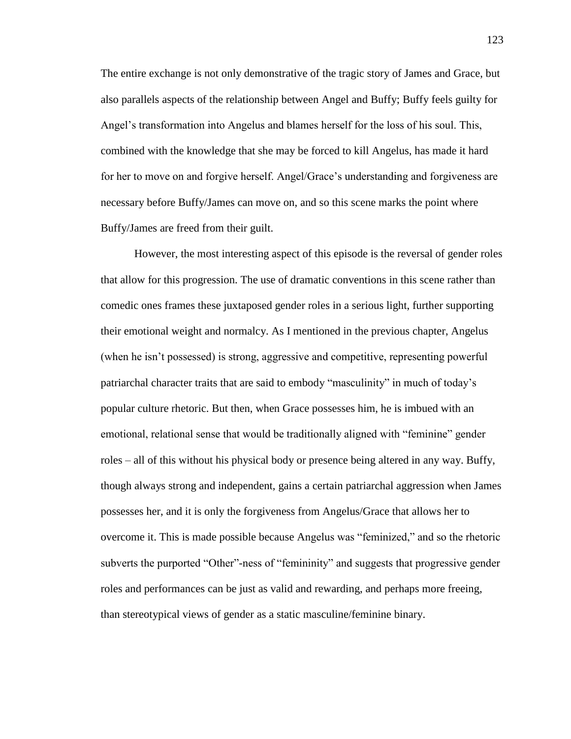The entire exchange is not only demonstrative of the tragic story of James and Grace, but also parallels aspects of the relationship between Angel and Buffy; Buffy feels guilty for Angel's transformation into Angelus and blames herself for the loss of his soul. This, combined with the knowledge that she may be forced to kill Angelus, has made it hard for her to move on and forgive herself. Angel/Grace's understanding and forgiveness are necessary before Buffy/James can move on, and so this scene marks the point where Buffy/James are freed from their guilt.

However, the most interesting aspect of this episode is the reversal of gender roles that allow for this progression. The use of dramatic conventions in this scene rather than comedic ones frames these juxtaposed gender roles in a serious light, further supporting their emotional weight and normalcy. As I mentioned in the previous chapter, Angelus (when he isn't possessed) is strong, aggressive and competitive, representing powerful patriarchal character traits that are said to embody "masculinity" in much of today's popular culture rhetoric. But then, when Grace possesses him, he is imbued with an emotional, relational sense that would be traditionally aligned with "feminine" gender roles – all of this without his physical body or presence being altered in any way. Buffy, though always strong and independent, gains a certain patriarchal aggression when James possesses her, and it is only the forgiveness from Angelus/Grace that allows her to overcome it. This is made possible because Angelus was "feminized," and so the rhetoric subverts the purported "Other"-ness of "femininity" and suggests that progressive gender roles and performances can be just as valid and rewarding, and perhaps more freeing, than stereotypical views of gender as a static masculine/feminine binary.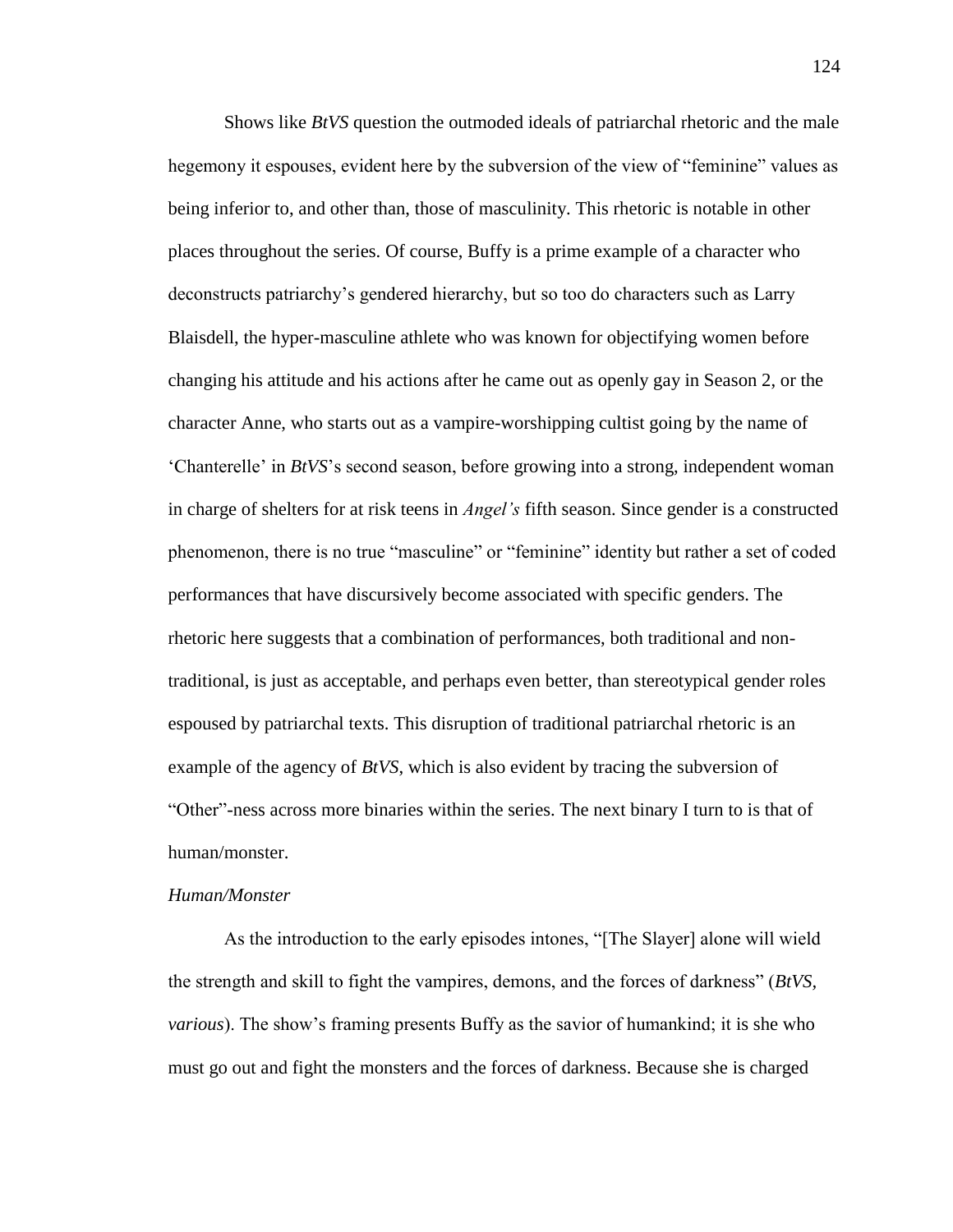Shows like *BtVS* question the outmoded ideals of patriarchal rhetoric and the male hegemony it espouses, evident here by the subversion of the view of "feminine" values as being inferior to, and other than, those of masculinity. This rhetoric is notable in other places throughout the series. Of course, Buffy is a prime example of a character who deconstructs patriarchy's gendered hierarchy, but so too do characters such as Larry Blaisdell, the hyper-masculine athlete who was known for objectifying women before changing his attitude and his actions after he came out as openly gay in Season 2, or the character Anne, who starts out as a vampire-worshipping cultist going by the name of 'Chanterelle' in *BtVS*'s second season, before growing into a strong, independent woman in charge of shelters for at risk teens in *Angel's* fifth season. Since gender is a constructed phenomenon, there is no true "masculine" or "feminine" identity but rather a set of coded performances that have discursively become associated with specific genders. The rhetoric here suggests that a combination of performances, both traditional and non-traditional, is just as acceptable, and perhaps even better, than stereotypical gender roles espoused by patriarchal texts. This disruption of traditional patriarchal rhetoric is an example of the agency of *BtVS*, which is also evident by tracing the subversion of "Other"-ness across more binaries within the series. The next binary I turn to is that of human/monster.

*Human/Monster*

As the introduction to the early episodes intones, "[The Slayer] alone will wield the strength and skill to fight the vampires, demons, and the forces of darkness" (*BtVS*, *various*). The show's framing presents Buffy as the savior of humankind; it is she who must go out and fight the monsters and the forces of darkness. Because she is charged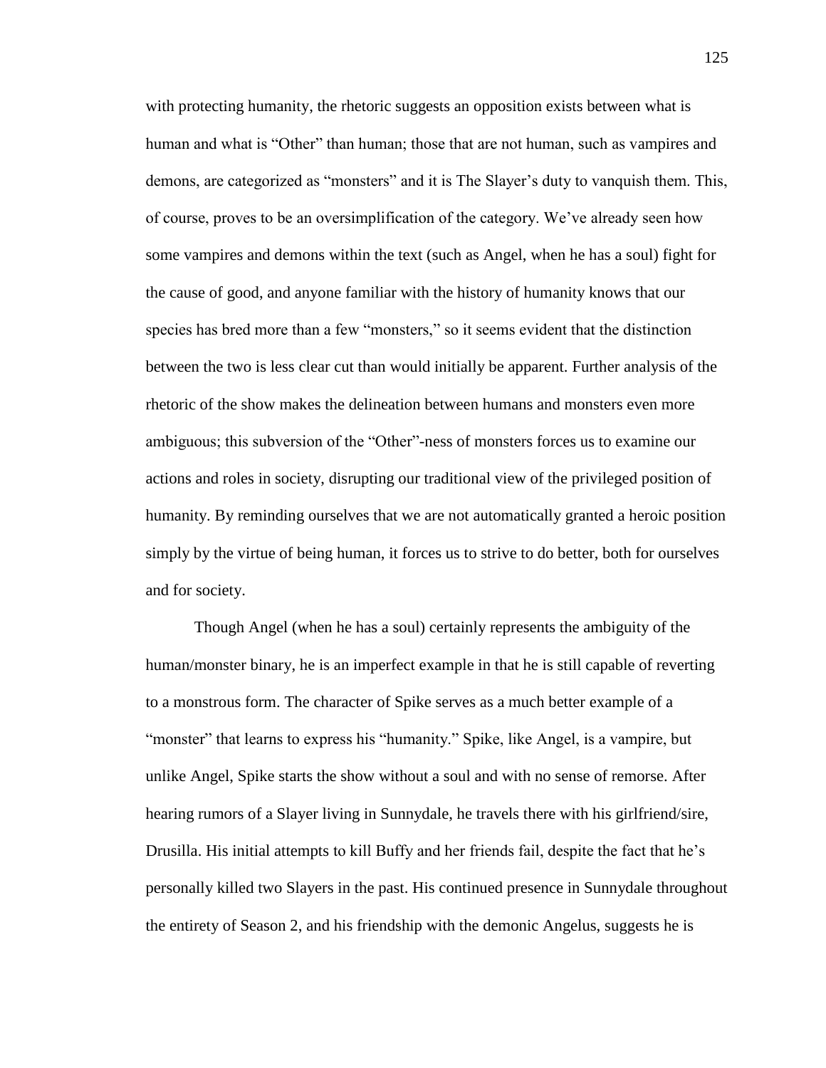with protecting humanity, the rhetoric suggests an opposition exists between what is human and what is "Other" than human; those that are not human, such as vampires and demons, are categorized as "monsters" and it is The Slayer's duty to vanquish them. This, of course, proves to be an oversimplification of the category. We've already seen how some vampires and demons within the text (such as Angel, when he has a soul) fight for the cause of good, and anyone familiar with the history of humanity knows that our species has bred more than a few "monsters," so it seems evident that the distinction between the two is less clear cut than would initially be apparent. Further analysis of the rhetoric of the show makes the delineation between humans and monsters even more ambiguous; this subversion of the "Other"-ness of monsters forces us to examine our actions and roles in society, disrupting our traditional view of the privileged position of humanity. By reminding ourselves that we are not automatically granted a heroic position simply by the virtue of being human, it forces us to strive to do better, both for ourselves and for society.

Though Angel (when he has a soul) certainly represents the ambiguity of the human/monster binary, he is an imperfect example in that he is still capable of reverting to a monstrous form. The character of Spike serves as a much better example of a "monster" that learns to express his "humanity." Spike, like Angel, is a vampire, but unlike Angel, Spike starts the show without a soul and with no sense of remorse. After hearing rumors of a Slayer living in Sunnydale, he travels there with his girlfriend/sire, Drusilla. His initial attempts to kill Buffy and her friends fail, despite the fact that he's personally killed two Slayers in the past. His continued presence in Sunnydale throughout the entirety of Season 2, and his friendship with the demonic Angelus, suggests he is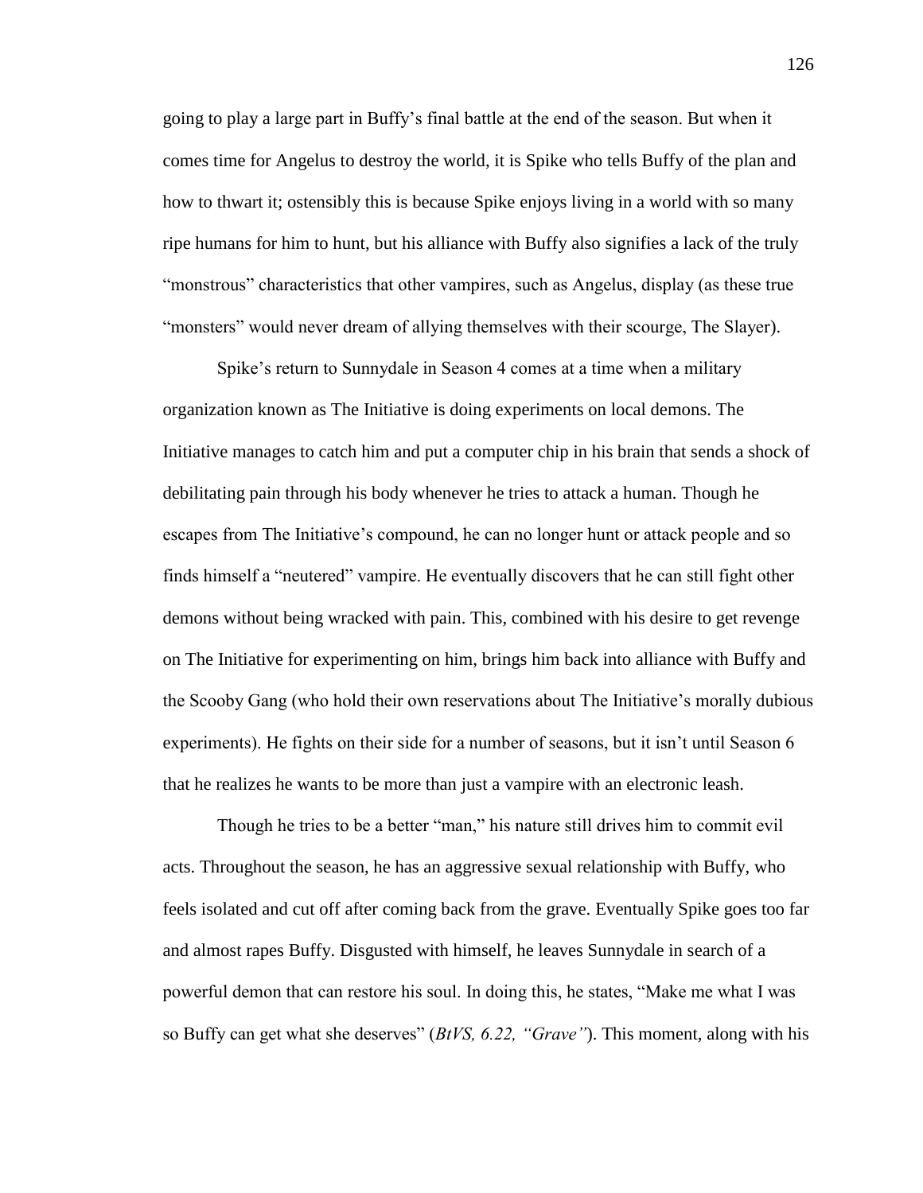going to play a large part in Buffy's final battle at the end of the season. But when it comes time for Angelus to destroy the world, it is Spike who tells Buffy of the plan and how to thwart it; ostensibly this is because Spike enjoys living in a world with so many ripe humans for him to hunt, but his alliance with Buffy also signifies a lack of the truly "monstrous" characteristics that other vampires, such as Angelus, display (as these true "monsters" would never dream of allying themselves with their scourge, The Slayer).

Spike's return to Sunnydale in Season 4 comes at a time when a military organization known as The Initiative is doing experiments on local demons. The Initiative manages to catch him and put a computer chip in his brain that sends a shock of debilitating pain through his body whenever he tries to attack a human. Though he escapes from The Initiative's compound, he can no longer hunt or attack people and so finds himself a "neutered" vampire. He eventually discovers that he can still fight other demons without being wracked with pain. This, combined with his desire to get revenge on The Initiative for experimenting on him, brings him back into alliance with Buffy and the Scooby Gang (who hold their own reservations about The Initiative's morally dubious experiments). He fights on their side for a number of seasons, but it isn't until Season 6 that he realizes he wants to be more than just a vampire with an electronic leash.

Though he tries to be a better "man," his nature still drives him to commit evil acts. Throughout the season, he has an aggressive sexual relationship with Buffy, who feels isolated and cut off after coming back from the grave. Eventually Spike goes too far and almost rapes Buffy. Disgusted with himself, he leaves Sunnydale in search of a powerful demon that can restore his soul. In doing this, he states, "Make me what I was so Buffy can get what she deserves" (*BtVS, 6.22, "Grave"*). This moment, along with his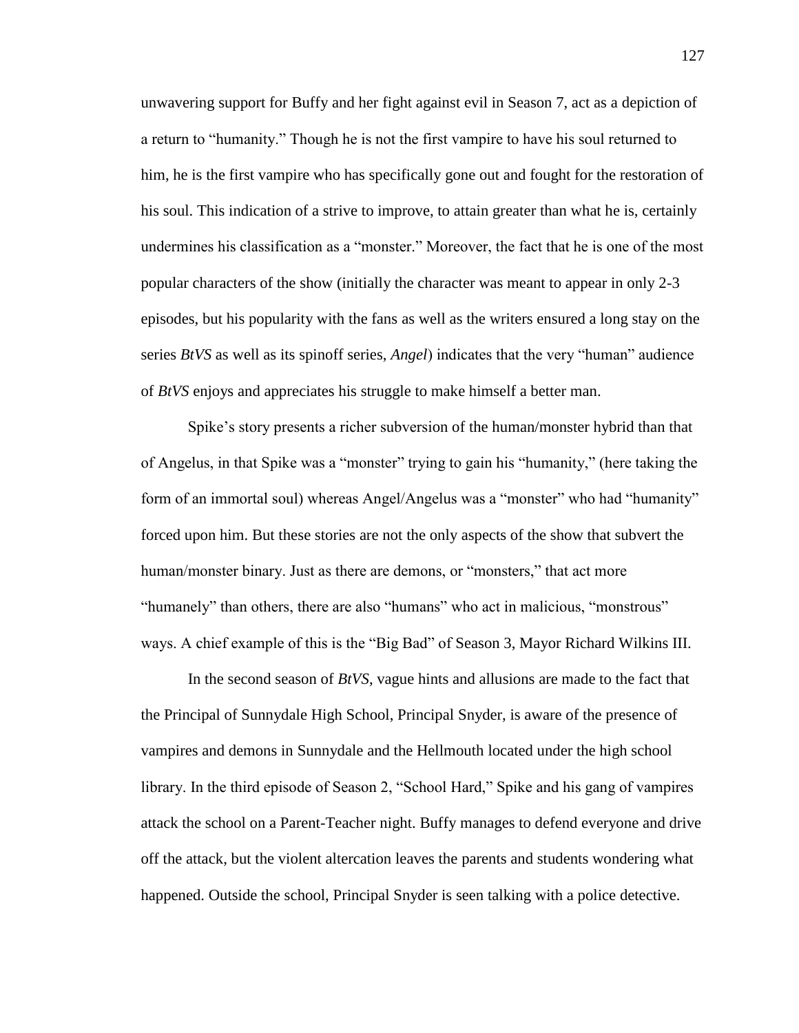unwavering support for Buffy and her fight against evil in Season 7, act as a depiction of a return to "humanity." Though he is not the first vampire to have his soul returned to him, he is the first vampire who has specifically gone out and fought for the restoration of his soul. This indication of a strive to improve, to attain greater than what he is, certainly undermines his classification as a "monster." Moreover, the fact that he is one of the most popular characters of the show (initially the character was meant to appear in only 2-3 episodes, but his popularity with the fans as well as the writers ensured a long stay on the series *BtVS* as well as its spinoff series, *Angel*) indicates that the very "human" audience of *BtVS* enjoys and appreciates his struggle to make himself a better man.

Spike's story presents a richer subversion of the human/monster hybrid than that of Angelus, in that Spike was a "monster" trying to gain his "humanity," (here taking the form of an immortal soul) whereas Angel/Angelus was a "monster" who had "humanity" forced upon him. But these stories are not the only aspects of the show that subvert the human/monster binary. Just as there are demons, or "monsters," that act more "humanely" than others, there are also "humans" who act in malicious, "monstrous" ways. A chief example of this is the "Big Bad" of Season 3, Mayor Richard Wilkins III.

In the second season of *BtVS*, vague hints and allusions are made to the fact that the Principal of Sunnydale High School, Principal Snyder, is aware of the presence of vampires and demons in Sunnydale and the Hellmouth located under the high school library. In the third episode of Season 2, "School Hard," Spike and his gang of vampires attack the school on a Parent-Teacher night. Buffy manages to defend everyone and drive off the attack, but the violent altercation leaves the parents and students wondering what happened. Outside the school, Principal Snyder is seen talking with a police detective.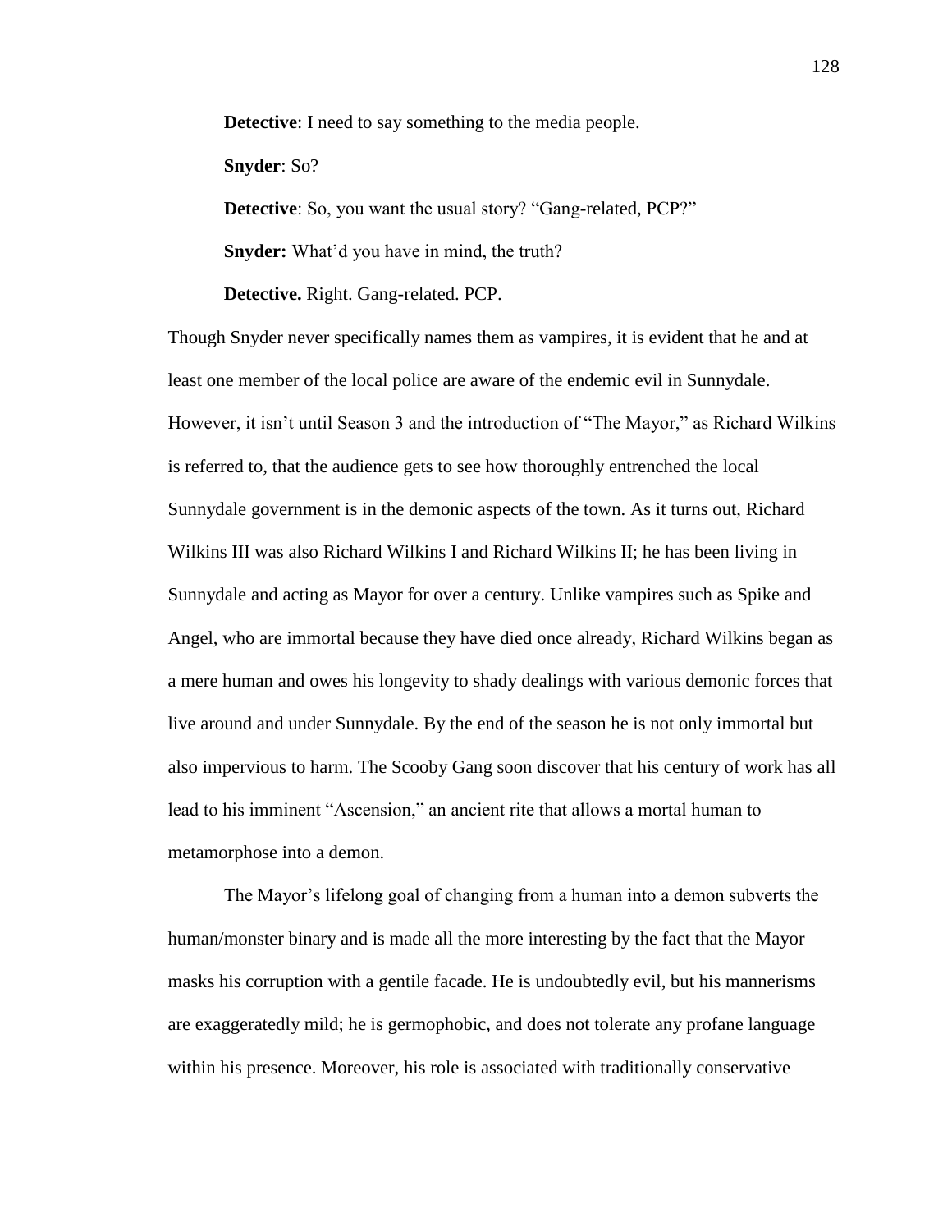**Detective**: I need to say something to the media people.

**Snyder**: So?

**Detective**: So, you want the usual story? "Gang-related, PCP?"

**Snyder:** What'd you have in mind, the truth?

**Detective.** Right. Gang-related. PCP.

Though Snyder never specifically names them as vampires, it is evident that he and at least one member of the local police are aware of the endemic evil in Sunnydale. However, it isn't until Season 3 and the introduction of "The Mayor," as Richard Wilkins is referred to, that the audience gets to see how thoroughly entrenched the local Sunnydale government is in the demonic aspects of the town. As it turns out, Richard Wilkins III was also Richard Wilkins I and Richard Wilkins II; he has been living in Sunnydale and acting as Mayor for over a century. Unlike vampires such as Spike and Angel, who are immortal because they have died once already, Richard Wilkins began as a mere human and owes his longevity to shady dealings with various demonic forces that live around and under Sunnydale. By the end of the season he is not only immortal but also impervious to harm. The Scooby Gang soon discover that his century of work has all lead to his imminent "Ascension," an ancient rite that allows a mortal human to metamorphose into a demon.

The Mayor's lifelong goal of changing from a human into a demon subverts the human/monster binary and is made all the more interesting by the fact that the Mayor masks his corruption with a gentile facade. He is undoubtedly evil, but his mannerisms are exaggeratedly mild; he is germophobic, and does not tolerate any profane language within his presence. Moreover, his role is associated with traditionally conservative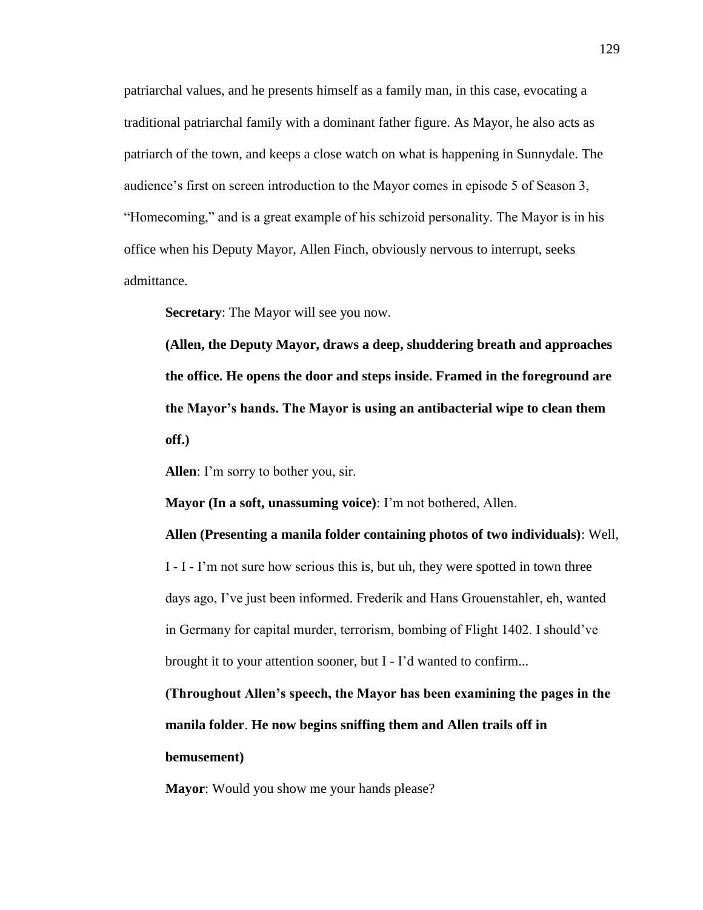patriarchal values, and he presents himself as a family man, in this case, evocating a traditional patriarchal family with a dominant father figure. As Mayor, he also acts as patriarch of the town, and keeps a close watch on what is happening in Sunnydale. The audience's first on screen introduction to the Mayor comes in episode 5 of Season 3, "Homecoming," and is a great example of his schizoid personality. The Mayor is in his office when his Deputy Mayor, Allen Finch, obviously nervous to interrupt, seeks admittance.

> **Secretary**: The Mayor will see you now.
>
> **(Allen, the Deputy Mayor, draws a deep, shuddering breath and approaches the office. He opens the door and steps inside. Framed in the foreground are the Mayor's hands. The Mayor is using an antibacterial wipe to clean them off.)**
>
> **Allen**: I'm sorry to bother you, sir.
>
> **Mayor (In a soft, unassuming voice)**: I'm not bothered, Allen.
>
> **Allen (Presenting a manila folder containing photos of two individuals)**: Well, I - I - I'm not sure how serious this is, but uh, they were spotted in town three days ago, I've just been informed. Frederik and Hans Grouenstahler, eh, wanted in Germany for capital murder, terrorism, bombing of Flight 1402. I should've brought it to your attention sooner, but I - I'd wanted to confirm...
>
> **(Throughout Allen's speech, the Mayor has been examining the pages in the manila folder**. **He now begins sniffing them and Allen trails off in bemusement)**
>
> **Mayor**: Would you show me your hands please?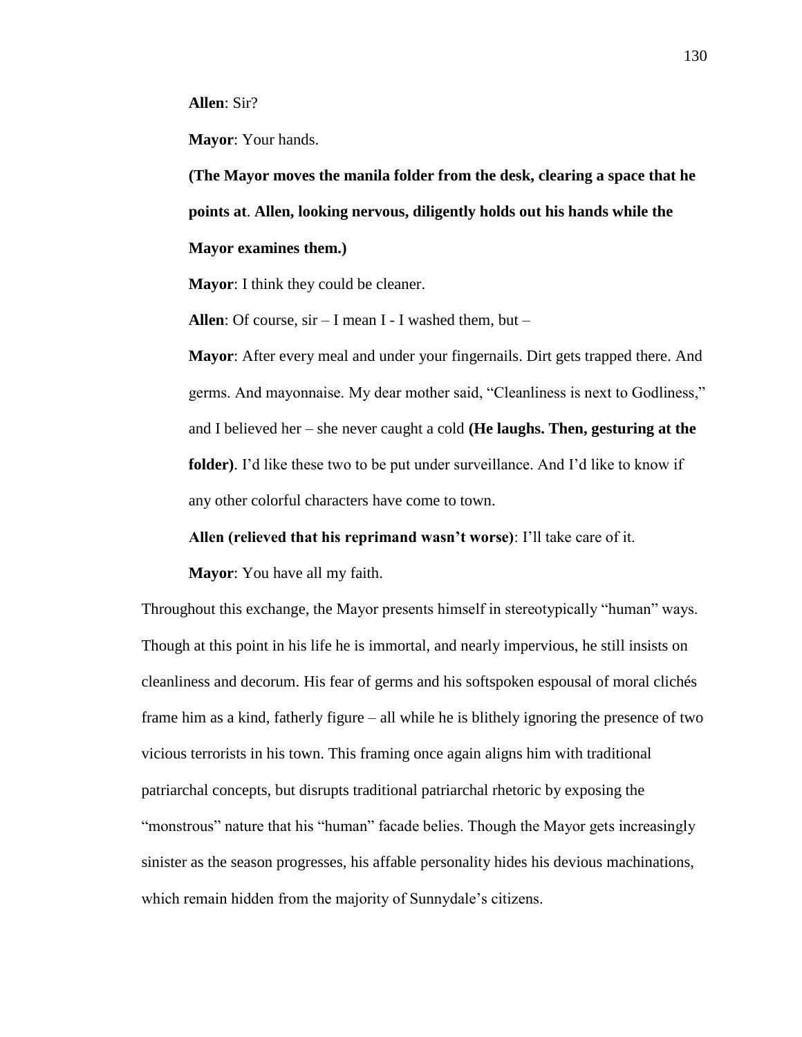**Allen**: Sir?

**Mayor**: Your hands.

**(The Mayor moves the manila folder from the desk, clearing a space that he points at**. **Allen, looking nervous, diligently holds out his hands while the Mayor examines them.)**

**Mayor**: I think they could be cleaner.

**Allen**: Of course, sir – I mean I - I washed them, but –

**Mayor**: After every meal and under your fingernails. Dirt gets trapped there. And germs. And mayonnaise. My dear mother said, "Cleanliness is next to Godliness," and I believed her – she never caught a cold **(He laughs. Then, gesturing at the folder)**. I'd like these two to be put under surveillance. And I'd like to know if any other colorful characters have come to town.

**Allen (relieved that his reprimand wasn't worse)**: I'll take care of it.

**Mayor**: You have all my faith.

Throughout this exchange, the Mayor presents himself in stereotypically "human" ways. Though at this point in his life he is immortal, and nearly impervious, he still insists on cleanliness and decorum. His fear of germs and his softspoken espousal of moral clichés frame him as a kind, fatherly figure – all while he is blithely ignoring the presence of two vicious terrorists in his town. This framing once again aligns him with traditional patriarchal concepts, but disrupts traditional patriarchal rhetoric by exposing the "monstrous" nature that his "human" facade belies. Though the Mayor gets increasingly sinister as the season progresses, his affable personality hides his devious machinations, which remain hidden from the majority of Sunnydale's citizens.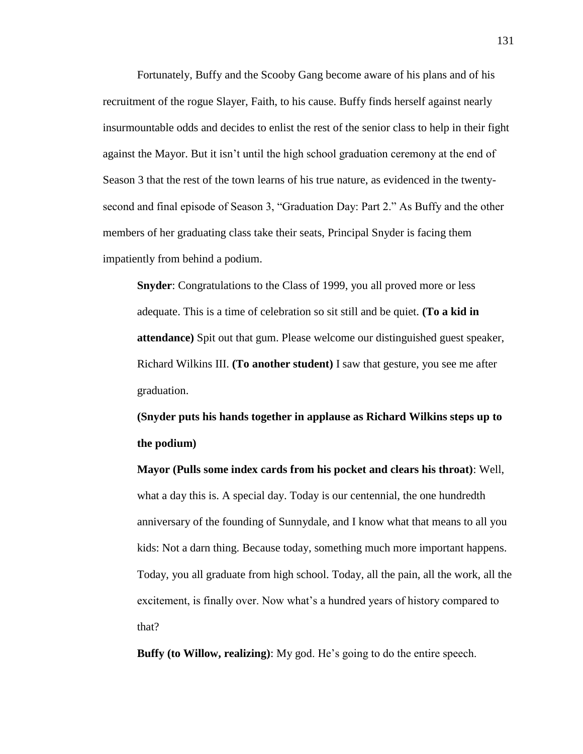Fortunately, Buffy and the Scooby Gang become aware of his plans and of his recruitment of the rogue Slayer, Faith, to his cause. Buffy finds herself against nearly insurmountable odds and decides to enlist the rest of the senior class to help in their fight against the Mayor. But it isn't until the high school graduation ceremony at the end of Season 3 that the rest of the town learns of his true nature, as evidenced in the twenty-second and final episode of Season 3, "Graduation Day: Part 2." As Buffy and the other members of her graduating class take their seats, Principal Snyder is facing them impatiently from behind a podium.

> **Snyder**: Congratulations to the Class of 1999, you all proved more or less adequate. This is a time of celebration so sit still and be quiet. **(To a kid in attendance)** Spit out that gum. Please welcome our distinguished guest speaker, Richard Wilkins III. **(To another student)** I saw that gesture, you see me after graduation.
>
> **(Snyder puts his hands together in applause as Richard Wilkins steps up to the podium)**
>
> **Mayor (Pulls some index cards from his pocket and clears his throat)**: Well, what a day this is. A special day. Today is our centennial, the one hundredth anniversary of the founding of Sunnydale, and I know what that means to all you kids: Not a darn thing. Because today, something much more important happens. Today, you all graduate from high school. Today, all the pain, all the work, all the excitement, is finally over. Now what's a hundred years of history compared to that?
>
> **Buffy (to Willow, realizing)**: My god. He's going to do the entire speech.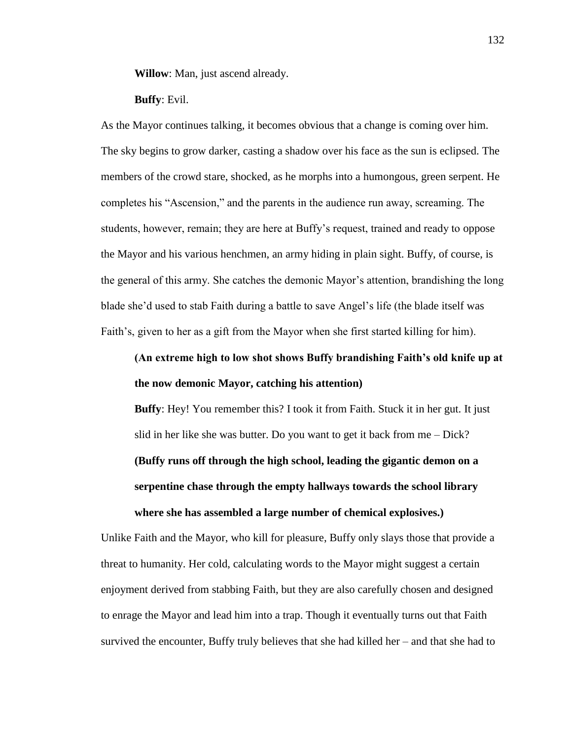**Willow**: Man, just ascend already.

**Buffy**: Evil.

As the Mayor continues talking, it becomes obvious that a change is coming over him. The sky begins to grow darker, casting a shadow over his face as the sun is eclipsed. The members of the crowd stare, shocked, as he morphs into a humongous, green serpent. He completes his "Ascension," and the parents in the audience run away, screaming. The students, however, remain; they are here at Buffy's request, trained and ready to oppose the Mayor and his various henchmen, an army hiding in plain sight. Buffy, of course, is the general of this army. She catches the demonic Mayor's attention, brandishing the long blade she'd used to stab Faith during a battle to save Angel's life (the blade itself was Faith's, given to her as a gift from the Mayor when she first started killing for him).

**(An extreme high to low shot shows Buffy brandishing Faith's old knife up at the now demonic Mayor, catching his attention)**

**Buffy**: Hey! You remember this? I took it from Faith. Stuck it in her gut. It just slid in her like she was butter. Do you want to get it back from me – Dick?

**(Buffy runs off through the high school, leading the gigantic demon on a serpentine chase through the empty hallways towards the school library where she has assembled a large number of chemical explosives.)**

Unlike Faith and the Mayor, who kill for pleasure, Buffy only slays those that provide a threat to humanity. Her cold, calculating words to the Mayor might suggest a certain enjoyment derived from stabbing Faith, but they are also carefully chosen and designed to enrage the Mayor and lead him into a trap. Though it eventually turns out that Faith survived the encounter, Buffy truly believes that she had killed her – and that she had to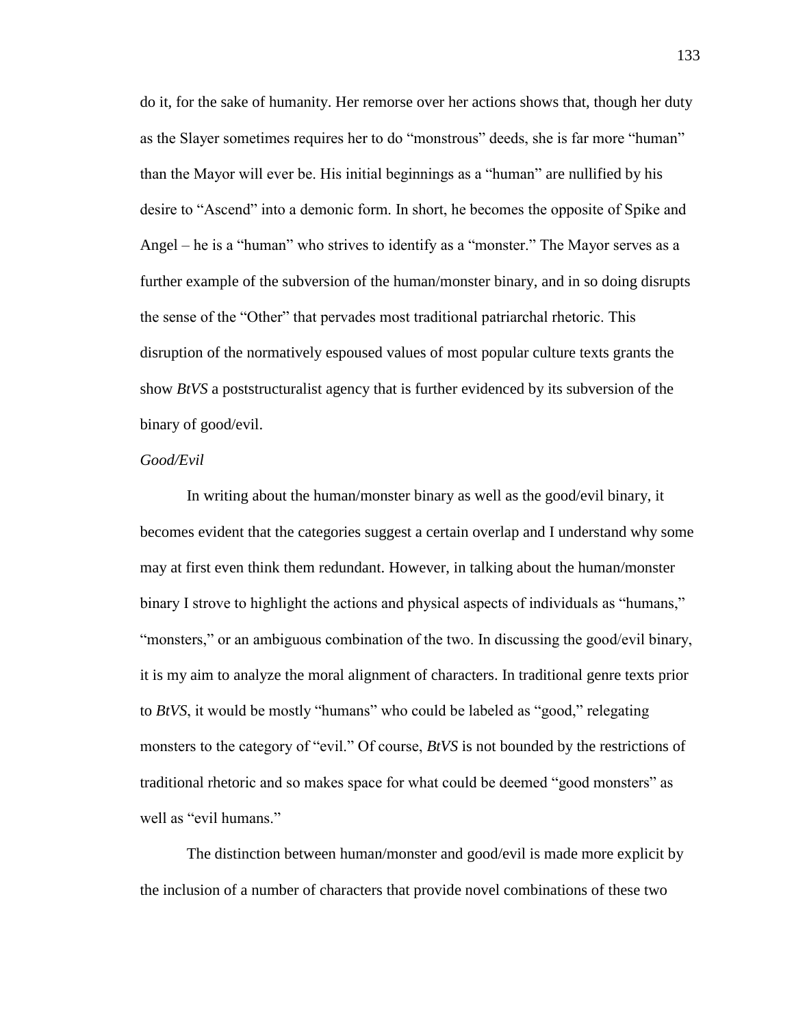do it, for the sake of humanity. Her remorse over her actions shows that, though her duty as the Slayer sometimes requires her to do "monstrous" deeds, she is far more "human" than the Mayor will ever be. His initial beginnings as a "human" are nullified by his desire to "Ascend" into a demonic form. In short, he becomes the opposite of Spike and Angel – he is a "human" who strives to identify as a "monster." The Mayor serves as a further example of the subversion of the human/monster binary, and in so doing disrupts the sense of the "Other" that pervades most traditional patriarchal rhetoric. This disruption of the normatively espoused values of most popular culture texts grants the show *BtVS* a poststructuralist agency that is further evidenced by its subversion of the binary of good/evil.

*Good/Evil*

In writing about the human/monster binary as well as the good/evil binary, it becomes evident that the categories suggest a certain overlap and I understand why some may at first even think them redundant. However, in talking about the human/monster binary I strove to highlight the actions and physical aspects of individuals as "humans," "monsters," or an ambiguous combination of the two. In discussing the good/evil binary, it is my aim to analyze the moral alignment of characters. In traditional genre texts prior to *BtVS*, it would be mostly "humans" who could be labeled as "good," relegating monsters to the category of "evil." Of course, *BtVS* is not bounded by the restrictions of traditional rhetoric and so makes space for what could be deemed "good monsters" as well as "evil humans."

The distinction between human/monster and good/evil is made more explicit by the inclusion of a number of characters that provide novel combinations of these two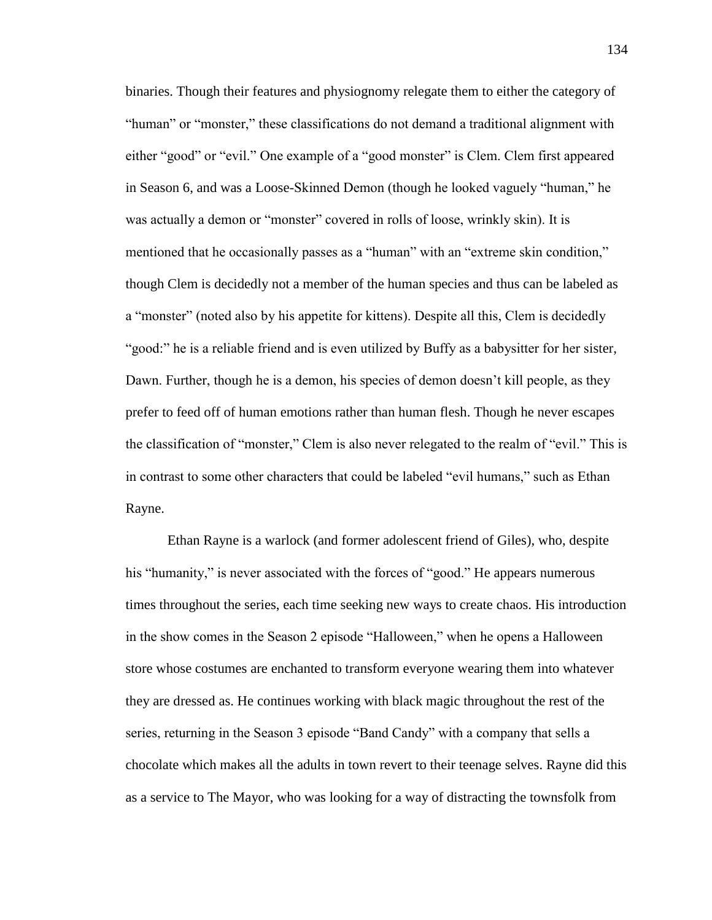binaries. Though their features and physiognomy relegate them to either the category of "human" or "monster," these classifications do not demand a traditional alignment with either "good" or "evil." One example of a "good monster" is Clem. Clem first appeared in Season 6, and was a Loose-Skinned Demon (though he looked vaguely "human," he was actually a demon or "monster" covered in rolls of loose, wrinkly skin). It is mentioned that he occasionally passes as a "human" with an "extreme skin condition," though Clem is decidedly not a member of the human species and thus can be labeled as a "monster" (noted also by his appetite for kittens). Despite all this, Clem is decidedly "good:" he is a reliable friend and is even utilized by Buffy as a babysitter for her sister, Dawn. Further, though he is a demon, his species of demon doesn't kill people, as they prefer to feed off of human emotions rather than human flesh. Though he never escapes the classification of "monster," Clem is also never relegated to the realm of "evil." This is in contrast to some other characters that could be labeled "evil humans," such as Ethan Rayne.

Ethan Rayne is a warlock (and former adolescent friend of Giles), who, despite his "humanity," is never associated with the forces of "good." He appears numerous times throughout the series, each time seeking new ways to create chaos. His introduction in the show comes in the Season 2 episode "Halloween," when he opens a Halloween store whose costumes are enchanted to transform everyone wearing them into whatever they are dressed as. He continues working with black magic throughout the rest of the series, returning in the Season 3 episode "Band Candy" with a company that sells a chocolate which makes all the adults in town revert to their teenage selves. Rayne did this as a service to The Mayor, who was looking for a way of distracting the townsfolk from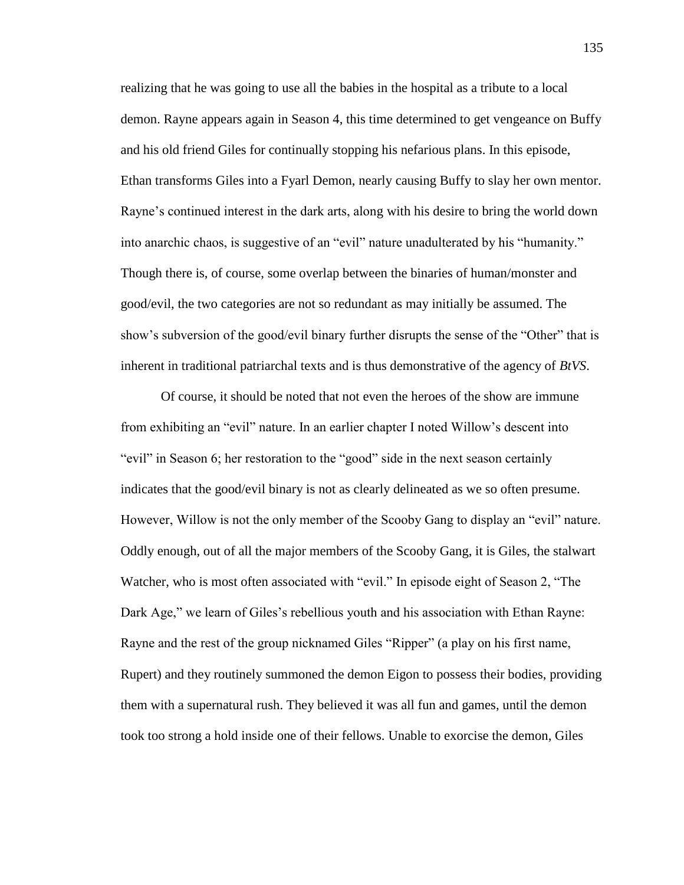realizing that he was going to use all the babies in the hospital as a tribute to a local demon. Rayne appears again in Season 4, this time determined to get vengeance on Buffy and his old friend Giles for continually stopping his nefarious plans. In this episode, Ethan transforms Giles into a Fyarl Demon, nearly causing Buffy to slay her own mentor. Rayne's continued interest in the dark arts, along with his desire to bring the world down into anarchic chaos, is suggestive of an "evil" nature unadulterated by his "humanity." Though there is, of course, some overlap between the binaries of human/monster and good/evil, the two categories are not so redundant as may initially be assumed. The show's subversion of the good/evil binary further disrupts the sense of the "Other" that is inherent in traditional patriarchal texts and is thus demonstrative of the agency of *BtVS*.

Of course, it should be noted that not even the heroes of the show are immune from exhibiting an "evil" nature. In an earlier chapter I noted Willow's descent into "evil" in Season 6; her restoration to the "good" side in the next season certainly indicates that the good/evil binary is not as clearly delineated as we so often presume. However, Willow is not the only member of the Scooby Gang to display an "evil" nature. Oddly enough, out of all the major members of the Scooby Gang, it is Giles, the stalwart Watcher, who is most often associated with "evil." In episode eight of Season 2, "The Dark Age," we learn of Giles's rebellious youth and his association with Ethan Rayne: Rayne and the rest of the group nicknamed Giles "Ripper" (a play on his first name, Rupert) and they routinely summoned the demon Eigon to possess their bodies, providing them with a supernatural rush. They believed it was all fun and games, until the demon took too strong a hold inside one of their fellows. Unable to exorcise the demon, Giles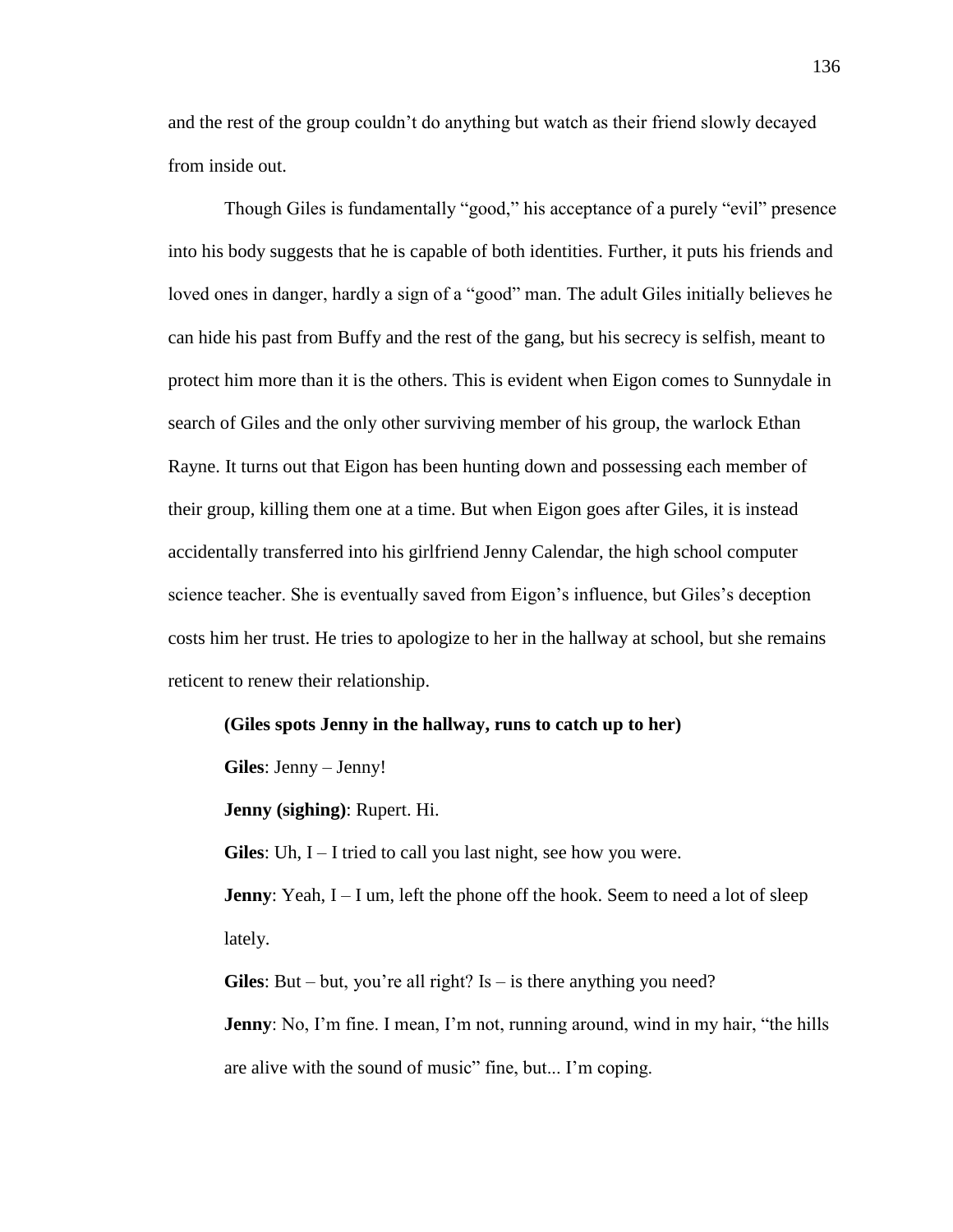and the rest of the group couldn't do anything but watch as their friend slowly decayed from inside out.

Though Giles is fundamentally "good," his acceptance of a purely "evil" presence into his body suggests that he is capable of both identities. Further, it puts his friends and loved ones in danger, hardly a sign of a "good" man. The adult Giles initially believes he can hide his past from Buffy and the rest of the gang, but his secrecy is selfish, meant to protect him more than it is the others. This is evident when Eigon comes to Sunnydale in search of Giles and the only other surviving member of his group, the warlock Ethan Rayne. It turns out that Eigon has been hunting down and possessing each member of their group, killing them one at a time. But when Eigon goes after Giles, it is instead accidentally transferred into his girlfriend Jenny Calendar, the high school computer science teacher. She is eventually saved from Eigon's influence, but Giles's deception costs him her trust. He tries to apologize to her in the hallway at school, but she remains reticent to renew their relationship.

> **(Giles spots Jenny in the hallway, runs to catch up to her)**
>
> **Giles**: Jenny – Jenny!
>
> **Jenny (sighing)**: Rupert. Hi.
>
> **Giles**: Uh, I – I tried to call you last night, see how you were.
>
> **Jenny**: Yeah, I – I um, left the phone off the hook. Seem to need a lot of sleep lately.
>
> **Giles**: But – but, you're all right? Is – is there anything you need?
>
> **Jenny**: No, I'm fine. I mean, I'm not, running around, wind in my hair, "the hills are alive with the sound of music" fine, but... I'm coping.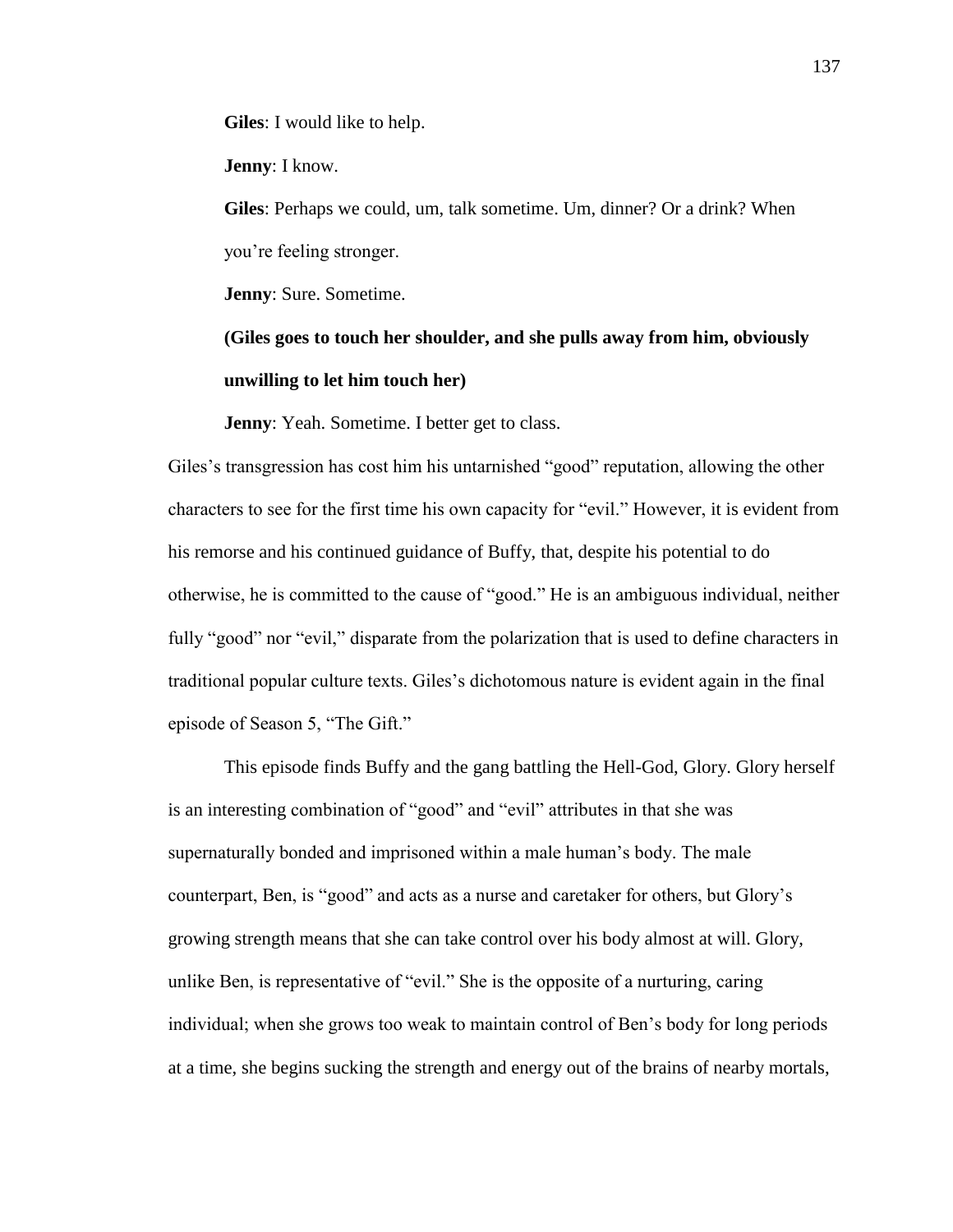**Giles**: I would like to help.

**Jenny**: I know.

**Giles**: Perhaps we could, um, talk sometime. Um, dinner? Or a drink? When you're feeling stronger.

**Jenny**: Sure. Sometime.

**(Giles goes to touch her shoulder, and she pulls away from him, obviously unwilling to let him touch her)**

**Jenny**: Yeah. Sometime. I better get to class.

Giles's transgression has cost him his untarnished "good" reputation, allowing the other characters to see for the first time his own capacity for "evil." However, it is evident from his remorse and his continued guidance of Buffy, that, despite his potential to do otherwise, he is committed to the cause of "good." He is an ambiguous individual, neither fully "good" nor "evil," disparate from the polarization that is used to define characters in traditional popular culture texts. Giles's dichotomous nature is evident again in the final episode of Season 5, "The Gift."

This episode finds Buffy and the gang battling the Hell-God, Glory. Glory herself is an interesting combination of "good" and "evil" attributes in that she was supernaturally bonded and imprisoned within a male human's body. The male counterpart, Ben, is "good" and acts as a nurse and caretaker for others, but Glory's growing strength means that she can take control over his body almost at will. Glory, unlike Ben, is representative of "evil." She is the opposite of a nurturing, caring individual; when she grows too weak to maintain control of Ben's body for long periods at a time, she begins sucking the strength and energy out of the brains of nearby mortals,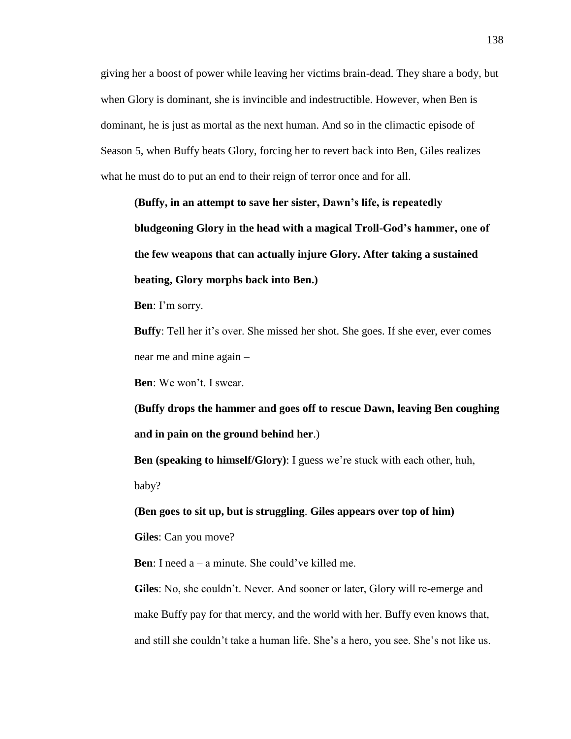giving her a boost of power while leaving her victims brain-dead. They share a body, but when Glory is dominant, she is invincible and indestructible. However, when Ben is dominant, he is just as mortal as the next human. And so in the climactic episode of Season 5, when Buffy beats Glory, forcing her to revert back into Ben, Giles realizes what he must do to put an end to their reign of terror once and for all.

> **(Buffy, in an attempt to save her sister, Dawn's life, is repeatedly bludgeoning Glory in the head with a magical Troll-God's hammer, one of the few weapons that can actually injure Glory. After taking a sustained beating, Glory morphs back into Ben.)**
>
> **Ben**: I'm sorry.
>
> **Buffy**: Tell her it's over. She missed her shot. She goes. If she ever, ever comes near me and mine again –
>
> **Ben**: We won't. I swear.
>
> **(Buffy drops the hammer and goes off to rescue Dawn, leaving Ben coughing and in pain on the ground behind her**.)
>
> **Ben (speaking to himself/Glory)**: I guess we're stuck with each other, huh, baby?
>
> **(Ben goes to sit up, but is struggling**. **Giles appears over top of him)**
>
> **Giles**: Can you move?
>
> **Ben**: I need a – a minute. She could've killed me.
>
> **Giles**: No, she couldn't. Never. And sooner or later, Glory will re-emerge and make Buffy pay for that mercy, and the world with her. Buffy even knows that, and still she couldn't take a human life. She's a hero, you see. She's not like us.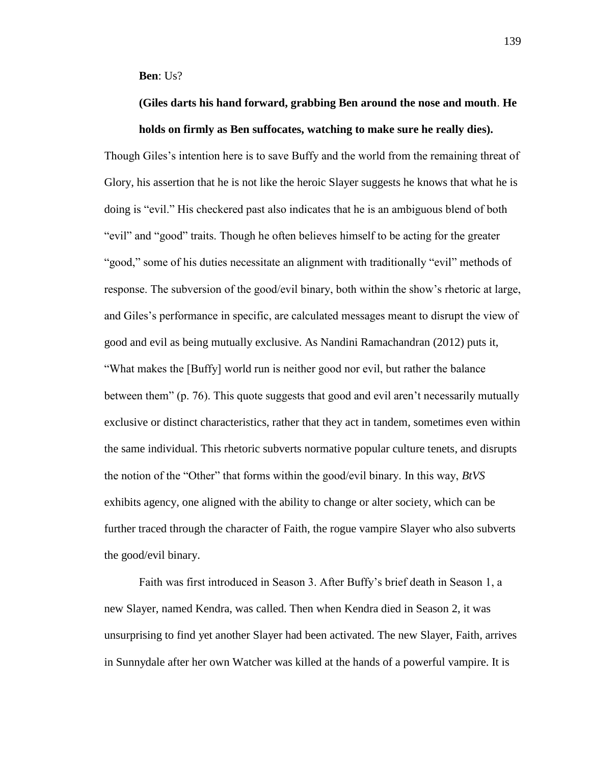**Ben**: Us?

**(Giles darts his hand forward, grabbing Ben around the nose and mouth**. **He holds on firmly as Ben suffocates, watching to make sure he really dies).**

Though Giles's intention here is to save Buffy and the world from the remaining threat of Glory, his assertion that he is not like the heroic Slayer suggests he knows that what he is doing is "evil." His checkered past also indicates that he is an ambiguous blend of both "evil" and "good" traits. Though he often believes himself to be acting for the greater "good," some of his duties necessitate an alignment with traditionally "evil" methods of response. The subversion of the good/evil binary, both within the show's rhetoric at large, and Giles's performance in specific, are calculated messages meant to disrupt the view of good and evil as being mutually exclusive. As Nandini Ramachandran (2012) puts it, "What makes the [Buffy] world run is neither good nor evil, but rather the balance between them" (p. 76). This quote suggests that good and evil aren't necessarily mutually exclusive or distinct characteristics, rather that they act in tandem, sometimes even within the same individual. This rhetoric subverts normative popular culture tenets, and disrupts the notion of the "Other" that forms within the good/evil binary. In this way, *BtVS* exhibits agency, one aligned with the ability to change or alter society, which can be further traced through the character of Faith, the rogue vampire Slayer who also subverts the good/evil binary.

Faith was first introduced in Season 3. After Buffy's brief death in Season 1, a new Slayer, named Kendra, was called. Then when Kendra died in Season 2, it was unsurprising to find yet another Slayer had been activated. The new Slayer, Faith, arrives in Sunnydale after her own Watcher was killed at the hands of a powerful vampire. It is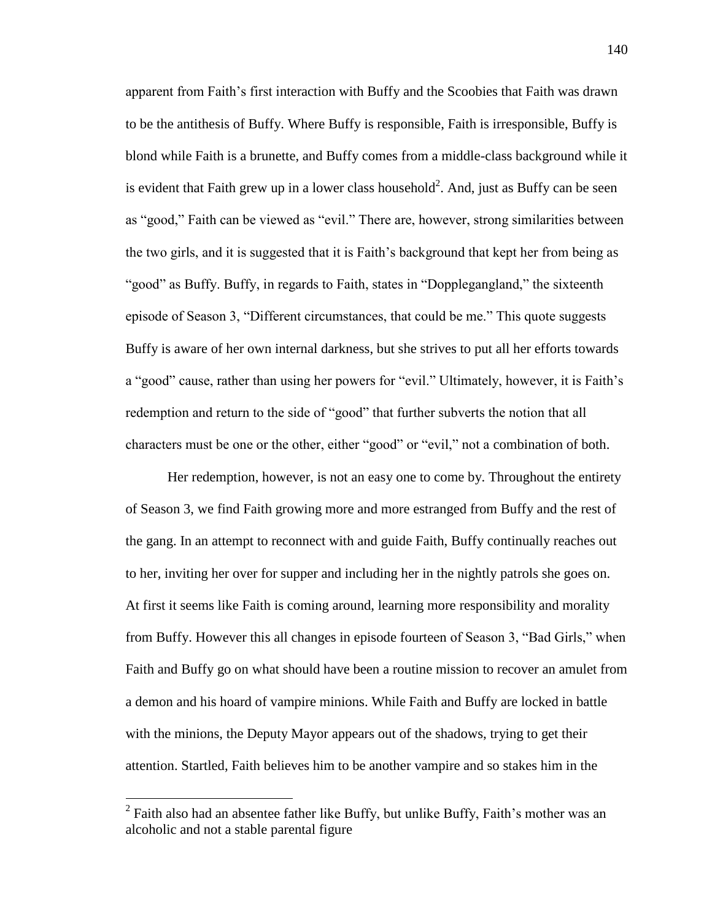apparent from Faith's first interaction with Buffy and the Scoobies that Faith was drawn to be the antithesis of Buffy. Where Buffy is responsible, Faith is irresponsible, Buffy is blond while Faith is a brunette, and Buffy comes from a middle-class background while it is evident that Faith grew up in a lower class household[2]. And, just as Buffy can be seen as "good," Faith can be viewed as "evil." There are, however, strong similarities between the two girls, and it is suggested that it is Faith's background that kept her from being as "good" as Buffy. Buffy, in regards to Faith, states in "Dopplegangland," the sixteenth episode of Season 3, "Different circumstances, that could be me." This quote suggests Buffy is aware of her own internal darkness, but she strives to put all her efforts towards a "good" cause, rather than using her powers for "evil." Ultimately, however, it is Faith's redemption and return to the side of "good" that further subverts the notion that all characters must be one or the other, either "good" or "evil," not a combination of both.

Her redemption, however, is not an easy one to come by. Throughout the entirety of Season 3, we find Faith growing more and more estranged from Buffy and the rest of the gang. In an attempt to reconnect with and guide Faith, Buffy continually reaches out to her, inviting her over for supper and including her in the nightly patrols she goes on. At first it seems like Faith is coming around, learning more responsibility and morality from Buffy. However this all changes in episode fourteen of Season 3, "Bad Girls," when Faith and Buffy go on what should have been a routine mission to recover an amulet from a demon and his hoard of vampire minions. While Faith and Buffy are locked in battle with the minions, the Deputy Mayor appears out of the shadows, trying to get their attention. Startled, Faith believes him to be another vampire and so stakes him in the

---

[2] Faith also had an absentee father like Buffy, but unlike Buffy, Faith's mother was an alcoholic and not a stable parental figure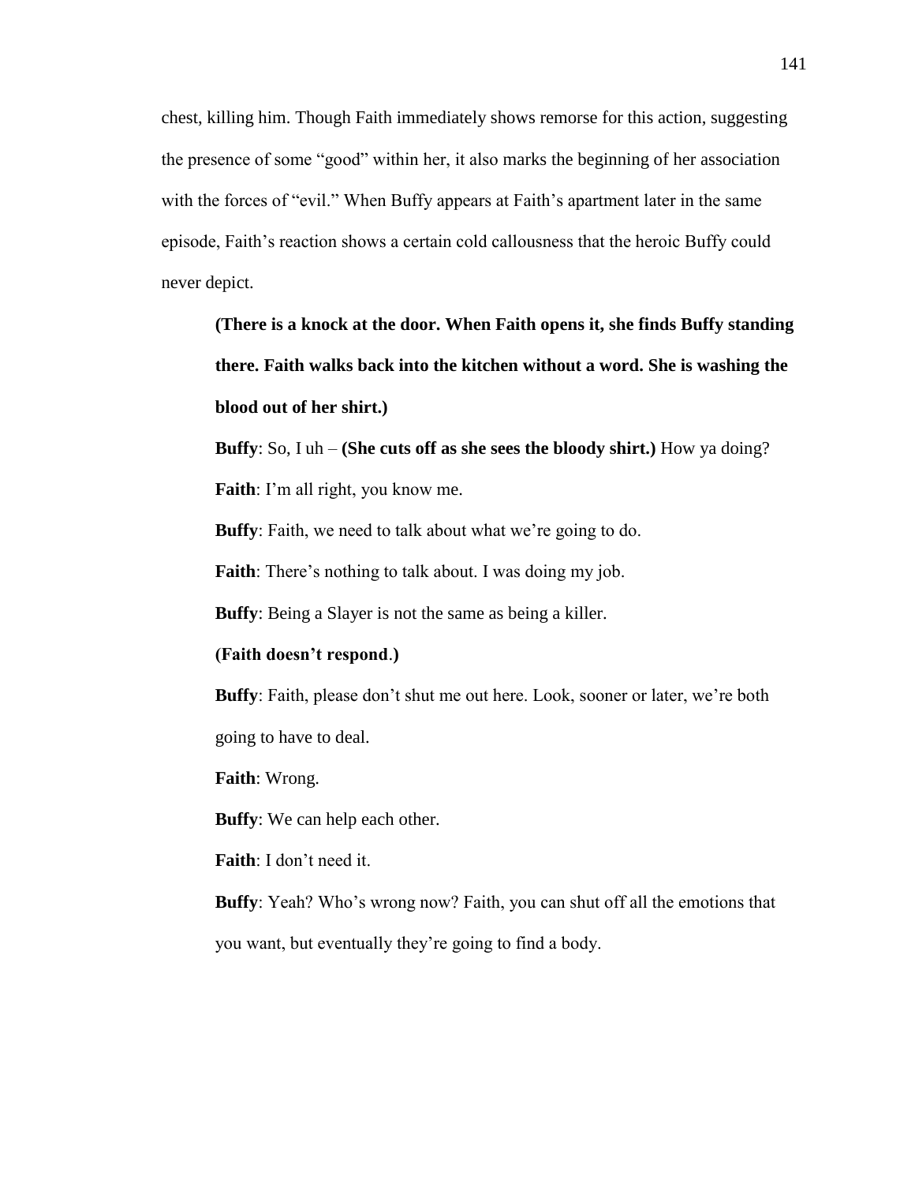chest, killing him. Though Faith immediately shows remorse for this action, suggesting the presence of some "good" within her, it also marks the beginning of her association with the forces of "evil." When Buffy appears at Faith's apartment later in the same episode, Faith's reaction shows a certain cold callousness that the heroic Buffy could never depict.

> **(There is a knock at the door. When Faith opens it, she finds Buffy standing there. Faith walks back into the kitchen without a word. She is washing the blood out of her shirt.)**
>
> **Buffy**: So, I uh – **(She cuts off as she sees the bloody shirt.)** How ya doing?
>
> **Faith**: I'm all right, you know me.
>
> **Buffy**: Faith, we need to talk about what we're going to do.
>
> **Faith**: There's nothing to talk about. I was doing my job.
>
> **Buffy**: Being a Slayer is not the same as being a killer.
>
> **(Faith doesn't respond.)**
>
> **Buffy**: Faith, please don't shut me out here. Look, sooner or later, we're both going to have to deal.
>
> **Faith**: Wrong.
>
> **Buffy**: We can help each other.
>
> **Faith**: I don't need it.
>
> **Buffy**: Yeah? Who's wrong now? Faith, you can shut off all the emotions that you want, but eventually they're going to find a body.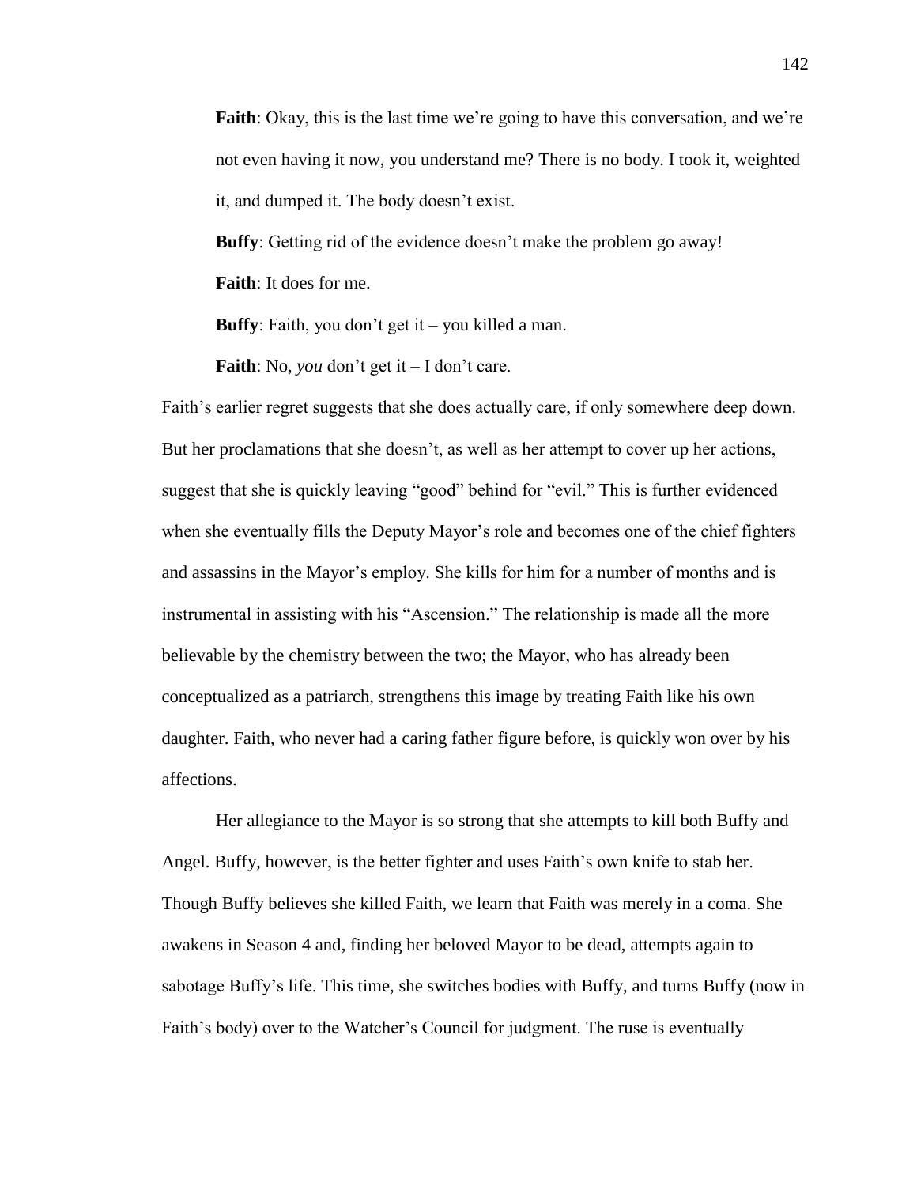> **Faith**: Okay, this is the last time we're going to have this conversation, and we're not even having it now, you understand me? There is no body. I took it, weighted it, and dumped it. The body doesn't exist.
>
> **Buffy**: Getting rid of the evidence doesn't make the problem go away!
>
> **Faith**: It does for me.
>
> **Buffy**: Faith, you don't get it – you killed a man.
>
> **Faith**: No, *you* don't get it – I don't care.

Faith's earlier regret suggests that she does actually care, if only somewhere deep down. But her proclamations that she doesn't, as well as her attempt to cover up her actions, suggest that she is quickly leaving "good" behind for "evil." This is further evidenced when she eventually fills the Deputy Mayor's role and becomes one of the chief fighters and assassins in the Mayor's employ. She kills for him for a number of months and is instrumental in assisting with his "Ascension." The relationship is made all the more believable by the chemistry between the two; the Mayor, who has already been conceptualized as a patriarch, strengthens this image by treating Faith like his own daughter. Faith, who never had a caring father figure before, is quickly won over by his affections.

Her allegiance to the Mayor is so strong that she attempts to kill both Buffy and Angel. Buffy, however, is the better fighter and uses Faith's own knife to stab her. Though Buffy believes she killed Faith, we learn that Faith was merely in a coma. She awakens in Season 4 and, finding her beloved Mayor to be dead, attempts again to sabotage Buffy's life. This time, she switches bodies with Buffy, and turns Buffy (now in Faith's body) over to the Watcher's Council for judgment. The ruse is eventually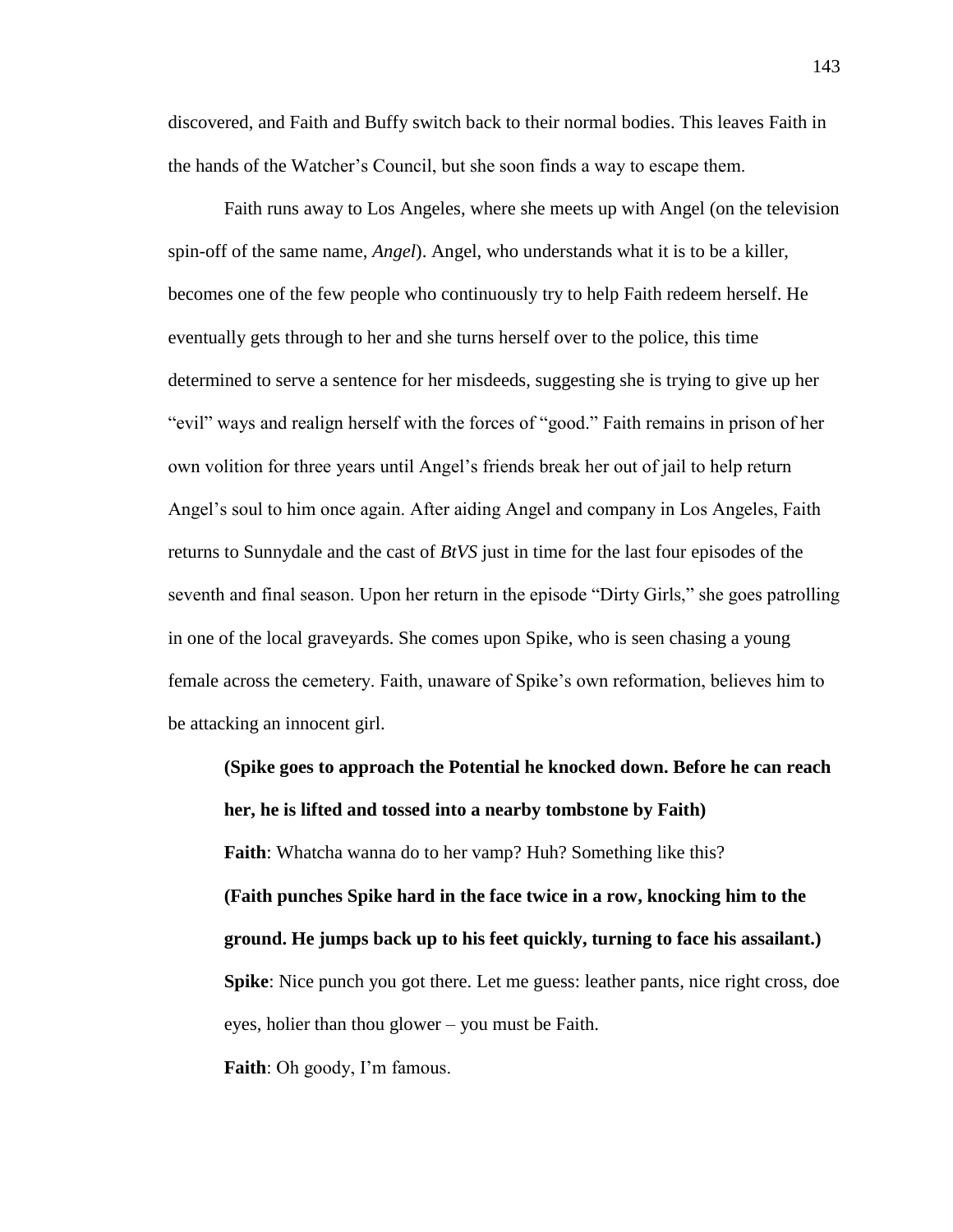discovered, and Faith and Buffy switch back to their normal bodies. This leaves Faith in the hands of the Watcher's Council, but she soon finds a way to escape them.

Faith runs away to Los Angeles, where she meets up with Angel (on the television spin-off of the same name, *Angel*). Angel, who understands what it is to be a killer, becomes one of the few people who continuously try to help Faith redeem herself. He eventually gets through to her and she turns herself over to the police, this time determined to serve a sentence for her misdeeds, suggesting she is trying to give up her "evil" ways and realign herself with the forces of "good." Faith remains in prison of her own volition for three years until Angel's friends break her out of jail to help return Angel's soul to him once again. After aiding Angel and company in Los Angeles, Faith returns to Sunnydale and the cast of *BtVS* just in time for the last four episodes of the seventh and final season. Upon her return in the episode "Dirty Girls," she goes patrolling in one of the local graveyards. She comes upon Spike, who is seen chasing a young female across the cemetery. Faith, unaware of Spike's own reformation, believes him to be attacking an innocent girl.

> **(Spike goes to approach the Potential he knocked down. Before he can reach her, he is lifted and tossed into a nearby tombstone by Faith)**
>
> **Faith**: Whatcha wanna do to her vamp? Huh? Something like this?
>
> **(Faith punches Spike hard in the face twice in a row, knocking him to the ground. He jumps back up to his feet quickly, turning to face his assailant.)**
>
> **Spike**: Nice punch you got there. Let me guess: leather pants, nice right cross, doe eyes, holier than thou glower – you must be Faith.
>
> **Faith**: Oh goody, I'm famous.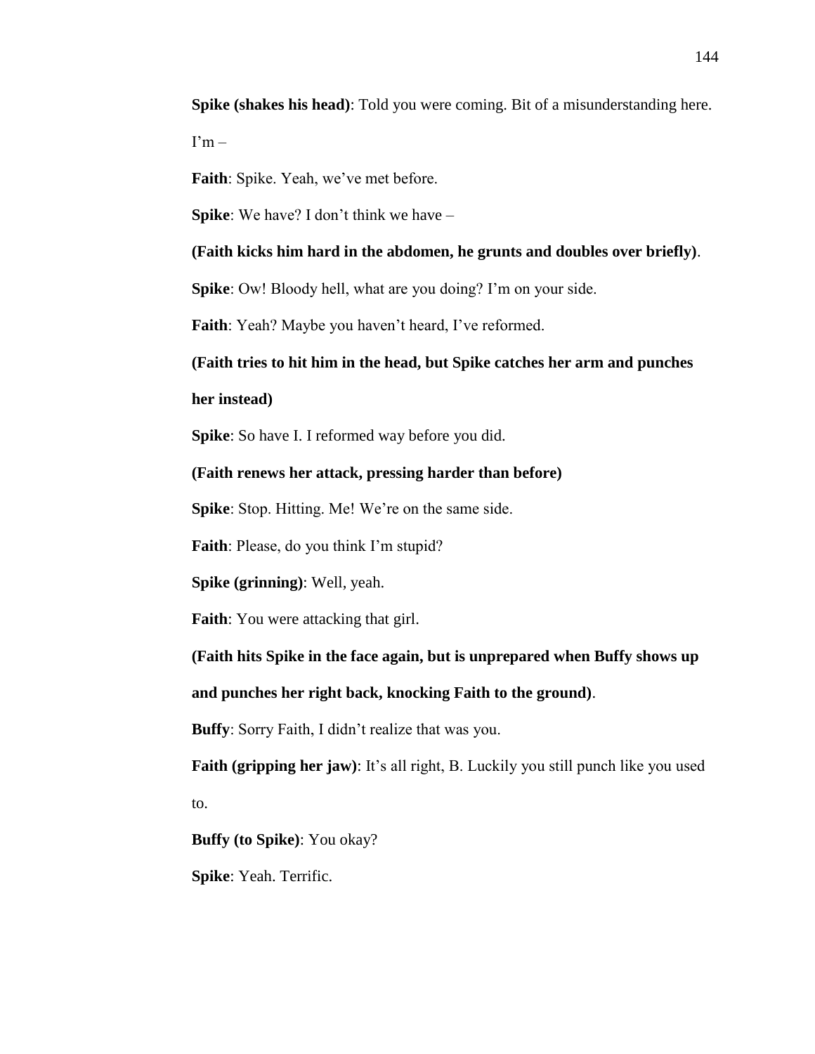**Spike (shakes his head)**: Told you were coming. Bit of a misunderstanding here. I'm –

**Faith**: Spike. Yeah, we've met before.

**Spike**: We have? I don't think we have –

**(Faith kicks him hard in the abdomen, he grunts and doubles over briefly)**.

**Spike**: Ow! Bloody hell, what are you doing? I'm on your side.

**Faith**: Yeah? Maybe you haven't heard, I've reformed.

**(Faith tries to hit him in the head, but Spike catches her arm and punches her instead)**

**Spike**: So have I. I reformed way before you did.

**(Faith renews her attack, pressing harder than before)**

**Spike**: Stop. Hitting. Me! We're on the same side.

**Faith**: Please, do you think I'm stupid?

**Spike (grinning)**: Well, yeah.

**Faith**: You were attacking that girl.

**(Faith hits Spike in the face again, but is unprepared when Buffy shows up and punches her right back, knocking Faith to the ground)**.

**Buffy**: Sorry Faith, I didn't realize that was you.

**Faith (gripping her jaw)**: It's all right, B. Luckily you still punch like you used to.

**Buffy (to Spike)**: You okay?

**Spike**: Yeah. Terrific.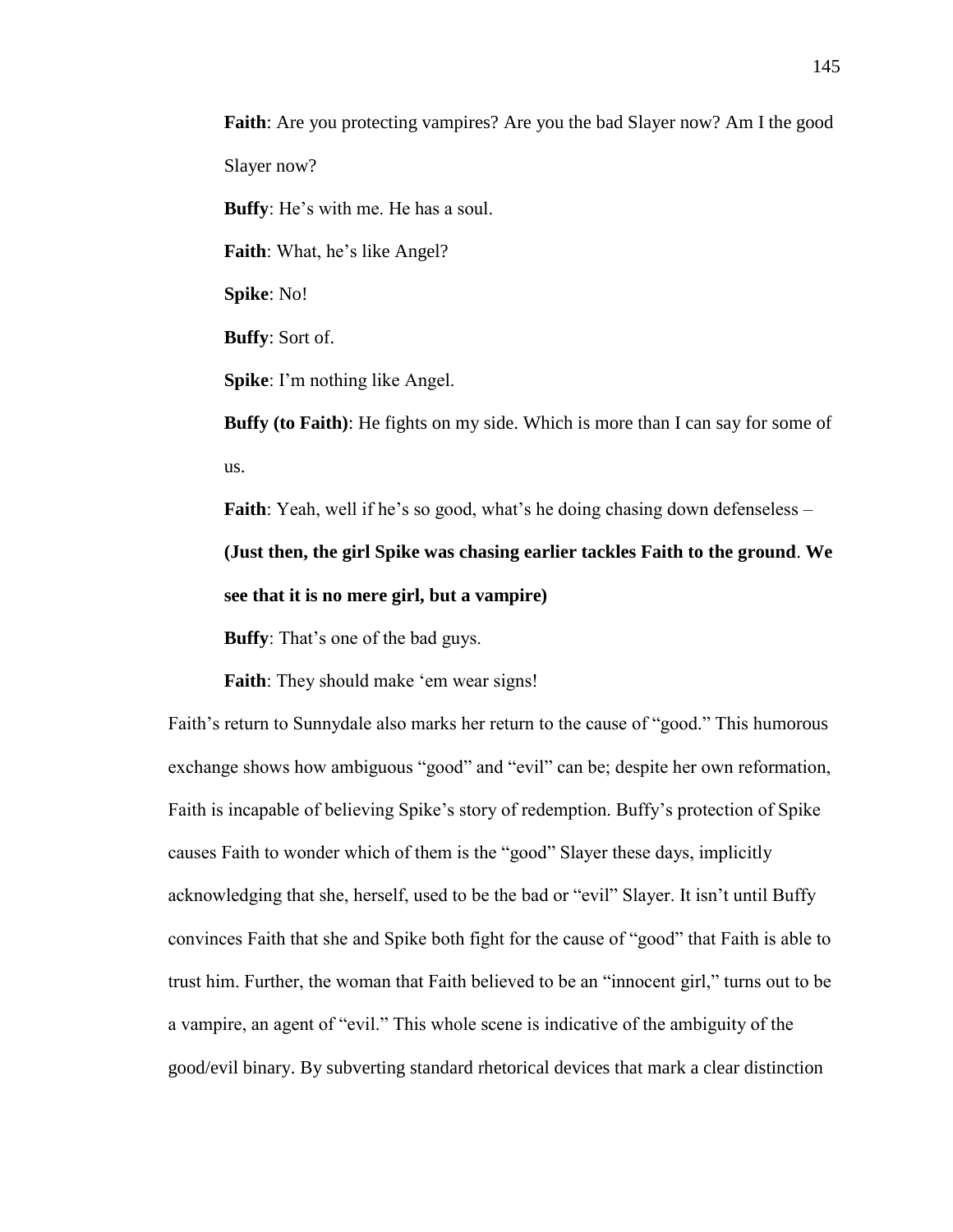**Faith**: Are you protecting vampires? Are you the bad Slayer now? Am I the good Slayer now?

**Buffy**: He's with me. He has a soul.

**Faith**: What, he's like Angel?

**Spike**: No!

**Buffy**: Sort of.

**Spike**: I'm nothing like Angel.

**Buffy (to Faith)**: He fights on my side. Which is more than I can say for some of us.

**Faith**: Yeah, well if he's so good, what's he doing chasing down defenseless –

**(Just then, the girl Spike was chasing earlier tackles Faith to the ground**. **We see that it is no mere girl, but a vampire)**

**Buffy**: That's one of the bad guys.

**Faith**: They should make 'em wear signs!

Faith's return to Sunnydale also marks her return to the cause of "good." This humorous exchange shows how ambiguous "good" and "evil" can be; despite her own reformation, Faith is incapable of believing Spike's story of redemption. Buffy's protection of Spike causes Faith to wonder which of them is the "good" Slayer these days, implicitly acknowledging that she, herself, used to be the bad or "evil" Slayer. It isn't until Buffy convinces Faith that she and Spike both fight for the cause of "good" that Faith is able to trust him. Further, the woman that Faith believed to be an "innocent girl," turns out to be a vampire, an agent of "evil." This whole scene is indicative of the ambiguity of the good/evil binary. By subverting standard rhetorical devices that mark a clear distinction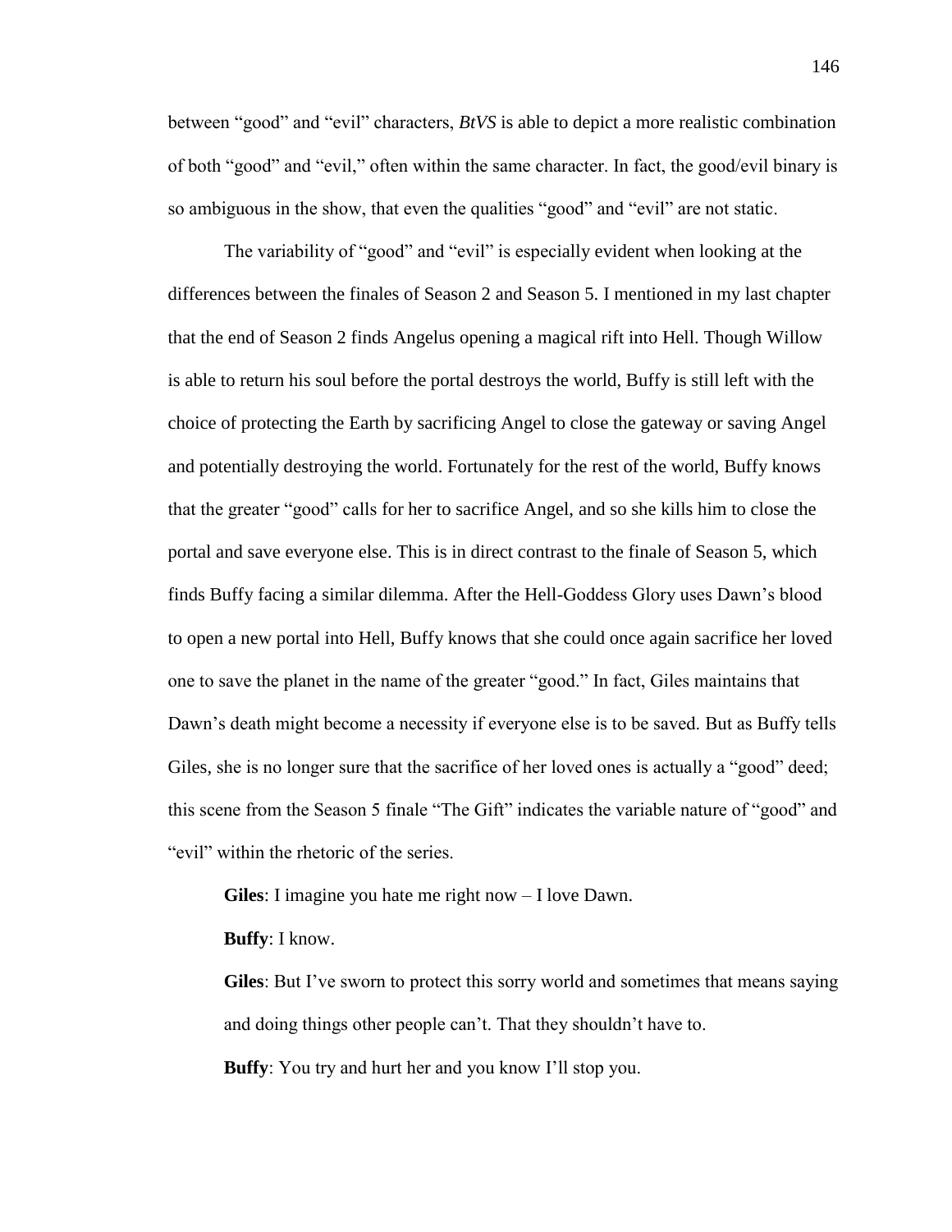between “good” and “evil” characters, *BtVS* is able to depict a more realistic combination of both “good” and “evil,” often within the same character. In fact, the good/evil binary is so ambiguous in the show, that even the qualities “good” and “evil” are not static.

The variability of “good” and “evil” is especially evident when looking at the differences between the finales of Season 2 and Season 5. I mentioned in my last chapter that the end of Season 2 finds Angelus opening a magical rift into Hell. Though Willow is able to return his soul before the portal destroys the world, Buffy is still left with the choice of protecting the Earth by sacrificing Angel to close the gateway or saving Angel and potentially destroying the world. Fortunately for the rest of the world, Buffy knows that the greater “good” calls for her to sacrifice Angel, and so she kills him to close the portal and save everyone else. This is in direct contrast to the finale of Season 5, which finds Buffy facing a similar dilemma. After the Hell-Goddess Glory uses Dawn’s blood to open a new portal into Hell, Buffy knows that she could once again sacrifice her loved one to save the planet in the name of the greater “good.” In fact, Giles maintains that Dawn’s death might become a necessity if everyone else is to be saved. But as Buffy tells Giles, she is no longer sure that the sacrifice of her loved ones is actually a “good” deed; this scene from the Season 5 finale “The Gift” indicates the variable nature of “good” and “evil” within the rhetoric of the series.

> **Giles**: I imagine you hate me right now – I love Dawn.
>
> **Buffy**: I know.
>
> **Giles**: But I’ve sworn to protect this sorry world and sometimes that means saying and doing things other people can’t. That they shouldn’t have to.
>
> **Buffy**: You try and hurt her and you know I’ll stop you.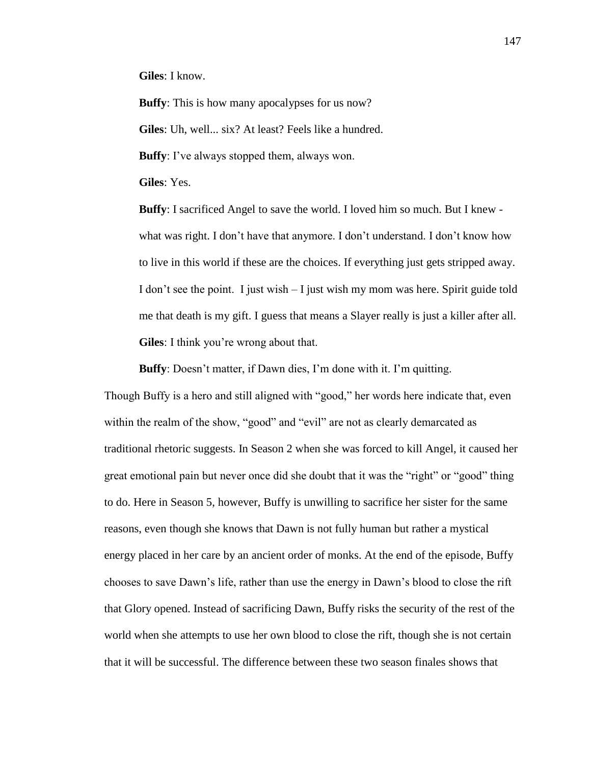**Giles**: I know.

**Buffy**: This is how many apocalypses for us now?

**Giles**: Uh, well... six? At least? Feels like a hundred.

**Buffy**: I've always stopped them, always won.

**Giles**: Yes.

**Buffy**: I sacrificed Angel to save the world. I loved him so much. But I knew - what was right. I don't have that anymore. I don't understand. I don't know how to live in this world if these are the choices. If everything just gets stripped away. I don't see the point. I just wish – I just wish my mom was here. Spirit guide told me that death is my gift. I guess that means a Slayer really is just a killer after all.

**Giles**: I think you're wrong about that.

**Buffy**: Doesn't matter, if Dawn dies, I'm done with it. I'm quitting.

Though Buffy is a hero and still aligned with "good," her words here indicate that, even within the realm of the show, "good" and "evil" are not as clearly demarcated as traditional rhetoric suggests. In Season 2 when she was forced to kill Angel, it caused her great emotional pain but never once did she doubt that it was the "right" or "good" thing to do. Here in Season 5, however, Buffy is unwilling to sacrifice her sister for the same reasons, even though she knows that Dawn is not fully human but rather a mystical energy placed in her care by an ancient order of monks. At the end of the episode, Buffy chooses to save Dawn's life, rather than use the energy in Dawn's blood to close the rift that Glory opened. Instead of sacrificing Dawn, Buffy risks the security of the rest of the world when she attempts to use her own blood to close the rift, though she is not certain that it will be successful. The difference between these two season finales shows that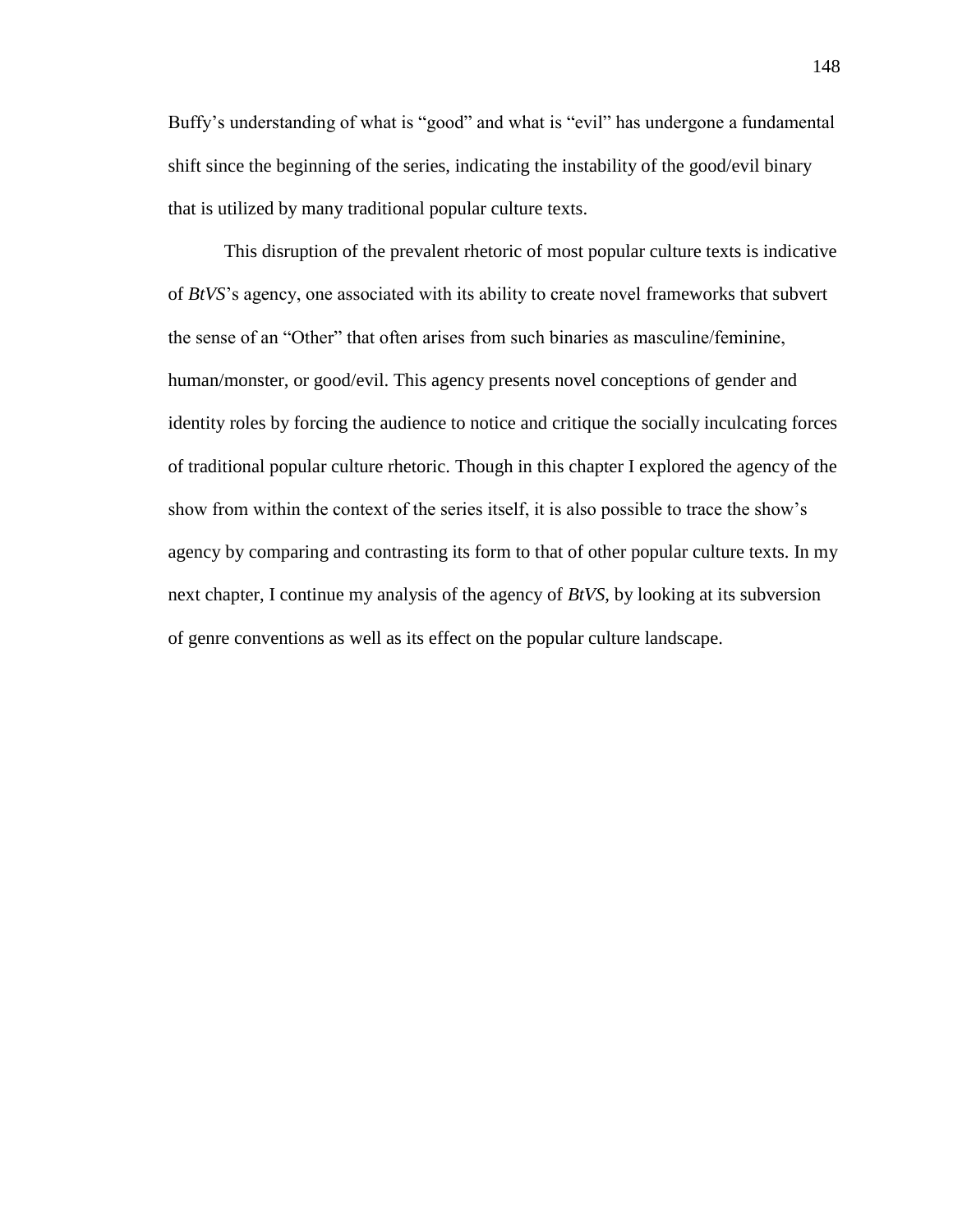Buffy's understanding of what is "good" and what is "evil" has undergone a fundamental shift since the beginning of the series, indicating the instability of the good/evil binary that is utilized by many traditional popular culture texts.

This disruption of the prevalent rhetoric of most popular culture texts is indicative of *BtVS*'s agency, one associated with its ability to create novel frameworks that subvert the sense of an "Other" that often arises from such binaries as masculine/feminine, human/monster, or good/evil. This agency presents novel conceptions of gender and identity roles by forcing the audience to notice and critique the socially inculcating forces of traditional popular culture rhetoric. Though in this chapter I explored the agency of the show from within the context of the series itself, it is also possible to trace the show's agency by comparing and contrasting its form to that of other popular culture texts. In my next chapter, I continue my analysis of the agency of *BtVS*, by looking at its subversion of genre conventions as well as its effect on the popular culture landscape.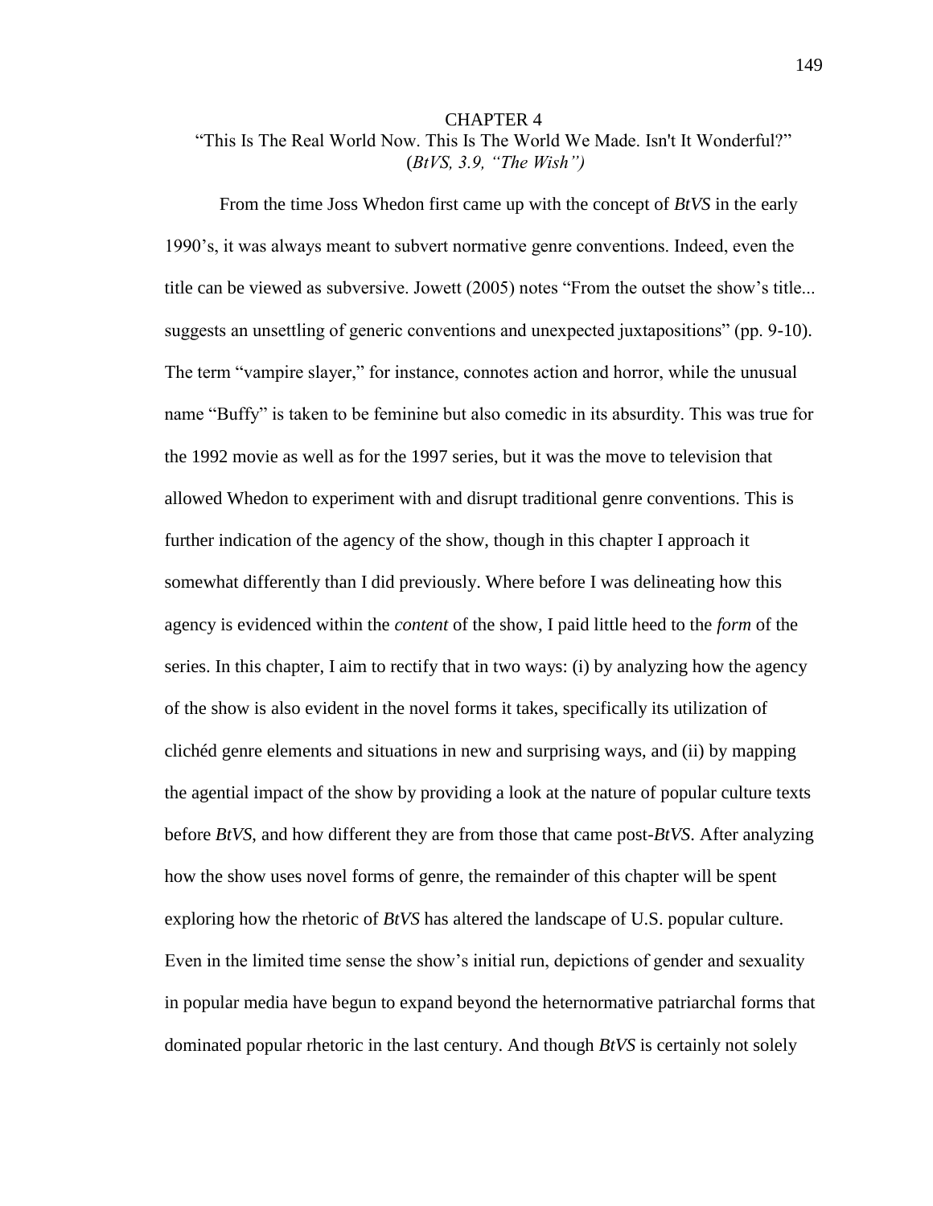# CHAPTER 4

## "This Is The Real World Now. This Is The World We Made. Isn't It Wonderful?" (*BtVS, 3.9, "The Wish")*

From the time Joss Whedon first came up with the concept of *BtVS* in the early 1990's, it was always meant to subvert normative genre conventions. Indeed, even the title can be viewed as subversive. Jowett (2005) notes "From the outset the show's title... suggests an unsettling of generic conventions and unexpected juxtapositions" (pp. 9-10). The term "vampire slayer," for instance, connotes action and horror, while the unusual name "Buffy" is taken to be feminine but also comedic in its absurdity. This was true for the 1992 movie as well as for the 1997 series, but it was the move to television that allowed Whedon to experiment with and disrupt traditional genre conventions. This is further indication of the agency of the show, though in this chapter I approach it somewhat differently than I did previously. Where before I was delineating how this agency is evidenced within the *content* of the show, I paid little heed to the *form* of the series. In this chapter, I aim to rectify that in two ways: (i) by analyzing how the agency of the show is also evident in the novel forms it takes, specifically its utilization of clichéd genre elements and situations in new and surprising ways, and (ii) by mapping the agential impact of the show by providing a look at the nature of popular culture texts before *BtVS*, and how different they are from those that came post-*BtVS*. After analyzing how the show uses novel forms of genre, the remainder of this chapter will be spent exploring how the rhetoric of *BtVS* has altered the landscape of U.S. popular culture. Even in the limited time sense the show's initial run, depictions of gender and sexuality in popular media have begun to expand beyond the heternormative patriarchal forms that dominated popular rhetoric in the last century. And though *BtVS* is certainly not solely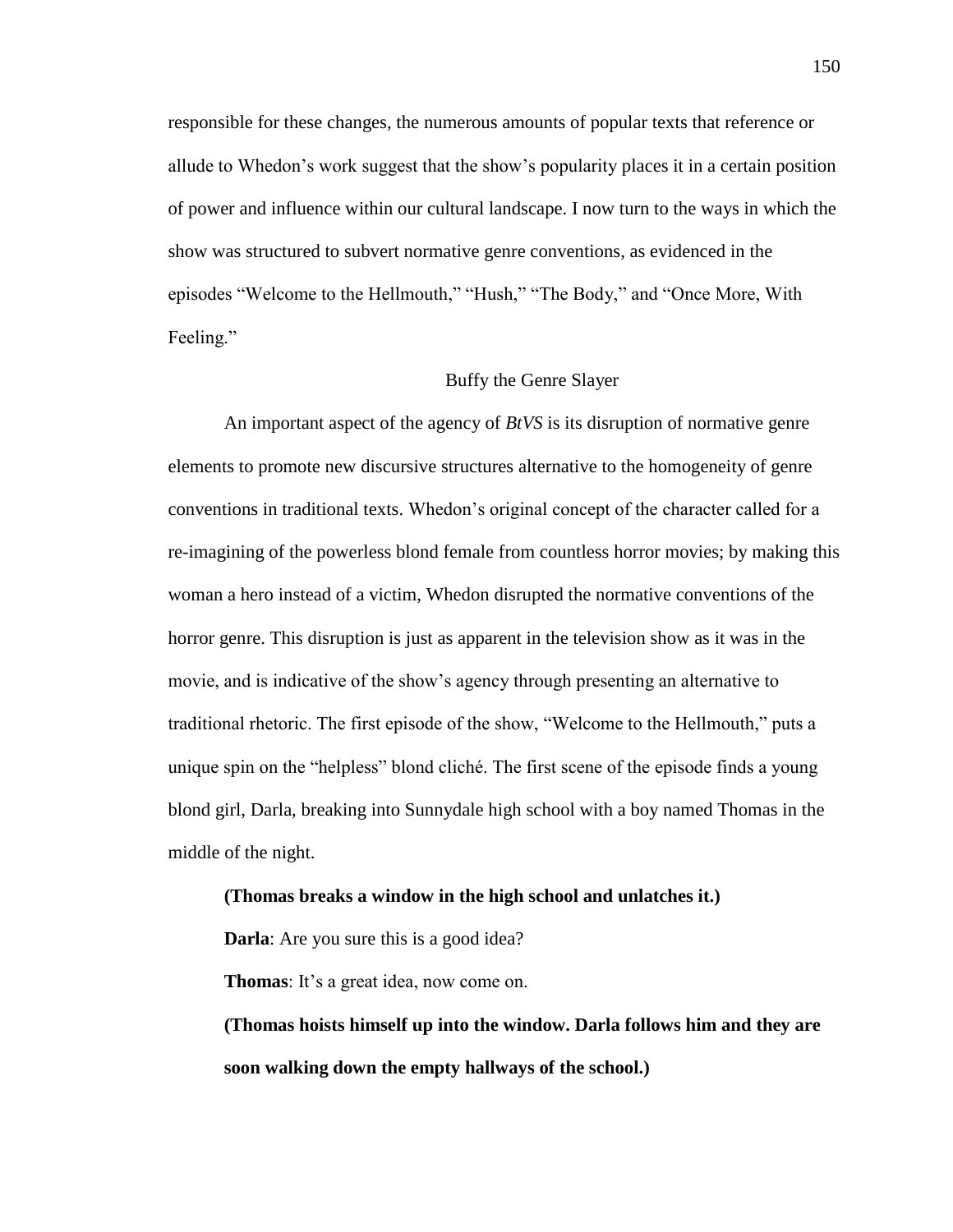responsible for these changes, the numerous amounts of popular texts that reference or allude to Whedon's work suggest that the show's popularity places it in a certain position of power and influence within our cultural landscape. I now turn to the ways in which the show was structured to subvert normative genre conventions, as evidenced in the episodes "Welcome to the Hellmouth," "Hush," "The Body," and "Once More, With Feeling."

## Buffy the Genre Slayer

An important aspect of the agency of *BtVS* is its disruption of normative genre elements to promote new discursive structures alternative to the homogeneity of genre conventions in traditional texts. Whedon's original concept of the character called for a re-imagining of the powerless blond female from countless horror movies; by making this woman a hero instead of a victim, Whedon disrupted the normative conventions of the horror genre. This disruption is just as apparent in the television show as it was in the movie, and is indicative of the show's agency through presenting an alternative to traditional rhetoric. The first episode of the show, "Welcome to the Hellmouth," puts a unique spin on the "helpless" blond cliché. The first scene of the episode finds a young blond girl, Darla, breaking into Sunnydale high school with a boy named Thomas in the middle of the night.

> **(Thomas breaks a window in the high school and unlatches it.)**
>
> **Darla**: Are you sure this is a good idea?
>
> **Thomas**: It's a great idea, now come on.
>
> **(Thomas hoists himself up into the window. Darla follows him and they are soon walking down the empty hallways of the school.)**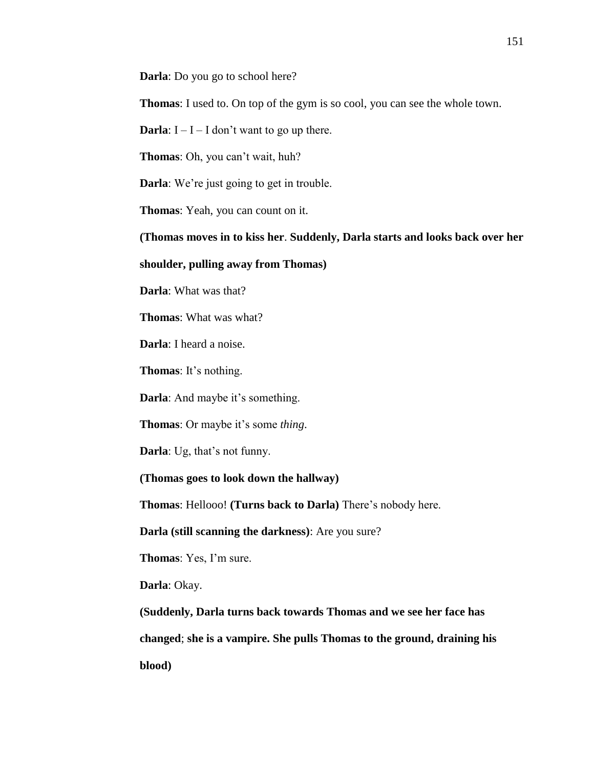**Darla**: Do you go to school here?

**Thomas**: I used to. On top of the gym is so cool, you can see the whole town.

**Darla**: I – I – I don't want to go up there.

**Thomas**: Oh, you can't wait, huh?

**Darla**: We're just going to get in trouble.

**Thomas**: Yeah, you can count on it.

**(Thomas moves in to kiss her**. **Suddenly, Darla starts and looks back over her shoulder, pulling away from Thomas)**

**Darla**: What was that?

**Thomas**: What was what?

**Darla**: I heard a noise.

**Thomas**: It's nothing.

**Darla**: And maybe it's something.

**Thomas**: Or maybe it's some *thing*.

**Darla**: Ug, that's not funny.

**(Thomas goes to look down the hallway)**

**Thomas**: Hellooo! **(Turns back to Darla)** There's nobody here.

**Darla (still scanning the darkness)**: Are you sure?

**Thomas**: Yes, I'm sure.

**Darla**: Okay.

**(Suddenly, Darla turns back towards Thomas and we see her face has changed**; **she is a vampire. She pulls Thomas to the ground, draining his blood)**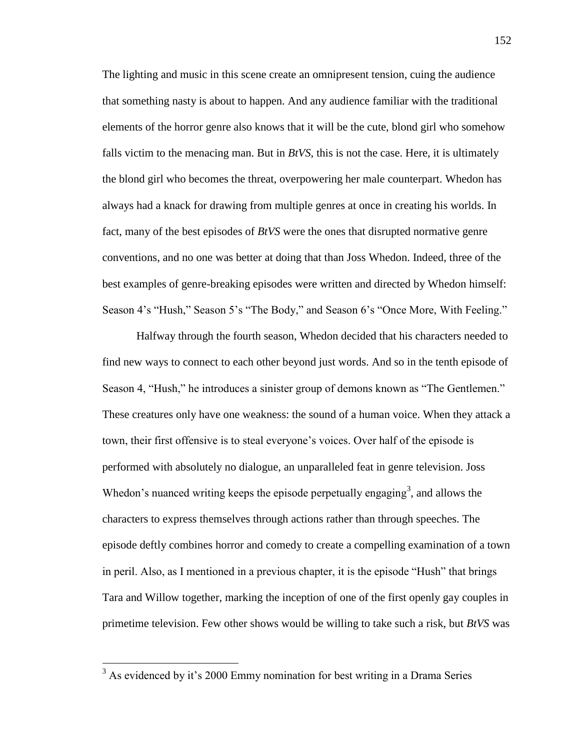The lighting and music in this scene create an omnipresent tension, cuing the audience that something nasty is about to happen. And any audience familiar with the traditional elements of the horror genre also knows that it will be the cute, blond girl who somehow falls victim to the menacing man. But in *BtVS*, this is not the case. Here, it is ultimately the blond girl who becomes the threat, overpowering her male counterpart. Whedon has always had a knack for drawing from multiple genres at once in creating his worlds. In fact, many of the best episodes of *BtVS* were the ones that disrupted normative genre conventions, and no one was better at doing that than Joss Whedon. Indeed, three of the best examples of genre-breaking episodes were written and directed by Whedon himself: Season 4's "Hush," Season 5's "The Body," and Season 6's "Once More, With Feeling."

Halfway through the fourth season, Whedon decided that his characters needed to find new ways to connect to each other beyond just words. And so in the tenth episode of Season 4, "Hush," he introduces a sinister group of demons known as "The Gentlemen." These creatures only have one weakness: the sound of a human voice. When they attack a town, their first offensive is to steal everyone's voices. Over half of the episode is performed with absolutely no dialogue, an unparalleled feat in genre television. Joss Whedon's nuanced writing keeps the episode perpetually engaging[3], and allows the characters to express themselves through actions rather than through speeches. The episode deftly combines horror and comedy to create a compelling examination of a town in peril. Also, as I mentioned in a previous chapter, it is the episode "Hush" that brings Tara and Willow together, marking the inception of one of the first openly gay couples in primetime television. Few other shows would be willing to take such a risk, but *BtVS* was

---

[3] As evidenced by it's 2000 Emmy nomination for best writing in a Drama Series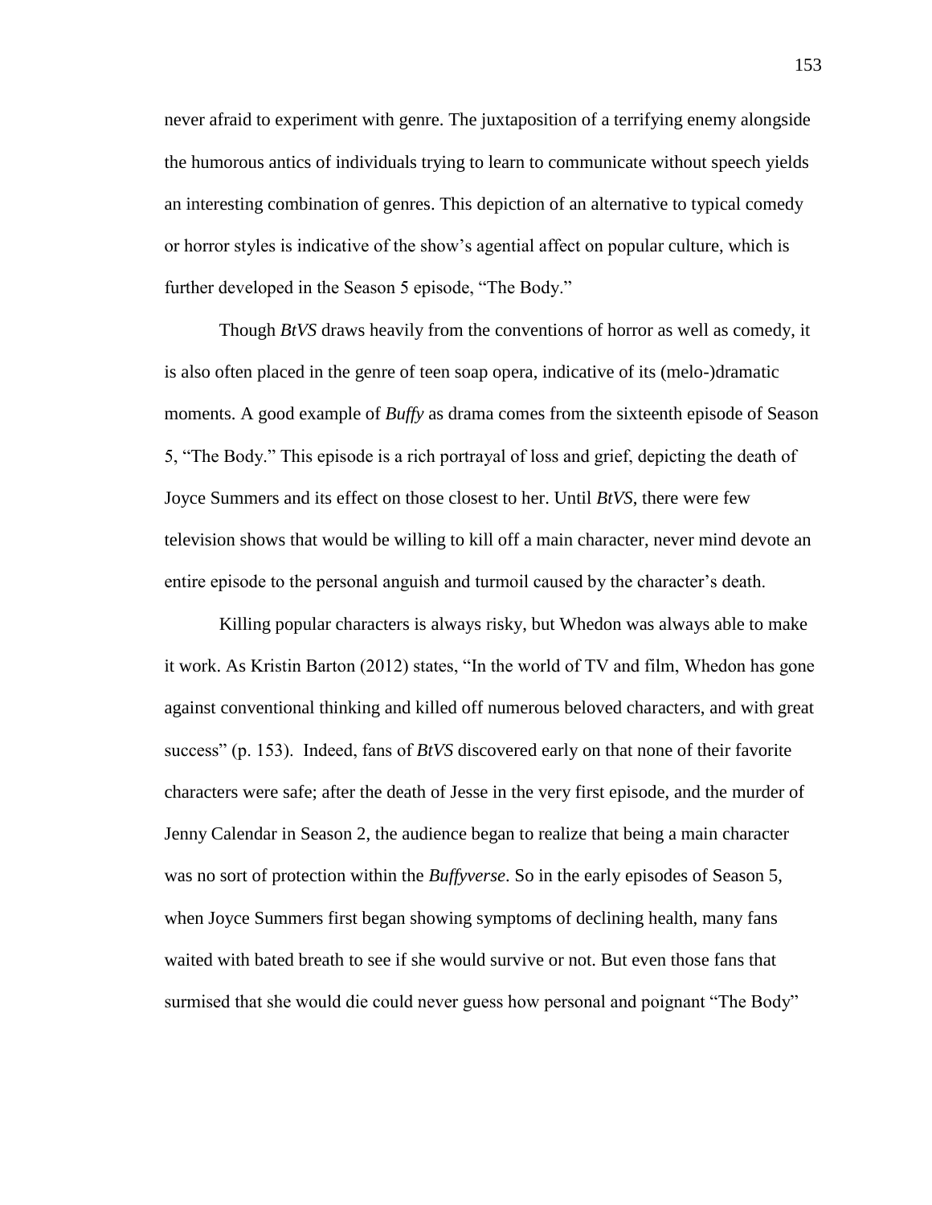never afraid to experiment with genre. The juxtaposition of a terrifying enemy alongside the humorous antics of individuals trying to learn to communicate without speech yields an interesting combination of genres. This depiction of an alternative to typical comedy or horror styles is indicative of the show's agential affect on popular culture, which is further developed in the Season 5 episode, "The Body."

Though *BtVS* draws heavily from the conventions of horror as well as comedy, it is also often placed in the genre of teen soap opera, indicative of its (melo-)dramatic moments. A good example of *Buffy* as drama comes from the sixteenth episode of Season 5, "The Body." This episode is a rich portrayal of loss and grief, depicting the death of Joyce Summers and its effect on those closest to her. Until *BtVS*, there were few television shows that would be willing to kill off a main character, never mind devote an entire episode to the personal anguish and turmoil caused by the character's death.

Killing popular characters is always risky, but Whedon was always able to make it work. As Kristin Barton (2012) states, "In the world of TV and film, Whedon has gone against conventional thinking and killed off numerous beloved characters, and with great success" (p. 153). Indeed, fans of *BtVS* discovered early on that none of their favorite characters were safe; after the death of Jesse in the very first episode, and the murder of Jenny Calendar in Season 2, the audience began to realize that being a main character was no sort of protection within the *Buffyverse*. So in the early episodes of Season 5, when Joyce Summers first began showing symptoms of declining health, many fans waited with bated breath to see if she would survive or not. But even those fans that surmised that she would die could never guess how personal and poignant "The Body"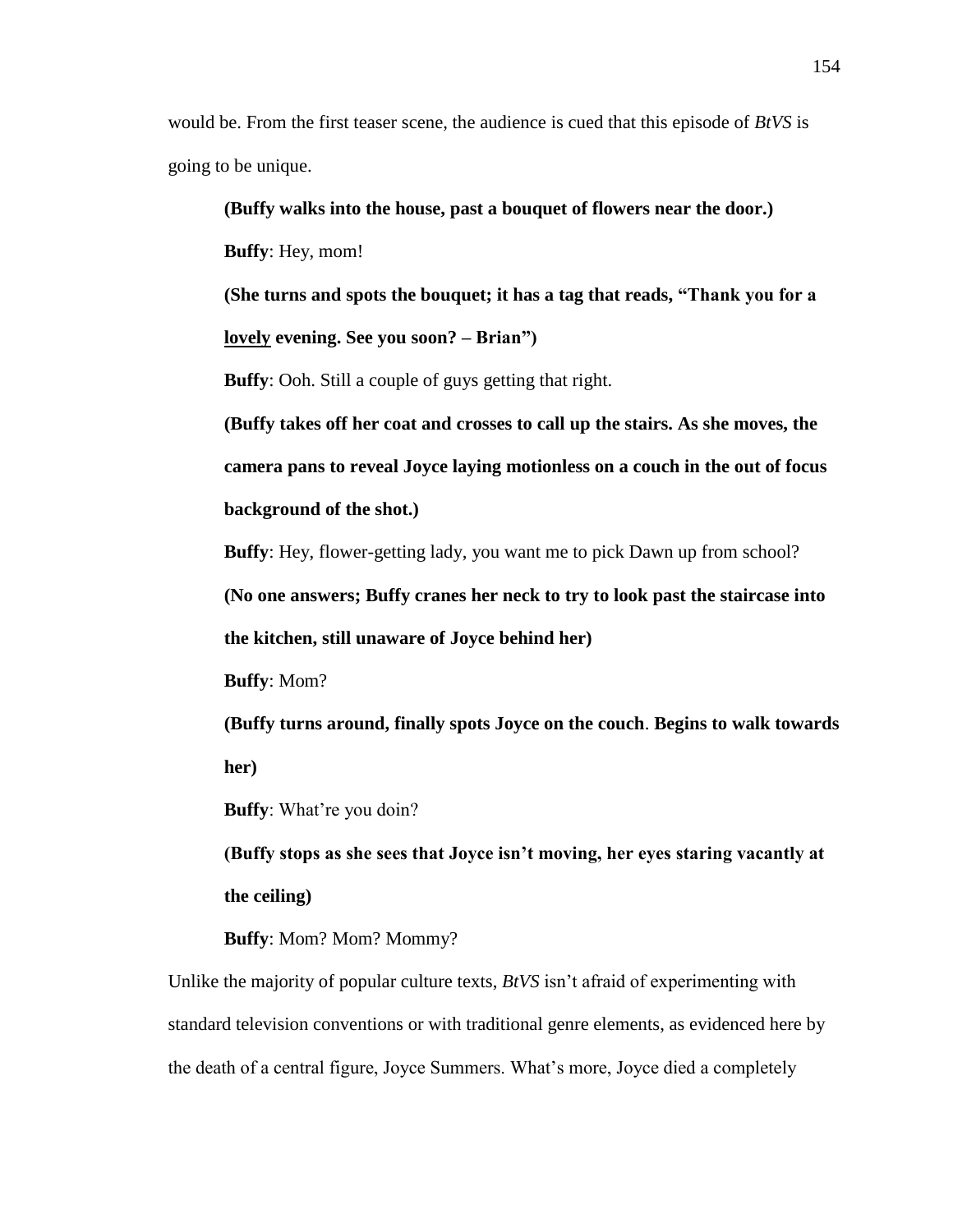would be. From the first teaser scene, the audience is cued that this episode of *BtVS* is going to be unique.

> **(Buffy walks into the house, past a bouquet of flowers near the door.)**
>
> **Buffy**: Hey, mom!
>
> **(She turns and spots the bouquet; it has a tag that reads, "Thank you for a <u>lovely</u> evening. See you soon? – Brian")**
>
> **Buffy**: Ooh. Still a couple of guys getting that right.
>
> **(Buffy takes off her coat and crosses to call up the stairs. As she moves, the camera pans to reveal Joyce laying motionless on a couch in the out of focus background of the shot.)**
>
> **Buffy**: Hey, flower-getting lady, you want me to pick Dawn up from school?
>
> **(No one answers; Buffy cranes her neck to try to look past the staircase into the kitchen, still unaware of Joyce behind her)**
>
> **Buffy**: Mom?
>
> **(Buffy turns around, finally spots Joyce on the couch. Begins to walk towards her)**
>
> **Buffy**: What're you doin?
>
> **(Buffy stops as she sees that Joyce isn't moving, her eyes staring vacantly at the ceiling)**
>
> **Buffy**: Mom? Mom? Mommy?

Unlike the majority of popular culture texts, *BtVS* isn't afraid of experimenting with standard television conventions or with traditional genre elements, as evidenced here by the death of a central figure, Joyce Summers. What's more, Joyce died a completely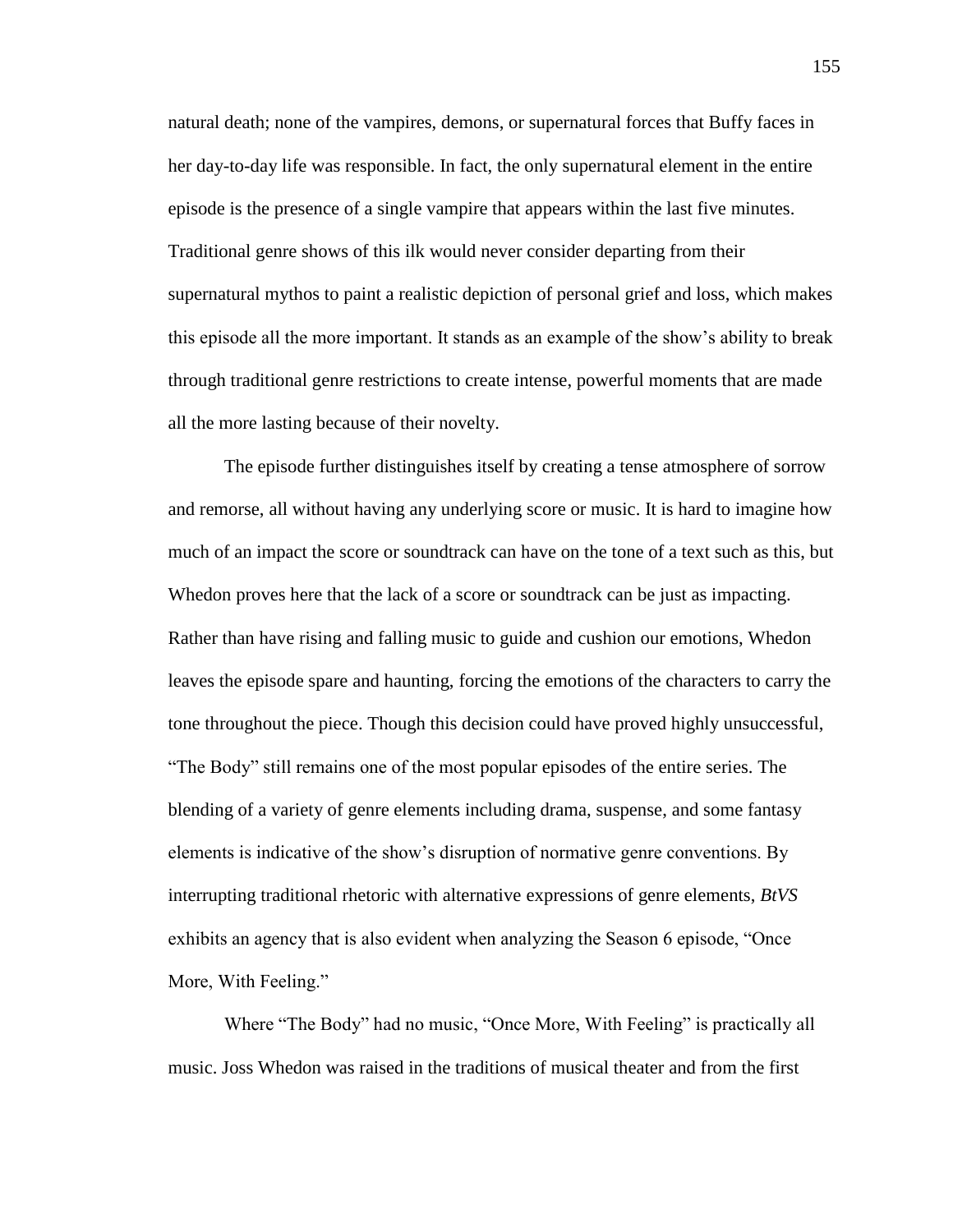natural death; none of the vampires, demons, or supernatural forces that Buffy faces in her day-to-day life was responsible. In fact, the only supernatural element in the entire episode is the presence of a single vampire that appears within the last five minutes. Traditional genre shows of this ilk would never consider departing from their supernatural mythos to paint a realistic depiction of personal grief and loss, which makes this episode all the more important. It stands as an example of the show's ability to break through traditional genre restrictions to create intense, powerful moments that are made all the more lasting because of their novelty.

The episode further distinguishes itself by creating a tense atmosphere of sorrow and remorse, all without having any underlying score or music. It is hard to imagine how much of an impact the score or soundtrack can have on the tone of a text such as this, but Whedon proves here that the lack of a score or soundtrack can be just as impacting. Rather than have rising and falling music to guide and cushion our emotions, Whedon leaves the episode spare and haunting, forcing the emotions of the characters to carry the tone throughout the piece. Though this decision could have proved highly unsuccessful, "The Body" still remains one of the most popular episodes of the entire series. The blending of a variety of genre elements including drama, suspense, and some fantasy elements is indicative of the show's disruption of normative genre conventions. By interrupting traditional rhetoric with alternative expressions of genre elements, *BtVS* exhibits an agency that is also evident when analyzing the Season 6 episode, "Once More, With Feeling."

Where "The Body" had no music, "Once More, With Feeling" is practically all music. Joss Whedon was raised in the traditions of musical theater and from the first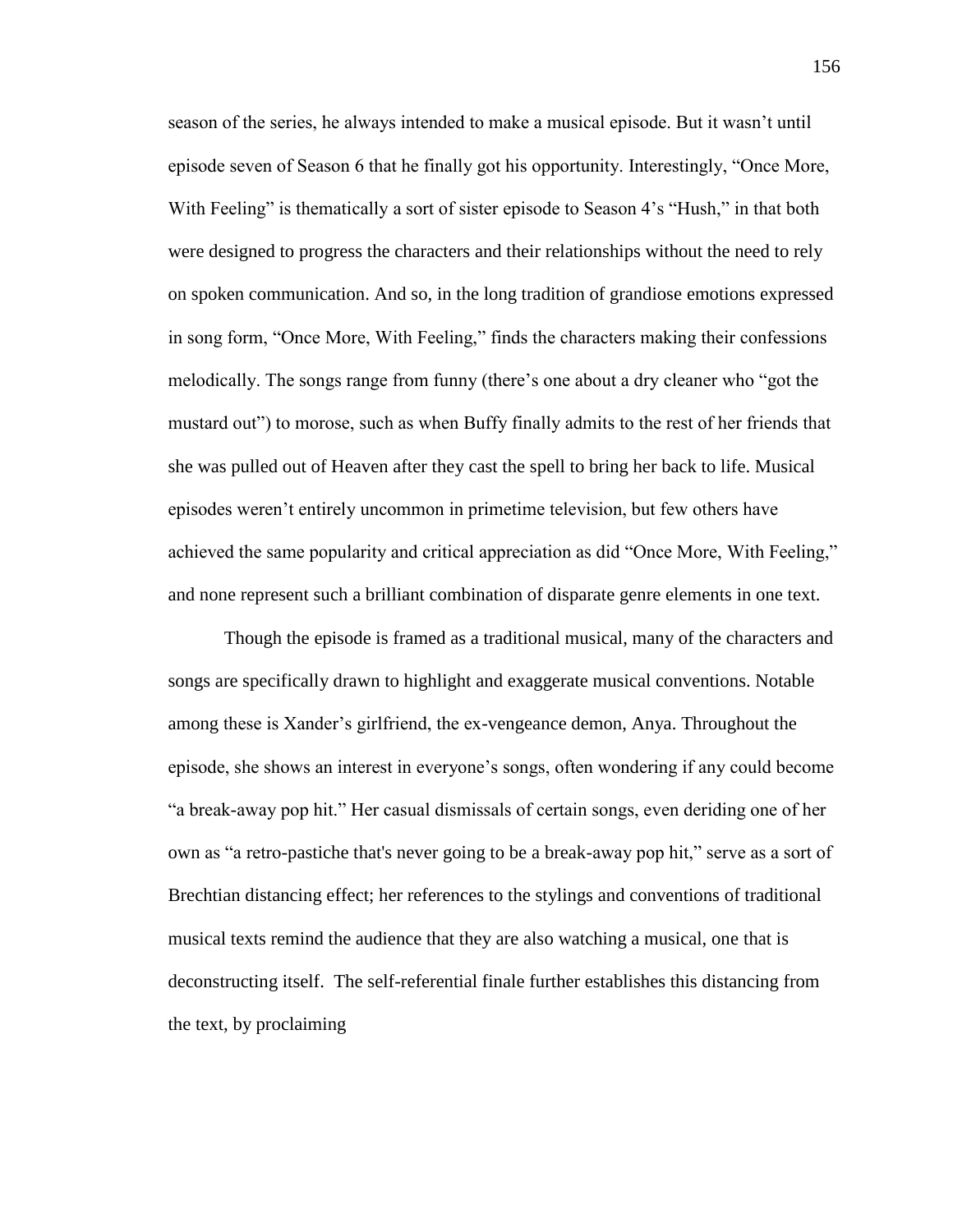season of the series, he always intended to make a musical episode. But it wasn't until episode seven of Season 6 that he finally got his opportunity. Interestingly, "Once More, With Feeling" is thematically a sort of sister episode to Season 4's "Hush," in that both were designed to progress the characters and their relationships without the need to rely on spoken communication. And so, in the long tradition of grandiose emotions expressed in song form, "Once More, With Feeling," finds the characters making their confessions melodically. The songs range from funny (there's one about a dry cleaner who "got the mustard out") to morose, such as when Buffy finally admits to the rest of her friends that she was pulled out of Heaven after they cast the spell to bring her back to life. Musical episodes weren't entirely uncommon in primetime television, but few others have achieved the same popularity and critical appreciation as did "Once More, With Feeling," and none represent such a brilliant combination of disparate genre elements in one text.

Though the episode is framed as a traditional musical, many of the characters and songs are specifically drawn to highlight and exaggerate musical conventions. Notable among these is Xander's girlfriend, the ex-vengeance demon, Anya. Throughout the episode, she shows an interest in everyone's songs, often wondering if any could become "a break-away pop hit." Her casual dismissals of certain songs, even deriding one of her own as "a retro-pastiche that's never going to be a break-away pop hit," serve as a sort of Brechtian distancing effect; her references to the stylings and conventions of traditional musical texts remind the audience that they are also watching a musical, one that is deconstructing itself. The self-referential finale further establishes this distancing from the text, by proclaiming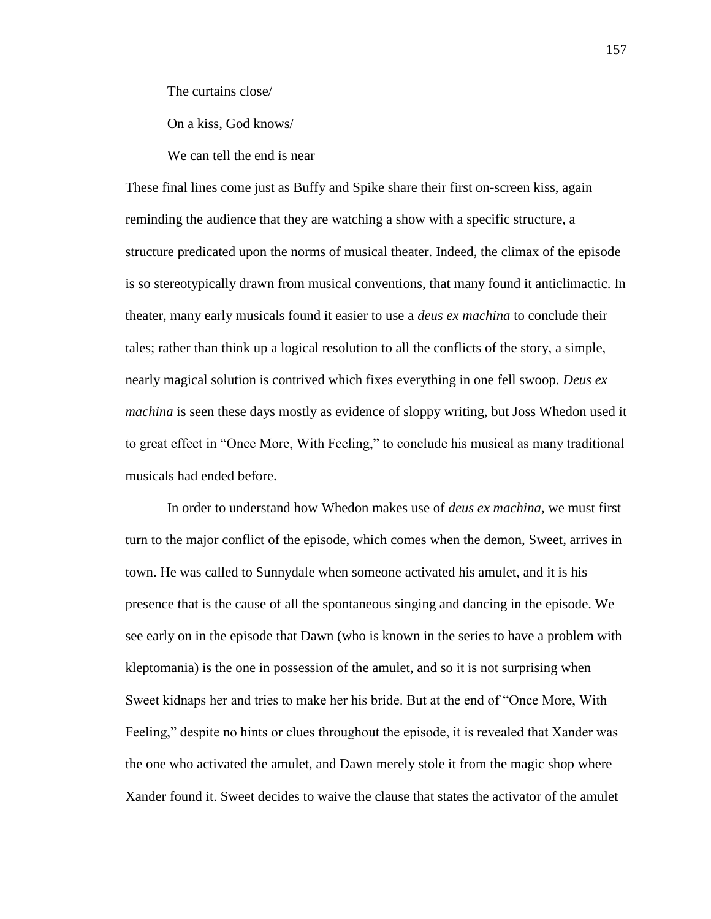The curtains close/

On a kiss, God knows/

We can tell the end is near

These final lines come just as Buffy and Spike share their first on-screen kiss, again reminding the audience that they are watching a show with a specific structure, a structure predicated upon the norms of musical theater. Indeed, the climax of the episode is so stereotypically drawn from musical conventions, that many found it anticlimactic. In theater, many early musicals found it easier to use a *deus ex machina* to conclude their tales; rather than think up a logical resolution to all the conflicts of the story, a simple, nearly magical solution is contrived which fixes everything in one fell swoop. *Deus ex machina* is seen these days mostly as evidence of sloppy writing, but Joss Whedon used it to great effect in "Once More, With Feeling," to conclude his musical as many traditional musicals had ended before.

In order to understand how Whedon makes use of *deus ex machina*, we must first turn to the major conflict of the episode, which comes when the demon, Sweet, arrives in town. He was called to Sunnydale when someone activated his amulet, and it is his presence that is the cause of all the spontaneous singing and dancing in the episode. We see early on in the episode that Dawn (who is known in the series to have a problem with kleptomania) is the one in possession of the amulet, and so it is not surprising when Sweet kidnaps her and tries to make her his bride. But at the end of "Once More, With Feeling," despite no hints or clues throughout the episode, it is revealed that Xander was the one who activated the amulet, and Dawn merely stole it from the magic shop where Xander found it. Sweet decides to waive the clause that states the activator of the amulet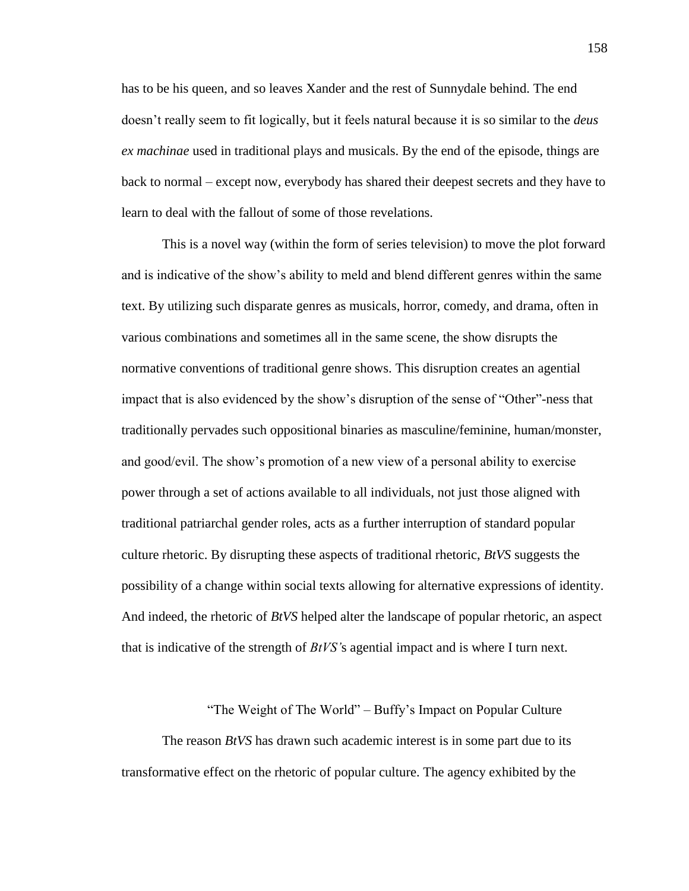has to be his queen, and so leaves Xander and the rest of Sunnydale behind. The end doesn't really seem to fit logically, but it feels natural because it is so similar to the *deus ex machinae* used in traditional plays and musicals. By the end of the episode, things are back to normal – except now, everybody has shared their deepest secrets and they have to learn to deal with the fallout of some of those revelations.

This is a novel way (within the form of series television) to move the plot forward and is indicative of the show's ability to meld and blend different genres within the same text. By utilizing such disparate genres as musicals, horror, comedy, and drama, often in various combinations and sometimes all in the same scene, the show disrupts the normative conventions of traditional genre shows. This disruption creates an agential impact that is also evidenced by the show's disruption of the sense of "Other"-ness that traditionally pervades such oppositional binaries as masculine/feminine, human/monster, and good/evil. The show's promotion of a new view of a personal ability to exercise power through a set of actions available to all individuals, not just those aligned with traditional patriarchal gender roles, acts as a further interruption of standard popular culture rhetoric. By disrupting these aspects of traditional rhetoric, *BtVS* suggests the possibility of a change within social texts allowing for alternative expressions of identity. And indeed, the rhetoric of *BtVS* helped alter the landscape of popular rhetoric, an aspect that is indicative of the strength of *BtVS'*s agential impact and is where I turn next.

## "The Weight of The World" – Buffy's Impact on Popular Culture

The reason *BtVS* has drawn such academic interest is in some part due to its transformative effect on the rhetoric of popular culture. The agency exhibited by the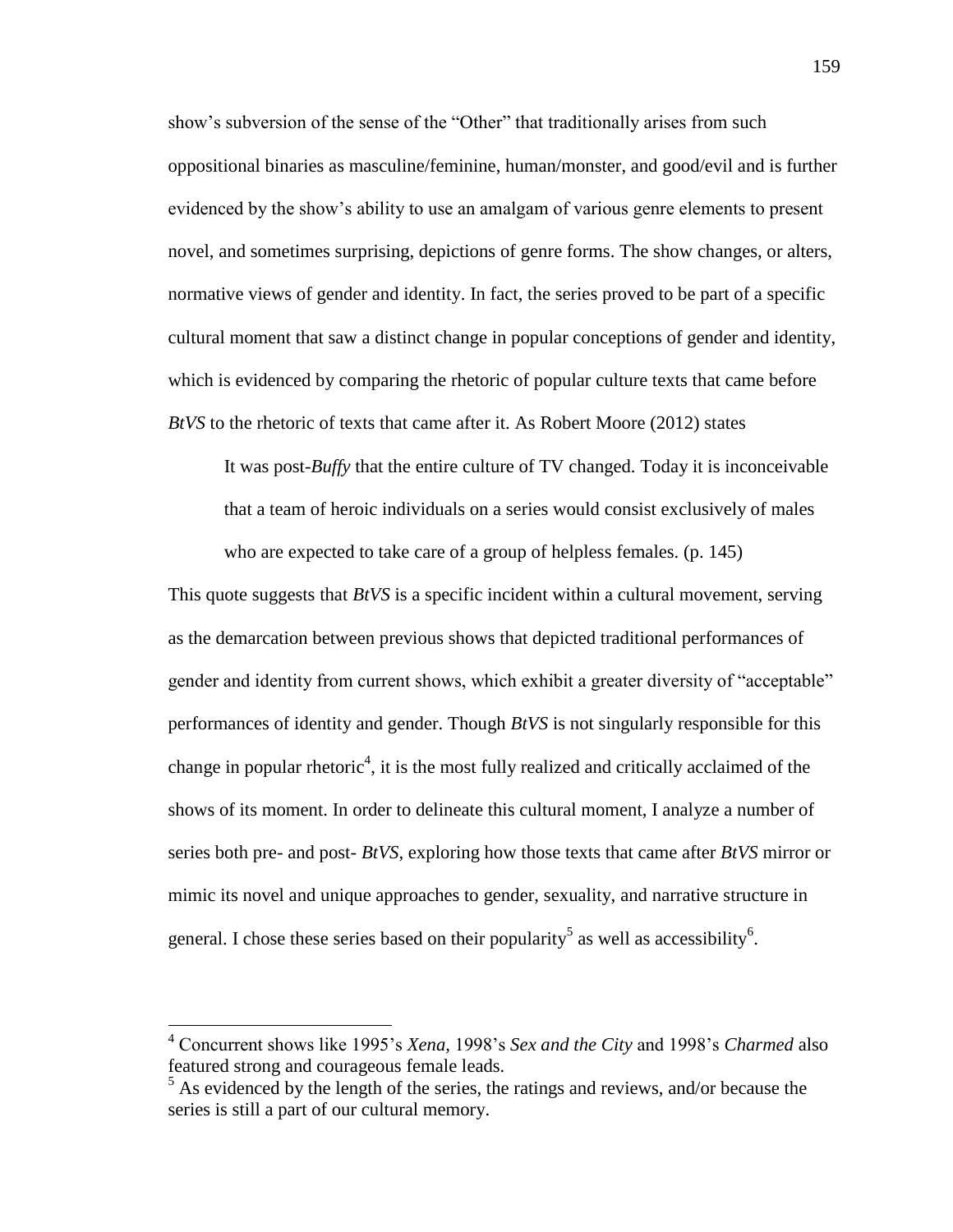show's subversion of the sense of the "Other" that traditionally arises from such oppositional binaries as masculine/feminine, human/monster, and good/evil and is further evidenced by the show's ability to use an amalgam of various genre elements to present novel, and sometimes surprising, depictions of genre forms. The show changes, or alters, normative views of gender and identity. In fact, the series proved to be part of a specific cultural moment that saw a distinct change in popular conceptions of gender and identity, which is evidenced by comparing the rhetoric of popular culture texts that came before *BtVS* to the rhetoric of texts that came after it. As Robert Moore (2012) states

> It was post-*Buffy* that the entire culture of TV changed. Today it is inconceivable that a team of heroic individuals on a series would consist exclusively of males who are expected to take care of a group of helpless females. (p. 145)

This quote suggests that *BtVS* is a specific incident within a cultural movement, serving as the demarcation between previous shows that depicted traditional performances of gender and identity from current shows, which exhibit a greater diversity of "acceptable" performances of identity and gender. Though *BtVS* is not singularly responsible for this change in popular rhetoric[4], it is the most fully realized and critically acclaimed of the shows of its moment. In order to delineate this cultural moment, I analyze a number of series both pre- and post- *BtVS*, exploring how those texts that came after *BtVS* mirror or mimic its novel and unique approaches to gender, sexuality, and narrative structure in general. I chose these series based on their popularity[5] as well as accessibility[6].

---

[4] Concurrent shows like 1995's *Xena*, 1998's *Sex and the City* and 1998's *Charmed* also featured strong and courageous female leads.

[5] As evidenced by the length of the series, the ratings and reviews, and/or because the series is still a part of our cultural memory.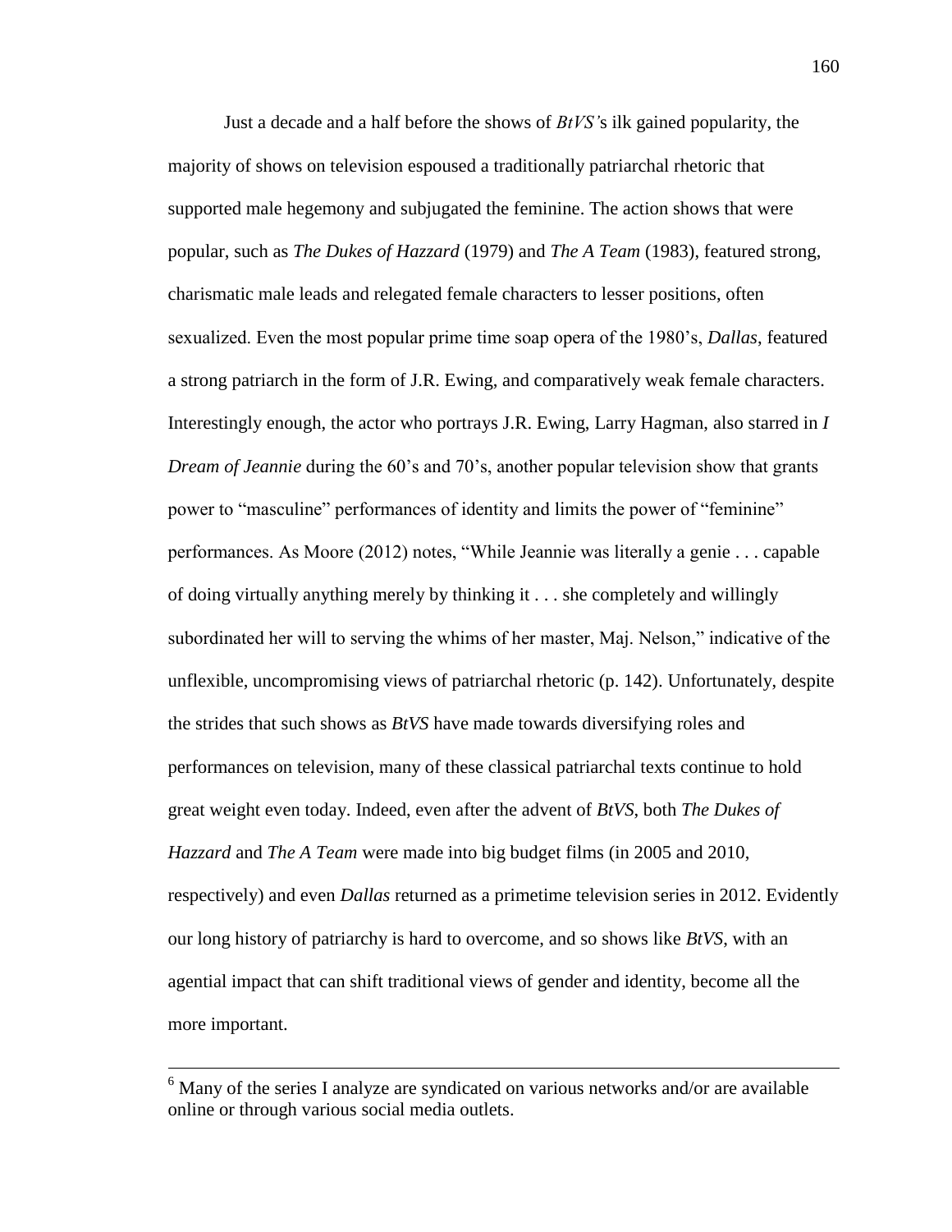Just a decade and a half before the shows of *BtVS'*s ilk gained popularity, the majority of shows on television espoused a traditionally patriarchal rhetoric that supported male hegemony and subjugated the feminine. The action shows that were popular, such as *The Dukes of Hazzard* (1979) and *The A Team* (1983), featured strong, charismatic male leads and relegated female characters to lesser positions, often sexualized. Even the most popular prime time soap opera of the 1980's, *Dallas*, featured a strong patriarch in the form of J.R. Ewing, and comparatively weak female characters. Interestingly enough, the actor who portrays J.R. Ewing, Larry Hagman, also starred in *I Dream of Jeannie* during the 60's and 70's, another popular television show that grants power to "masculine" performances of identity and limits the power of "feminine" performances. As Moore (2012) notes, "While Jeannie was literally a genie . . . capable of doing virtually anything merely by thinking it . . . she completely and willingly subordinated her will to serving the whims of her master, Maj. Nelson," indicative of the unflexible, uncompromising views of patriarchal rhetoric (p. 142). Unfortunately, despite the strides that such shows as *BtVS* have made towards diversifying roles and performances on television, many of these classical patriarchal texts continue to hold great weight even today. Indeed, even after the advent of *BtVS*, both *The Dukes of Hazzard* and *The A Team* were made into big budget films (in 2005 and 2010, respectively) and even *Dallas* returned as a primetime television series in 2012. Evidently our long history of patriarchy is hard to overcome, and so shows like *BtVS*, with an agential impact that can shift traditional views of gender and identity, become all the more important.

---

[6] Many of the series I analyze are syndicated on various networks and/or are available online or through various social media outlets.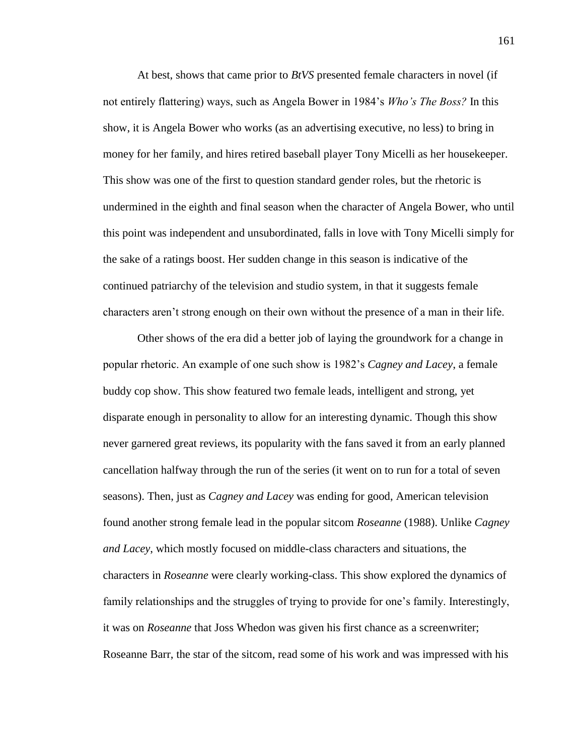At best, shows that came prior to *BtVS* presented female characters in novel (if not entirely flattering) ways, such as Angela Bower in 1984's *Who's The Boss?* In this show, it is Angela Bower who works (as an advertising executive, no less) to bring in money for her family, and hires retired baseball player Tony Micelli as her housekeeper. This show was one of the first to question standard gender roles, but the rhetoric is undermined in the eighth and final season when the character of Angela Bower, who until this point was independent and unsubordinated, falls in love with Tony Micelli simply for the sake of a ratings boost. Her sudden change in this season is indicative of the continued patriarchy of the television and studio system, in that it suggests female characters aren't strong enough on their own without the presence of a man in their life.

Other shows of the era did a better job of laying the groundwork for a change in popular rhetoric. An example of one such show is 1982's *Cagney and Lacey*, a female buddy cop show. This show featured two female leads, intelligent and strong, yet disparate enough in personality to allow for an interesting dynamic. Though this show never garnered great reviews, its popularity with the fans saved it from an early planned cancellation halfway through the run of the series (it went on to run for a total of seven seasons). Then, just as *Cagney and Lacey* was ending for good, American television found another strong female lead in the popular sitcom *Roseanne* (1988). Unlike *Cagney and Lacey*, which mostly focused on middle-class characters and situations, the characters in *Roseanne* were clearly working-class. This show explored the dynamics of family relationships and the struggles of trying to provide for one's family. Interestingly, it was on *Roseanne* that Joss Whedon was given his first chance as a screenwriter; Roseanne Barr, the star of the sitcom, read some of his work and was impressed with his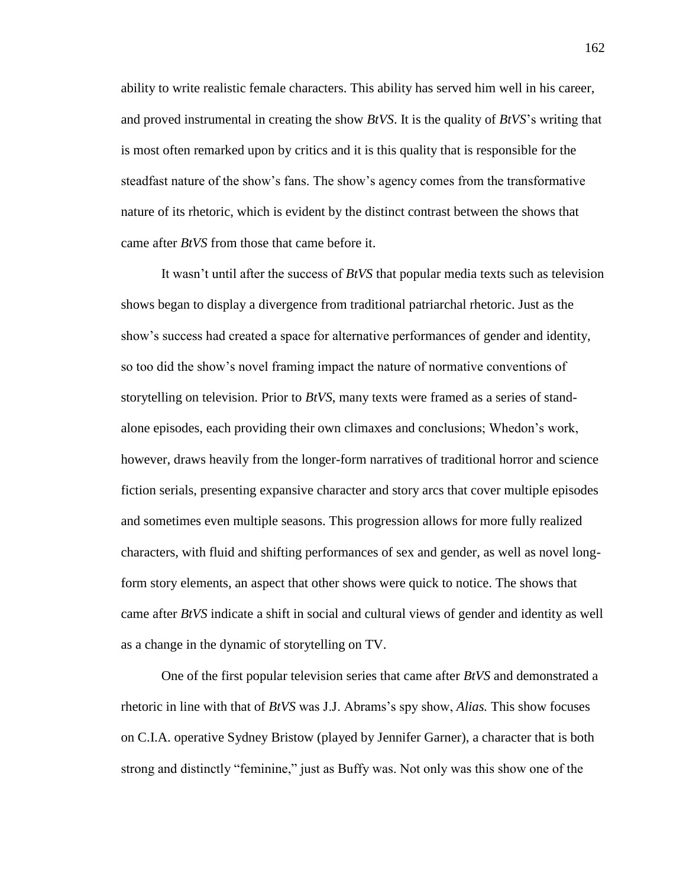ability to write realistic female characters. This ability has served him well in his career, and proved instrumental in creating the show *BtVS*. It is the quality of *BtVS*'s writing that is most often remarked upon by critics and it is this quality that is responsible for the steadfast nature of the show's fans. The show's agency comes from the transformative nature of its rhetoric, which is evident by the distinct contrast between the shows that came after *BtVS* from those that came before it.

It wasn't until after the success of *BtVS* that popular media texts such as television shows began to display a divergence from traditional patriarchal rhetoric. Just as the show's success had created a space for alternative performances of gender and identity, so too did the show's novel framing impact the nature of normative conventions of storytelling on television. Prior to *BtVS*, many texts were framed as a series of stand-alone episodes, each providing their own climaxes and conclusions; Whedon's work, however, draws heavily from the longer-form narratives of traditional horror and science fiction serials, presenting expansive character and story arcs that cover multiple episodes and sometimes even multiple seasons. This progression allows for more fully realized characters, with fluid and shifting performances of sex and gender, as well as novel long-form story elements, an aspect that other shows were quick to notice. The shows that came after *BtVS* indicate a shift in social and cultural views of gender and identity as well as a change in the dynamic of storytelling on TV.

One of the first popular television series that came after *BtVS* and demonstrated a rhetoric in line with that of *BtVS* was J.J. Abrams's spy show, *Alias.* This show focuses on C.I.A. operative Sydney Bristow (played by Jennifer Garner), a character that is both strong and distinctly "feminine," just as Buffy was. Not only was this show one of the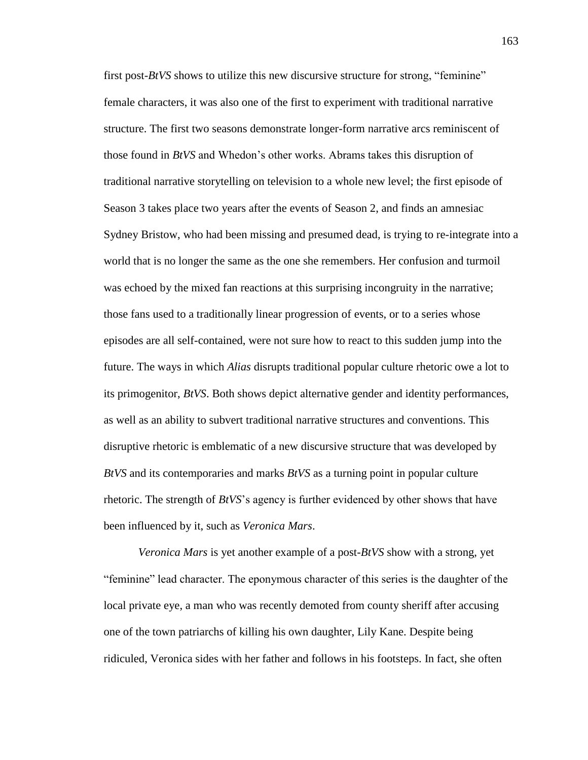first post-*BtVS* shows to utilize this new discursive structure for strong, "feminine" female characters, it was also one of the first to experiment with traditional narrative structure. The first two seasons demonstrate longer-form narrative arcs reminiscent of those found in *BtVS* and Whedon's other works. Abrams takes this disruption of traditional narrative storytelling on television to a whole new level; the first episode of Season 3 takes place two years after the events of Season 2, and finds an amnesiac Sydney Bristow, who had been missing and presumed dead, is trying to re-integrate into a world that is no longer the same as the one she remembers. Her confusion and turmoil was echoed by the mixed fan reactions at this surprising incongruity in the narrative; those fans used to a traditionally linear progression of events, or to a series whose episodes are all self-contained, were not sure how to react to this sudden jump into the future. The ways in which *Alias* disrupts traditional popular culture rhetoric owe a lot to its primogenitor, *BtVS*. Both shows depict alternative gender and identity performances, as well as an ability to subvert traditional narrative structures and conventions. This disruptive rhetoric is emblematic of a new discursive structure that was developed by *BtVS* and its contemporaries and marks *BtVS* as a turning point in popular culture rhetoric. The strength of *BtVS*'s agency is further evidenced by other shows that have been influenced by it, such as *Veronica Mars*.

*Veronica Mars* is yet another example of a post-*BtVS* show with a strong, yet "feminine" lead character. The eponymous character of this series is the daughter of the local private eye, a man who was recently demoted from county sheriff after accusing one of the town patriarchs of killing his own daughter, Lily Kane. Despite being ridiculed, Veronica sides with her father and follows in his footsteps. In fact, she often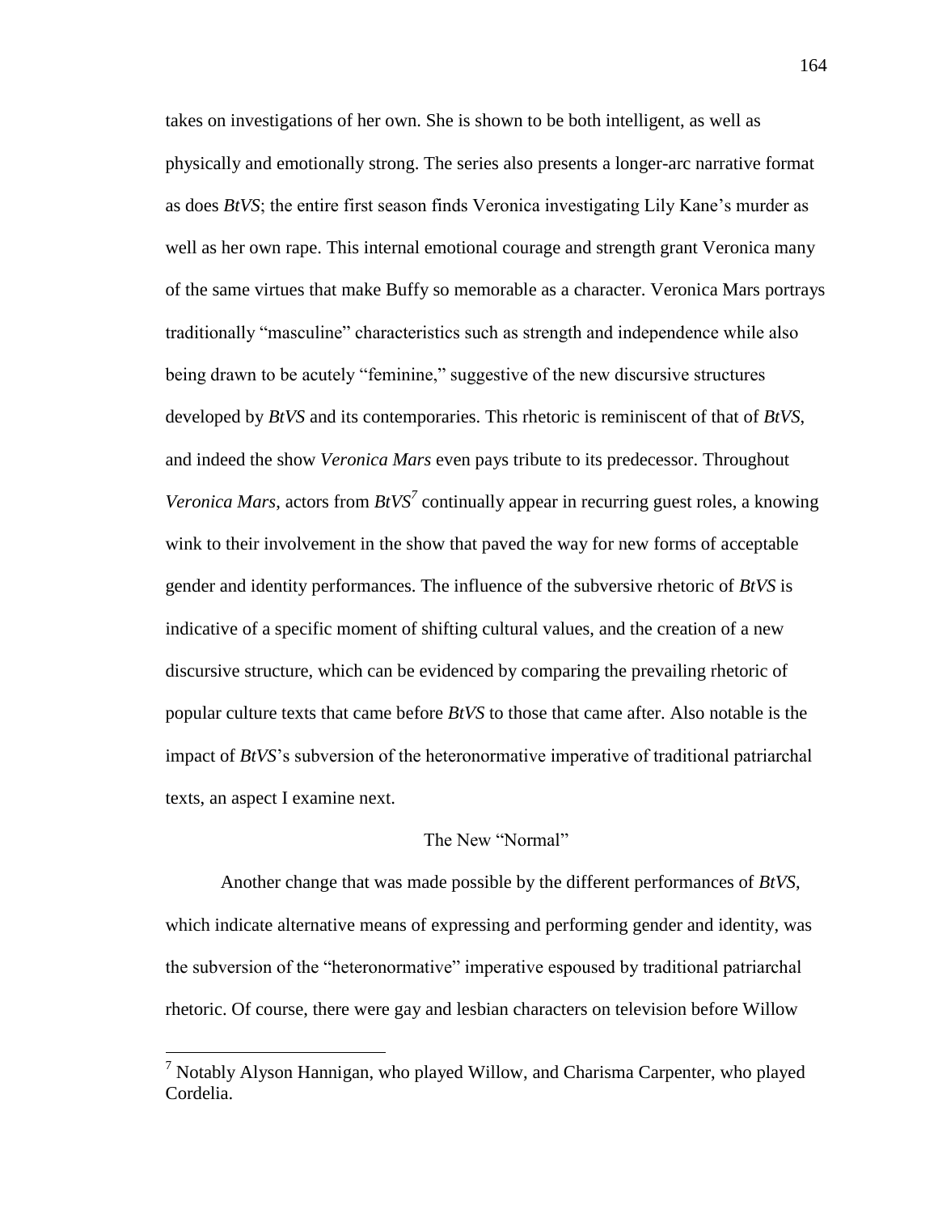takes on investigations of her own. She is shown to be both intelligent, as well as physically and emotionally strong. The series also presents a longer-arc narrative format as does *BtVS*; the entire first season finds Veronica investigating Lily Kane's murder as well as her own rape. This internal emotional courage and strength grant Veronica many of the same virtues that make Buffy so memorable as a character. Veronica Mars portrays traditionally "masculine" characteristics such as strength and independence while also being drawn to be acutely "feminine," suggestive of the new discursive structures developed by *BtVS* and its contemporaries. This rhetoric is reminiscent of that of *BtVS*, and indeed the show *Veronica Mars* even pays tribute to its predecessor. Throughout *Veronica Mars*, actors from *BtVS*[7] continually appear in recurring guest roles, a knowing wink to their involvement in the show that paved the way for new forms of acceptable gender and identity performances. The influence of the subversive rhetoric of *BtVS* is indicative of a specific moment of shifting cultural values, and the creation of a new discursive structure, which can be evidenced by comparing the prevailing rhetoric of popular culture texts that came before *BtVS* to those that came after. Also notable is the impact of *BtVS*'s subversion of the heteronormative imperative of traditional patriarchal texts, an aspect I examine next.

## The New "Normal"

Another change that was made possible by the different performances of *BtVS*, which indicate alternative means of expressing and performing gender and identity, was the subversion of the "heteronormative" imperative espoused by traditional patriarchal rhetoric. Of course, there were gay and lesbian characters on television before Willow

[7] Notably Alyson Hannigan, who played Willow, and Charisma Carpenter, who played Cordelia.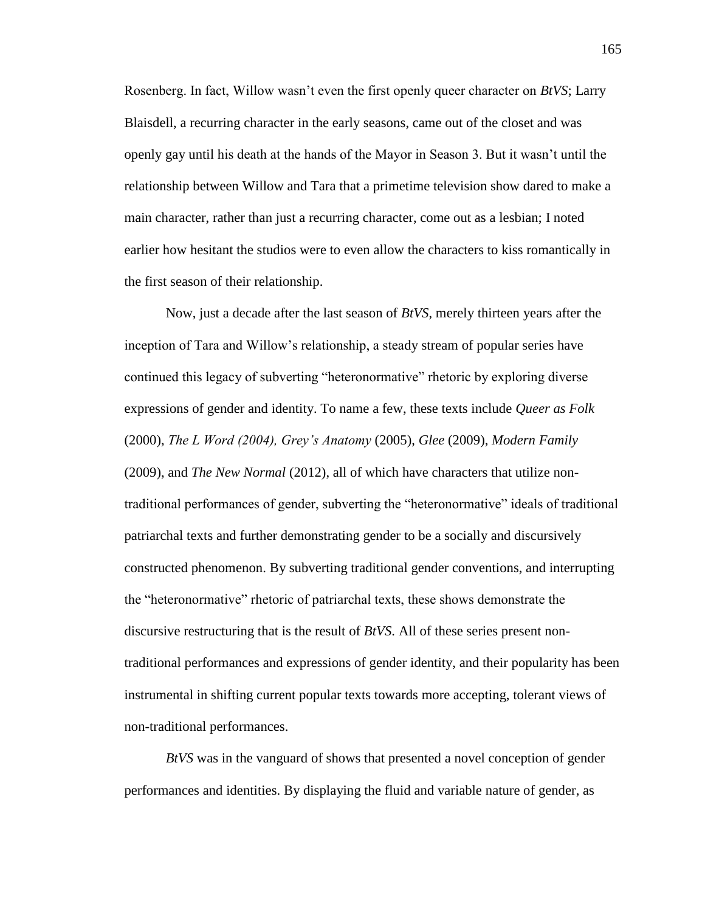Rosenberg. In fact, Willow wasn't even the first openly queer character on *BtVS*; Larry Blaisdell, a recurring character in the early seasons, came out of the closet and was openly gay until his death at the hands of the Mayor in Season 3. But it wasn't until the relationship between Willow and Tara that a primetime television show dared to make a main character, rather than just a recurring character, come out as a lesbian; I noted earlier how hesitant the studios were to even allow the characters to kiss romantically in the first season of their relationship.

Now, just a decade after the last season of *BtVS*, merely thirteen years after the inception of Tara and Willow's relationship, a steady stream of popular series have continued this legacy of subverting "heteronormative" rhetoric by exploring diverse expressions of gender and identity. To name a few, these texts include *Queer as Folk* (2000), *The L Word (2004), Grey's Anatomy* (2005), *Glee* (2009), *Modern Family* (2009), and *The New Normal* (2012), all of which have characters that utilize non-traditional performances of gender, subverting the "heteronormative" ideals of traditional patriarchal texts and further demonstrating gender to be a socially and discursively constructed phenomenon. By subverting traditional gender conventions, and interrupting the "heteronormative" rhetoric of patriarchal texts, these shows demonstrate the discursive restructuring that is the result of *BtVS*. All of these series present non-traditional performances and expressions of gender identity, and their popularity has been instrumental in shifting current popular texts towards more accepting, tolerant views of non-traditional performances.

*BtVS* was in the vanguard of shows that presented a novel conception of gender performances and identities. By displaying the fluid and variable nature of gender, as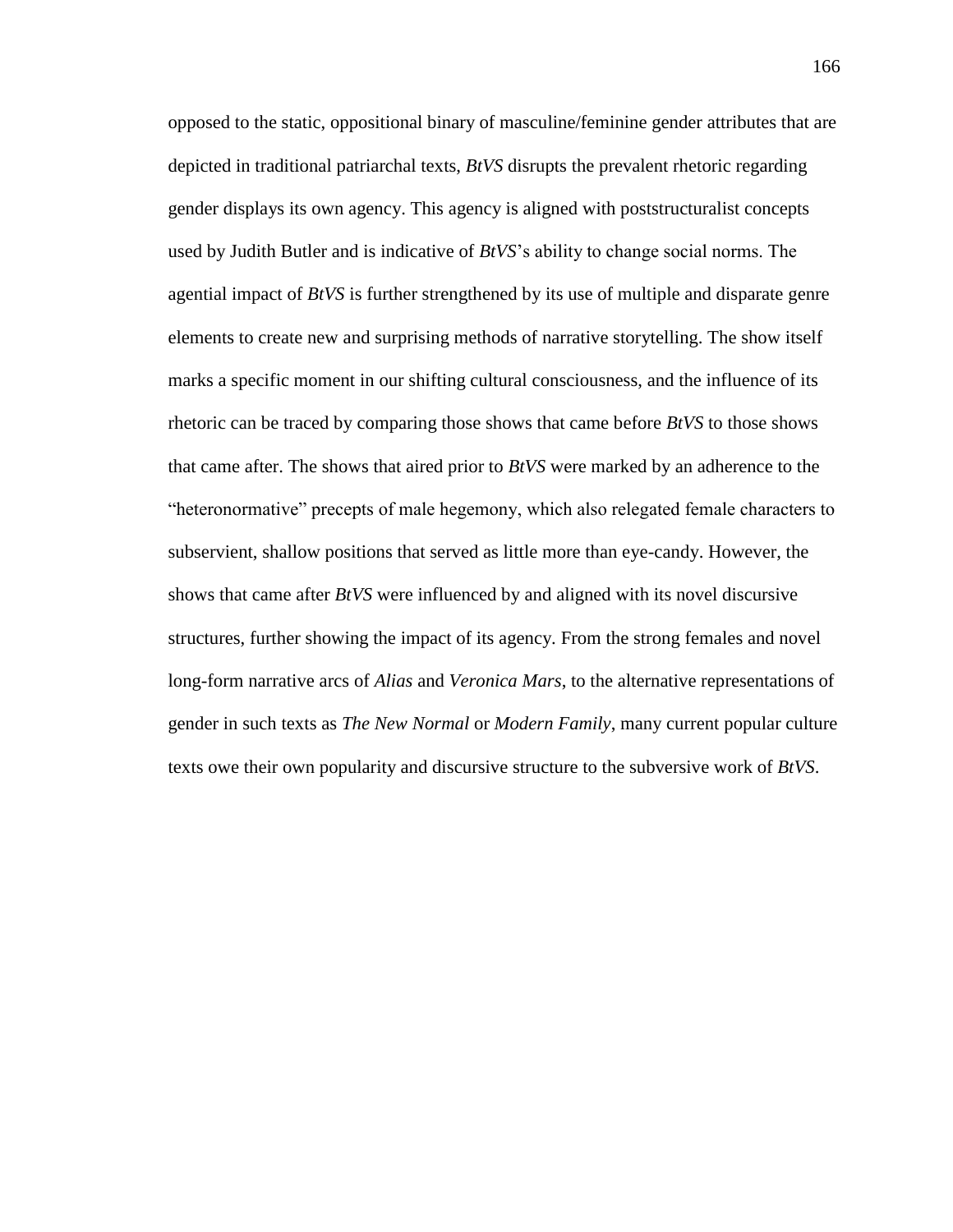opposed to the static, oppositional binary of masculine/feminine gender attributes that are depicted in traditional patriarchal texts, *BtVS* disrupts the prevalent rhetoric regarding gender displays its own agency. This agency is aligned with poststructuralist concepts used by Judith Butler and is indicative of *BtVS*'s ability to change social norms. The agential impact of *BtVS* is further strengthened by its use of multiple and disparate genre elements to create new and surprising methods of narrative storytelling. The show itself marks a specific moment in our shifting cultural consciousness, and the influence of its rhetoric can be traced by comparing those shows that came before *BtVS* to those shows that came after. The shows that aired prior to *BtVS* were marked by an adherence to the "heteronormative" precepts of male hegemony, which also relegated female characters to subservient, shallow positions that served as little more than eye-candy. However, the shows that came after *BtVS* were influenced by and aligned with its novel discursive structures, further showing the impact of its agency. From the strong females and novel long-form narrative arcs of *Alias* and *Veronica Mars*, to the alternative representations of gender in such texts as *The New Normal* or *Modern Family*, many current popular culture texts owe their own popularity and discursive structure to the subversive work of *BtVS*.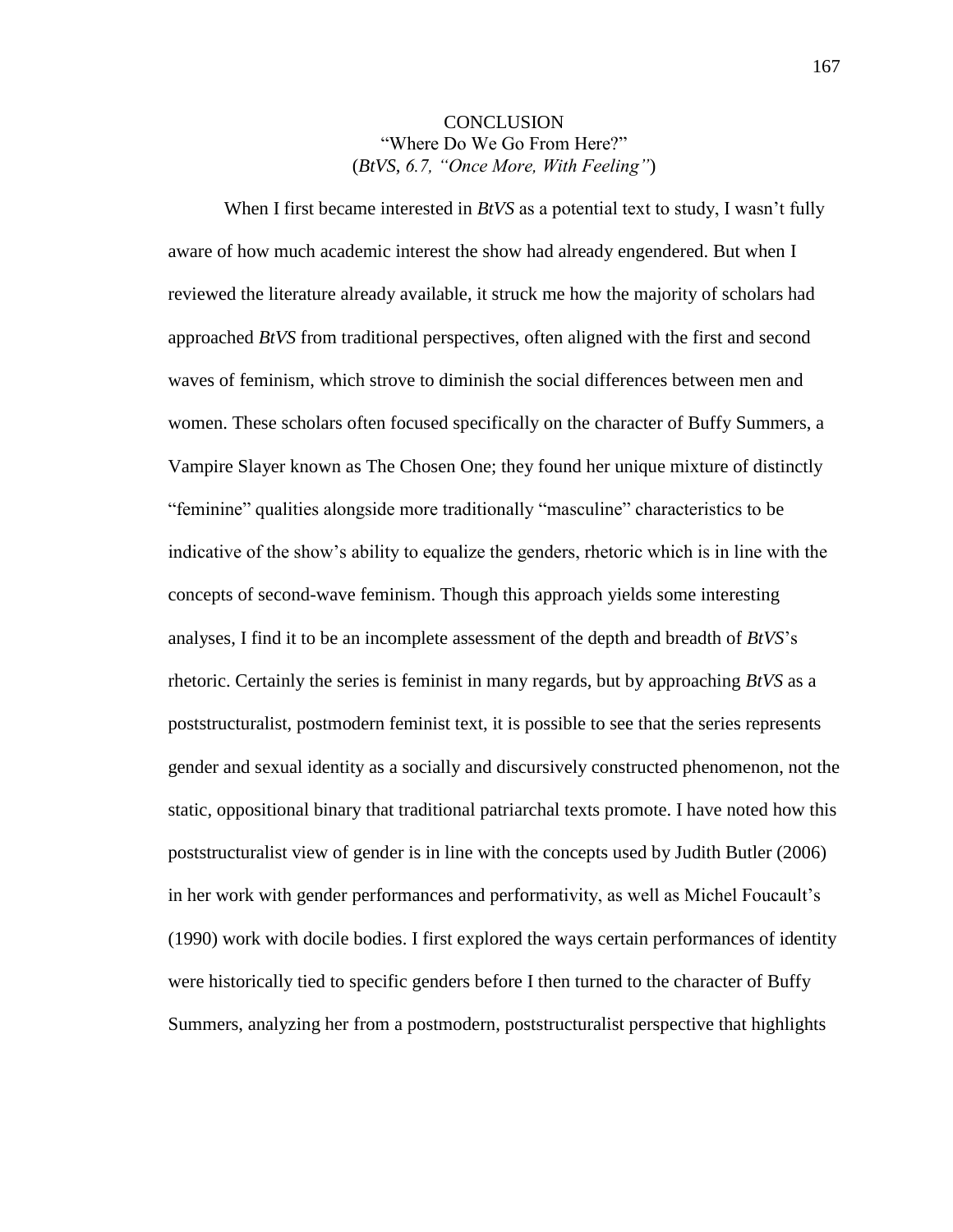# CONCLUSION

## "Where Do We Go From Here?"

(*BtVS*, *6.7, "Once More, With Feeling"*)

When I first became interested in *BtVS* as a potential text to study, I wasn't fully aware of how much academic interest the show had already engendered. But when I reviewed the literature already available, it struck me how the majority of scholars had approached *BtVS* from traditional perspectives, often aligned with the first and second waves of feminism, which strove to diminish the social differences between men and women. These scholars often focused specifically on the character of Buffy Summers, a Vampire Slayer known as The Chosen One; they found her unique mixture of distinctly "feminine" qualities alongside more traditionally "masculine" characteristics to be indicative of the show's ability to equalize the genders, rhetoric which is in line with the concepts of second-wave feminism. Though this approach yields some interesting analyses, I find it to be an incomplete assessment of the depth and breadth of *BtVS*'s rhetoric. Certainly the series is feminist in many regards, but by approaching *BtVS* as a poststructuralist, postmodern feminist text, it is possible to see that the series represents gender and sexual identity as a socially and discursively constructed phenomenon, not the static, oppositional binary that traditional patriarchal texts promote. I have noted how this poststructuralist view of gender is in line with the concepts used by Judith Butler (2006) in her work with gender performances and performativity, as well as Michel Foucault's (1990) work with docile bodies. I first explored the ways certain performances of identity were historically tied to specific genders before I then turned to the character of Buffy Summers, analyzing her from a postmodern, poststructuralist perspective that highlights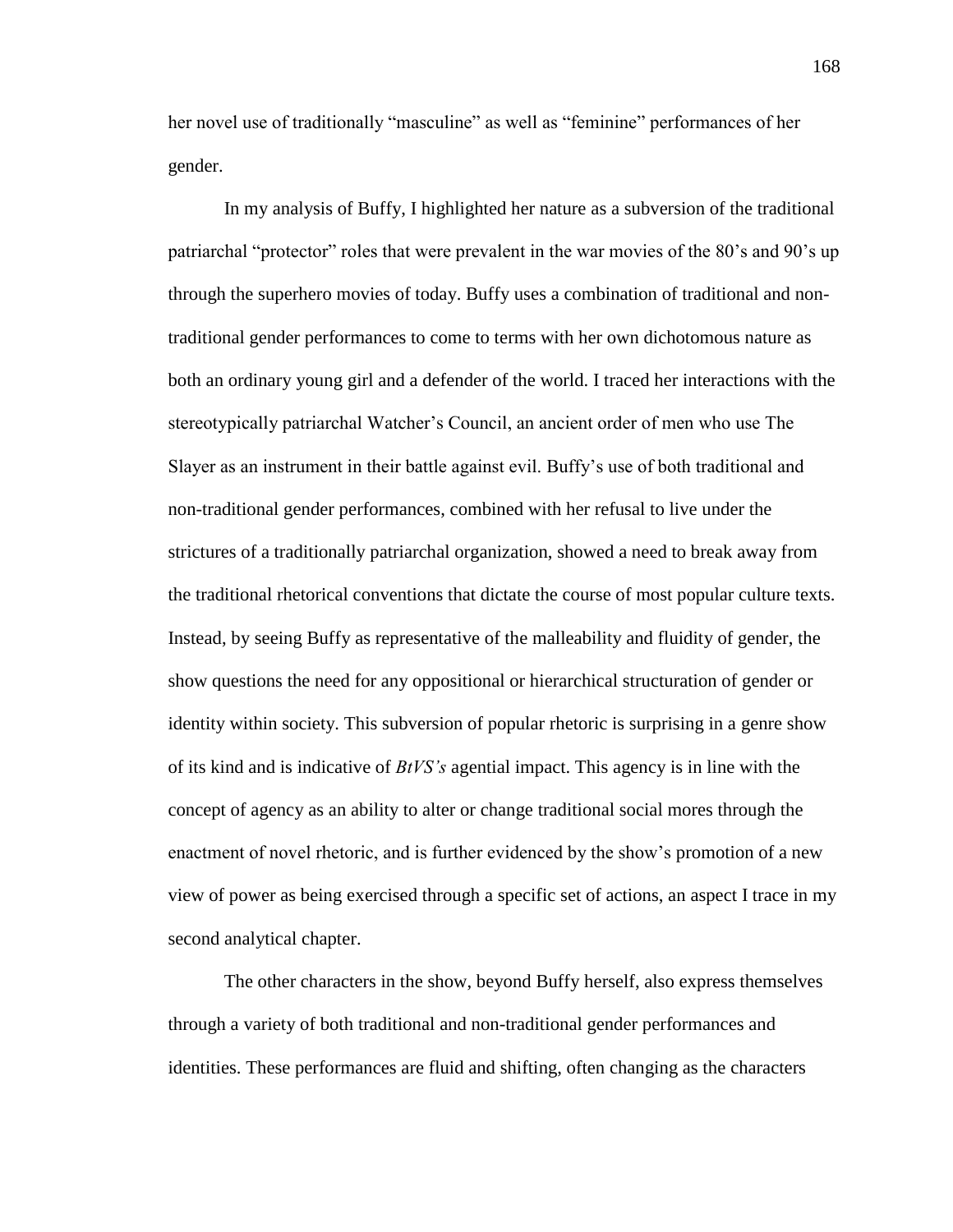her novel use of traditionally "masculine" as well as "feminine" performances of her gender.

In my analysis of Buffy, I highlighted her nature as a subversion of the traditional patriarchal "protector" roles that were prevalent in the war movies of the 80's and 90's up through the superhero movies of today. Buffy uses a combination of traditional and non-traditional gender performances to come to terms with her own dichotomous nature as both an ordinary young girl and a defender of the world. I traced her interactions with the stereotypically patriarchal Watcher's Council, an ancient order of men who use The Slayer as an instrument in their battle against evil. Buffy's use of both traditional and non-traditional gender performances, combined with her refusal to live under the strictures of a traditionally patriarchal organization, showed a need to break away from the traditional rhetorical conventions that dictate the course of most popular culture texts. Instead, by seeing Buffy as representative of the malleability and fluidity of gender, the show questions the need for any oppositional or hierarchical structuration of gender or identity within society. This subversion of popular rhetoric is surprising in a genre show of its kind and is indicative of *BtVS's* agential impact. This agency is in line with the concept of agency as an ability to alter or change traditional social mores through the enactment of novel rhetoric, and is further evidenced by the show's promotion of a new view of power as being exercised through a specific set of actions, an aspect I trace in my second analytical chapter.

The other characters in the show, beyond Buffy herself, also express themselves through a variety of both traditional and non-traditional gender performances and identities. These performances are fluid and shifting, often changing as the characters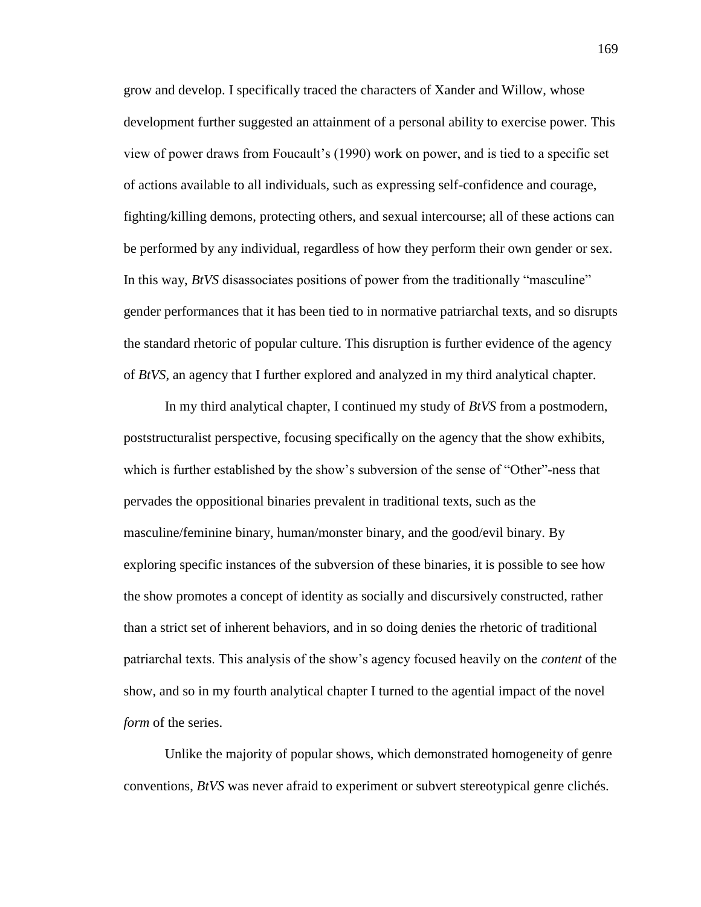grow and develop. I specifically traced the characters of Xander and Willow, whose development further suggested an attainment of a personal ability to exercise power. This view of power draws from Foucault's (1990) work on power, and is tied to a specific set of actions available to all individuals, such as expressing self-confidence and courage, fighting/killing demons, protecting others, and sexual intercourse; all of these actions can be performed by any individual, regardless of how they perform their own gender or sex. In this way, *BtVS* disassociates positions of power from the traditionally "masculine" gender performances that it has been tied to in normative patriarchal texts, and so disrupts the standard rhetoric of popular culture. This disruption is further evidence of the agency of *BtVS*, an agency that I further explored and analyzed in my third analytical chapter.

In my third analytical chapter, I continued my study of *BtVS* from a postmodern, poststructuralist perspective, focusing specifically on the agency that the show exhibits, which is further established by the show's subversion of the sense of "Other"-ness that pervades the oppositional binaries prevalent in traditional texts, such as the masculine/feminine binary, human/monster binary, and the good/evil binary. By exploring specific instances of the subversion of these binaries, it is possible to see how the show promotes a concept of identity as socially and discursively constructed, rather than a strict set of inherent behaviors, and in so doing denies the rhetoric of traditional patriarchal texts. This analysis of the show's agency focused heavily on the *content* of the show, and so in my fourth analytical chapter I turned to the agential impact of the novel *form* of the series.

Unlike the majority of popular shows, which demonstrated homogeneity of genre conventions, *BtVS* was never afraid to experiment or subvert stereotypical genre clichés.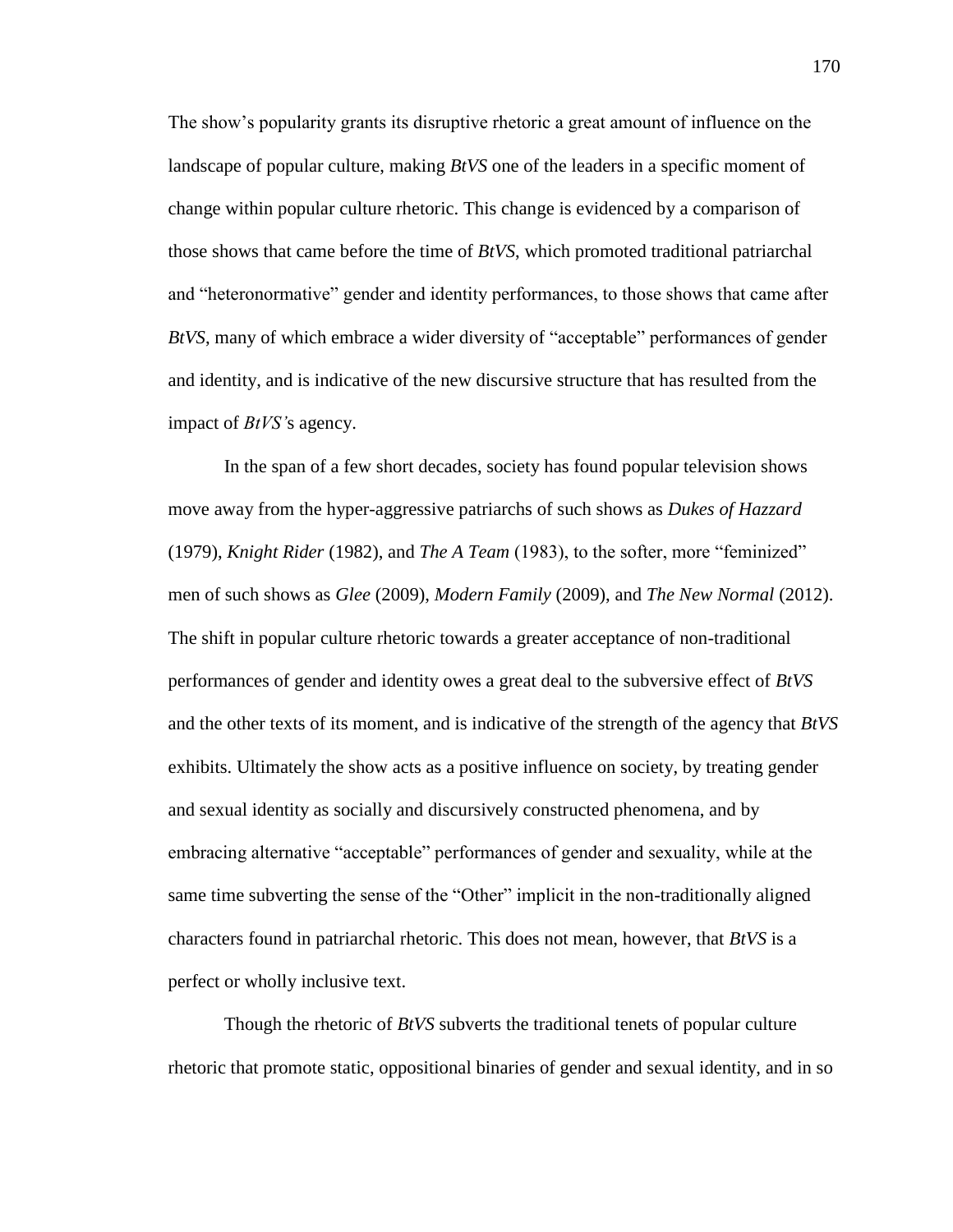The show's popularity grants its disruptive rhetoric a great amount of influence on the landscape of popular culture, making *BtVS* one of the leaders in a specific moment of change within popular culture rhetoric. This change is evidenced by a comparison of those shows that came before the time of *BtVS*, which promoted traditional patriarchal and "heteronormative" gender and identity performances, to those shows that came after *BtVS*, many of which embrace a wider diversity of "acceptable" performances of gender and identity, and is indicative of the new discursive structure that has resulted from the impact of *BtVS'*s agency.

In the span of a few short decades, society has found popular television shows move away from the hyper-aggressive patriarchs of such shows as *Dukes of Hazzard* (1979), *Knight Rider* (1982), and *The A Team* (1983), to the softer, more "feminized" men of such shows as *Glee* (2009), *Modern Family* (2009), and *The New Normal* (2012). The shift in popular culture rhetoric towards a greater acceptance of non-traditional performances of gender and identity owes a great deal to the subversive effect of *BtVS* and the other texts of its moment, and is indicative of the strength of the agency that *BtVS* exhibits. Ultimately the show acts as a positive influence on society, by treating gender and sexual identity as socially and discursively constructed phenomena, and by embracing alternative "acceptable" performances of gender and sexuality, while at the same time subverting the sense of the "Other" implicit in the non-traditionally aligned characters found in patriarchal rhetoric. This does not mean, however, that *BtVS* is a perfect or wholly inclusive text.

Though the rhetoric of *BtVS* subverts the traditional tenets of popular culture rhetoric that promote static, oppositional binaries of gender and sexual identity, and in so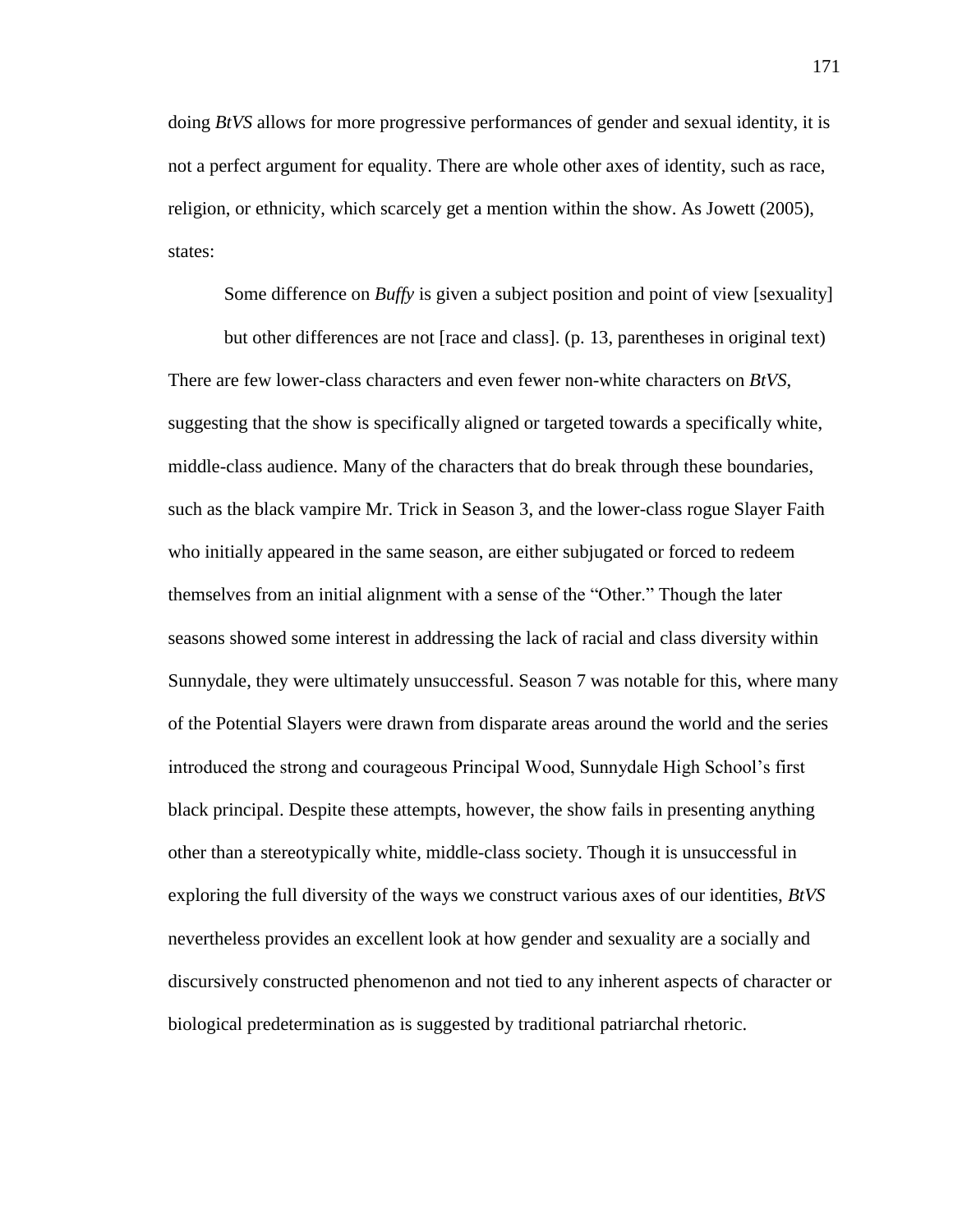doing *BtVS* allows for more progressive performances of gender and sexual identity, it is not a perfect argument for equality. There are whole other axes of identity, such as race, religion, or ethnicity, which scarcely get a mention within the show. As Jowett (2005), states:

> Some difference on *Buffy* is given a subject position and point of view [sexuality] but other differences are not [race and class]. (p. 13, parentheses in original text)

There are few lower-class characters and even fewer non-white characters on *BtVS*, suggesting that the show is specifically aligned or targeted towards a specifically white, middle-class audience. Many of the characters that do break through these boundaries, such as the black vampire Mr. Trick in Season 3, and the lower-class rogue Slayer Faith who initially appeared in the same season, are either subjugated or forced to redeem themselves from an initial alignment with a sense of the "Other." Though the later seasons showed some interest in addressing the lack of racial and class diversity within Sunnydale, they were ultimately unsuccessful. Season 7 was notable for this, where many of the Potential Slayers were drawn from disparate areas around the world and the series introduced the strong and courageous Principal Wood, Sunnydale High School's first black principal. Despite these attempts, however, the show fails in presenting anything other than a stereotypically white, middle-class society. Though it is unsuccessful in exploring the full diversity of the ways we construct various axes of our identities, *BtVS* nevertheless provides an excellent look at how gender and sexuality are a socially and discursively constructed phenomenon and not tied to any inherent aspects of character or biological predetermination as is suggested by traditional patriarchal rhetoric.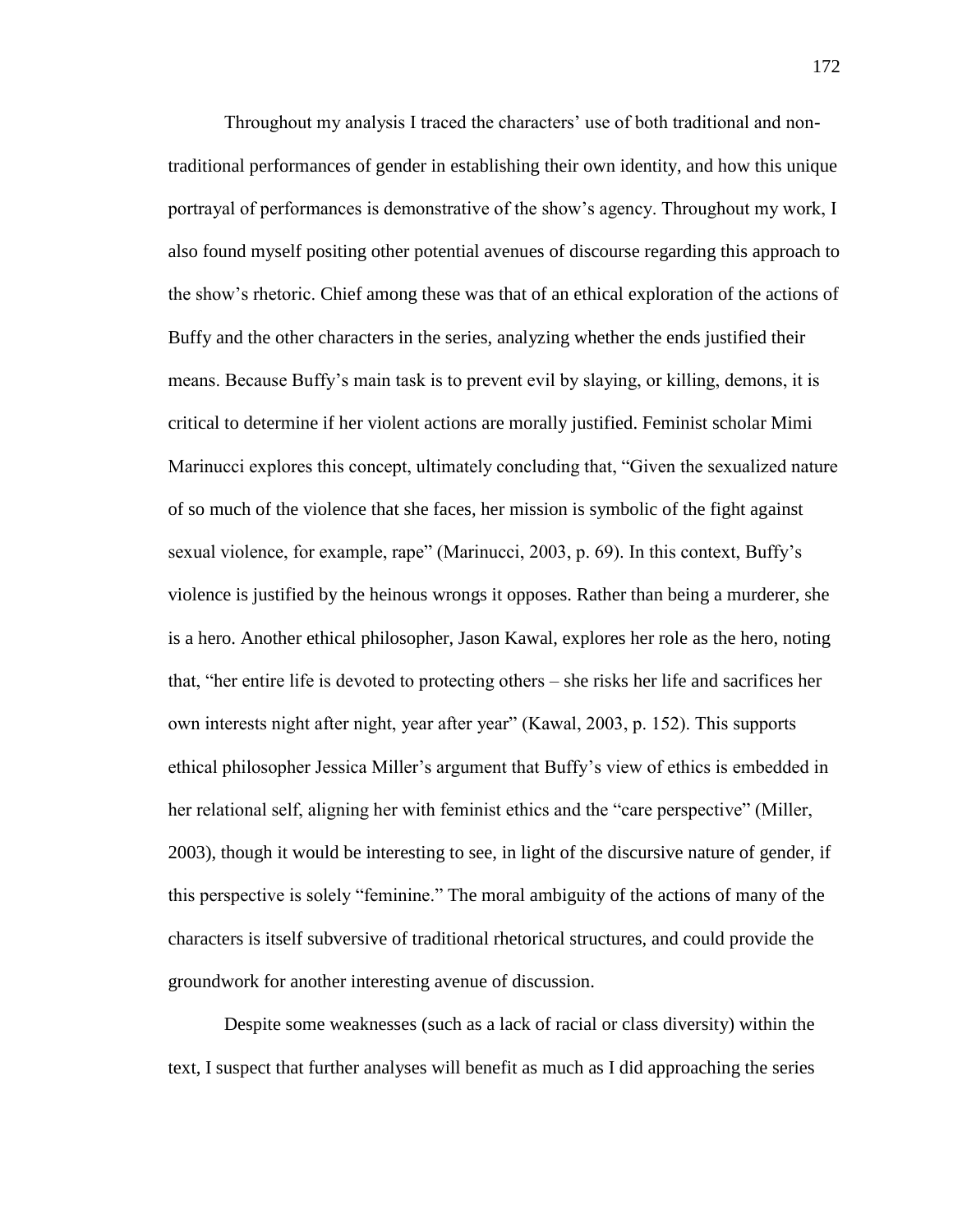Throughout my analysis I traced the characters' use of both traditional and non-traditional performances of gender in establishing their own identity, and how this unique portrayal of performances is demonstrative of the show's agency. Throughout my work, I also found myself positing other potential avenues of discourse regarding this approach to the show's rhetoric. Chief among these was that of an ethical exploration of the actions of Buffy and the other characters in the series, analyzing whether the ends justified their means. Because Buffy's main task is to prevent evil by slaying, or killing, demons, it is critical to determine if her violent actions are morally justified. Feminist scholar Mimi Marinucci explores this concept, ultimately concluding that, "Given the sexualized nature of so much of the violence that she faces, her mission is symbolic of the fight against sexual violence, for example, rape" (Marinucci, 2003, p. 69). In this context, Buffy's violence is justified by the heinous wrongs it opposes. Rather than being a murderer, she is a hero. Another ethical philosopher, Jason Kawal, explores her role as the hero, noting that, "her entire life is devoted to protecting others – she risks her life and sacrifices her own interests night after night, year after year" (Kawal, 2003, p. 152). This supports ethical philosopher Jessica Miller's argument that Buffy's view of ethics is embedded in her relational self, aligning her with feminist ethics and the "care perspective" (Miller, 2003), though it would be interesting to see, in light of the discursive nature of gender, if this perspective is solely "feminine." The moral ambiguity of the actions of many of the characters is itself subversive of traditional rhetorical structures, and could provide the groundwork for another interesting avenue of discussion.

Despite some weaknesses (such as a lack of racial or class diversity) within the text, I suspect that further analyses will benefit as much as I did approaching the series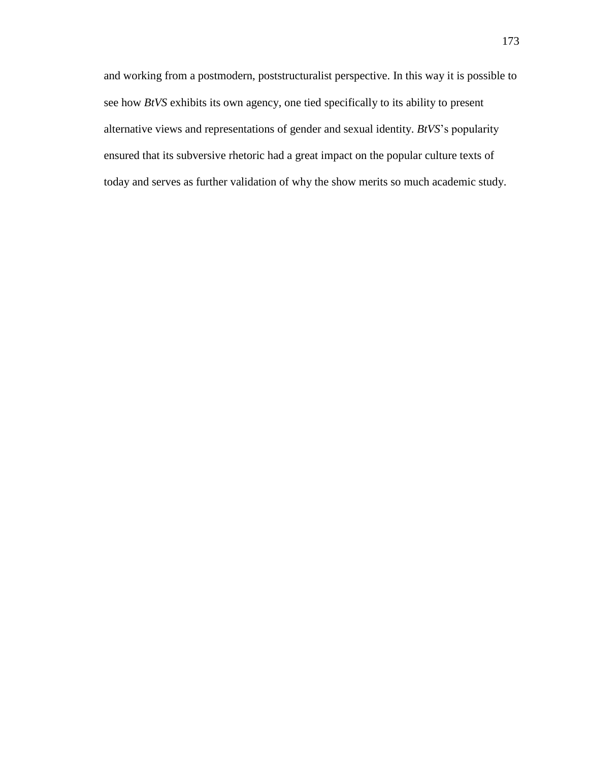and working from a postmodern, poststructuralist perspective. In this way it is possible to see how *BtVS* exhibits its own agency, one tied specifically to its ability to present alternative views and representations of gender and sexual identity. *BtVS*'s popularity ensured that its subversive rhetoric had a great impact on the popular culture texts of today and serves as further validation of why the show merits so much academic study.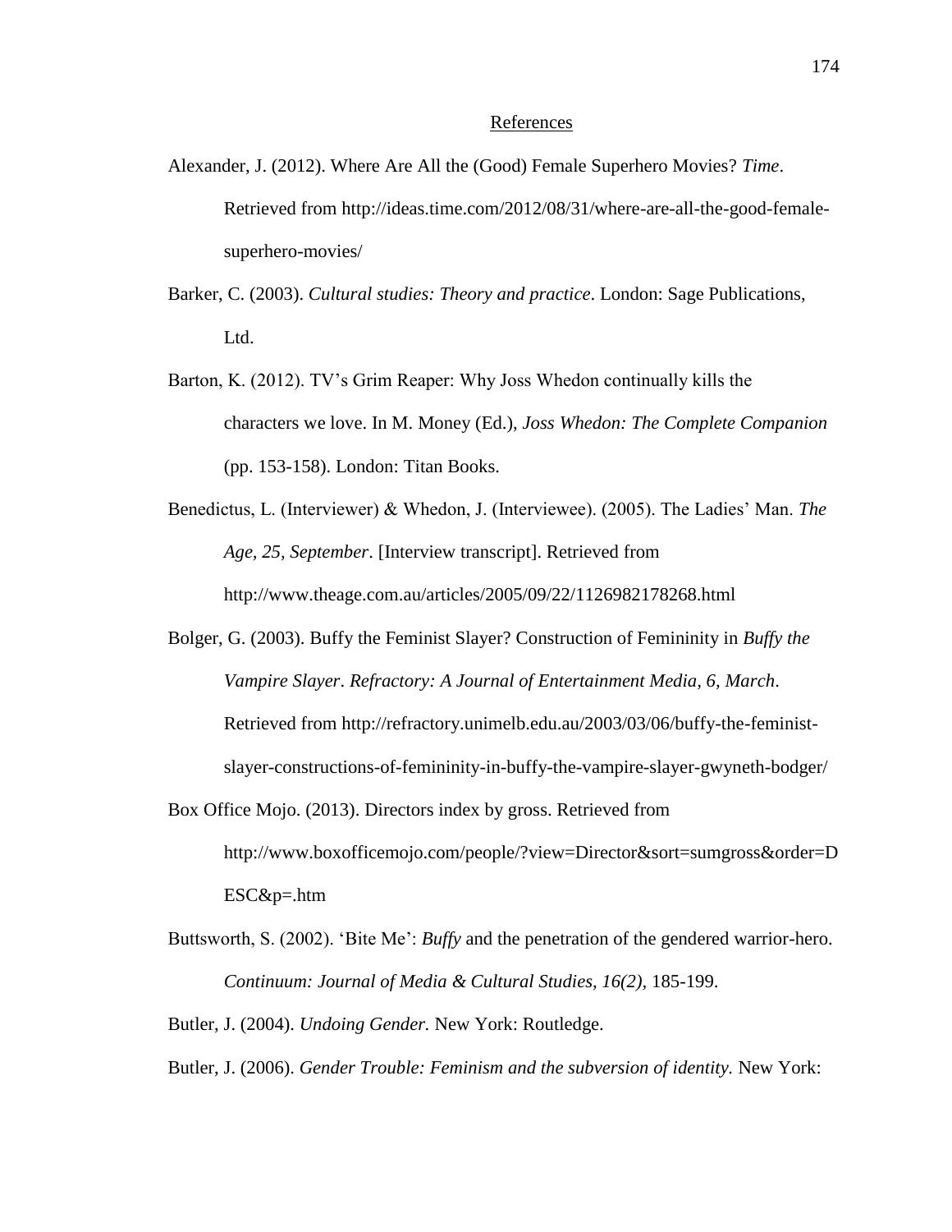## References

Alexander, J. (2012). Where Are All the (Good) Female Superhero Movies? *Time*. Retrieved from http://ideas.time.com/2012/08/31/where-are-all-the-good-female-superhero-movies/

Barker, C. (2003). *Cultural studies: Theory and practice*. London: Sage Publications, Ltd.

Barton, K. (2012). TV's Grim Reaper: Why Joss Whedon continually kills the characters we love. In M. Money (Ed.), *Joss Whedon: The Complete Companion* (pp. 153-158). London: Titan Books.

Benedictus, L. (Interviewer) & Whedon, J. (Interviewee). (2005). The Ladies' Man. *The Age, 25, September*. [Interview transcript]. Retrieved from http://www.theage.com.au/articles/2005/09/22/1126982178268.html

Bolger, G. (2003). Buffy the Feminist Slayer? Construction of Femininity in *Buffy the Vampire Slayer*. *Refractory: A Journal of Entertainment Media, 6, March*. Retrieved from http://refractory.unimelb.edu.au/2003/03/06/buffy-the-feminist-slayer-constructions-of-femininity-in-buffy-the-vampire-slayer-gwyneth-bodger/

Box Office Mojo. (2013). Directors index by gross. Retrieved from http://www.boxofficemojo.com/people/?view=Director&sort=sumgross&order=DESC&p=.htm

Buttsworth, S. (2002). 'Bite Me': *Buffy* and the penetration of the gendered warrior-hero. *Continuum: Journal of Media & Cultural Studies, 16(2)*, 185-199.

Butler, J. (2004). *Undoing Gender.* New York: Routledge.

Butler, J. (2006). *Gender Trouble: Feminism and the subversion of identity.* New York: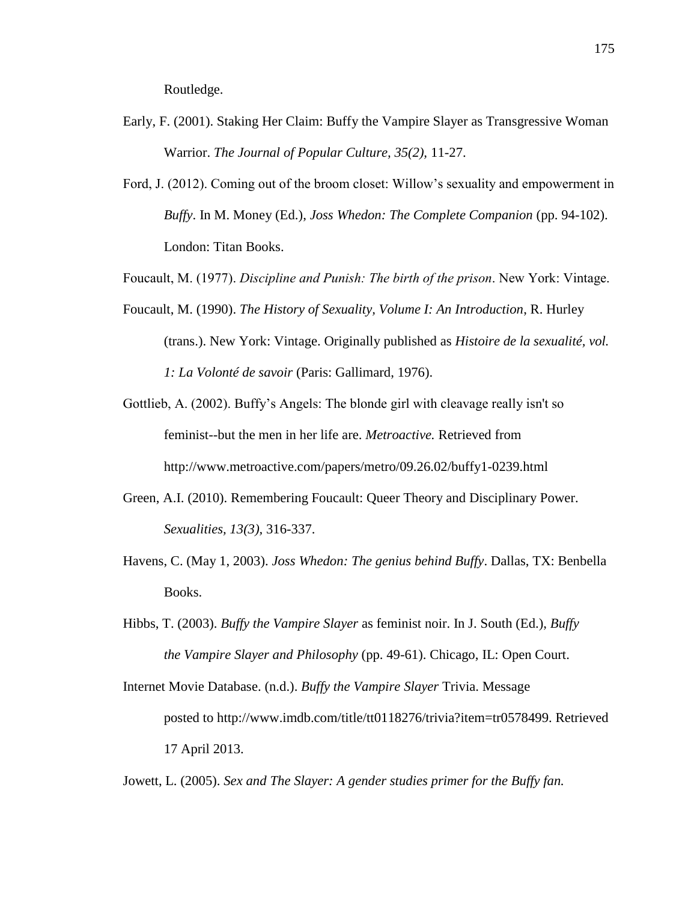Routledge.

Early, F. (2001). Staking Her Claim: Buffy the Vampire Slayer as Transgressive Woman Warrior. *The Journal of Popular Culture, 35(2),* 11-27.

Ford, J. (2012). Coming out of the broom closet: Willow's sexuality and empowerment in *Buffy*. In M. Money (Ed.), *Joss Whedon: The Complete Companion* (pp. 94-102). London: Titan Books.

Foucault, M. (1977). *Discipline and Punish: The birth of the prison*. New York: Vintage.

Foucault, M. (1990). *The History of Sexuality, Volume I: An Introduction*, R. Hurley (trans.). New York: Vintage. Originally published as *Histoire de la sexualité, vol. 1: La Volonté de savoir* (Paris: Gallimard, 1976).

Gottlieb, A. (2002). Buffy's Angels: The blonde girl with cleavage really isn't so feminist--but the men in her life are. *Metroactive.* Retrieved from http://www.metroactive.com/papers/metro/09.26.02/buffy1-0239.html

Green, A.I. (2010). Remembering Foucault: Queer Theory and Disciplinary Power. *Sexualities, 13(3),* 316-337.

Havens, C. (May 1, 2003). *Joss Whedon: The genius behind Buffy*. Dallas, TX: Benbella Books.

Hibbs, T. (2003). *Buffy the Vampire Slayer* as feminist noir. In J. South (Ed.), *Buffy the Vampire Slayer and Philosophy* (pp. 49-61). Chicago, IL: Open Court.

Internet Movie Database. (n.d.). *Buffy the Vampire Slayer* Trivia. Message posted to http://www.imdb.com/title/tt0118276/trivia?item=tr0578499. Retrieved 17 April 2013.

Jowett, L. (2005). *Sex and The Slayer: A gender studies primer for the Buffy fan.*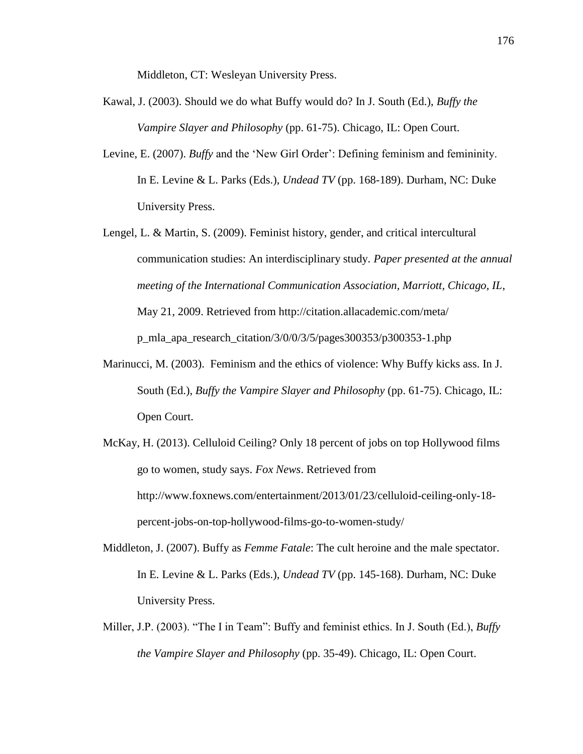Middleton, CT: Wesleyan University Press.

Kawal, J. (2003). Should we do what Buffy would do? In J. South (Ed.), *Buffy the Vampire Slayer and Philosophy* (pp. 61-75). Chicago, IL: Open Court.

Levine, E. (2007). *Buffy* and the 'New Girl Order': Defining feminism and femininity. In E. Levine & L. Parks (Eds.), *Undead TV* (pp. 168-189). Durham, NC: Duke University Press.

Lengel, L. & Martin, S. (2009). Feminist history, gender, and critical intercultural communication studies: An interdisciplinary study. *Paper presented at the annual meeting of the International Communication Association, Marriott, Chicago, IL*, May 21, 2009. Retrieved from http://citation.allacademic.com/meta/p_mla_apa_research_citation/3/0/0/3/5/pages300353/p300353-1.php

Marinucci, M. (2003). Feminism and the ethics of violence: Why Buffy kicks ass. In J. South (Ed.), *Buffy the Vampire Slayer and Philosophy* (pp. 61-75). Chicago, IL: Open Court.

McKay, H. (2013). Celluloid Ceiling? Only 18 percent of jobs on top Hollywood films go to women, study says. *Fox News*. Retrieved from http://www.foxnews.com/entertainment/2013/01/23/celluloid-ceiling-only-18-percent-jobs-on-top-hollywood-films-go-to-women-study/

Middleton, J. (2007). Buffy as *Femme Fatale*: The cult heroine and the male spectator. In E. Levine & L. Parks (Eds.), *Undead TV* (pp. 145-168). Durham, NC: Duke University Press.

Miller, J.P. (2003). "The I in Team": Buffy and feminist ethics. In J. South (Ed.), *Buffy the Vampire Slayer and Philosophy* (pp. 35-49). Chicago, IL: Open Court.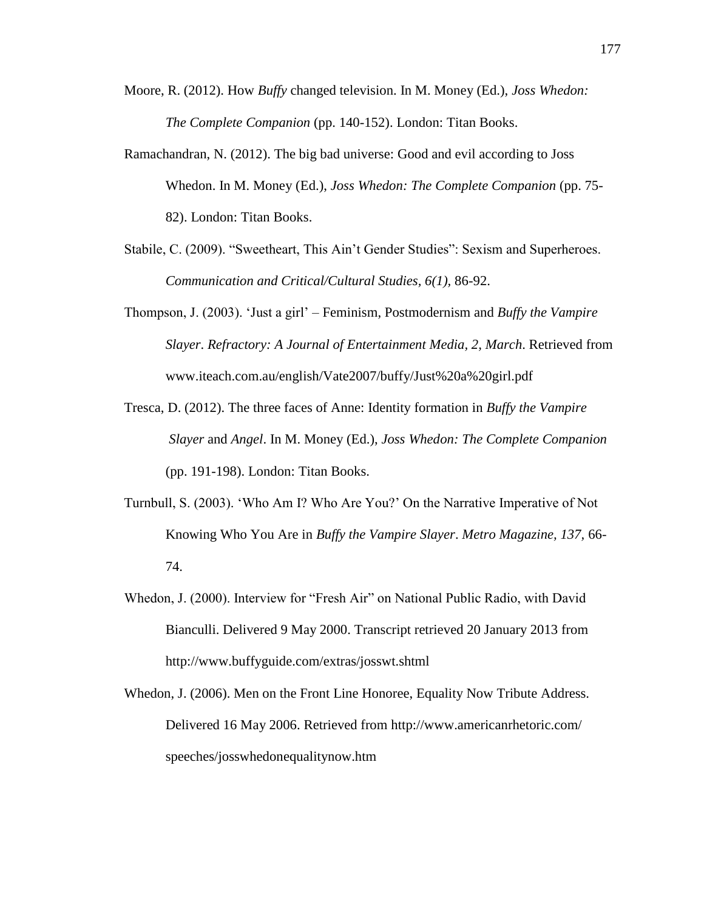Moore, R. (2012). How *Buffy* changed television. In M. Money (Ed.), *Joss Whedon: The Complete Companion* (pp. 140-152). London: Titan Books.

Ramachandran, N. (2012). The big bad universe: Good and evil according to Joss Whedon. In M. Money (Ed.), *Joss Whedon: The Complete Companion* (pp. 75-82). London: Titan Books.

Stabile, C. (2009). "Sweetheart, This Ain't Gender Studies": Sexism and Superheroes. *Communication and Critical/Cultural Studies, 6(1),* 86-92.

Thompson, J. (2003). 'Just a girl' – Feminism, Postmodernism and *Buffy the Vampire Slayer*. *Refractory: A Journal of Entertainment Media, 2, March*. Retrieved from www.iteach.com.au/english/Vate2007/buffy/Just%20a%20girl.pdf

Tresca, D. (2012). The three faces of Anne: Identity formation in *Buffy the Vampire Slayer* and *Angel*. In M. Money (Ed.), *Joss Whedon: The Complete Companion* (pp. 191-198). London: Titan Books.

Turnbull, S. (2003). 'Who Am I? Who Are You?' On the Narrative Imperative of Not Knowing Who You Are in *Buffy the Vampire Slayer*. *Metro Magazine, 137,* 66-74.

Whedon, J. (2000). Interview for "Fresh Air" on National Public Radio, with David Bianculli. Delivered 9 May 2000. Transcript retrieved 20 January 2013 from http://www.buffyguide.com/extras/josswt.shtml

Whedon, J. (2006). Men on the Front Line Honoree, Equality Now Tribute Address. Delivered 16 May 2006. Retrieved from http://www.americanrhetoric.com/speeches/josswhedonequalitynow.htm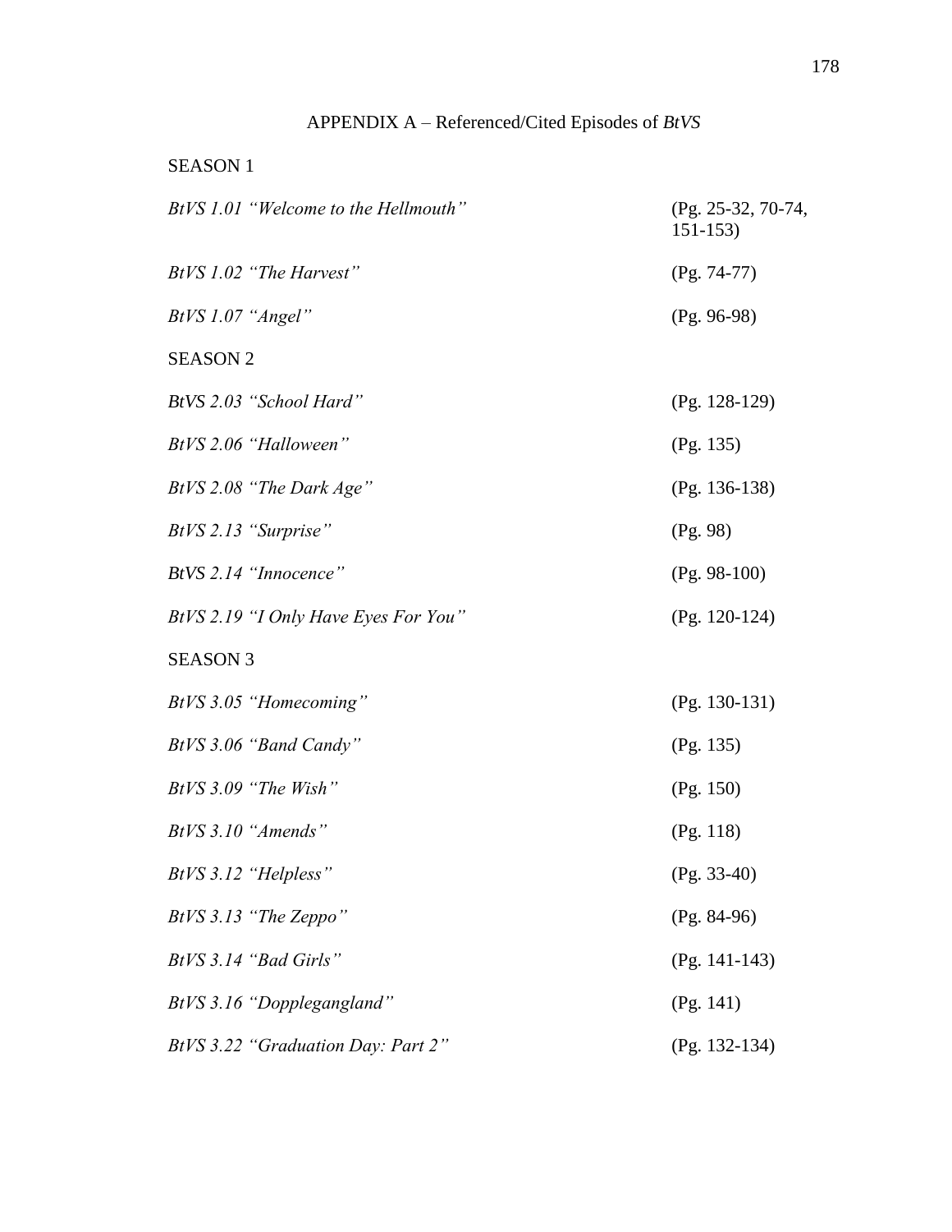# APPENDIX A – Referenced/Cited Episodes of *BtVS*

## SEASON 1

| | |
|---|---|
| *BtVS 1.01 "Welcome to the Hellmouth"* | (Pg. 25-32, 70-74, 151-153) |
| *BtVS 1.02 "The Harvest"* | (Pg. 74-77) |
| *BtVS 1.07 "Angel"* | (Pg. 96-98) |

## SEASON 2

| | |
|---|---|
| *BtVS 2.03 "School Hard"* | (Pg. 128-129) |
| *BtVS 2.06 "Halloween"* | (Pg. 135) |
| *BtVS 2.08 "The Dark Age"* | (Pg. 136-138) |
| *BtVS 2.13 "Surprise"* | (Pg. 98) |
| *BtVS 2.14 "Innocence"* | (Pg. 98-100) |
| *BtVS 2.19 "I Only Have Eyes For You"* | (Pg. 120-124) |

## SEASON 3

| | |
|---|---|
| *BtVS 3.05 "Homecoming"* | (Pg. 130-131) |
| *BtVS 3.06 "Band Candy"* | (Pg. 135) |
| *BtVS 3.09 "The Wish"* | (Pg. 150) |
| *BtVS 3.10 "Amends"* | (Pg. 118) |
| *BtVS 3.12 "Helpless"* | (Pg. 33-40) |
| *BtVS 3.13 "The Zeppo"* | (Pg. 84-96) |
| *BtVS 3.14 "Bad Girls"* | (Pg. 141-143) |
| *BtVS 3.16 "Dopplegangland"* | (Pg. 141) |
| *BtVS 3.22 "Graduation Day: Part 2"* | (Pg. 132-134) |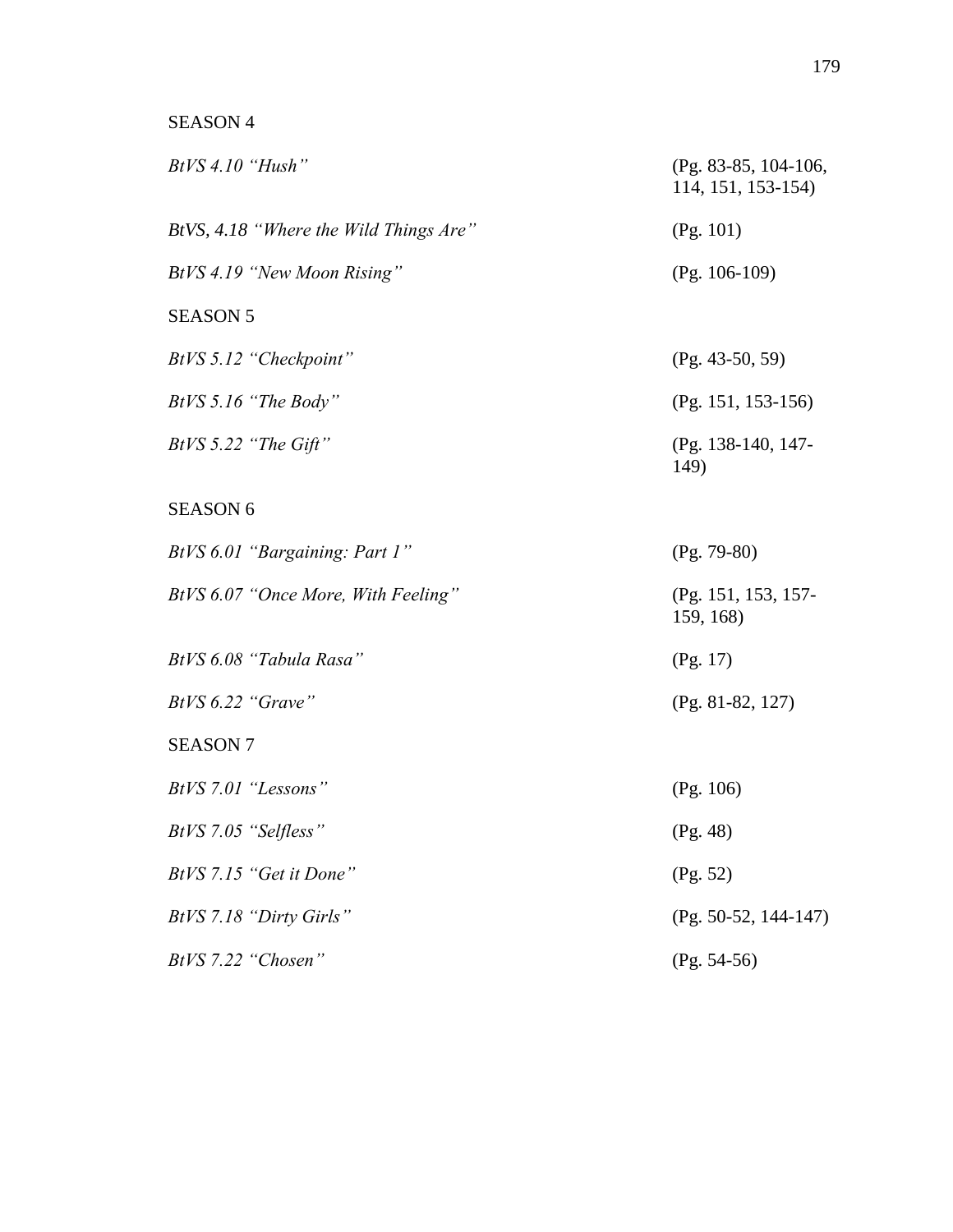SEASON 4

*BtVS 4.10 "Hush"* (Pg. 83-85, 104-106, 114, 151, 153-154)

*BtVS, 4.18 "Where the Wild Things Are"* (Pg. 101)

*BtVS 4.19 "New Moon Rising"* (Pg. 106-109)

SEASON 5

*BtVS 5.12 "Checkpoint"* (Pg. 43-50, 59)

*BtVS 5.16 "The Body"* (Pg. 151, 153-156)

*BtVS 5.22 "The Gift"* (Pg. 138-140, 147-149)

SEASON 6

*BtVS 6.01 "Bargaining: Part 1"* (Pg. 79-80)

*BtVS 6.07 "Once More, With Feeling"* (Pg. 151, 153, 157-159, 168)

*BtVS 6.08 "Tabula Rasa"* (Pg. 17)

*BtVS 6.22 "Grave"* (Pg. 81-82, 127)

SEASON 7

*BtVS 7.01 "Lessons"* (Pg. 106)

*BtVS 7.05 "Selfless"* (Pg. 48)

*BtVS 7.15 "Get it Done"* (Pg. 52)

*BtVS 7.18 "Dirty Girls"* (Pg. 50-52, 144-147)

*BtVS 7.22 "Chosen"* (Pg. 54-56)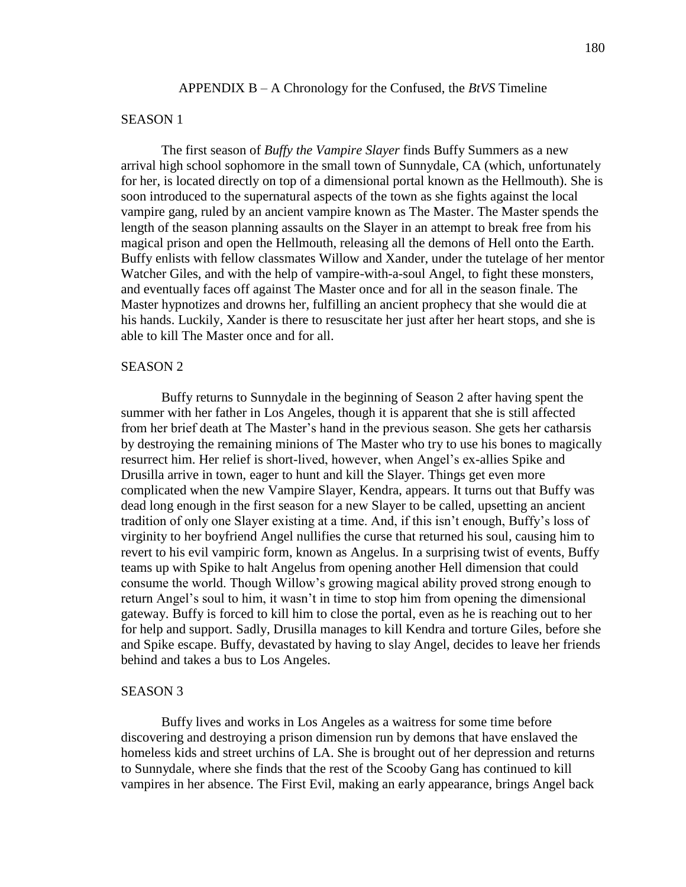## APPENDIX B – A Chronology for the Confused, the *BtVS* Timeline

### SEASON 1

The first season of *Buffy the Vampire Slayer* finds Buffy Summers as a new arrival high school sophomore in the small town of Sunnydale, CA (which, unfortunately for her, is located directly on top of a dimensional portal known as the Hellmouth). She is soon introduced to the supernatural aspects of the town as she fights against the local vampire gang, ruled by an ancient vampire known as The Master. The Master spends the length of the season planning assaults on the Slayer in an attempt to break free from his magical prison and open the Hellmouth, releasing all the demons of Hell onto the Earth. Buffy enlists with fellow classmates Willow and Xander, under the tutelage of her mentor Watcher Giles, and with the help of vampire-with-a-soul Angel, to fight these monsters, and eventually faces off against The Master once and for all in the season finale. The Master hypnotizes and drowns her, fulfilling an ancient prophecy that she would die at his hands. Luckily, Xander is there to resuscitate her just after her heart stops, and she is able to kill The Master once and for all.

### SEASON 2

Buffy returns to Sunnydale in the beginning of Season 2 after having spent the summer with her father in Los Angeles, though it is apparent that she is still affected from her brief death at The Master's hand in the previous season. She gets her catharsis by destroying the remaining minions of The Master who try to use his bones to magically resurrect him. Her relief is short-lived, however, when Angel's ex-allies Spike and Drusilla arrive in town, eager to hunt and kill the Slayer. Things get even more complicated when the new Vampire Slayer, Kendra, appears. It turns out that Buffy was dead long enough in the first season for a new Slayer to be called, upsetting an ancient tradition of only one Slayer existing at a time. And, if this isn't enough, Buffy's loss of virginity to her boyfriend Angel nullifies the curse that returned his soul, causing him to revert to his evil vampiric form, known as Angelus. In a surprising twist of events, Buffy teams up with Spike to halt Angelus from opening another Hell dimension that could consume the world. Though Willow's growing magical ability proved strong enough to return Angel's soul to him, it wasn't in time to stop him from opening the dimensional gateway. Buffy is forced to kill him to close the portal, even as he is reaching out to her for help and support. Sadly, Drusilla manages to kill Kendra and torture Giles, before she and Spike escape. Buffy, devastated by having to slay Angel, decides to leave her friends behind and takes a bus to Los Angeles.

### SEASON 3

Buffy lives and works in Los Angeles as a waitress for some time before discovering and destroying a prison dimension run by demons that have enslaved the homeless kids and street urchins of LA. She is brought out of her depression and returns to Sunnydale, where she finds that the rest of the Scooby Gang has continued to kill vampires in her absence. The First Evil, making an early appearance, brings Angel back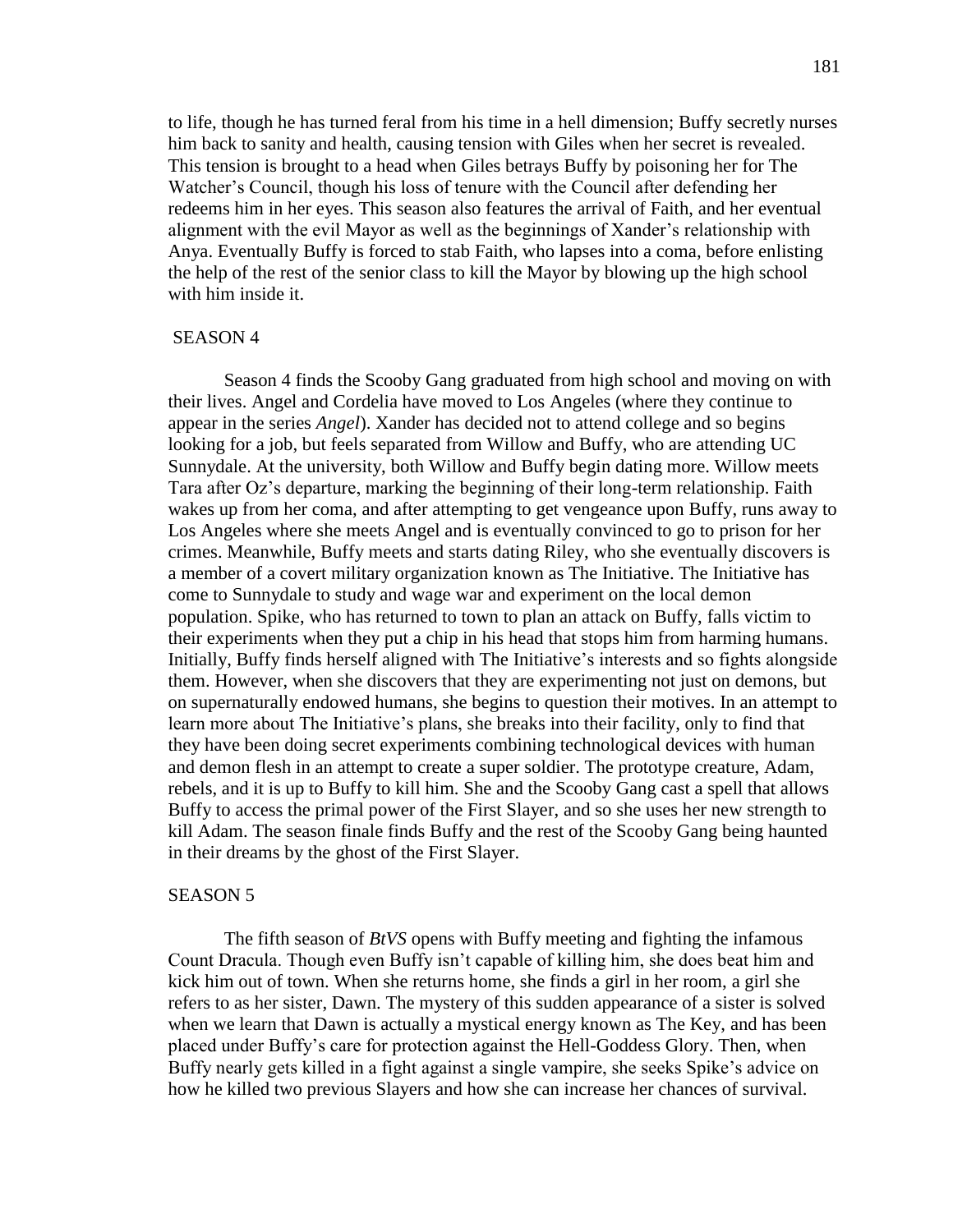to life, though he has turned feral from his time in a hell dimension; Buffy secretly nurses him back to sanity and health, causing tension with Giles when her secret is revealed. This tension is brought to a head when Giles betrays Buffy by poisoning her for The Watcher's Council, though his loss of tenure with the Council after defending her redeems him in her eyes. This season also features the arrival of Faith, and her eventual alignment with the evil Mayor as well as the beginnings of Xander's relationship with Anya. Eventually Buffy is forced to stab Faith, who lapses into a coma, before enlisting the help of the rest of the senior class to kill the Mayor by blowing up the high school with him inside it.

## SEASON 4

Season 4 finds the Scooby Gang graduated from high school and moving on with their lives. Angel and Cordelia have moved to Los Angeles (where they continue to appear in the series *Angel*). Xander has decided not to attend college and so begins looking for a job, but feels separated from Willow and Buffy, who are attending UC Sunnydale. At the university, both Willow and Buffy begin dating more. Willow meets Tara after Oz's departure, marking the beginning of their long-term relationship. Faith wakes up from her coma, and after attempting to get vengeance upon Buffy, runs away to Los Angeles where she meets Angel and is eventually convinced to go to prison for her crimes. Meanwhile, Buffy meets and starts dating Riley, who she eventually discovers is a member of a covert military organization known as The Initiative. The Initiative has come to Sunnydale to study and wage war and experiment on the local demon population. Spike, who has returned to town to plan an attack on Buffy, falls victim to their experiments when they put a chip in his head that stops him from harming humans. Initially, Buffy finds herself aligned with The Initiative's interests and so fights alongside them. However, when she discovers that they are experimenting not just on demons, but on supernaturally endowed humans, she begins to question their motives. In an attempt to learn more about The Initiative's plans, she breaks into their facility, only to find that they have been doing secret experiments combining technological devices with human and demon flesh in an attempt to create a super soldier. The prototype creature, Adam, rebels, and it is up to Buffy to kill him. She and the Scooby Gang cast a spell that allows Buffy to access the primal power of the First Slayer, and so she uses her new strength to kill Adam. The season finale finds Buffy and the rest of the Scooby Gang being haunted in their dreams by the ghost of the First Slayer.

## SEASON 5

The fifth season of *BtVS* opens with Buffy meeting and fighting the infamous Count Dracula. Though even Buffy isn't capable of killing him, she does beat him and kick him out of town. When she returns home, she finds a girl in her room, a girl she refers to as her sister, Dawn. The mystery of this sudden appearance of a sister is solved when we learn that Dawn is actually a mystical energy known as The Key, and has been placed under Buffy's care for protection against the Hell-Goddess Glory. Then, when Buffy nearly gets killed in a fight against a single vampire, she seeks Spike's advice on how he killed two previous Slayers and how she can increase her chances of survival.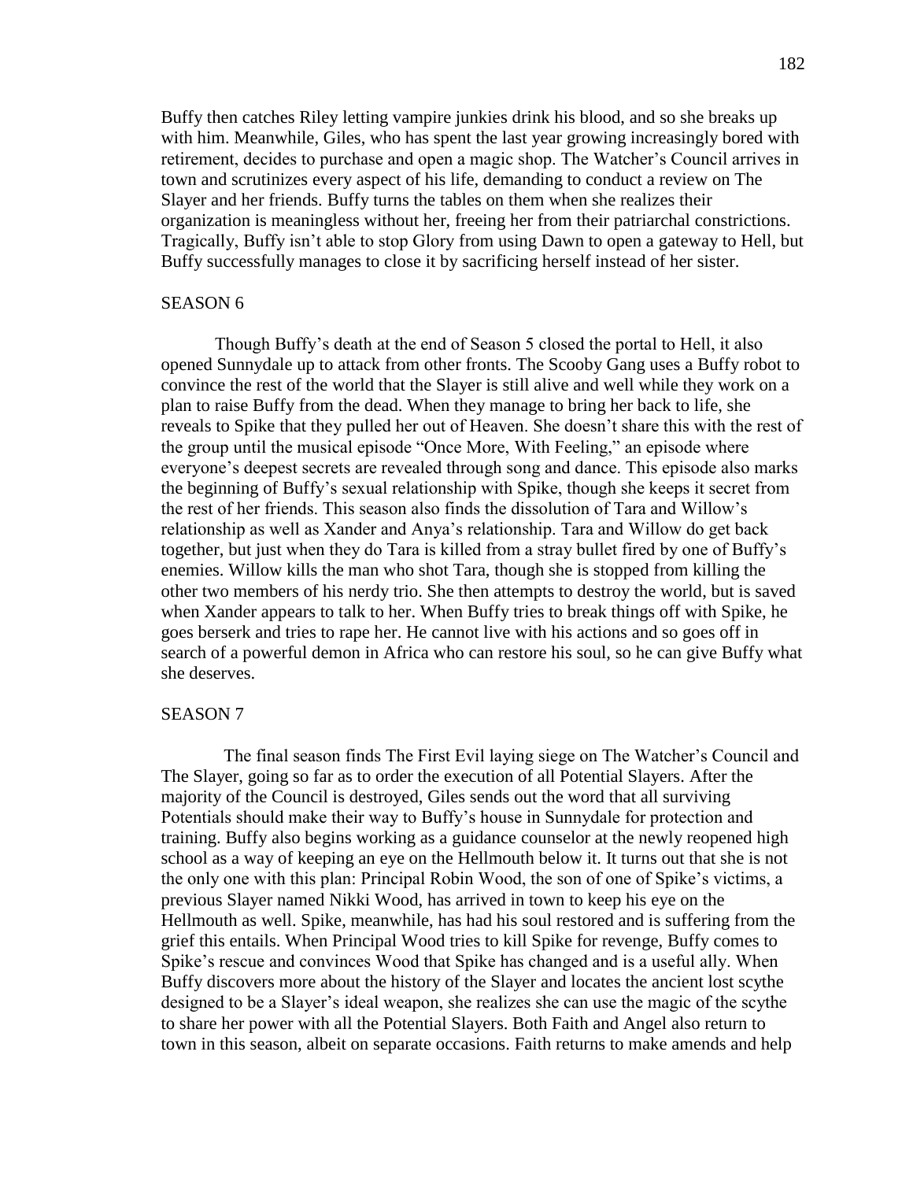Buffy then catches Riley letting vampire junkies drink his blood, and so she breaks up with him. Meanwhile, Giles, who has spent the last year growing increasingly bored with retirement, decides to purchase and open a magic shop. The Watcher's Council arrives in town and scrutinizes every aspect of his life, demanding to conduct a review on The Slayer and her friends. Buffy turns the tables on them when she realizes their organization is meaningless without her, freeing her from their patriarchal constrictions. Tragically, Buffy isn't able to stop Glory from using Dawn to open a gateway to Hell, but Buffy successfully manages to close it by sacrificing herself instead of her sister.

## SEASON 6

Though Buffy's death at the end of Season 5 closed the portal to Hell, it also opened Sunnydale up to attack from other fronts. The Scooby Gang uses a Buffy robot to convince the rest of the world that the Slayer is still alive and well while they work on a plan to raise Buffy from the dead. When they manage to bring her back to life, she reveals to Spike that they pulled her out of Heaven. She doesn't share this with the rest of the group until the musical episode "Once More, With Feeling," an episode where everyone's deepest secrets are revealed through song and dance. This episode also marks the beginning of Buffy's sexual relationship with Spike, though she keeps it secret from the rest of her friends. This season also finds the dissolution of Tara and Willow's relationship as well as Xander and Anya's relationship. Tara and Willow do get back together, but just when they do Tara is killed from a stray bullet fired by one of Buffy's enemies. Willow kills the man who shot Tara, though she is stopped from killing the other two members of his nerdy trio. She then attempts to destroy the world, but is saved when Xander appears to talk to her. When Buffy tries to break things off with Spike, he goes berserk and tries to rape her. He cannot live with his actions and so goes off in search of a powerful demon in Africa who can restore his soul, so he can give Buffy what she deserves.

## SEASON 7

The final season finds The First Evil laying siege on The Watcher's Council and The Slayer, going so far as to order the execution of all Potential Slayers. After the majority of the Council is destroyed, Giles sends out the word that all surviving Potentials should make their way to Buffy's house in Sunnydale for protection and training. Buffy also begins working as a guidance counselor at the newly reopened high school as a way of keeping an eye on the Hellmouth below it. It turns out that she is not the only one with this plan: Principal Robin Wood, the son of one of Spike's victims, a previous Slayer named Nikki Wood, has arrived in town to keep his eye on the Hellmouth as well. Spike, meanwhile, has had his soul restored and is suffering from the grief this entails. When Principal Wood tries to kill Spike for revenge, Buffy comes to Spike's rescue and convinces Wood that Spike has changed and is a useful ally. When Buffy discovers more about the history of the Slayer and locates the ancient lost scythe designed to be a Slayer's ideal weapon, she realizes she can use the magic of the scythe to share her power with all the Potential Slayers. Both Faith and Angel also return to town in this season, albeit on separate occasions. Faith returns to make amends and help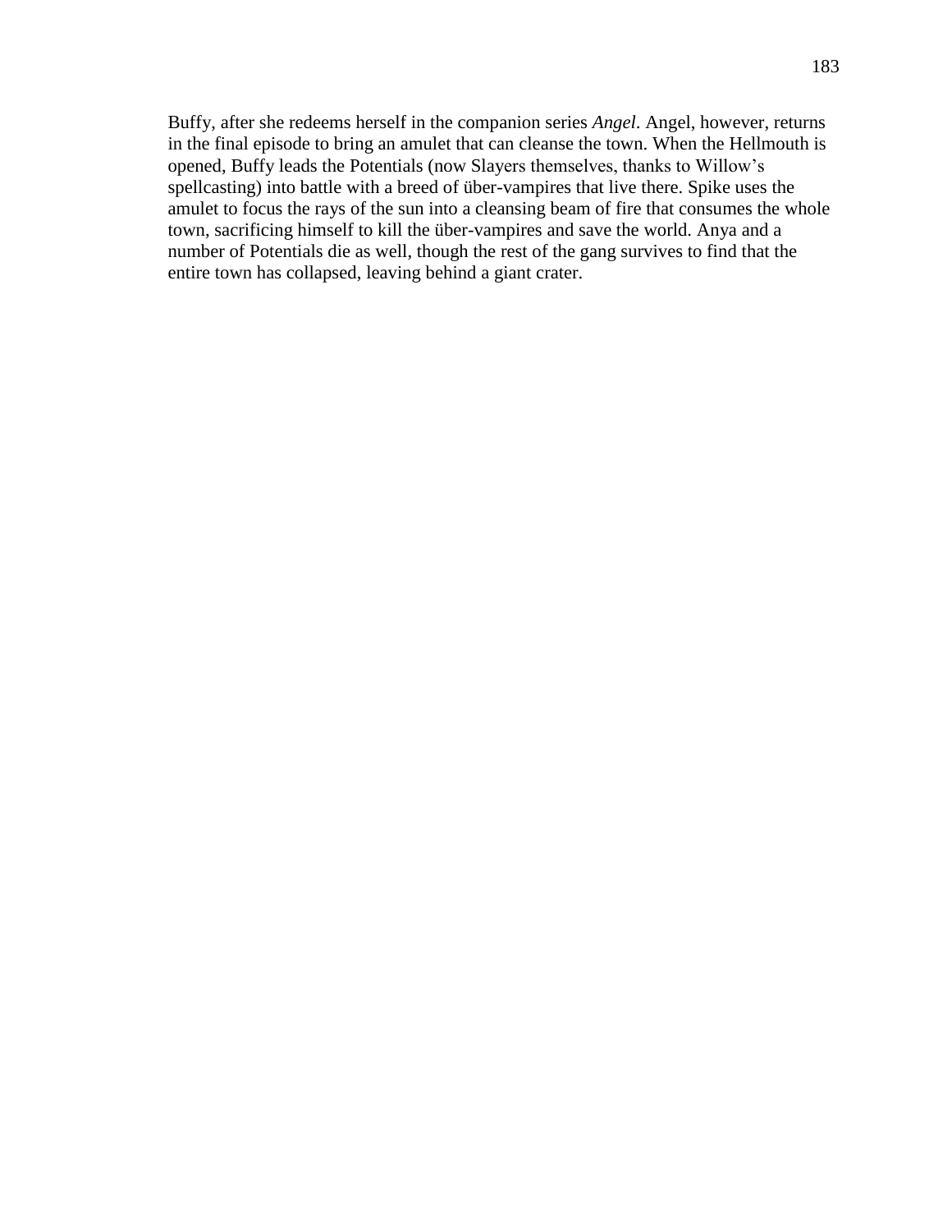Buffy, after she redeems herself in the companion series *Angel*. Angel, however, returns in the final episode to bring an amulet that can cleanse the town. When the Hellmouth is opened, Buffy leads the Potentials (now Slayers themselves, thanks to Willow's spellcasting) into battle with a breed of über-vampires that live there. Spike uses the amulet to focus the rays of the sun into a cleansing beam of fire that consumes the whole town, sacrificing himself to kill the über-vampires and save the world. Anya and a number of Potentials die as well, though the rest of the gang survives to find that the entire town has collapsed, leaving behind a giant crater.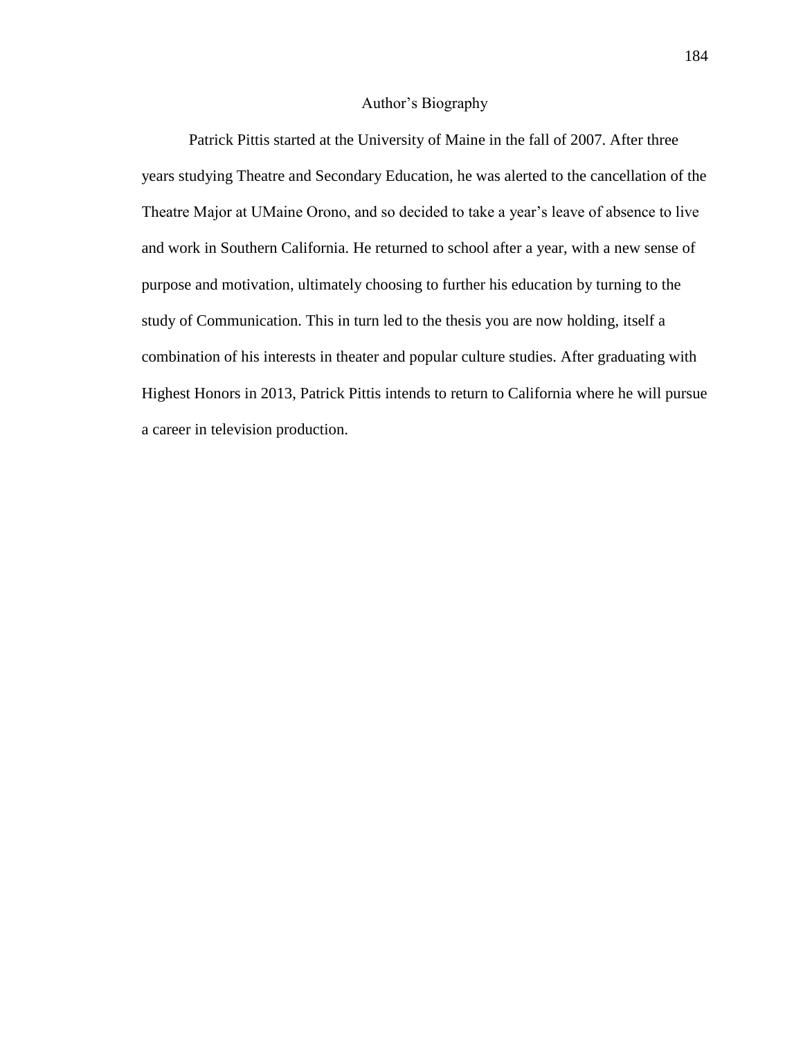# Author's Biography

Patrick Pittis started at the University of Maine in the fall of 2007. After three years studying Theatre and Secondary Education, he was alerted to the cancellation of the Theatre Major at UMaine Orono, and so decided to take a year's leave of absence to live and work in Southern California. He returned to school after a year, with a new sense of purpose and motivation, ultimately choosing to further his education by turning to the study of Communication. This in turn led to the thesis you are now holding, itself a combination of his interests in theater and popular culture studies. After graduating with Highest Honors in 2013, Patrick Pittis intends to return to California where he will pursue a career in television production.